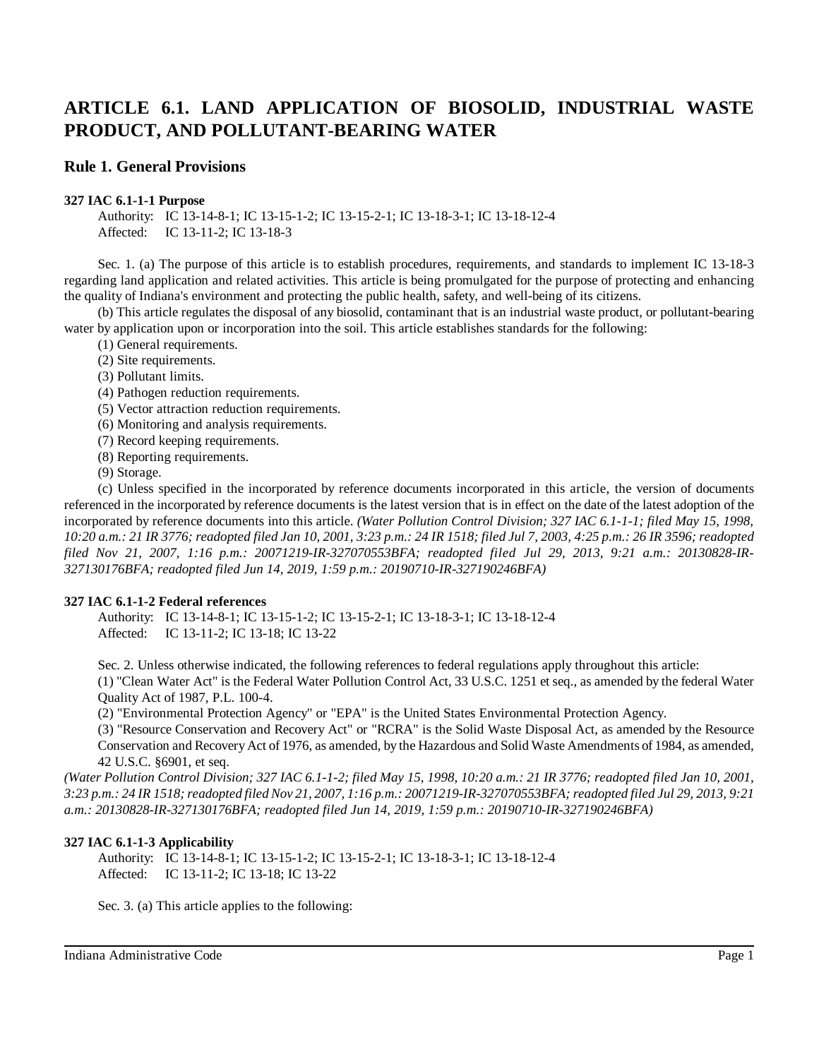# ARTICLE 6.1. LAND APPLICATION OF BIOSOLID, INDUSTRIAL WASTE PRODUCT, AND POLLUTANT-BEARING WATER

## Rule 1. General Provisions

**327 IAC 6.1-1-1 Purpose**

Authority: IC 13-14-8-1; IC 13-15-1-2; IC 13-15-2-1; IC 13-18-3-1; IC 13-18-12-4
Affected: IC 13-11-2; IC 13-18-3

Sec. 1. (a) The purpose of this article is to establish procedures, requirements, and standards to implement IC 13-18-3 regarding land application and related activities. This article is being promulgated for the purpose of protecting and enhancing the quality of Indiana's environment and protecting the public health, safety, and well-being of its citizens.

(b) This article regulates the disposal of any biosolid, contaminant that is an industrial waste product, or pollutant-bearing water by application upon or incorporation into the soil. This article establishes standards for the following:

(1) General requirements.
(2) Site requirements.
(3) Pollutant limits.
(4) Pathogen reduction requirements.
(5) Vector attraction reduction requirements.
(6) Monitoring and analysis requirements.
(7) Record keeping requirements.
(8) Reporting requirements.
(9) Storage.

(c) Unless specified in the incorporated by reference documents incorporated in this article, the version of documents referenced in the incorporated by reference documents is the latest version that is in effect on the date of the latest adoption of the incorporated by reference documents into this article. *(Water Pollution Control Division; 327 IAC 6.1-1-1; filed May 15, 1998, 10:20 a.m.: 21 IR 3776; readopted filed Jan 10, 2001, 3:23 p.m.: 24 IR 1518; filed Jul 7, 2003, 4:25 p.m.: 26 IR 3596; readopted filed Nov 21, 2007, 1:16 p.m.: 20071219-IR-327070553BFA; readopted filed Jul 29, 2013, 9:21 a.m.: 20130828-IR-327130176BFA; readopted filed Jun 14, 2019, 1:59 p.m.: 20190710-IR-327190246BFA)*

**327 IAC 6.1-1-2 Federal references**

Authority: IC 13-14-8-1; IC 13-15-1-2; IC 13-15-2-1; IC 13-18-3-1; IC 13-18-12-4
Affected: IC 13-11-2; IC 13-18; IC 13-22

Sec. 2. Unless otherwise indicated, the following references to federal regulations apply throughout this article:

(1) "Clean Water Act" is the Federal Water Pollution Control Act, 33 U.S.C. 1251 et seq., as amended by the federal Water Quality Act of 1987, P.L. 100-4.
(2) "Environmental Protection Agency" or "EPA" is the United States Environmental Protection Agency.
(3) "Resource Conservation and Recovery Act" or "RCRA" is the Solid Waste Disposal Act, as amended by the Resource Conservation and Recovery Act of 1976, as amended, by the Hazardous and Solid Waste Amendments of 1984, as amended, 42 U.S.C. §6901, et seq.

*(Water Pollution Control Division; 327 IAC 6.1-1-2; filed May 15, 1998, 10:20 a.m.: 21 IR 3776; readopted filed Jan 10, 2001, 3:23 p.m.: 24 IR 1518; readopted filed Nov 21, 2007, 1:16 p.m.: 20071219-IR-327070553BFA; readopted filed Jul 29, 2013, 9:21 a.m.: 20130828-IR-327130176BFA; readopted filed Jun 14, 2019, 1:59 p.m.: 20190710-IR-327190246BFA)*

**327 IAC 6.1-1-3 Applicability**

Authority: IC 13-14-8-1; IC 13-15-1-2; IC 13-15-2-1; IC 13-18-3-1; IC 13-18-12-4
Affected: IC 13-11-2; IC 13-18; IC 13-22

Sec. 3. (a) This article applies to the following: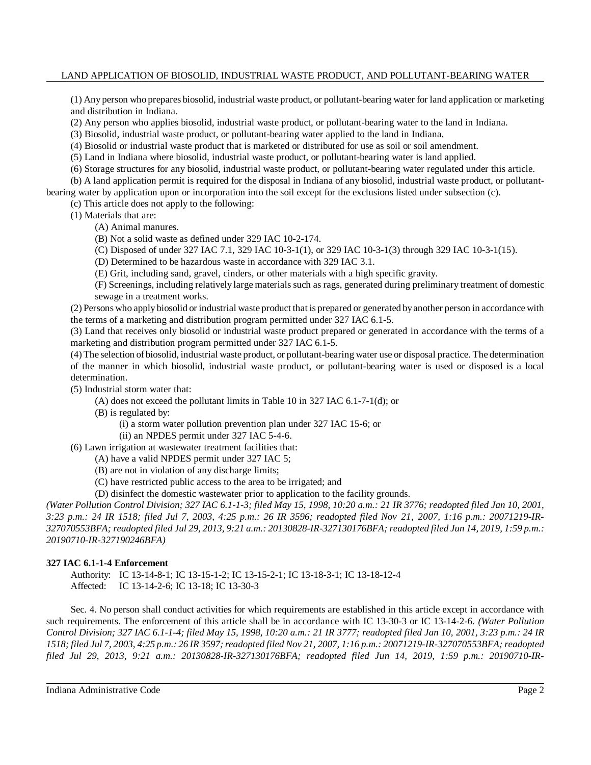(1) Any person who prepares biosolid, industrial waste product, or pollutant-bearing water for land application or marketing and distribution in Indiana.

(2) Any person who applies biosolid, industrial waste product, or pollutant-bearing water to the land in Indiana.

(3) Biosolid, industrial waste product, or pollutant-bearing water applied to the land in Indiana.

(4) Biosolid or industrial waste product that is marketed or distributed for use as soil or soil amendment.

(5) Land in Indiana where biosolid, industrial waste product, or pollutant-bearing water is land applied.

(6) Storage structures for any biosolid, industrial waste product, or pollutant-bearing water regulated under this article.

(b) A land application permit is required for the disposal in Indiana of any biosolid, industrial waste product, or pollutant-bearing water by application upon or incorporation into the soil except for the exclusions listed under subsection (c).

(c) This article does not apply to the following:

(1) Materials that are:

(A) Animal manures.

(B) Not a solid waste as defined under 329 IAC 10-2-174.

(C) Disposed of under 327 IAC 7.1, 329 IAC 10-3-1(1), or 329 IAC 10-3-1(3) through 329 IAC 10-3-1(15).

(D) Determined to be hazardous waste in accordance with 329 IAC 3.1.

(E) Grit, including sand, gravel, cinders, or other materials with a high specific gravity.

(F) Screenings, including relatively large materials such as rags, generated during preliminary treatment of domestic sewage in a treatment works.

(2) Persons who apply biosolid or industrial waste product that is prepared or generated by another person in accordance with the terms of a marketing and distribution program permitted under 327 IAC 6.1-5.

(3) Land that receives only biosolid or industrial waste product prepared or generated in accordance with the terms of a marketing and distribution program permitted under 327 IAC 6.1-5.

(4) The selection of biosolid, industrial waste product, or pollutant-bearing water use or disposal practice. The determination of the manner in which biosolid, industrial waste product, or pollutant-bearing water is used or disposed is a local determination.

(5) Industrial storm water that:

(A) does not exceed the pollutant limits in Table 10 in 327 IAC 6.1-7-1(d); or

(B) is regulated by:

(i) a storm water pollution prevention plan under 327 IAC 15-6; or

(ii) an NPDES permit under 327 IAC 5-4-6.

(6) Lawn irrigation at wastewater treatment facilities that:

(A) have a valid NPDES permit under 327 IAC 5;

(B) are not in violation of any discharge limits;

(C) have restricted public access to the area to be irrigated; and

(D) disinfect the domestic wastewater prior to application to the facility grounds.

*(Water Pollution Control Division; 327 IAC 6.1-1-3; filed May 15, 1998, 10:20 a.m.: 21 IR 3776; readopted filed Jan 10, 2001, 3:23 p.m.: 24 IR 1518; filed Jul 7, 2003, 4:25 p.m.: 26 IR 3596; readopted filed Nov 21, 2007, 1:16 p.m.: 20071219-IR-327070553BFA; readopted filed Jul 29, 2013, 9:21 a.m.: 20130828-IR-327130176BFA; readopted filed Jun 14, 2019, 1:59 p.m.: 20190710-IR-327190246BFA)*

**327 IAC 6.1-1-4 Enforcement**

Authority: IC 13-14-8-1; IC 13-15-1-2; IC 13-15-2-1; IC 13-18-3-1; IC 13-18-12-4
Affected: IC 13-14-2-6; IC 13-18; IC 13-30-3

Sec. 4. No person shall conduct activities for which requirements are established in this article except in accordance with such requirements. The enforcement of this article shall be in accordance with IC 13-30-3 or IC 13-14-2-6. *(Water Pollution Control Division; 327 IAC 6.1-1-4; filed May 15, 1998, 10:20 a.m.: 21 IR 3777; readopted filed Jan 10, 2001, 3:23 p.m.: 24 IR 1518; filed Jul 7, 2003, 4:25 p.m.: 26 IR 3597; readopted filed Nov 21, 2007, 1:16 p.m.: 20071219-IR-327070553BFA; readopted filed Jul 29, 2013, 9:21 a.m.: 20130828-IR-327130176BFA; readopted filed Jun 14, 2019, 1:59 p.m.: 20190710-IR-*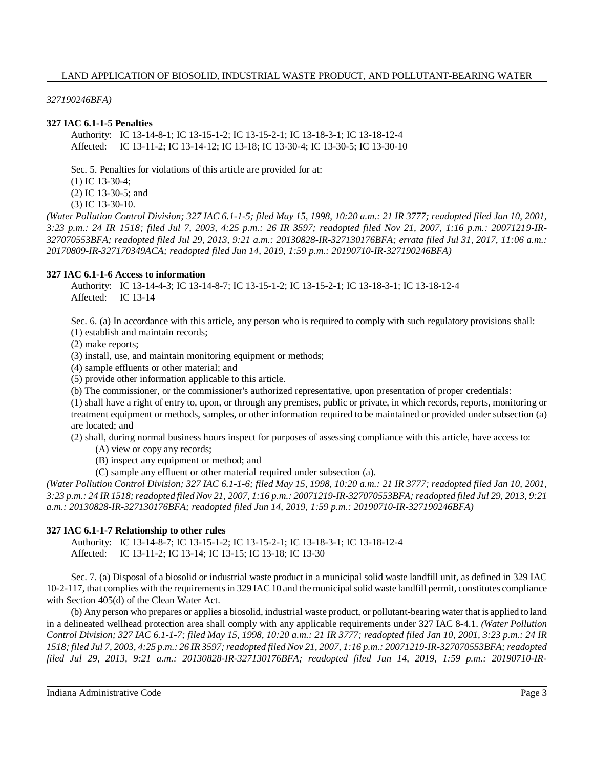*327190246BFA)*

**327 IAC 6.1-1-5 Penalties**

Authority: IC 13-14-8-1; IC 13-15-1-2; IC 13-15-2-1; IC 13-18-3-1; IC 13-18-12-4
Affected: IC 13-11-2; IC 13-14-12; IC 13-18; IC 13-30-4; IC 13-30-5; IC 13-30-10

Sec. 5. Penalties for violations of this article are provided for at:
(1) IC 13-30-4;
(2) IC 13-30-5; and
(3) IC 13-30-10.
*(Water Pollution Control Division; 327 IAC 6.1-1-5; filed May 15, 1998, 10:20 a.m.: 21 IR 3777; readopted filed Jan 10, 2001, 3:23 p.m.: 24 IR 1518; filed Jul 7, 2003, 4:25 p.m.: 26 IR 3597; readopted filed Nov 21, 2007, 1:16 p.m.: 20071219-IR-327070553BFA; readopted filed Jul 29, 2013, 9:21 a.m.: 20130828-IR-327130176BFA; errata filed Jul 31, 2017, 11:06 a.m.: 20170809-IR-327170349ACA; readopted filed Jun 14, 2019, 1:59 p.m.: 20190710-IR-327190246BFA)*

**327 IAC 6.1-1-6 Access to information**

Authority: IC 13-14-4-3; IC 13-14-8-7; IC 13-15-1-2; IC 13-15-2-1; IC 13-18-3-1; IC 13-18-12-4
Affected: IC 13-14

Sec. 6. (a) In accordance with this article, any person who is required to comply with such regulatory provisions shall:
(1) establish and maintain records;
(2) make reports;
(3) install, use, and maintain monitoring equipment or methods;
(4) sample effluents or other material; and
(5) provide other information applicable to this article.
(b) The commissioner, or the commissioner's authorized representative, upon presentation of proper credentials:
(1) shall have a right of entry to, upon, or through any premises, public or private, in which records, reports, monitoring or treatment equipment or methods, samples, or other information required to be maintained or provided under subsection (a) are located; and
(2) shall, during normal business hours inspect for purposes of assessing compliance with this article, have access to:
(A) view or copy any records;
(B) inspect any equipment or method; and
(C) sample any effluent or other material required under subsection (a).
*(Water Pollution Control Division; 327 IAC 6.1-1-6; filed May 15, 1998, 10:20 a.m.: 21 IR 3777; readopted filed Jan 10, 2001, 3:23 p.m.: 24 IR 1518; readopted filed Nov 21, 2007, 1:16 p.m.: 20071219-IR-327070553BFA; readopted filed Jul 29, 2013, 9:21 a.m.: 20130828-IR-327130176BFA; readopted filed Jun 14, 2019, 1:59 p.m.: 20190710-IR-327190246BFA)*

**327 IAC 6.1-1-7 Relationship to other rules**

Authority: IC 13-14-8-7; IC 13-15-1-2; IC 13-15-2-1; IC 13-18-3-1; IC 13-18-12-4
Affected: IC 13-11-2; IC 13-14; IC 13-15; IC 13-18; IC 13-30

Sec. 7. (a) Disposal of a biosolid or industrial waste product in a municipal solid waste landfill unit, as defined in 329 IAC 10-2-117, that complies with the requirements in 329 IAC 10 and the municipal solid waste landfill permit, constitutes compliance with Section 405(d) of the Clean Water Act.

(b) Any person who prepares or applies a biosolid, industrial waste product, or pollutant-bearing water that is applied to land in a delineated wellhead protection area shall comply with any applicable requirements under 327 IAC 8-4.1. *(Water Pollution Control Division; 327 IAC 6.1-1-7; filed May 15, 1998, 10:20 a.m.: 21 IR 3777; readopted filed Jan 10, 2001, 3:23 p.m.: 24 IR 1518; filed Jul 7, 2003, 4:25 p.m.: 26 IR 3597; readopted filed Nov 21, 2007, 1:16 p.m.: 20071219-IR-327070553BFA; readopted filed Jul 29, 2013, 9:21 a.m.: 20130828-IR-327130176BFA; readopted filed Jun 14, 2019, 1:59 p.m.: 20190710-IR-*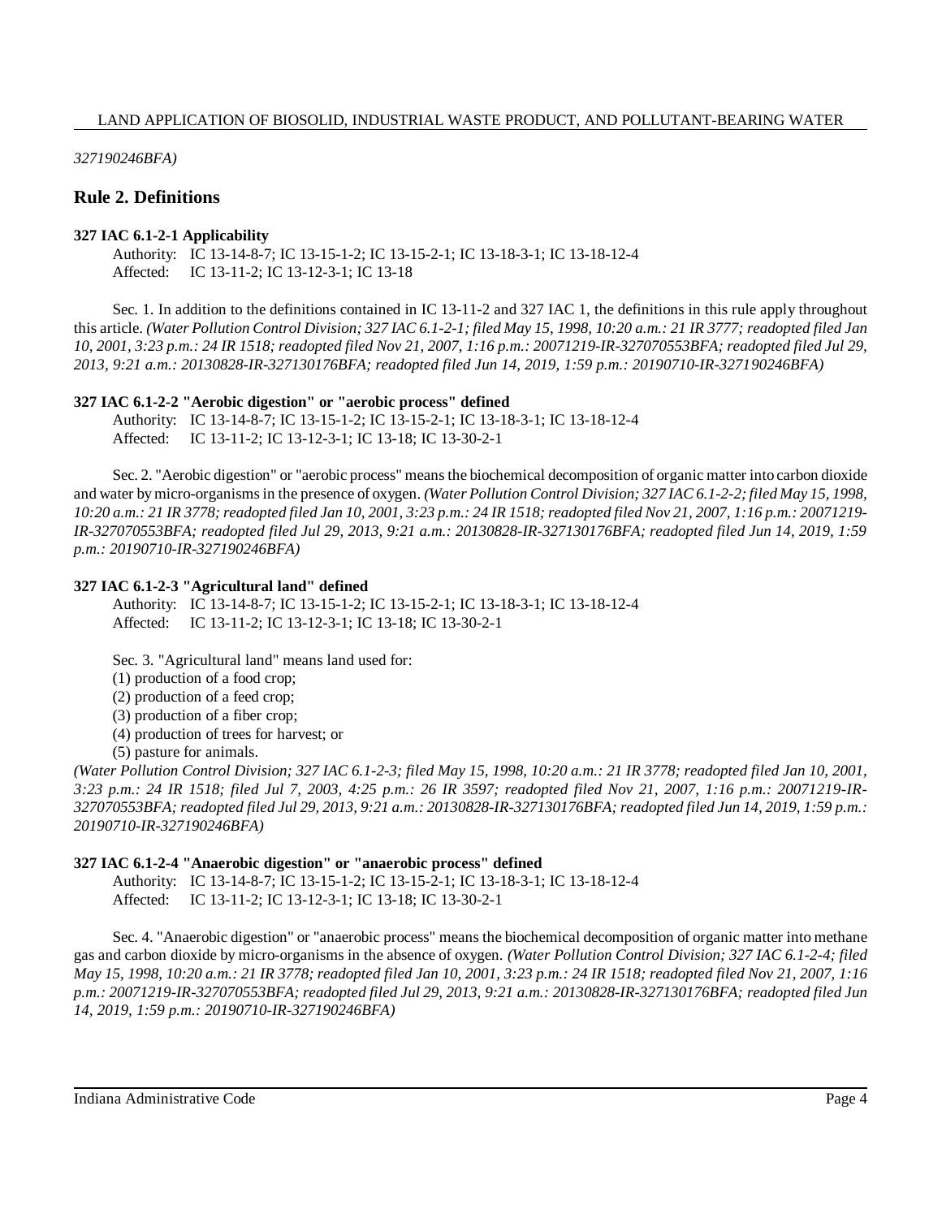*327190246BFA)*

## Rule 2. Definitions

**327 IAC 6.1-2-1 Applicability**

Authority: IC 13-14-8-7; IC 13-15-1-2; IC 13-15-2-1; IC 13-18-3-1; IC 13-18-12-4
Affected: IC 13-11-2; IC 13-12-3-1; IC 13-18

Sec. 1. In addition to the definitions contained in IC 13-11-2 and 327 IAC 1, the definitions in this rule apply throughout this article. *(Water Pollution Control Division; 327 IAC 6.1-2-1; filed May 15, 1998, 10:20 a.m.: 21 IR 3777; readopted filed Jan 10, 2001, 3:23 p.m.: 24 IR 1518; readopted filed Nov 21, 2007, 1:16 p.m.: 20071219-IR-327070553BFA; readopted filed Jul 29, 2013, 9:21 a.m.: 20130828-IR-327130176BFA; readopted filed Jun 14, 2019, 1:59 p.m.: 20190710-IR-327190246BFA)*

**327 IAC 6.1-2-2 "Aerobic digestion" or "aerobic process" defined**

Authority: IC 13-14-8-7; IC 13-15-1-2; IC 13-15-2-1; IC 13-18-3-1; IC 13-18-12-4
Affected: IC 13-11-2; IC 13-12-3-1; IC 13-18; IC 13-30-2-1

Sec. 2. "Aerobic digestion" or "aerobic process" means the biochemical decomposition of organic matter into carbon dioxide and water by micro-organisms in the presence of oxygen. *(Water Pollution Control Division; 327 IAC 6.1-2-2; filed May 15, 1998, 10:20 a.m.: 21 IR 3778; readopted filed Jan 10, 2001, 3:23 p.m.: 24 IR 1518; readopted filed Nov 21, 2007, 1:16 p.m.: 20071219-IR-327070553BFA; readopted filed Jul 29, 2013, 9:21 a.m.: 20130828-IR-327130176BFA; readopted filed Jun 14, 2019, 1:59 p.m.: 20190710-IR-327190246BFA)*

**327 IAC 6.1-2-3 "Agricultural land" defined**

Authority: IC 13-14-8-7; IC 13-15-1-2; IC 13-15-2-1; IC 13-18-3-1; IC 13-18-12-4
Affected: IC 13-11-2; IC 13-12-3-1; IC 13-18; IC 13-30-2-1

Sec. 3. "Agricultural land" means land used for:
(1) production of a food crop;
(2) production of a feed crop;
(3) production of a fiber crop;
(4) production of trees for harvest; or
(5) pasture for animals.

*(Water Pollution Control Division; 327 IAC 6.1-2-3; filed May 15, 1998, 10:20 a.m.: 21 IR 3778; readopted filed Jan 10, 2001, 3:23 p.m.: 24 IR 1518; filed Jul 7, 2003, 4:25 p.m.: 26 IR 3597; readopted filed Nov 21, 2007, 1:16 p.m.: 20071219-IR-327070553BFA; readopted filed Jul 29, 2013, 9:21 a.m.: 20130828-IR-327130176BFA; readopted filed Jun 14, 2019, 1:59 p.m.: 20190710-IR-327190246BFA)*

**327 IAC 6.1-2-4 "Anaerobic digestion" or "anaerobic process" defined**

Authority: IC 13-14-8-7; IC 13-15-1-2; IC 13-15-2-1; IC 13-18-3-1; IC 13-18-12-4
Affected: IC 13-11-2; IC 13-12-3-1; IC 13-18; IC 13-30-2-1

Sec. 4. "Anaerobic digestion" or "anaerobic process" means the biochemical decomposition of organic matter into methane gas and carbon dioxide by micro-organisms in the absence of oxygen. *(Water Pollution Control Division; 327 IAC 6.1-2-4; filed May 15, 1998, 10:20 a.m.: 21 IR 3778; readopted filed Jan 10, 2001, 3:23 p.m.: 24 IR 1518; readopted filed Nov 21, 2007, 1:16 p.m.: 20071219-IR-327070553BFA; readopted filed Jul 29, 2013, 9:21 a.m.: 20130828-IR-327130176BFA; readopted filed Jun 14, 2019, 1:59 p.m.: 20190710-IR-327190246BFA)*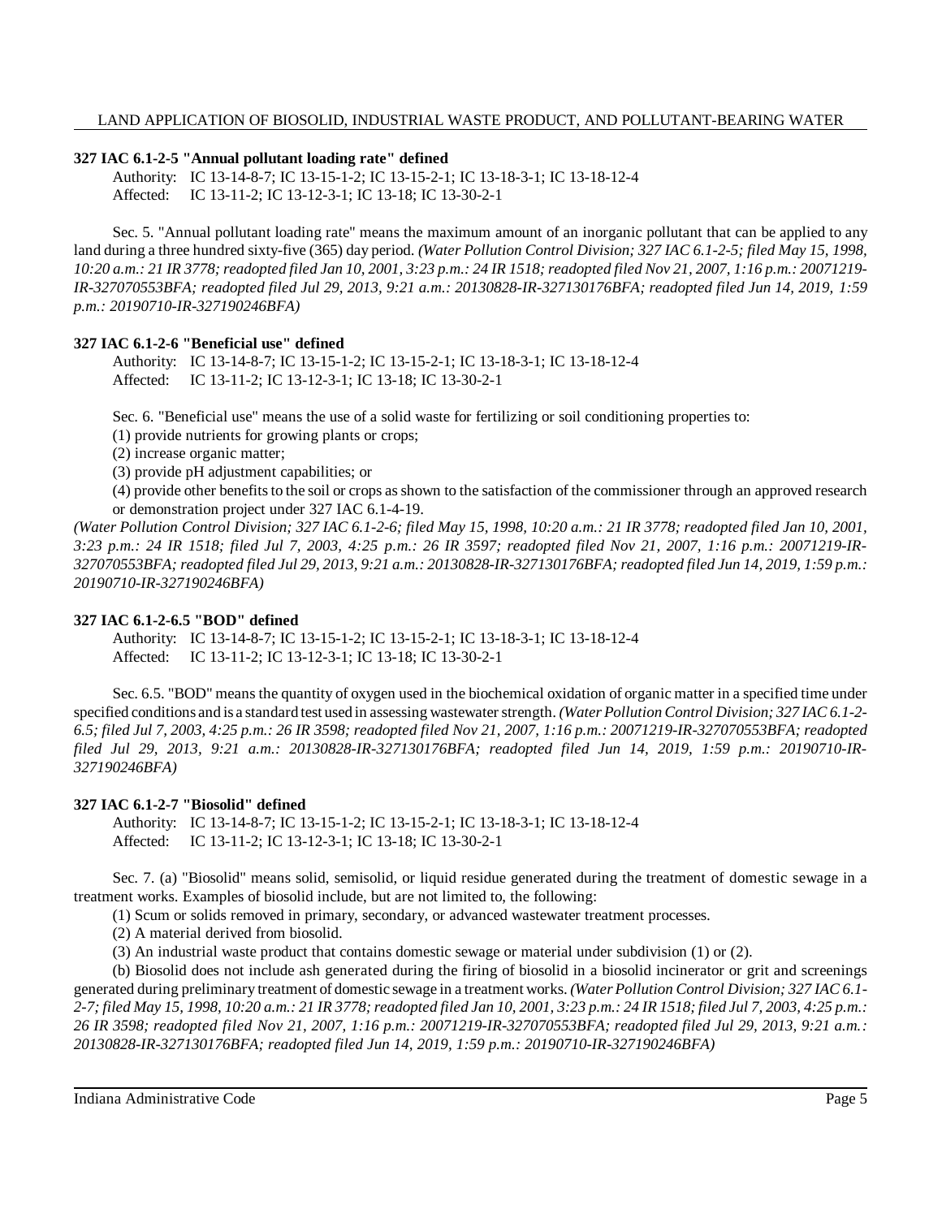**327 IAC 6.1-2-5 "Annual pollutant loading rate" defined**

Authority: IC 13-14-8-7; IC 13-15-1-2; IC 13-15-2-1; IC 13-18-3-1; IC 13-18-12-4
Affected: IC 13-11-2; IC 13-12-3-1; IC 13-18; IC 13-30-2-1

Sec. 5. "Annual pollutant loading rate" means the maximum amount of an inorganic pollutant that can be applied to any land during a three hundred sixty-five (365) day period. *(Water Pollution Control Division; 327 IAC 6.1-2-5; filed May 15, 1998, 10:20 a.m.: 21 IR 3778; readopted filed Jan 10, 2001, 3:23 p.m.: 24 IR 1518; readopted filed Nov 21, 2007, 1:16 p.m.: 20071219-IR-327070553BFA; readopted filed Jul 29, 2013, 9:21 a.m.: 20130828-IR-327130176BFA; readopted filed Jun 14, 2019, 1:59 p.m.: 20190710-IR-327190246BFA)*

**327 IAC 6.1-2-6 "Beneficial use" defined**

Authority: IC 13-14-8-7; IC 13-15-1-2; IC 13-15-2-1; IC 13-18-3-1; IC 13-18-12-4
Affected: IC 13-11-2; IC 13-12-3-1; IC 13-18; IC 13-30-2-1

Sec. 6. "Beneficial use" means the use of a solid waste for fertilizing or soil conditioning properties to:

(1) provide nutrients for growing plants or crops;

(2) increase organic matter;

(3) provide pH adjustment capabilities; or

(4) provide other benefits to the soil or crops as shown to the satisfaction of the commissioner through an approved research or demonstration project under 327 IAC 6.1-4-19.

*(Water Pollution Control Division; 327 IAC 6.1-2-6; filed May 15, 1998, 10:20 a.m.: 21 IR 3778; readopted filed Jan 10, 2001, 3:23 p.m.: 24 IR 1518; filed Jul 7, 2003, 4:25 p.m.: 26 IR 3597; readopted filed Nov 21, 2007, 1:16 p.m.: 20071219-IR-327070553BFA; readopted filed Jul 29, 2013, 9:21 a.m.: 20130828-IR-327130176BFA; readopted filed Jun 14, 2019, 1:59 p.m.: 20190710-IR-327190246BFA)*

**327 IAC 6.1-2-6.5 "BOD" defined**

Authority: IC 13-14-8-7; IC 13-15-1-2; IC 13-15-2-1; IC 13-18-3-1; IC 13-18-12-4
Affected: IC 13-11-2; IC 13-12-3-1; IC 13-18; IC 13-30-2-1

Sec. 6.5. "BOD" means the quantity of oxygen used in the biochemical oxidation of organic matter in a specified time under specified conditions and is a standard test used in assessing wastewater strength. *(Water Pollution Control Division; 327 IAC 6.1-2-6.5; filed Jul 7, 2003, 4:25 p.m.: 26 IR 3598; readopted filed Nov 21, 2007, 1:16 p.m.: 20071219-IR-327070553BFA; readopted filed Jul 29, 2013, 9:21 a.m.: 20130828-IR-327130176BFA; readopted filed Jun 14, 2019, 1:59 p.m.: 20190710-IR-327190246BFA)*

**327 IAC 6.1-2-7 "Biosolid" defined**

Authority: IC 13-14-8-7; IC 13-15-1-2; IC 13-15-2-1; IC 13-18-3-1; IC 13-18-12-4
Affected: IC 13-11-2; IC 13-12-3-1; IC 13-18; IC 13-30-2-1

Sec. 7. (a) "Biosolid" means solid, semisolid, or liquid residue generated during the treatment of domestic sewage in a treatment works. Examples of biosolid include, but are not limited to, the following:

(1) Scum or solids removed in primary, secondary, or advanced wastewater treatment processes.

(2) A material derived from biosolid.

(3) An industrial waste product that contains domestic sewage or material under subdivision (1) or (2).

(b) Biosolid does not include ash generated during the firing of biosolid in a biosolid incinerator or grit and screenings generated during preliminary treatment of domestic sewage in a treatment works. *(Water Pollution Control Division; 327 IAC 6.1-2-7; filed May 15, 1998, 10:20 a.m.: 21 IR 3778; readopted filed Jan 10, 2001, 3:23 p.m.: 24 IR 1518; filed Jul 7, 2003, 4:25 p.m.: 26 IR 3598; readopted filed Nov 21, 2007, 1:16 p.m.: 20071219-IR-327070553BFA; readopted filed Jul 29, 2013, 9:21 a.m.: 20130828-IR-327130176BFA; readopted filed Jun 14, 2019, 1:59 p.m.: 20190710-IR-327190246BFA)*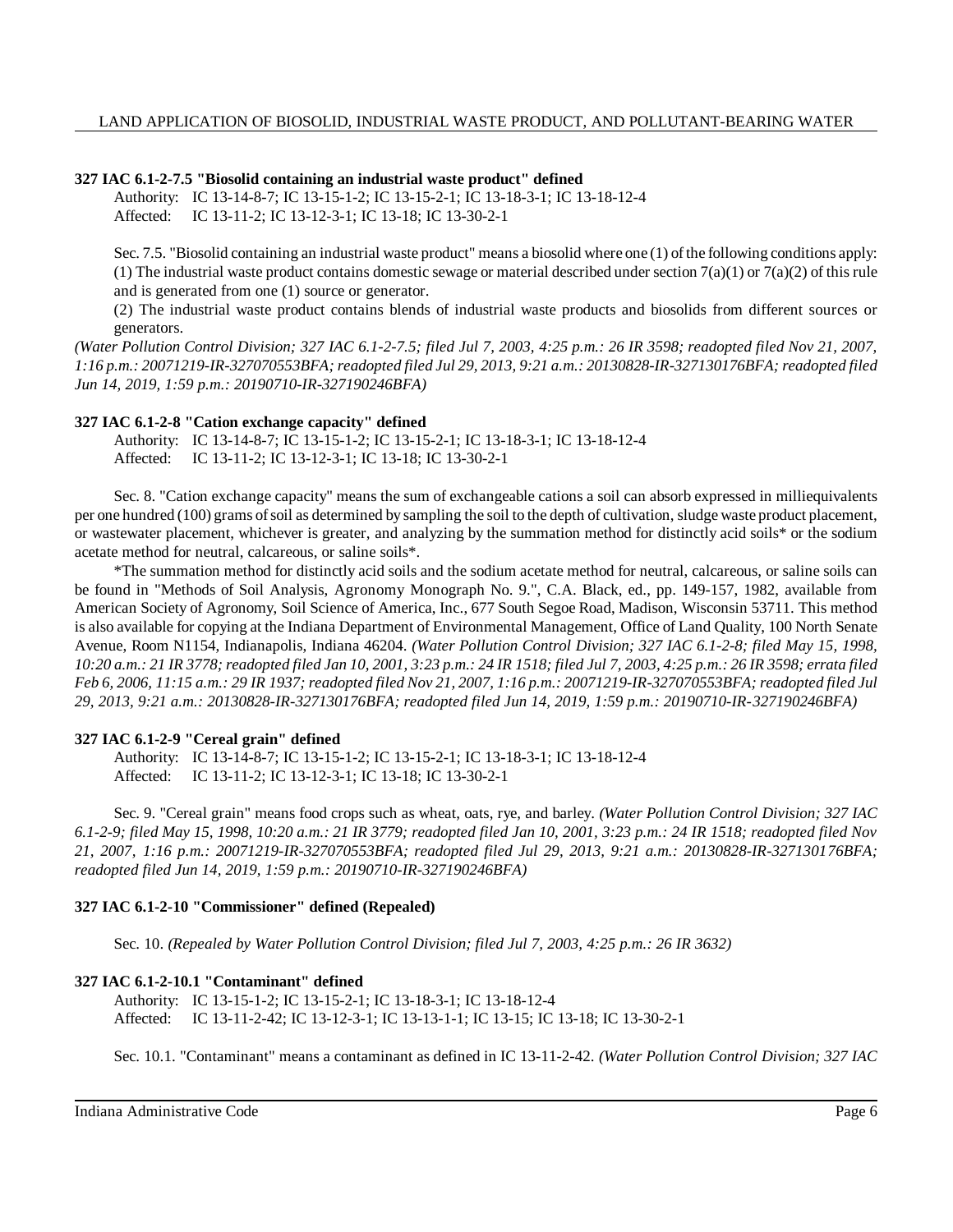**327 IAC 6.1-2-7.5 "Biosolid containing an industrial waste product" defined**

Authority: IC 13-14-8-7; IC 13-15-1-2; IC 13-15-2-1; IC 13-18-3-1; IC 13-18-12-4
Affected: IC 13-11-2; IC 13-12-3-1; IC 13-18; IC 13-30-2-1

Sec. 7.5. "Biosolid containing an industrial waste product" means a biosolid where one (1) of the following conditions apply:
(1) The industrial waste product contains domestic sewage or material described under section 7(a)(1) or 7(a)(2) of this rule and is generated from one (1) source or generator.
(2) The industrial waste product contains blends of industrial waste products and biosolids from different sources or generators.
*(Water Pollution Control Division; 327 IAC 6.1-2-7.5; filed Jul 7, 2003, 4:25 p.m.: 26 IR 3598; readopted filed Nov 21, 2007, 1:16 p.m.: 20071219-IR-327070553BFA; readopted filed Jul 29, 2013, 9:21 a.m.: 20130828-IR-327130176BFA; readopted filed Jun 14, 2019, 1:59 p.m.: 20190710-IR-327190246BFA)*

**327 IAC 6.1-2-8 "Cation exchange capacity" defined**

Authority: IC 13-14-8-7; IC 13-15-1-2; IC 13-15-2-1; IC 13-18-3-1; IC 13-18-12-4
Affected: IC 13-11-2; IC 13-12-3-1; IC 13-18; IC 13-30-2-1

Sec. 8. "Cation exchange capacity" means the sum of exchangeable cations a soil can absorb expressed in milliequivalents per one hundred (100) grams of soil as determined by sampling the soil to the depth of cultivation, sludge waste product placement, or wastewater placement, whichever is greater, and analyzing by the summation method for distinctly acid soils* or the sodium acetate method for neutral, calcareous, or saline soils*.

*The summation method for distinctly acid soils and the sodium acetate method for neutral, calcareous, or saline soils can be found in "Methods of Soil Analysis, Agronomy Monograph No. 9.", C.A. Black, ed., pp. 149-157, 1982, available from American Society of Agronomy, Soil Science of America, Inc., 677 South Segoe Road, Madison, Wisconsin 53711. This method is also available for copying at the Indiana Department of Environmental Management, Office of Land Quality, 100 North Senate Avenue, Room N1154, Indianapolis, Indiana 46204. *(Water Pollution Control Division; 327 IAC 6.1-2-8; filed May 15, 1998, 10:20 a.m.: 21 IR 3778; readopted filed Jan 10, 2001, 3:23 p.m.: 24 IR 1518; filed Jul 7, 2003, 4:25 p.m.: 26 IR 3598; errata filed Feb 6, 2006, 11:15 a.m.: 29 IR 1937; readopted filed Nov 21, 2007, 1:16 p.m.: 20071219-IR-327070553BFA; readopted filed Jul 29, 2013, 9:21 a.m.: 20130828-IR-327130176BFA; readopted filed Jun 14, 2019, 1:59 p.m.: 20190710-IR-327190246BFA)*

**327 IAC 6.1-2-9 "Cereal grain" defined**

Authority: IC 13-14-8-7; IC 13-15-1-2; IC 13-15-2-1; IC 13-18-3-1; IC 13-18-12-4
Affected: IC 13-11-2; IC 13-12-3-1; IC 13-18; IC 13-30-2-1

Sec. 9. "Cereal grain" means food crops such as wheat, oats, rye, and barley. *(Water Pollution Control Division; 327 IAC 6.1-2-9; filed May 15, 1998, 10:20 a.m.: 21 IR 3779; readopted filed Jan 10, 2001, 3:23 p.m.: 24 IR 1518; readopted filed Nov 21, 2007, 1:16 p.m.: 20071219-IR-327070553BFA; readopted filed Jul 29, 2013, 9:21 a.m.: 20130828-IR-327130176BFA; readopted filed Jun 14, 2019, 1:59 p.m.: 20190710-IR-327190246BFA)*

**327 IAC 6.1-2-10 "Commissioner" defined (Repealed)**

Sec. 10. *(Repealed by Water Pollution Control Division; filed Jul 7, 2003, 4:25 p.m.: 26 IR 3632)*

**327 IAC 6.1-2-10.1 "Contaminant" defined**

Authority: IC 13-15-1-2; IC 13-15-2-1; IC 13-18-3-1; IC 13-18-12-4
Affected: IC 13-11-2-42; IC 13-12-3-1; IC 13-13-1-1; IC 13-15; IC 13-18; IC 13-30-2-1

Sec. 10.1. "Contaminant" means a contaminant as defined in IC 13-11-2-42. *(Water Pollution Control Division; 327 IAC*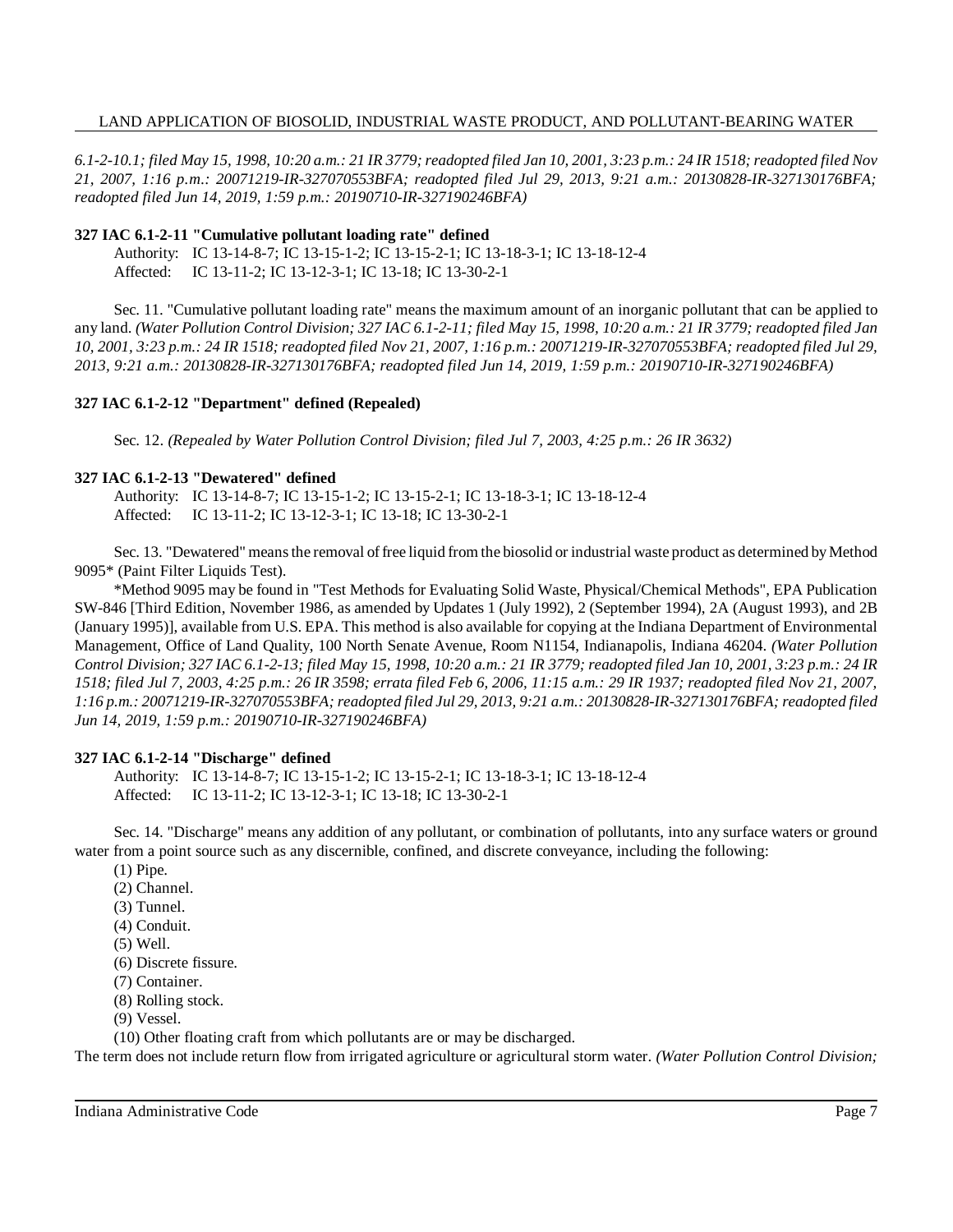*6.1-2-10.1; filed May 15, 1998, 10:20 a.m.: 21 IR 3779; readopted filed Jan 10, 2001, 3:23 p.m.: 24 IR 1518; readopted filed Nov 21, 2007, 1:16 p.m.: 20071219-IR-327070553BFA; readopted filed Jul 29, 2013, 9:21 a.m.: 20130828-IR-327130176BFA; readopted filed Jun 14, 2019, 1:59 p.m.: 20190710-IR-327190246BFA)*

**327 IAC 6.1-2-11 "Cumulative pollutant loading rate" defined**

Authority: IC 13-14-8-7; IC 13-15-1-2; IC 13-15-2-1; IC 13-18-3-1; IC 13-18-12-4
Affected: IC 13-11-2; IC 13-12-3-1; IC 13-18; IC 13-30-2-1

Sec. 11. "Cumulative pollutant loading rate" means the maximum amount of an inorganic pollutant that can be applied to any land. *(Water Pollution Control Division; 327 IAC 6.1-2-11; filed May 15, 1998, 10:20 a.m.: 21 IR 3779; readopted filed Jan 10, 2001, 3:23 p.m.: 24 IR 1518; readopted filed Nov 21, 2007, 1:16 p.m.: 20071219-IR-327070553BFA; readopted filed Jul 29, 2013, 9:21 a.m.: 20130828-IR-327130176BFA; readopted filed Jun 14, 2019, 1:59 p.m.: 20190710-IR-327190246BFA)*

**327 IAC 6.1-2-12 "Department" defined (Repealed)**

Sec. 12. *(Repealed by Water Pollution Control Division; filed Jul 7, 2003, 4:25 p.m.: 26 IR 3632)*

**327 IAC 6.1-2-13 "Dewatered" defined**

Authority: IC 13-14-8-7; IC 13-15-1-2; IC 13-15-2-1; IC 13-18-3-1; IC 13-18-12-4
Affected: IC 13-11-2; IC 13-12-3-1; IC 13-18; IC 13-30-2-1

Sec. 13. "Dewatered" means the removal of free liquid from the biosolid or industrial waste product as determined by Method 9095* (Paint Filter Liquids Test).

*Method 9095 may be found in "Test Methods for Evaluating Solid Waste, Physical/Chemical Methods", EPA Publication SW-846 [Third Edition, November 1986, as amended by Updates 1 (July 1992), 2 (September 1994), 2A (August 1993), and 2B (January 1995)], available from U.S. EPA. This method is also available for copying at the Indiana Department of Environmental Management, Office of Land Quality, 100 North Senate Avenue, Room N1154, Indianapolis, Indiana 46204. *(Water Pollution Control Division; 327 IAC 6.1-2-13; filed May 15, 1998, 10:20 a.m.: 21 IR 3779; readopted filed Jan 10, 2001, 3:23 p.m.: 24 IR 1518; filed Jul 7, 2003, 4:25 p.m.: 26 IR 3598; errata filed Feb 6, 2006, 11:15 a.m.: 29 IR 1937; readopted filed Nov 21, 2007, 1:16 p.m.: 20071219-IR-327070553BFA; readopted filed Jul 29, 2013, 9:21 a.m.: 20130828-IR-327130176BFA; readopted filed Jun 14, 2019, 1:59 p.m.: 20190710-IR-327190246BFA)*

**327 IAC 6.1-2-14 "Discharge" defined**

Authority: IC 13-14-8-7; IC 13-15-1-2; IC 13-15-2-1; IC 13-18-3-1; IC 13-18-12-4
Affected: IC 13-11-2; IC 13-12-3-1; IC 13-18; IC 13-30-2-1

Sec. 14. "Discharge" means any addition of any pollutant, or combination of pollutants, into any surface waters or ground water from a point source such as any discernible, confined, and discrete conveyance, including the following:

(1) Pipe.
(2) Channel.
(3) Tunnel.
(4) Conduit.
(5) Well.
(6) Discrete fissure.
(7) Container.
(8) Rolling stock.
(9) Vessel.
(10) Other floating craft from which pollutants are or may be discharged.

The term does not include return flow from irrigated agriculture or agricultural storm water. *(Water Pollution Control Division;*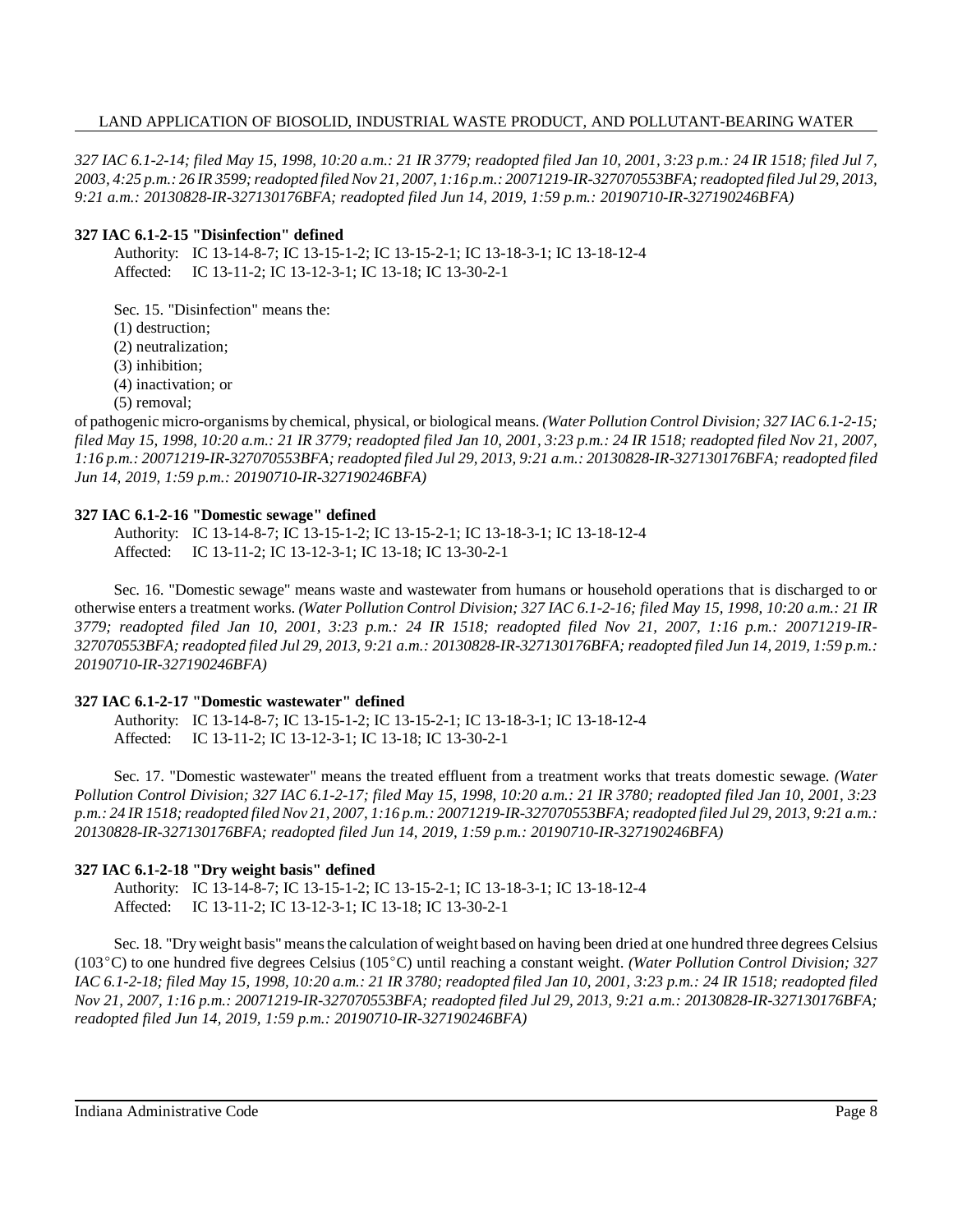*327 IAC 6.1-2-14; filed May 15, 1998, 10:20 a.m.: 21 IR 3779; readopted filed Jan 10, 2001, 3:23 p.m.: 24 IR 1518; filed Jul 7, 2003, 4:25 p.m.: 26 IR 3599; readopted filed Nov 21, 2007, 1:16 p.m.: 20071219-IR-327070553BFA; readopted filed Jul 29, 2013, 9:21 a.m.: 20130828-IR-327130176BFA; readopted filed Jun 14, 2019, 1:59 p.m.: 20190710-IR-327190246BFA)*

**327 IAC 6.1-2-15 "Disinfection" defined**

Authority: IC 13-14-8-7; IC 13-15-1-2; IC 13-15-2-1; IC 13-18-3-1; IC 13-18-12-4
Affected: IC 13-11-2; IC 13-12-3-1; IC 13-18; IC 13-30-2-1

Sec. 15. "Disinfection" means the:
(1) destruction;
(2) neutralization;
(3) inhibition;
(4) inactivation; or
(5) removal;
of pathogenic micro-organisms by chemical, physical, or biological means. *(Water Pollution Control Division; 327 IAC 6.1-2-15; filed May 15, 1998, 10:20 a.m.: 21 IR 3779; readopted filed Jan 10, 2001, 3:23 p.m.: 24 IR 1518; readopted filed Nov 21, 2007, 1:16 p.m.: 20071219-IR-327070553BFA; readopted filed Jul 29, 2013, 9:21 a.m.: 20130828-IR-327130176BFA; readopted filed Jun 14, 2019, 1:59 p.m.: 20190710-IR-327190246BFA)*

**327 IAC 6.1-2-16 "Domestic sewage" defined**

Authority: IC 13-14-8-7; IC 13-15-1-2; IC 13-15-2-1; IC 13-18-3-1; IC 13-18-12-4
Affected: IC 13-11-2; IC 13-12-3-1; IC 13-18; IC 13-30-2-1

Sec. 16. "Domestic sewage" means waste and wastewater from humans or household operations that is discharged to or otherwise enters a treatment works. *(Water Pollution Control Division; 327 IAC 6.1-2-16; filed May 15, 1998, 10:20 a.m.: 21 IR 3779; readopted filed Jan 10, 2001, 3:23 p.m.: 24 IR 1518; readopted filed Nov 21, 2007, 1:16 p.m.: 20071219-IR-327070553BFA; readopted filed Jul 29, 2013, 9:21 a.m.: 20130828-IR-327130176BFA; readopted filed Jun 14, 2019, 1:59 p.m.: 20190710-IR-327190246BFA)*

**327 IAC 6.1-2-17 "Domestic wastewater" defined**

Authority: IC 13-14-8-7; IC 13-15-1-2; IC 13-15-2-1; IC 13-18-3-1; IC 13-18-12-4
Affected: IC 13-11-2; IC 13-12-3-1; IC 13-18; IC 13-30-2-1

Sec. 17. "Domestic wastewater" means the treated effluent from a treatment works that treats domestic sewage. *(Water Pollution Control Division; 327 IAC 6.1-2-17; filed May 15, 1998, 10:20 a.m.: 21 IR 3780; readopted filed Jan 10, 2001, 3:23 p.m.: 24 IR 1518; readopted filed Nov 21, 2007, 1:16 p.m.: 20071219-IR-327070553BFA; readopted filed Jul 29, 2013, 9:21 a.m.: 20130828-IR-327130176BFA; readopted filed Jun 14, 2019, 1:59 p.m.: 20190710-IR-327190246BFA)*

**327 IAC 6.1-2-18 "Dry weight basis" defined**

Authority: IC 13-14-8-7; IC 13-15-1-2; IC 13-15-2-1; IC 13-18-3-1; IC 13-18-12-4
Affected: IC 13-11-2; IC 13-12-3-1; IC 13-18; IC 13-30-2-1

Sec. 18. "Dry weight basis" means the calculation of weight based on having been dried at one hundred three degrees Celsius (103°C) to one hundred five degrees Celsius (105°C) until reaching a constant weight. *(Water Pollution Control Division; 327 IAC 6.1-2-18; filed May 15, 1998, 10:20 a.m.: 21 IR 3780; readopted filed Jan 10, 2001, 3:23 p.m.: 24 IR 1518; readopted filed Nov 21, 2007, 1:16 p.m.: 20071219-IR-327070553BFA; readopted filed Jul 29, 2013, 9:21 a.m.: 20130828-IR-327130176BFA; readopted filed Jun 14, 2019, 1:59 p.m.: 20190710-IR-327190246BFA)*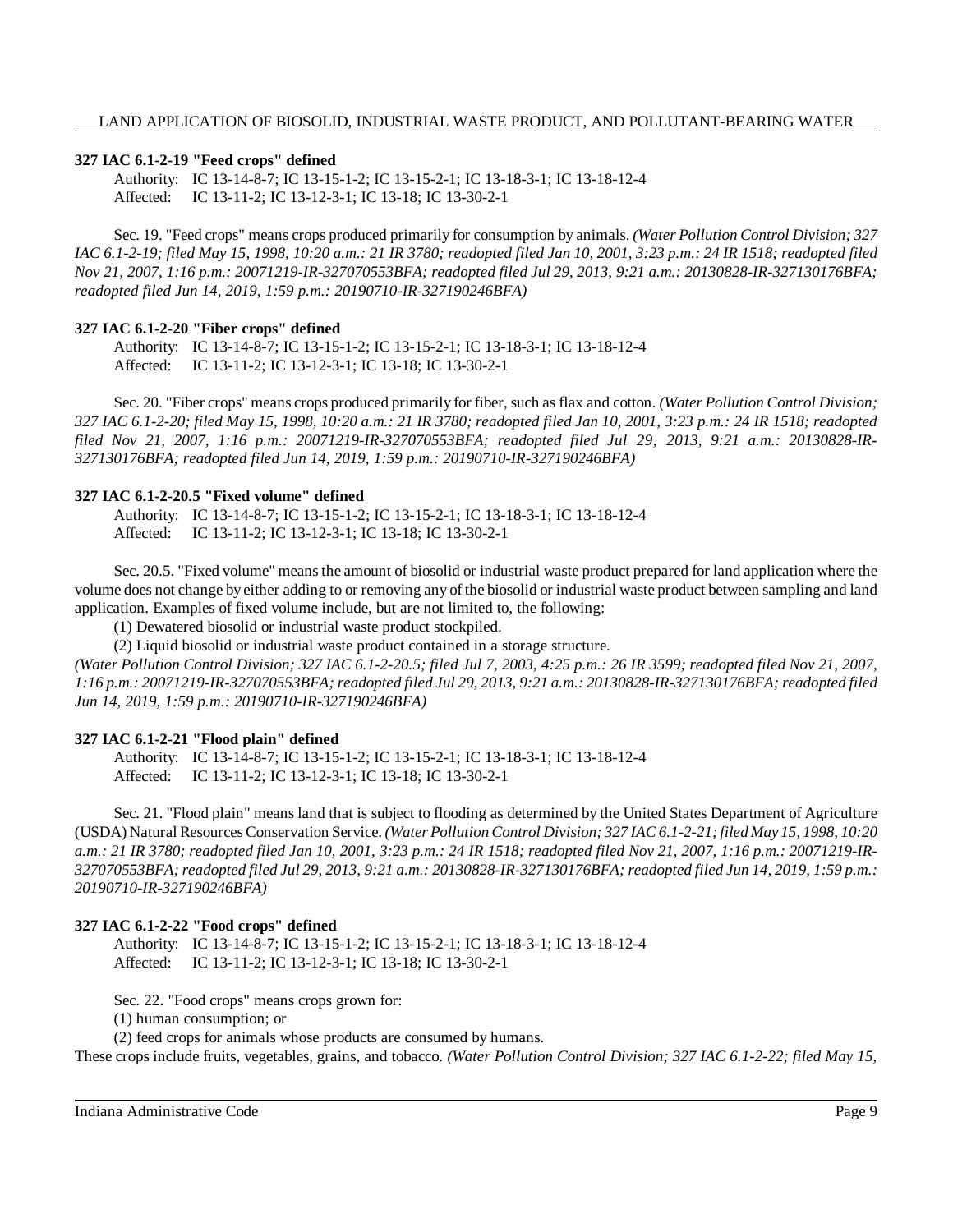**327 IAC 6.1-2-19 "Feed crops" defined**

Authority: IC 13-14-8-7; IC 13-15-1-2; IC 13-15-2-1; IC 13-18-3-1; IC 13-18-12-4
Affected: IC 13-11-2; IC 13-12-3-1; IC 13-18; IC 13-30-2-1

Sec. 19. "Feed crops" means crops produced primarily for consumption by animals. *(Water Pollution Control Division; 327 IAC 6.1-2-19; filed May 15, 1998, 10:20 a.m.: 21 IR 3780; readopted filed Jan 10, 2001, 3:23 p.m.: 24 IR 1518; readopted filed Nov 21, 2007, 1:16 p.m.: 20071219-IR-327070553BFA; readopted filed Jul 29, 2013, 9:21 a.m.: 20130828-IR-327130176BFA; readopted filed Jun 14, 2019, 1:59 p.m.: 20190710-IR-327190246BFA)*

**327 IAC 6.1-2-20 "Fiber crops" defined**

Authority: IC 13-14-8-7; IC 13-15-1-2; IC 13-15-2-1; IC 13-18-3-1; IC 13-18-12-4
Affected: IC 13-11-2; IC 13-12-3-1; IC 13-18; IC 13-30-2-1

Sec. 20. "Fiber crops" means crops produced primarily for fiber, such as flax and cotton. *(Water Pollution Control Division; 327 IAC 6.1-2-20; filed May 15, 1998, 10:20 a.m.: 21 IR 3780; readopted filed Jan 10, 2001, 3:23 p.m.: 24 IR 1518; readopted filed Nov 21, 2007, 1:16 p.m.: 20071219-IR-327070553BFA; readopted filed Jul 29, 2013, 9:21 a.m.: 20130828-IR-327130176BFA; readopted filed Jun 14, 2019, 1:59 p.m.: 20190710-IR-327190246BFA)*

**327 IAC 6.1-2-20.5 "Fixed volume" defined**

Authority: IC 13-14-8-7; IC 13-15-1-2; IC 13-15-2-1; IC 13-18-3-1; IC 13-18-12-4
Affected: IC 13-11-2; IC 13-12-3-1; IC 13-18; IC 13-30-2-1

Sec. 20.5. "Fixed volume" means the amount of biosolid or industrial waste product prepared for land application where the volume does not change by either adding to or removing any of the biosolid or industrial waste product between sampling and land application. Examples of fixed volume include, but are not limited to, the following:

(1) Dewatered biosolid or industrial waste product stockpiled.

(2) Liquid biosolid or industrial waste product contained in a storage structure.

*(Water Pollution Control Division; 327 IAC 6.1-2-20.5; filed Jul 7, 2003, 4:25 p.m.: 26 IR 3599; readopted filed Nov 21, 2007, 1:16 p.m.: 20071219-IR-327070553BFA; readopted filed Jul 29, 2013, 9:21 a.m.: 20130828-IR-327130176BFA; readopted filed Jun 14, 2019, 1:59 p.m.: 20190710-IR-327190246BFA)*

**327 IAC 6.1-2-21 "Flood plain" defined**

Authority: IC 13-14-8-7; IC 13-15-1-2; IC 13-15-2-1; IC 13-18-3-1; IC 13-18-12-4
Affected: IC 13-11-2; IC 13-12-3-1; IC 13-18; IC 13-30-2-1

Sec. 21. "Flood plain" means land that is subject to flooding as determined by the United States Department of Agriculture (USDA) Natural Resources Conservation Service. *(Water Pollution Control Division; 327 IAC 6.1-2-21; filed May 15, 1998, 10:20 a.m.: 21 IR 3780; readopted filed Jan 10, 2001, 3:23 p.m.: 24 IR 1518; readopted filed Nov 21, 2007, 1:16 p.m.: 20071219-IR-327070553BFA; readopted filed Jul 29, 2013, 9:21 a.m.: 20130828-IR-327130176BFA; readopted filed Jun 14, 2019, 1:59 p.m.: 20190710-IR-327190246BFA)*

**327 IAC 6.1-2-22 "Food crops" defined**

Authority: IC 13-14-8-7; IC 13-15-1-2; IC 13-15-2-1; IC 13-18-3-1; IC 13-18-12-4
Affected: IC 13-11-2; IC 13-12-3-1; IC 13-18; IC 13-30-2-1

Sec. 22. "Food crops" means crops grown for:

(1) human consumption; or

(2) feed crops for animals whose products are consumed by humans.

These crops include fruits, vegetables, grains, and tobacco. *(Water Pollution Control Division; 327 IAC 6.1-2-22; filed May 15,*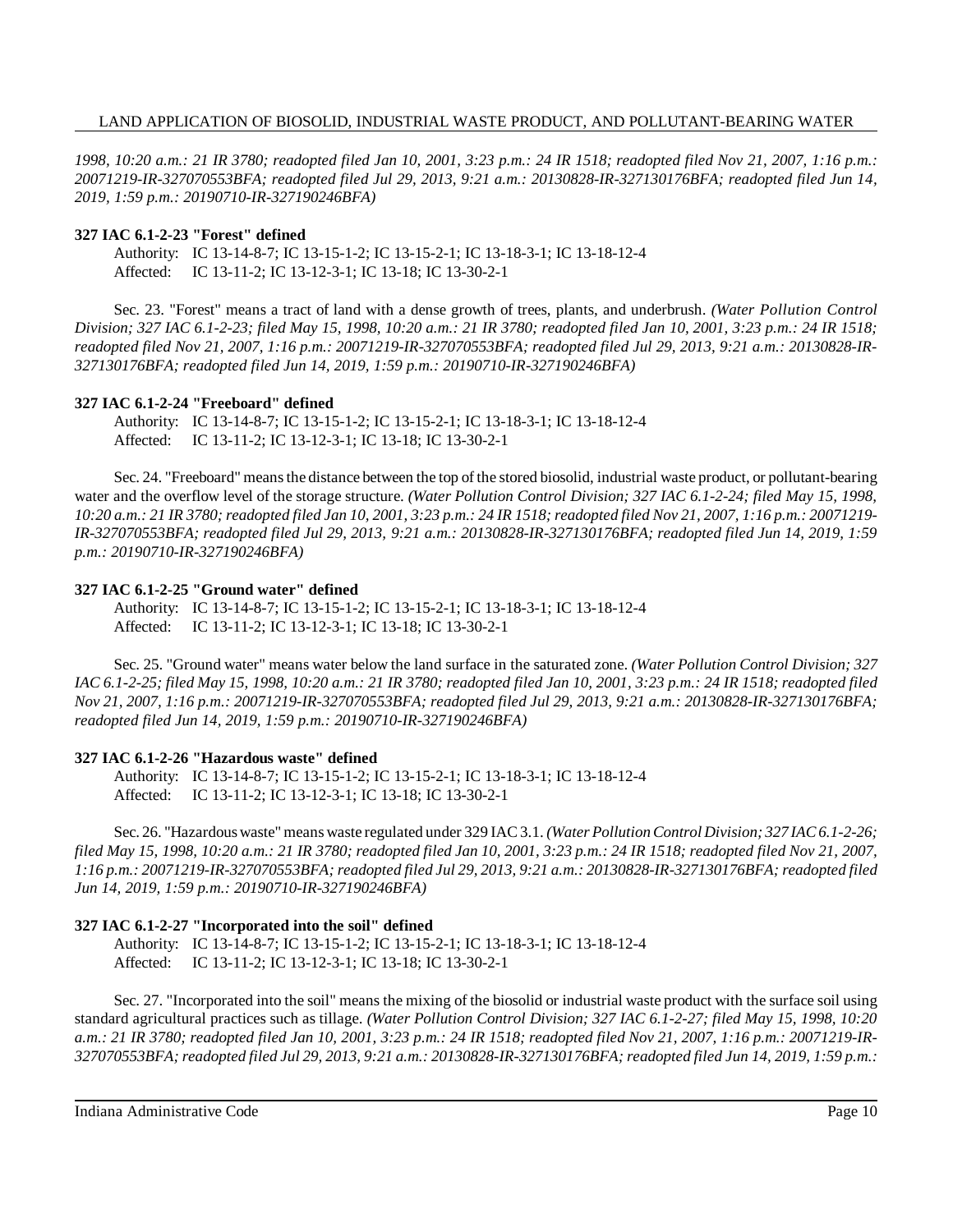*1998, 10:20 a.m.: 21 IR 3780; readopted filed Jan 10, 2001, 3:23 p.m.: 24 IR 1518; readopted filed Nov 21, 2007, 1:16 p.m.: 20071219-IR-327070553BFA; readopted filed Jul 29, 2013, 9:21 a.m.: 20130828-IR-327130176BFA; readopted filed Jun 14, 2019, 1:59 p.m.: 20190710-IR-327190246BFA)*

**327 IAC 6.1-2-23 "Forest" defined**

Authority: IC 13-14-8-7; IC 13-15-1-2; IC 13-15-2-1; IC 13-18-3-1; IC 13-18-12-4
Affected: IC 13-11-2; IC 13-12-3-1; IC 13-18; IC 13-30-2-1

Sec. 23. "Forest" means a tract of land with a dense growth of trees, plants, and underbrush. *(Water Pollution Control Division; 327 IAC 6.1-2-23; filed May 15, 1998, 10:20 a.m.: 21 IR 3780; readopted filed Jan 10, 2001, 3:23 p.m.: 24 IR 1518; readopted filed Nov 21, 2007, 1:16 p.m.: 20071219-IR-327070553BFA; readopted filed Jul 29, 2013, 9:21 a.m.: 20130828-IR-327130176BFA; readopted filed Jun 14, 2019, 1:59 p.m.: 20190710-IR-327190246BFA)*

**327 IAC 6.1-2-24 "Freeboard" defined**

Authority: IC 13-14-8-7; IC 13-15-1-2; IC 13-15-2-1; IC 13-18-3-1; IC 13-18-12-4
Affected: IC 13-11-2; IC 13-12-3-1; IC 13-18; IC 13-30-2-1

Sec. 24. "Freeboard" means the distance between the top of the stored biosolid, industrial waste product, or pollutant-bearing water and the overflow level of the storage structure. *(Water Pollution Control Division; 327 IAC 6.1-2-24; filed May 15, 1998, 10:20 a.m.: 21 IR 3780; readopted filed Jan 10, 2001, 3:23 p.m.: 24 IR 1518; readopted filed Nov 21, 2007, 1:16 p.m.: 20071219-IR-327070553BFA; readopted filed Jul 29, 2013, 9:21 a.m.: 20130828-IR-327130176BFA; readopted filed Jun 14, 2019, 1:59 p.m.: 20190710-IR-327190246BFA)*

**327 IAC 6.1-2-25 "Ground water" defined**

Authority: IC 13-14-8-7; IC 13-15-1-2; IC 13-15-2-1; IC 13-18-3-1; IC 13-18-12-4
Affected: IC 13-11-2; IC 13-12-3-1; IC 13-18; IC 13-30-2-1

Sec. 25. "Ground water" means water below the land surface in the saturated zone. *(Water Pollution Control Division; 327 IAC 6.1-2-25; filed May 15, 1998, 10:20 a.m.: 21 IR 3780; readopted filed Jan 10, 2001, 3:23 p.m.: 24 IR 1518; readopted filed Nov 21, 2007, 1:16 p.m.: 20071219-IR-327070553BFA; readopted filed Jul 29, 2013, 9:21 a.m.: 20130828-IR-327130176BFA; readopted filed Jun 14, 2019, 1:59 p.m.: 20190710-IR-327190246BFA)*

**327 IAC 6.1-2-26 "Hazardous waste" defined**

Authority: IC 13-14-8-7; IC 13-15-1-2; IC 13-15-2-1; IC 13-18-3-1; IC 13-18-12-4
Affected: IC 13-11-2; IC 13-12-3-1; IC 13-18; IC 13-30-2-1

Sec. 26. "Hazardous waste" means waste regulated under 329 IAC 3.1. *(Water Pollution Control Division; 327 IAC 6.1-2-26; filed May 15, 1998, 10:20 a.m.: 21 IR 3780; readopted filed Jan 10, 2001, 3:23 p.m.: 24 IR 1518; readopted filed Nov 21, 2007, 1:16 p.m.: 20071219-IR-327070553BFA; readopted filed Jul 29, 2013, 9:21 a.m.: 20130828-IR-327130176BFA; readopted filed Jun 14, 2019, 1:59 p.m.: 20190710-IR-327190246BFA)*

**327 IAC 6.1-2-27 "Incorporated into the soil" defined**

Authority: IC 13-14-8-7; IC 13-15-1-2; IC 13-15-2-1; IC 13-18-3-1; IC 13-18-12-4
Affected: IC 13-11-2; IC 13-12-3-1; IC 13-18; IC 13-30-2-1

Sec. 27. "Incorporated into the soil" means the mixing of the biosolid or industrial waste product with the surface soil using standard agricultural practices such as tillage. *(Water Pollution Control Division; 327 IAC 6.1-2-27; filed May 15, 1998, 10:20 a.m.: 21 IR 3780; readopted filed Jan 10, 2001, 3:23 p.m.: 24 IR 1518; readopted filed Nov 21, 2007, 1:16 p.m.: 20071219-IR-327070553BFA; readopted filed Jul 29, 2013, 9:21 a.m.: 20130828-IR-327130176BFA; readopted filed Jun 14, 2019, 1:59 p.m.:*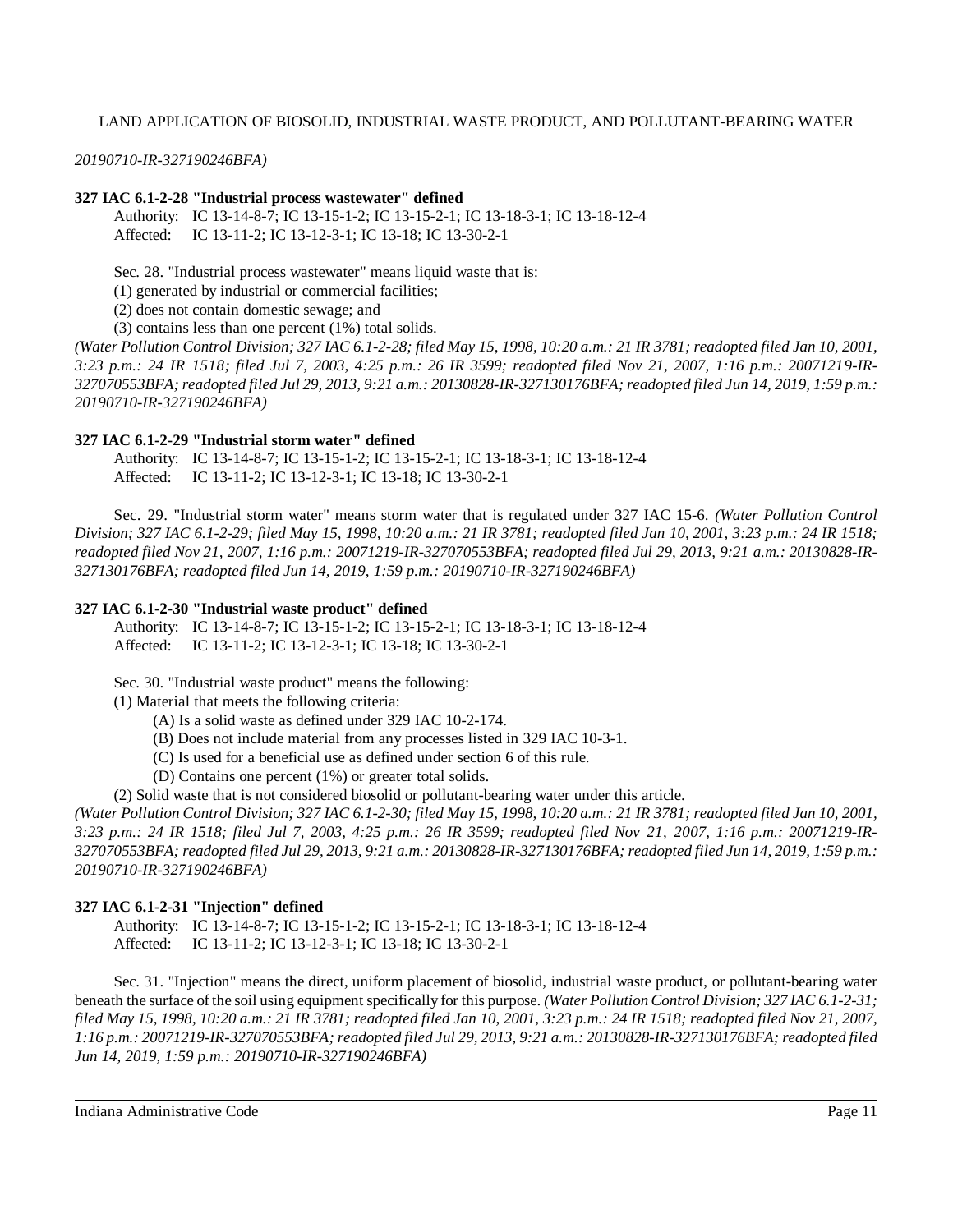*20190710-IR-327190246BFA)*

**327 IAC 6.1-2-28 "Industrial process wastewater" defined**

Authority: IC 13-14-8-7; IC 13-15-1-2; IC 13-15-2-1; IC 13-18-3-1; IC 13-18-12-4
Affected: IC 13-11-2; IC 13-12-3-1; IC 13-18; IC 13-30-2-1

Sec. 28. "Industrial process wastewater" means liquid waste that is:

(1) generated by industrial or commercial facilities;

(2) does not contain domestic sewage; and

(3) contains less than one percent (1%) total solids.

*(Water Pollution Control Division; 327 IAC 6.1-2-28; filed May 15, 1998, 10:20 a.m.: 21 IR 3781; readopted filed Jan 10, 2001, 3:23 p.m.: 24 IR 1518; filed Jul 7, 2003, 4:25 p.m.: 26 IR 3599; readopted filed Nov 21, 2007, 1:16 p.m.: 20071219-IR-327070553BFA; readopted filed Jul 29, 2013, 9:21 a.m.: 20130828-IR-327130176BFA; readopted filed Jun 14, 2019, 1:59 p.m.: 20190710-IR-327190246BFA)*

**327 IAC 6.1-2-29 "Industrial storm water" defined**

Authority: IC 13-14-8-7; IC 13-15-1-2; IC 13-15-2-1; IC 13-18-3-1; IC 13-18-12-4
Affected: IC 13-11-2; IC 13-12-3-1; IC 13-18; IC 13-30-2-1

Sec. 29. "Industrial storm water" means storm water that is regulated under 327 IAC 15-6. *(Water Pollution Control Division; 327 IAC 6.1-2-29; filed May 15, 1998, 10:20 a.m.: 21 IR 3781; readopted filed Jan 10, 2001, 3:23 p.m.: 24 IR 1518; readopted filed Nov 21, 2007, 1:16 p.m.: 20071219-IR-327070553BFA; readopted filed Jul 29, 2013, 9:21 a.m.: 20130828-IR-327130176BFA; readopted filed Jun 14, 2019, 1:59 p.m.: 20190710-IR-327190246BFA)*

**327 IAC 6.1-2-30 "Industrial waste product" defined**

Authority: IC 13-14-8-7; IC 13-15-1-2; IC 13-15-2-1; IC 13-18-3-1; IC 13-18-12-4
Affected: IC 13-11-2; IC 13-12-3-1; IC 13-18; IC 13-30-2-1

Sec. 30. "Industrial waste product" means the following:

(1) Material that meets the following criteria:

(A) Is a solid waste as defined under 329 IAC 10-2-174.

(B) Does not include material from any processes listed in 329 IAC 10-3-1.

(C) Is used for a beneficial use as defined under section 6 of this rule.

(D) Contains one percent (1%) or greater total solids.

(2) Solid waste that is not considered biosolid or pollutant-bearing water under this article.

*(Water Pollution Control Division; 327 IAC 6.1-2-30; filed May 15, 1998, 10:20 a.m.: 21 IR 3781; readopted filed Jan 10, 2001, 3:23 p.m.: 24 IR 1518; filed Jul 7, 2003, 4:25 p.m.: 26 IR 3599; readopted filed Nov 21, 2007, 1:16 p.m.: 20071219-IR-327070553BFA; readopted filed Jul 29, 2013, 9:21 a.m.: 20130828-IR-327130176BFA; readopted filed Jun 14, 2019, 1:59 p.m.: 20190710-IR-327190246BFA)*

**327 IAC 6.1-2-31 "Injection" defined**

Authority: IC 13-14-8-7; IC 13-15-1-2; IC 13-15-2-1; IC 13-18-3-1; IC 13-18-12-4
Affected: IC 13-11-2; IC 13-12-3-1; IC 13-18; IC 13-30-2-1

Sec. 31. "Injection" means the direct, uniform placement of biosolid, industrial waste product, or pollutant-bearing water beneath the surface of the soil using equipment specifically for this purpose. *(Water Pollution Control Division; 327 IAC 6.1-2-31; filed May 15, 1998, 10:20 a.m.: 21 IR 3781; readopted filed Jan 10, 2001, 3:23 p.m.: 24 IR 1518; readopted filed Nov 21, 2007, 1:16 p.m.: 20071219-IR-327070553BFA; readopted filed Jul 29, 2013, 9:21 a.m.: 20130828-IR-327130176BFA; readopted filed Jun 14, 2019, 1:59 p.m.: 20190710-IR-327190246BFA)*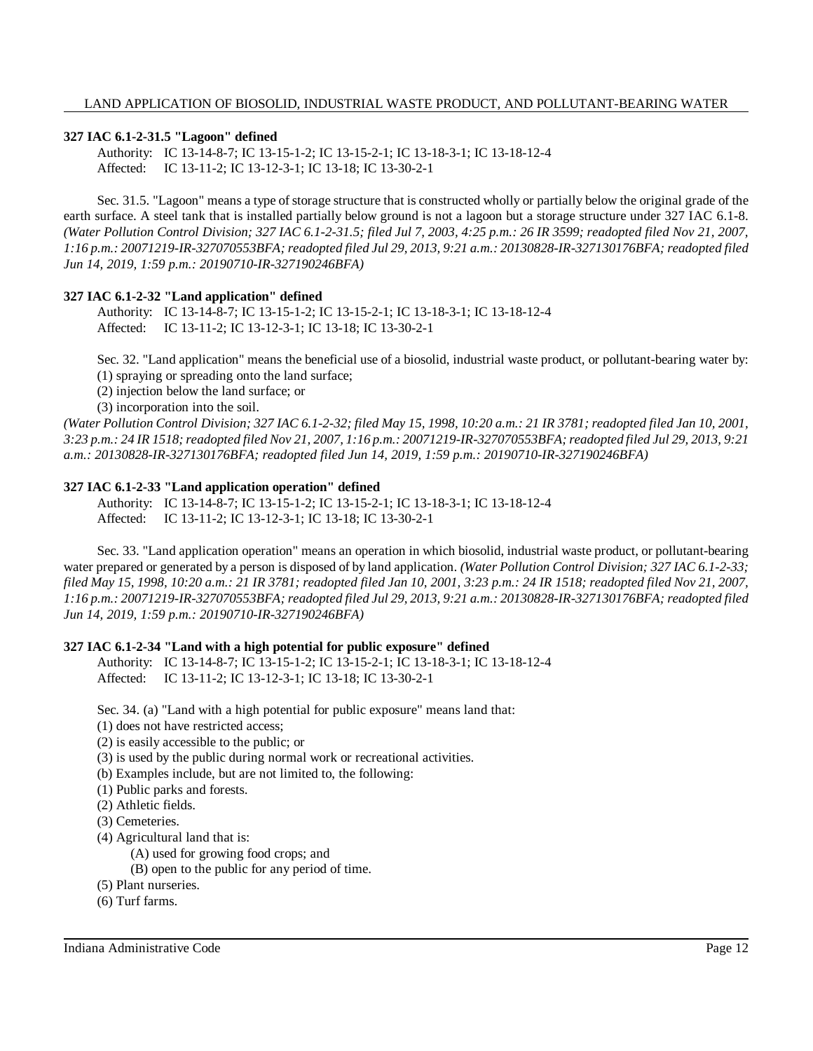### 327 IAC 6.1-2-31.5 "Lagoon" defined

Authority: IC 13-14-8-7; IC 13-15-1-2; IC 13-15-2-1; IC 13-18-3-1; IC 13-18-12-4
Affected: IC 13-11-2; IC 13-12-3-1; IC 13-18; IC 13-30-2-1

Sec. 31.5. "Lagoon" means a type of storage structure that is constructed wholly or partially below the original grade of the earth surface. A steel tank that is installed partially below ground is not a lagoon but a storage structure under 327 IAC 6.1-8. *(Water Pollution Control Division; 327 IAC 6.1-2-31.5; filed Jul 7, 2003, 4:25 p.m.: 26 IR 3599; readopted filed Nov 21, 2007, 1:16 p.m.: 20071219-IR-327070553BFA; readopted filed Jul 29, 2013, 9:21 a.m.: 20130828-IR-327130176BFA; readopted filed Jun 14, 2019, 1:59 p.m.: 20190710-IR-327190246BFA)*

### 327 IAC 6.1-2-32 "Land application" defined

Authority: IC 13-14-8-7; IC 13-15-1-2; IC 13-15-2-1; IC 13-18-3-1; IC 13-18-12-4
Affected: IC 13-11-2; IC 13-12-3-1; IC 13-18; IC 13-30-2-1

Sec. 32. "Land application" means the beneficial use of a biosolid, industrial waste product, or pollutant-bearing water by:
(1) spraying or spreading onto the land surface;
(2) injection below the land surface; or
(3) incorporation into the soil.
*(Water Pollution Control Division; 327 IAC 6.1-2-32; filed May 15, 1998, 10:20 a.m.: 21 IR 3781; readopted filed Jan 10, 2001, 3:23 p.m.: 24 IR 1518; readopted filed Nov 21, 2007, 1:16 p.m.: 20071219-IR-327070553BFA; readopted filed Jul 29, 2013, 9:21 a.m.: 20130828-IR-327130176BFA; readopted filed Jun 14, 2019, 1:59 p.m.: 20190710-IR-327190246BFA)*

### 327 IAC 6.1-2-33 "Land application operation" defined

Authority: IC 13-14-8-7; IC 13-15-1-2; IC 13-15-2-1; IC 13-18-3-1; IC 13-18-12-4
Affected: IC 13-11-2; IC 13-12-3-1; IC 13-18; IC 13-30-2-1

Sec. 33. "Land application operation" means an operation in which biosolid, industrial waste product, or pollutant-bearing water prepared or generated by a person is disposed of by land application. *(Water Pollution Control Division; 327 IAC 6.1-2-33; filed May 15, 1998, 10:20 a.m.: 21 IR 3781; readopted filed Jan 10, 2001, 3:23 p.m.: 24 IR 1518; readopted filed Nov 21, 2007, 1:16 p.m.: 20071219-IR-327070553BFA; readopted filed Jul 29, 2013, 9:21 a.m.: 20130828-IR-327130176BFA; readopted filed Jun 14, 2019, 1:59 p.m.: 20190710-IR-327190246BFA)*

### 327 IAC 6.1-2-34 "Land with a high potential for public exposure" defined

Authority: IC 13-14-8-7; IC 13-15-1-2; IC 13-15-2-1; IC 13-18-3-1; IC 13-18-12-4
Affected: IC 13-11-2; IC 13-12-3-1; IC 13-18; IC 13-30-2-1

Sec. 34. (a) "Land with a high potential for public exposure" means land that:
(1) does not have restricted access;
(2) is easily accessible to the public; or
(3) is used by the public during normal work or recreational activities.
(b) Examples include, but are not limited to, the following:
(1) Public parks and forests.
(2) Athletic fields.
(3) Cemeteries.
(4) Agricultural land that is:
  (A) used for growing food crops; and
  (B) open to the public for any period of time.
(5) Plant nurseries.
(6) Turf farms.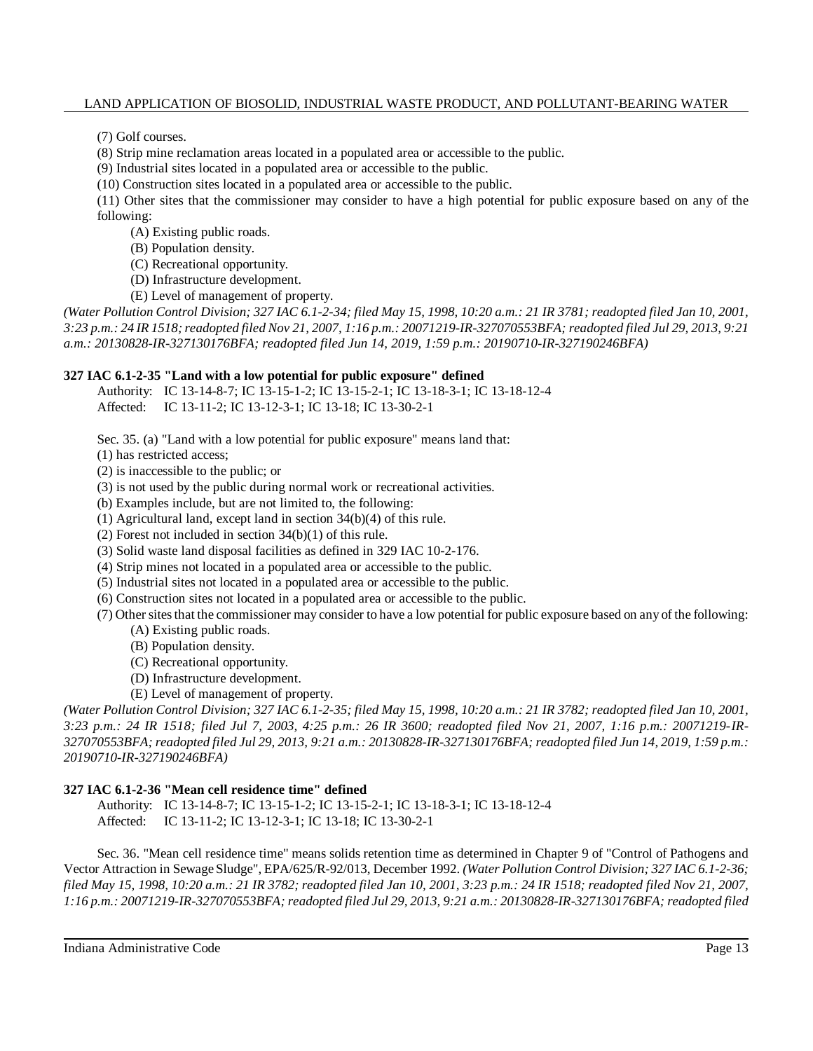(7) Golf courses.

(8) Strip mine reclamation areas located in a populated area or accessible to the public.

(9) Industrial sites located in a populated area or accessible to the public.

(10) Construction sites located in a populated area or accessible to the public.

(11) Other sites that the commissioner may consider to have a high potential for public exposure based on any of the following:

(A) Existing public roads.

(B) Population density.

(C) Recreational opportunity.

(D) Infrastructure development.

(E) Level of management of property.

*(Water Pollution Control Division; 327 IAC 6.1-2-34; filed May 15, 1998, 10:20 a.m.: 21 IR 3781; readopted filed Jan 10, 2001, 3:23 p.m.: 24 IR 1518; readopted filed Nov 21, 2007, 1:16 p.m.: 20071219-IR-327070553BFA; readopted filed Jul 29, 2013, 9:21 a.m.: 20130828-IR-327130176BFA; readopted filed Jun 14, 2019, 1:59 p.m.: 20190710-IR-327190246BFA)*

**327 IAC 6.1-2-35 "Land with a low potential for public exposure" defined**

Authority: IC 13-14-8-7; IC 13-15-1-2; IC 13-15-2-1; IC 13-18-3-1; IC 13-18-12-4
Affected: IC 13-11-2; IC 13-12-3-1; IC 13-18; IC 13-30-2-1

Sec. 35. (a) "Land with a low potential for public exposure" means land that:

(1) has restricted access;

(2) is inaccessible to the public; or

(3) is not used by the public during normal work or recreational activities.

(b) Examples include, but are not limited to, the following:

(1) Agricultural land, except land in section 34(b)(4) of this rule.

(2) Forest not included in section 34(b)(1) of this rule.

(3) Solid waste land disposal facilities as defined in 329 IAC 10-2-176.

(4) Strip mines not located in a populated area or accessible to the public.

(5) Industrial sites not located in a populated area or accessible to the public.

(6) Construction sites not located in a populated area or accessible to the public.

(7) Other sites that the commissioner may consider to have a low potential for public exposure based on any of the following:

(A) Existing public roads.

(B) Population density.

(C) Recreational opportunity.

(D) Infrastructure development.

(E) Level of management of property.

*(Water Pollution Control Division; 327 IAC 6.1-2-35; filed May 15, 1998, 10:20 a.m.: 21 IR 3782; readopted filed Jan 10, 2001, 3:23 p.m.: 24 IR 1518; filed Jul 7, 2003, 4:25 p.m.: 26 IR 3600; readopted filed Nov 21, 2007, 1:16 p.m.: 20071219-IR-327070553BFA; readopted filed Jul 29, 2013, 9:21 a.m.: 20130828-IR-327130176BFA; readopted filed Jun 14, 2019, 1:59 p.m.: 20190710-IR-327190246BFA)*

**327 IAC 6.1-2-36 "Mean cell residence time" defined**

Authority: IC 13-14-8-7; IC 13-15-1-2; IC 13-15-2-1; IC 13-18-3-1; IC 13-18-12-4
Affected: IC 13-11-2; IC 13-12-3-1; IC 13-18; IC 13-30-2-1

Sec. 36. "Mean cell residence time" means solids retention time as determined in Chapter 9 of "Control of Pathogens and Vector Attraction in Sewage Sludge", EPA/625/R-92/013, December 1992. *(Water Pollution Control Division; 327 IAC 6.1-2-36; filed May 15, 1998, 10:20 a.m.: 21 IR 3782; readopted filed Jan 10, 2001, 3:23 p.m.: 24 IR 1518; readopted filed Nov 21, 2007, 1:16 p.m.: 20071219-IR-327070553BFA; readopted filed Jul 29, 2013, 9:21 a.m.: 20130828-IR-327130176BFA; readopted filed*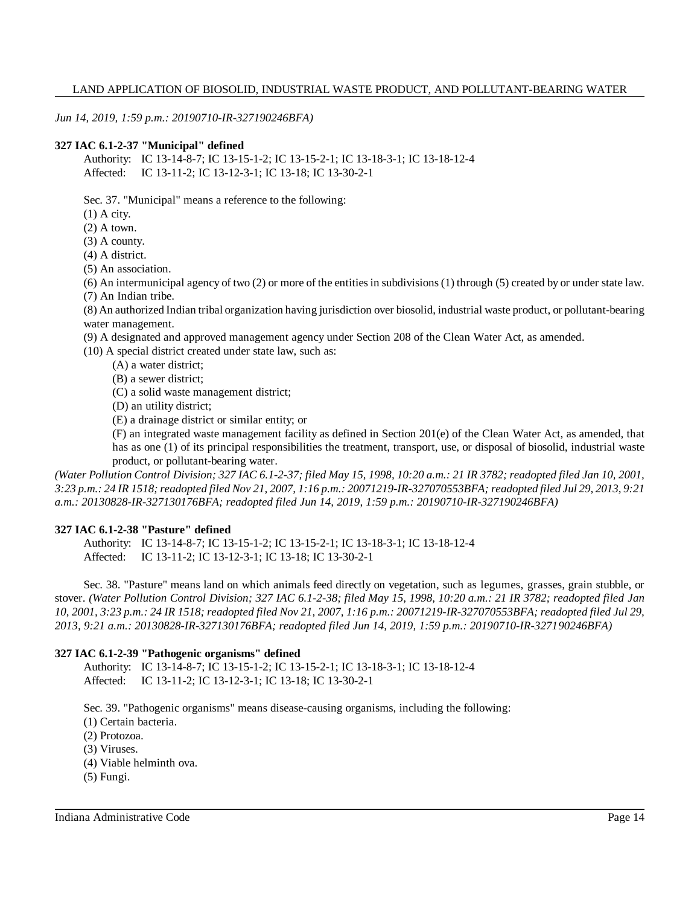*Jun 14, 2019, 1:59 p.m.: 20190710-IR-327190246BFA)*

**327 IAC 6.1-2-37 "Municipal" defined**

Authority: IC 13-14-8-7; IC 13-15-1-2; IC 13-15-2-1; IC 13-18-3-1; IC 13-18-12-4
Affected: IC 13-11-2; IC 13-12-3-1; IC 13-18; IC 13-30-2-1

Sec. 37. "Municipal" means a reference to the following:

(1) A city.
(2) A town.
(3) A county.
(4) A district.
(5) An association.
(6) An intermunicipal agency of two (2) or more of the entities in subdivisions (1) through (5) created by or under state law.
(7) An Indian tribe.
(8) An authorized Indian tribal organization having jurisdiction over biosolid, industrial waste product, or pollutant-bearing water management.
(9) A designated and approved management agency under Section 208 of the Clean Water Act, as amended.
(10) A special district created under state law, such as:
  (A) a water district;
  (B) a sewer district;
  (C) a solid waste management district;
  (D) an utility district;
  (E) a drainage district or similar entity; or
  (F) an integrated waste management facility as defined in Section 201(e) of the Clean Water Act, as amended, that has as one (1) of its principal responsibilities the treatment, transport, use, or disposal of biosolid, industrial waste product, or pollutant-bearing water.

*(Water Pollution Control Division; 327 IAC 6.1-2-37; filed May 15, 1998, 10:20 a.m.: 21 IR 3782; readopted filed Jan 10, 2001, 3:23 p.m.: 24 IR 1518; readopted filed Nov 21, 2007, 1:16 p.m.: 20071219-IR-327070553BFA; readopted filed Jul 29, 2013, 9:21 a.m.: 20130828-IR-327130176BFA; readopted filed Jun 14, 2019, 1:59 p.m.: 20190710-IR-327190246BFA)*

**327 IAC 6.1-2-38 "Pasture" defined**

Authority: IC 13-14-8-7; IC 13-15-1-2; IC 13-15-2-1; IC 13-18-3-1; IC 13-18-12-4
Affected: IC 13-11-2; IC 13-12-3-1; IC 13-18; IC 13-30-2-1

Sec. 38. "Pasture" means land on which animals feed directly on vegetation, such as legumes, grasses, grain stubble, or stover. *(Water Pollution Control Division; 327 IAC 6.1-2-38; filed May 15, 1998, 10:20 a.m.: 21 IR 3782; readopted filed Jan 10, 2001, 3:23 p.m.: 24 IR 1518; readopted filed Nov 21, 2007, 1:16 p.m.: 20071219-IR-327070553BFA; readopted filed Jul 29, 2013, 9:21 a.m.: 20130828-IR-327130176BFA; readopted filed Jun 14, 2019, 1:59 p.m.: 20190710-IR-327190246BFA)*

**327 IAC 6.1-2-39 "Pathogenic organisms" defined**

Authority: IC 13-14-8-7; IC 13-15-1-2; IC 13-15-2-1; IC 13-18-3-1; IC 13-18-12-4
Affected: IC 13-11-2; IC 13-12-3-1; IC 13-18; IC 13-30-2-1

Sec. 39. "Pathogenic organisms" means disease-causing organisms, including the following:

(1) Certain bacteria.
(2) Protozoa.
(3) Viruses.
(4) Viable helminth ova.
(5) Fungi.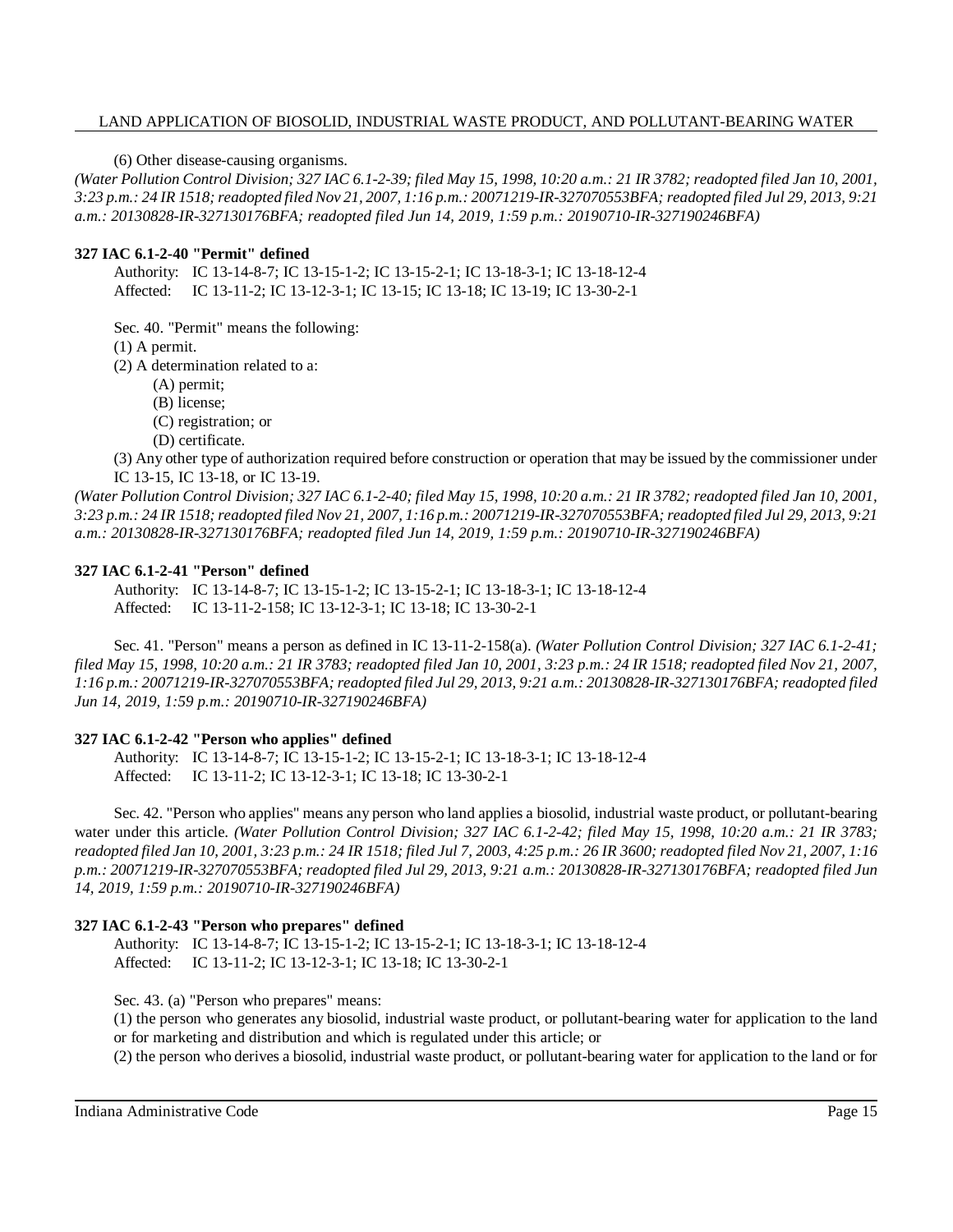(6) Other disease-causing organisms.

*(Water Pollution Control Division; 327 IAC 6.1-2-39; filed May 15, 1998, 10:20 a.m.: 21 IR 3782; readopted filed Jan 10, 2001, 3:23 p.m.: 24 IR 1518; readopted filed Nov 21, 2007, 1:16 p.m.: 20071219-IR-327070553BFA; readopted filed Jul 29, 2013, 9:21 a.m.: 20130828-IR-327130176BFA; readopted filed Jun 14, 2019, 1:59 p.m.: 20190710-IR-327190246BFA)*

**327 IAC 6.1-2-40 "Permit" defined**

Authority: IC 13-14-8-7; IC 13-15-1-2; IC 13-15-2-1; IC 13-18-3-1; IC 13-18-12-4
Affected: IC 13-11-2; IC 13-12-3-1; IC 13-15; IC 13-18; IC 13-19; IC 13-30-2-1

Sec. 40. "Permit" means the following:

(1) A permit.

(2) A determination related to a:

- (A) permit;
- (B) license;
- (C) registration; or
- (D) certificate.

(3) Any other type of authorization required before construction or operation that may be issued by the commissioner under IC 13-15, IC 13-18, or IC 13-19.

*(Water Pollution Control Division; 327 IAC 6.1-2-40; filed May 15, 1998, 10:20 a.m.: 21 IR 3782; readopted filed Jan 10, 2001, 3:23 p.m.: 24 IR 1518; readopted filed Nov 21, 2007, 1:16 p.m.: 20071219-IR-327070553BFA; readopted filed Jul 29, 2013, 9:21 a.m.: 20130828-IR-327130176BFA; readopted filed Jun 14, 2019, 1:59 p.m.: 20190710-IR-327190246BFA)*

**327 IAC 6.1-2-41 "Person" defined**

Authority: IC 13-14-8-7; IC 13-15-1-2; IC 13-15-2-1; IC 13-18-3-1; IC 13-18-12-4
Affected: IC 13-11-2-158; IC 13-12-3-1; IC 13-18; IC 13-30-2-1

Sec. 41. "Person" means a person as defined in IC 13-11-2-158(a). *(Water Pollution Control Division; 327 IAC 6.1-2-41; filed May 15, 1998, 10:20 a.m.: 21 IR 3783; readopted filed Jan 10, 2001, 3:23 p.m.: 24 IR 1518; readopted filed Nov 21, 2007, 1:16 p.m.: 20071219-IR-327070553BFA; readopted filed Jul 29, 2013, 9:21 a.m.: 20130828-IR-327130176BFA; readopted filed Jun 14, 2019, 1:59 p.m.: 20190710-IR-327190246BFA)*

**327 IAC 6.1-2-42 "Person who applies" defined**

Authority: IC 13-14-8-7; IC 13-15-1-2; IC 13-15-2-1; IC 13-18-3-1; IC 13-18-12-4
Affected: IC 13-11-2; IC 13-12-3-1; IC 13-18; IC 13-30-2-1

Sec. 42. "Person who applies" means any person who land applies a biosolid, industrial waste product, or pollutant-bearing water under this article. *(Water Pollution Control Division; 327 IAC 6.1-2-42; filed May 15, 1998, 10:20 a.m.: 21 IR 3783; readopted filed Jan 10, 2001, 3:23 p.m.: 24 IR 1518; filed Jul 7, 2003, 4:25 p.m.: 26 IR 3600; readopted filed Nov 21, 2007, 1:16 p.m.: 20071219-IR-327070553BFA; readopted filed Jul 29, 2013, 9:21 a.m.: 20130828-IR-327130176BFA; readopted filed Jun 14, 2019, 1:59 p.m.: 20190710-IR-327190246BFA)*

**327 IAC 6.1-2-43 "Person who prepares" defined**

Authority: IC 13-14-8-7; IC 13-15-1-2; IC 13-15-2-1; IC 13-18-3-1; IC 13-18-12-4
Affected: IC 13-11-2; IC 13-12-3-1; IC 13-18; IC 13-30-2-1

Sec. 43. (a) "Person who prepares" means:

(1) the person who generates any biosolid, industrial waste product, or pollutant-bearing water for application to the land or for marketing and distribution and which is regulated under this article; or

(2) the person who derives a biosolid, industrial waste product, or pollutant-bearing water for application to the land or for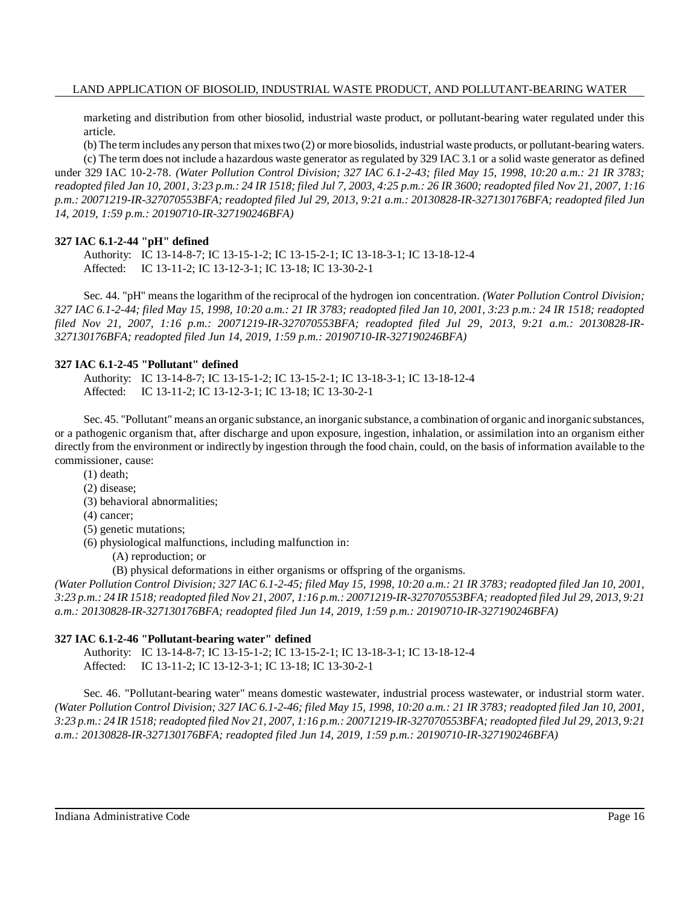marketing and distribution from other biosolid, industrial waste product, or pollutant-bearing water regulated under this article.

(b) The term includes any person that mixes two (2) or more biosolids, industrial waste products, or pollutant-bearing waters.

(c) The term does not include a hazardous waste generator as regulated by 329 IAC 3.1 or a solid waste generator as defined under 329 IAC 10-2-78. *(Water Pollution Control Division; 327 IAC 6.1-2-43; filed May 15, 1998, 10:20 a.m.: 21 IR 3783; readopted filed Jan 10, 2001, 3:23 p.m.: 24 IR 1518; filed Jul 7, 2003, 4:25 p.m.: 26 IR 3600; readopted filed Nov 21, 2007, 1:16 p.m.: 20071219-IR-327070553BFA; readopted filed Jul 29, 2013, 9:21 a.m.: 20130828-IR-327130176BFA; readopted filed Jun 14, 2019, 1:59 p.m.: 20190710-IR-327190246BFA)*

**327 IAC 6.1-2-44 "pH" defined**

Authority: IC 13-14-8-7; IC 13-15-1-2; IC 13-15-2-1; IC 13-18-3-1; IC 13-18-12-4
Affected: IC 13-11-2; IC 13-12-3-1; IC 13-18; IC 13-30-2-1

Sec. 44. "pH" means the logarithm of the reciprocal of the hydrogen ion concentration. *(Water Pollution Control Division; 327 IAC 6.1-2-44; filed May 15, 1998, 10:20 a.m.: 21 IR 3783; readopted filed Jan 10, 2001, 3:23 p.m.: 24 IR 1518; readopted filed Nov 21, 2007, 1:16 p.m.: 20071219-IR-327070553BFA; readopted filed Jul 29, 2013, 9:21 a.m.: 20130828-IR-327130176BFA; readopted filed Jun 14, 2019, 1:59 p.m.: 20190710-IR-327190246BFA)*

**327 IAC 6.1-2-45 "Pollutant" defined**

Authority: IC 13-14-8-7; IC 13-15-1-2; IC 13-15-2-1; IC 13-18-3-1; IC 13-18-12-4
Affected: IC 13-11-2; IC 13-12-3-1; IC 13-18; IC 13-30-2-1

Sec. 45. "Pollutant" means an organic substance, an inorganic substance, a combination of organic and inorganic substances, or a pathogenic organism that, after discharge and upon exposure, ingestion, inhalation, or assimilation into an organism either directly from the environment or indirectly by ingestion through the food chain, could, on the basis of information available to the commissioner, cause:

(1) death;
(2) disease;
(3) behavioral abnormalities;
(4) cancer;
(5) genetic mutations;
(6) physiological malfunctions, including malfunction in:
 (A) reproduction; or
 (B) physical deformations in either organisms or offspring of the organisms.

*(Water Pollution Control Division; 327 IAC 6.1-2-45; filed May 15, 1998, 10:20 a.m.: 21 IR 3783; readopted filed Jan 10, 2001, 3:23 p.m.: 24 IR 1518; readopted filed Nov 21, 2007, 1:16 p.m.: 20071219-IR-327070553BFA; readopted filed Jul 29, 2013, 9:21 a.m.: 20130828-IR-327130176BFA; readopted filed Jun 14, 2019, 1:59 p.m.: 20190710-IR-327190246BFA)*

**327 IAC 6.1-2-46 "Pollutant-bearing water" defined**

Authority: IC 13-14-8-7; IC 13-15-1-2; IC 13-15-2-1; IC 13-18-3-1; IC 13-18-12-4
Affected: IC 13-11-2; IC 13-12-3-1; IC 13-18; IC 13-30-2-1

Sec. 46. "Pollutant-bearing water" means domestic wastewater, industrial process wastewater, or industrial storm water. *(Water Pollution Control Division; 327 IAC 6.1-2-46; filed May 15, 1998, 10:20 a.m.: 21 IR 3783; readopted filed Jan 10, 2001, 3:23 p.m.: 24 IR 1518; readopted filed Nov 21, 2007, 1:16 p.m.: 20071219-IR-327070553BFA; readopted filed Jul 29, 2013, 9:21 a.m.: 20130828-IR-327130176BFA; readopted filed Jun 14, 2019, 1:59 p.m.: 20190710-IR-327190246BFA)*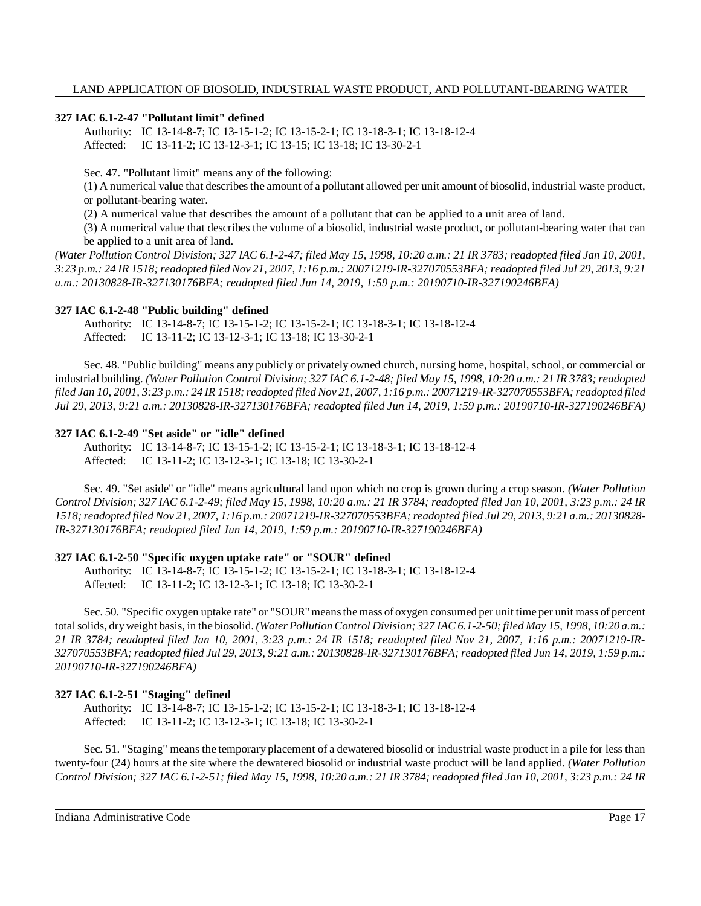### 327 IAC 6.1-2-47 "Pollutant limit" defined

Authority: IC 13-14-8-7; IC 13-15-1-2; IC 13-15-2-1; IC 13-18-3-1; IC 13-18-12-4
Affected: IC 13-11-2; IC 13-12-3-1; IC 13-15; IC 13-18; IC 13-30-2-1

Sec. 47. "Pollutant limit" means any of the following:

(1) A numerical value that describes the amount of a pollutant allowed per unit amount of biosolid, industrial waste product, or pollutant-bearing water.

(2) A numerical value that describes the amount of a pollutant that can be applied to a unit area of land.

(3) A numerical value that describes the volume of a biosolid, industrial waste product, or pollutant-bearing water that can be applied to a unit area of land.

*(Water Pollution Control Division; 327 IAC 6.1-2-47; filed May 15, 1998, 10:20 a.m.: 21 IR 3783; readopted filed Jan 10, 2001, 3:23 p.m.: 24 IR 1518; readopted filed Nov 21, 2007, 1:16 p.m.: 20071219-IR-327070553BFA; readopted filed Jul 29, 2013, 9:21 a.m.: 20130828-IR-327130176BFA; readopted filed Jun 14, 2019, 1:59 p.m.: 20190710-IR-327190246BFA)*

### 327 IAC 6.1-2-48 "Public building" defined

Authority: IC 13-14-8-7; IC 13-15-1-2; IC 13-15-2-1; IC 13-18-3-1; IC 13-18-12-4
Affected: IC 13-11-2; IC 13-12-3-1; IC 13-18; IC 13-30-2-1

Sec. 48. "Public building" means any publicly or privately owned church, nursing home, hospital, school, or commercial or industrial building. *(Water Pollution Control Division; 327 IAC 6.1-2-48; filed May 15, 1998, 10:20 a.m.: 21 IR 3783; readopted filed Jan 10, 2001, 3:23 p.m.: 24 IR 1518; readopted filed Nov 21, 2007, 1:16 p.m.: 20071219-IR-327070553BFA; readopted filed Jul 29, 2013, 9:21 a.m.: 20130828-IR-327130176BFA; readopted filed Jun 14, 2019, 1:59 p.m.: 20190710-IR-327190246BFA)*

### 327 IAC 6.1-2-49 "Set aside" or "idle" defined

Authority: IC 13-14-8-7; IC 13-15-1-2; IC 13-15-2-1; IC 13-18-3-1; IC 13-18-12-4
Affected: IC 13-11-2; IC 13-12-3-1; IC 13-18; IC 13-30-2-1

Sec. 49. "Set aside" or "idle" means agricultural land upon which no crop is grown during a crop season. *(Water Pollution Control Division; 327 IAC 6.1-2-49; filed May 15, 1998, 10:20 a.m.: 21 IR 3784; readopted filed Jan 10, 2001, 3:23 p.m.: 24 IR 1518; readopted filed Nov 21, 2007, 1:16 p.m.: 20071219-IR-327070553BFA; readopted filed Jul 29, 2013, 9:21 a.m.: 20130828-IR-327130176BFA; readopted filed Jun 14, 2019, 1:59 p.m.: 20190710-IR-327190246BFA)*

### 327 IAC 6.1-2-50 "Specific oxygen uptake rate" or "SOUR" defined

Authority: IC 13-14-8-7; IC 13-15-1-2; IC 13-15-2-1; IC 13-18-3-1; IC 13-18-12-4
Affected: IC 13-11-2; IC 13-12-3-1; IC 13-18; IC 13-30-2-1

Sec. 50. "Specific oxygen uptake rate" or "SOUR" means the mass of oxygen consumed per unit time per unit mass of percent total solids, dry weight basis, in the biosolid. *(Water Pollution Control Division; 327 IAC 6.1-2-50; filed May 15, 1998, 10:20 a.m.: 21 IR 3784; readopted filed Jan 10, 2001, 3:23 p.m.: 24 IR 1518; readopted filed Nov 21, 2007, 1:16 p.m.: 20071219-IR-327070553BFA; readopted filed Jul 29, 2013, 9:21 a.m.: 20130828-IR-327130176BFA; readopted filed Jun 14, 2019, 1:59 p.m.: 20190710-IR-327190246BFA)*

### 327 IAC 6.1-2-51 "Staging" defined

Authority: IC 13-14-8-7; IC 13-15-1-2; IC 13-15-2-1; IC 13-18-3-1; IC 13-18-12-4
Affected: IC 13-11-2; IC 13-12-3-1; IC 13-18; IC 13-30-2-1

Sec. 51. "Staging" means the temporary placement of a dewatered biosolid or industrial waste product in a pile for less than twenty-four (24) hours at the site where the dewatered biosolid or industrial waste product will be land applied. *(Water Pollution Control Division; 327 IAC 6.1-2-51; filed May 15, 1998, 10:20 a.m.: 21 IR 3784; readopted filed Jan 10, 2001, 3:23 p.m.: 24 IR*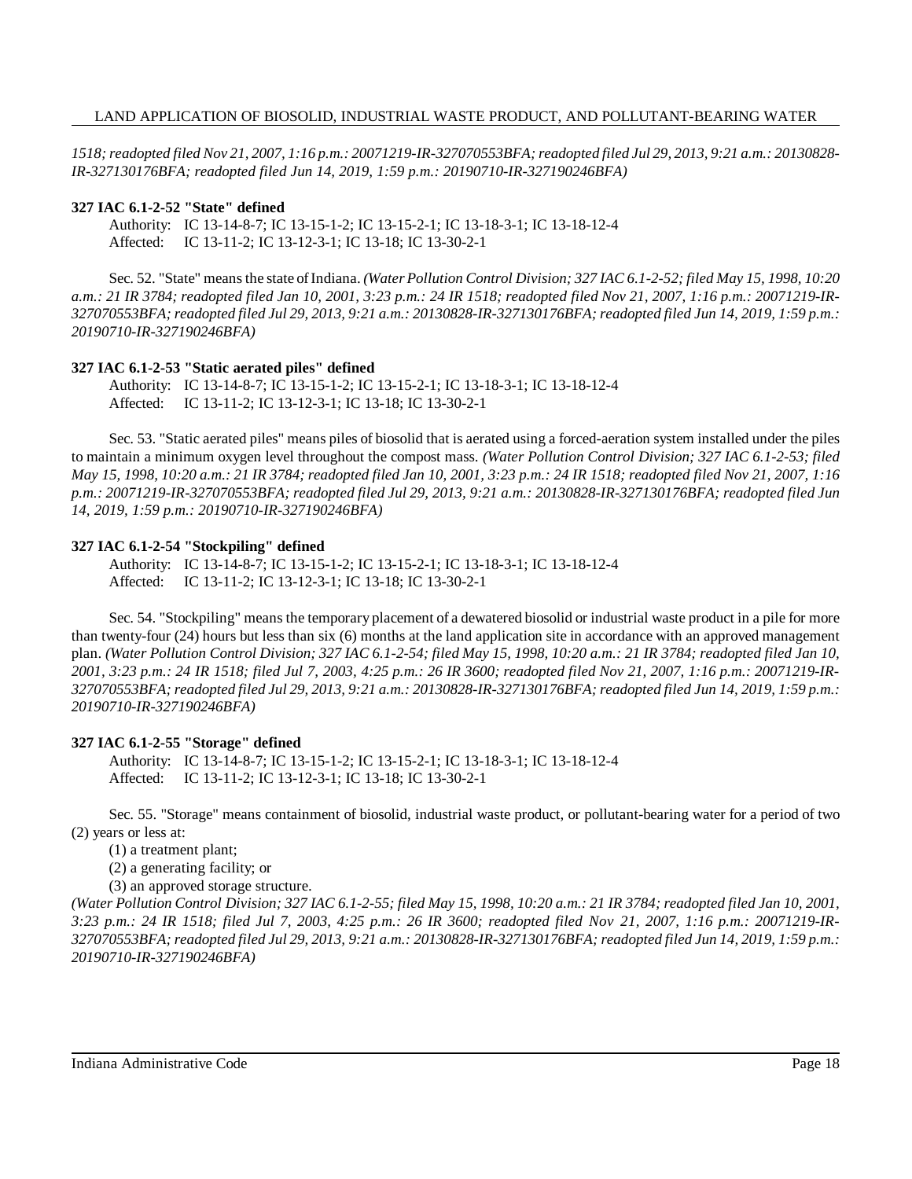*1518; readopted filed Nov 21, 2007, 1:16 p.m.: 20071219-IR-327070553BFA; readopted filed Jul 29, 2013, 9:21 a.m.: 20130828-IR-327130176BFA; readopted filed Jun 14, 2019, 1:59 p.m.: 20190710-IR-327190246BFA)*

**327 IAC 6.1-2-52 "State" defined**

Authority: IC 13-14-8-7; IC 13-15-1-2; IC 13-15-2-1; IC 13-18-3-1; IC 13-18-12-4
Affected: IC 13-11-2; IC 13-12-3-1; IC 13-18; IC 13-30-2-1

Sec. 52. "State" means the state of Indiana. *(Water Pollution Control Division; 327 IAC 6.1-2-52; filed May 15, 1998, 10:20 a.m.: 21 IR 3784; readopted filed Jan 10, 2001, 3:23 p.m.: 24 IR 1518; readopted filed Nov 21, 2007, 1:16 p.m.: 20071219-IR-327070553BFA; readopted filed Jul 29, 2013, 9:21 a.m.: 20130828-IR-327130176BFA; readopted filed Jun 14, 2019, 1:59 p.m.: 20190710-IR-327190246BFA)*

**327 IAC 6.1-2-53 "Static aerated piles" defined**

Authority: IC 13-14-8-7; IC 13-15-1-2; IC 13-15-2-1; IC 13-18-3-1; IC 13-18-12-4
Affected: IC 13-11-2; IC 13-12-3-1; IC 13-18; IC 13-30-2-1

Sec. 53. "Static aerated piles" means piles of biosolid that is aerated using a forced-aeration system installed under the piles to maintain a minimum oxygen level throughout the compost mass. *(Water Pollution Control Division; 327 IAC 6.1-2-53; filed May 15, 1998, 10:20 a.m.: 21 IR 3784; readopted filed Jan 10, 2001, 3:23 p.m.: 24 IR 1518; readopted filed Nov 21, 2007, 1:16 p.m.: 20071219-IR-327070553BFA; readopted filed Jul 29, 2013, 9:21 a.m.: 20130828-IR-327130176BFA; readopted filed Jun 14, 2019, 1:59 p.m.: 20190710-IR-327190246BFA)*

**327 IAC 6.1-2-54 "Stockpiling" defined**

Authority: IC 13-14-8-7; IC 13-15-1-2; IC 13-15-2-1; IC 13-18-3-1; IC 13-18-12-4
Affected: IC 13-11-2; IC 13-12-3-1; IC 13-18; IC 13-30-2-1

Sec. 54. "Stockpiling" means the temporary placement of a dewatered biosolid or industrial waste product in a pile for more than twenty-four (24) hours but less than six (6) months at the land application site in accordance with an approved management plan. *(Water Pollution Control Division; 327 IAC 6.1-2-54; filed May 15, 1998, 10:20 a.m.: 21 IR 3784; readopted filed Jan 10, 2001, 3:23 p.m.: 24 IR 1518; filed Jul 7, 2003, 4:25 p.m.: 26 IR 3600; readopted filed Nov 21, 2007, 1:16 p.m.: 20071219-IR-327070553BFA; readopted filed Jul 29, 2013, 9:21 a.m.: 20130828-IR-327130176BFA; readopted filed Jun 14, 2019, 1:59 p.m.: 20190710-IR-327190246BFA)*

**327 IAC 6.1-2-55 "Storage" defined**

Authority: IC 13-14-8-7; IC 13-15-1-2; IC 13-15-2-1; IC 13-18-3-1; IC 13-18-12-4
Affected: IC 13-11-2; IC 13-12-3-1; IC 13-18; IC 13-30-2-1

Sec. 55. "Storage" means containment of biosolid, industrial waste product, or pollutant-bearing water for a period of two (2) years or less at:

(1) a treatment plant;

(2) a generating facility; or

(3) an approved storage structure.

*(Water Pollution Control Division; 327 IAC 6.1-2-55; filed May 15, 1998, 10:20 a.m.: 21 IR 3784; readopted filed Jan 10, 2001, 3:23 p.m.: 24 IR 1518; filed Jul 7, 2003, 4:25 p.m.: 26 IR 3600; readopted filed Nov 21, 2007, 1:16 p.m.: 20071219-IR-327070553BFA; readopted filed Jul 29, 2013, 9:21 a.m.: 20130828-IR-327130176BFA; readopted filed Jun 14, 2019, 1:59 p.m.: 20190710-IR-327190246BFA)*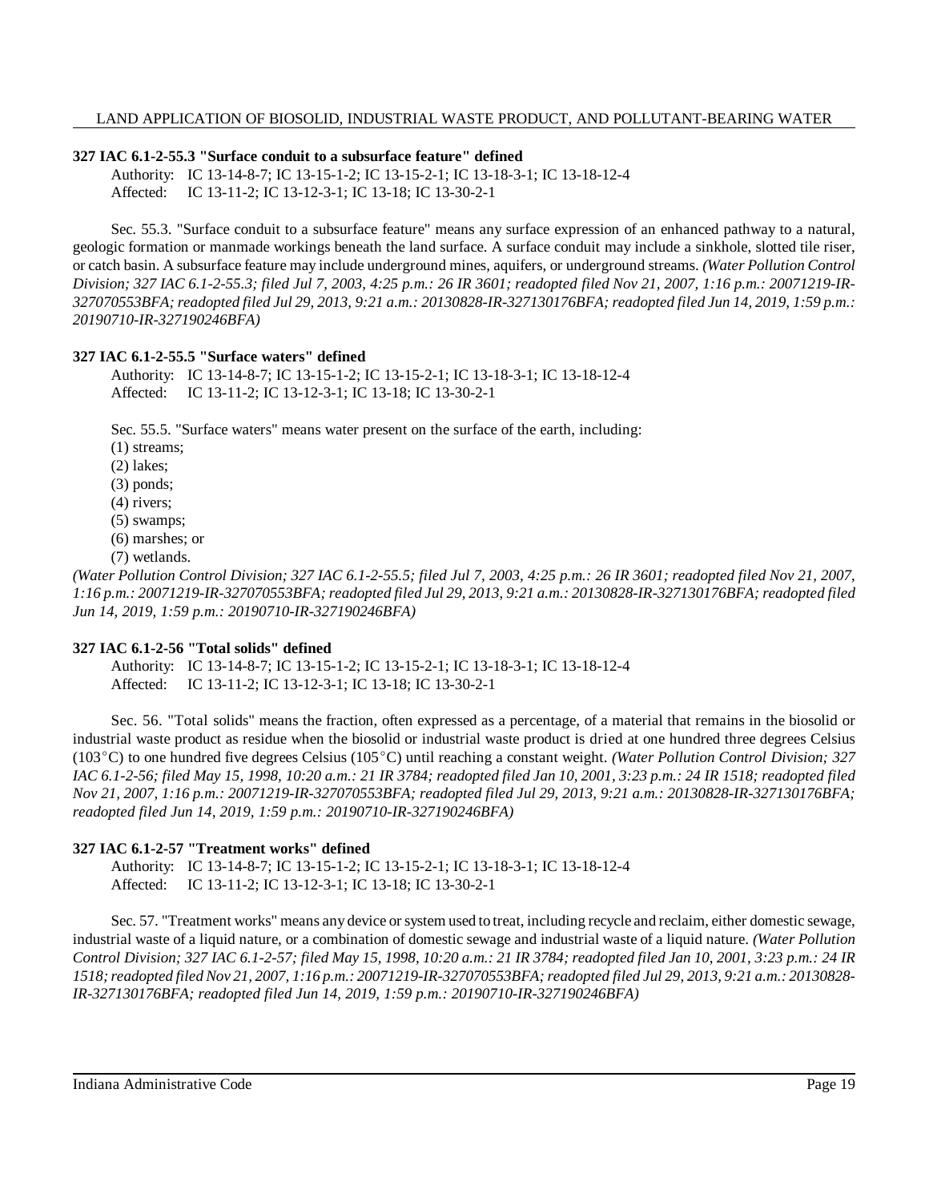### 327 IAC 6.1-2-55.3 "Surface conduit to a subsurface feature" defined

Authority: IC 13-14-8-7; IC 13-15-1-2; IC 13-15-2-1; IC 13-18-3-1; IC 13-18-12-4
Affected: IC 13-11-2; IC 13-12-3-1; IC 13-18; IC 13-30-2-1

Sec. 55.3. "Surface conduit to a subsurface feature" means any surface expression of an enhanced pathway to a natural, geologic formation or manmade workings beneath the land surface. A surface conduit may include a sinkhole, slotted tile riser, or catch basin. A subsurface feature may include underground mines, aquifers, or underground streams. *(Water Pollution Control Division; 327 IAC 6.1-2-55.3; filed Jul 7, 2003, 4:25 p.m.: 26 IR 3601; readopted filed Nov 21, 2007, 1:16 p.m.: 20071219-IR-327070553BFA; readopted filed Jul 29, 2013, 9:21 a.m.: 20130828-IR-327130176BFA; readopted filed Jun 14, 2019, 1:59 p.m.: 20190710-IR-327190246BFA)*

### 327 IAC 6.1-2-55.5 "Surface waters" defined

Authority: IC 13-14-8-7; IC 13-15-1-2; IC 13-15-2-1; IC 13-18-3-1; IC 13-18-12-4
Affected: IC 13-11-2; IC 13-12-3-1; IC 13-18; IC 13-30-2-1

Sec. 55.5. "Surface waters" means water present on the surface of the earth, including:
(1) streams;
(2) lakes;
(3) ponds;
(4) rivers;
(5) swamps;
(6) marshes; or
(7) wetlands.

*(Water Pollution Control Division; 327 IAC 6.1-2-55.5; filed Jul 7, 2003, 4:25 p.m.: 26 IR 3601; readopted filed Nov 21, 2007, 1:16 p.m.: 20071219-IR-327070553BFA; readopted filed Jul 29, 2013, 9:21 a.m.: 20130828-IR-327130176BFA; readopted filed Jun 14, 2019, 1:59 p.m.: 20190710-IR-327190246BFA)*

### 327 IAC 6.1-2-56 "Total solids" defined

Authority: IC 13-14-8-7; IC 13-15-1-2; IC 13-15-2-1; IC 13-18-3-1; IC 13-18-12-4
Affected: IC 13-11-2; IC 13-12-3-1; IC 13-18; IC 13-30-2-1

Sec. 56. "Total solids" means the fraction, often expressed as a percentage, of a material that remains in the biosolid or industrial waste product as residue when the biosolid or industrial waste product is dried at one hundred three degrees Celsius (103°C) to one hundred five degrees Celsius (105°C) until reaching a constant weight. *(Water Pollution Control Division; 327 IAC 6.1-2-56; filed May 15, 1998, 10:20 a.m.: 21 IR 3784; readopted filed Jan 10, 2001, 3:23 p.m.: 24 IR 1518; readopted filed Nov 21, 2007, 1:16 p.m.: 20071219-IR-327070553BFA; readopted filed Jul 29, 2013, 9:21 a.m.: 20130828-IR-327130176BFA; readopted filed Jun 14, 2019, 1:59 p.m.: 20190710-IR-327190246BFA)*

### 327 IAC 6.1-2-57 "Treatment works" defined

Authority: IC 13-14-8-7; IC 13-15-1-2; IC 13-15-2-1; IC 13-18-3-1; IC 13-18-12-4
Affected: IC 13-11-2; IC 13-12-3-1; IC 13-18; IC 13-30-2-1

Sec. 57. "Treatment works" means any device or system used to treat, including recycle and reclaim, either domestic sewage, industrial waste of a liquid nature, or a combination of domestic sewage and industrial waste of a liquid nature. *(Water Pollution Control Division; 327 IAC 6.1-2-57; filed May 15, 1998, 10:20 a.m.: 21 IR 3784; readopted filed Jan 10, 2001, 3:23 p.m.: 24 IR 1518; readopted filed Nov 21, 2007, 1:16 p.m.: 20071219-IR-327070553BFA; readopted filed Jul 29, 2013, 9:21 a.m.: 20130828-IR-327130176BFA; readopted filed Jun 14, 2019, 1:59 p.m.: 20190710-IR-327190246BFA)*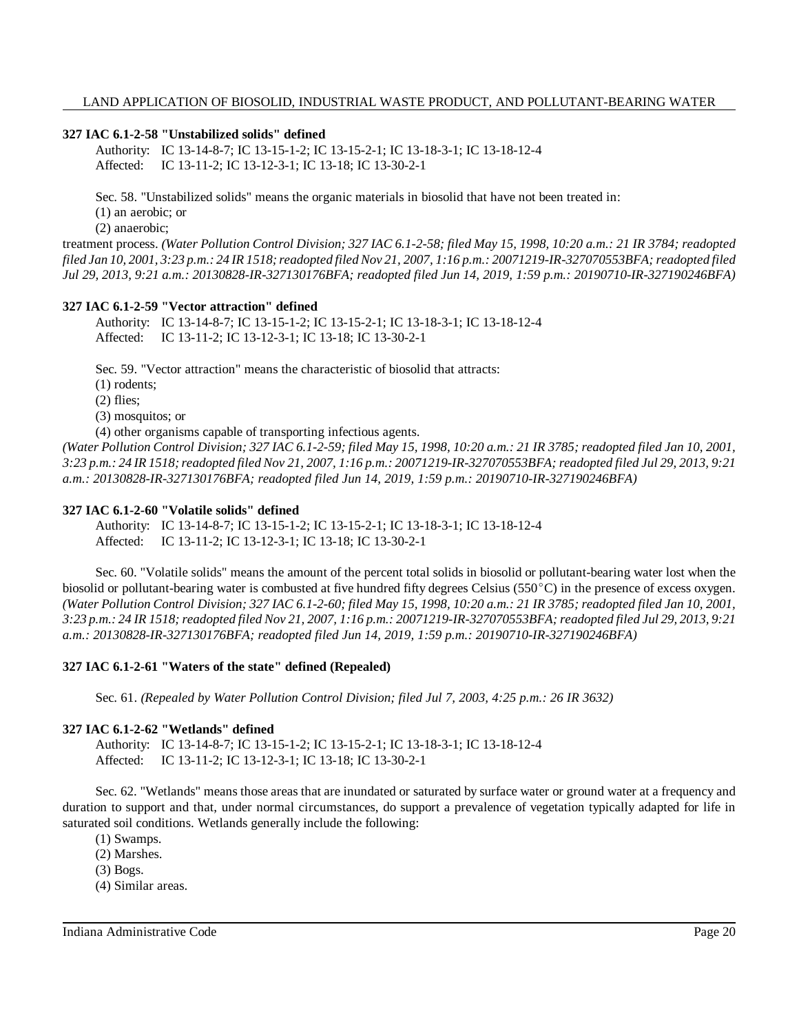**327 IAC 6.1-2-58 "Unstabilized solids" defined**

Authority: IC 13-14-8-7; IC 13-15-1-2; IC 13-15-2-1; IC 13-18-3-1; IC 13-18-12-4
Affected: IC 13-11-2; IC 13-12-3-1; IC 13-18; IC 13-30-2-1

Sec. 58. "Unstabilized solids" means the organic materials in biosolid that have not been treated in:
(1) an aerobic; or
(2) anaerobic;
treatment process. *(Water Pollution Control Division; 327 IAC 6.1-2-58; filed May 15, 1998, 10:20 a.m.: 21 IR 3784; readopted filed Jan 10, 2001, 3:23 p.m.: 24 IR 1518; readopted filed Nov 21, 2007, 1:16 p.m.: 20071219-IR-327070553BFA; readopted filed Jul 29, 2013, 9:21 a.m.: 20130828-IR-327130176BFA; readopted filed Jun 14, 2019, 1:59 p.m.: 20190710-IR-327190246BFA)*

**327 IAC 6.1-2-59 "Vector attraction" defined**

Authority: IC 13-14-8-7; IC 13-15-1-2; IC 13-15-2-1; IC 13-18-3-1; IC 13-18-12-4
Affected: IC 13-11-2; IC 13-12-3-1; IC 13-18; IC 13-30-2-1

Sec. 59. "Vector attraction" means the characteristic of biosolid that attracts:
(1) rodents;
(2) flies;
(3) mosquitos; or
(4) other organisms capable of transporting infectious agents.
*(Water Pollution Control Division; 327 IAC 6.1-2-59; filed May 15, 1998, 10:20 a.m.: 21 IR 3785; readopted filed Jan 10, 2001, 3:23 p.m.: 24 IR 1518; readopted filed Nov 21, 2007, 1:16 p.m.: 20071219-IR-327070553BFA; readopted filed Jul 29, 2013, 9:21 a.m.: 20130828-IR-327130176BFA; readopted filed Jun 14, 2019, 1:59 p.m.: 20190710-IR-327190246BFA)*

**327 IAC 6.1-2-60 "Volatile solids" defined**

Authority: IC 13-14-8-7; IC 13-15-1-2; IC 13-15-2-1; IC 13-18-3-1; IC 13-18-12-4
Affected: IC 13-11-2; IC 13-12-3-1; IC 13-18; IC 13-30-2-1

Sec. 60. "Volatile solids" means the amount of the percent total solids in biosolid or pollutant-bearing water lost when the biosolid or pollutant-bearing water is combusted at five hundred fifty degrees Celsius (550°C) in the presence of excess oxygen. *(Water Pollution Control Division; 327 IAC 6.1-2-60; filed May 15, 1998, 10:20 a.m.: 21 IR 3785; readopted filed Jan 10, 2001, 3:23 p.m.: 24 IR 1518; readopted filed Nov 21, 2007, 1:16 p.m.: 20071219-IR-327070553BFA; readopted filed Jul 29, 2013, 9:21 a.m.: 20130828-IR-327130176BFA; readopted filed Jun 14, 2019, 1:59 p.m.: 20190710-IR-327190246BFA)*

**327 IAC 6.1-2-61 "Waters of the state" defined (Repealed)**

Sec. 61. *(Repealed by Water Pollution Control Division; filed Jul 7, 2003, 4:25 p.m.: 26 IR 3632)*

**327 IAC 6.1-2-62 "Wetlands" defined**

Authority: IC 13-14-8-7; IC 13-15-1-2; IC 13-15-2-1; IC 13-18-3-1; IC 13-18-12-4
Affected: IC 13-11-2; IC 13-12-3-1; IC 13-18; IC 13-30-2-1

Sec. 62. "Wetlands" means those areas that are inundated or saturated by surface water or ground water at a frequency and duration to support and that, under normal circumstances, do support a prevalence of vegetation typically adapted for life in saturated soil conditions. Wetlands generally include the following:
(1) Swamps.
(2) Marshes.
(3) Bogs.
(4) Similar areas.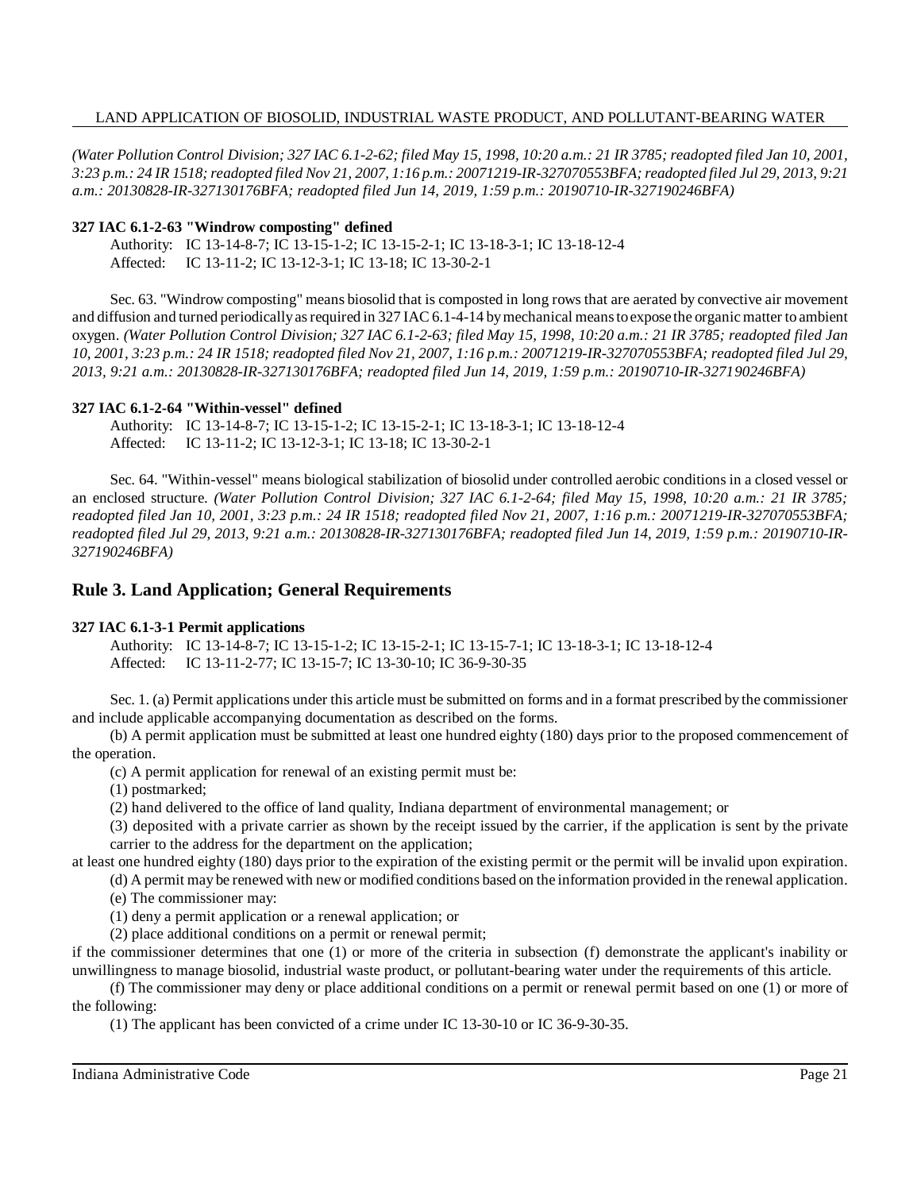*(Water Pollution Control Division; 327 IAC 6.1-2-62; filed May 15, 1998, 10:20 a.m.: 21 IR 3785; readopted filed Jan 10, 2001, 3:23 p.m.: 24 IR 1518; readopted filed Nov 21, 2007, 1:16 p.m.: 20071219-IR-327070553BFA; readopted filed Jul 29, 2013, 9:21 a.m.: 20130828-IR-327130176BFA; readopted filed Jun 14, 2019, 1:59 p.m.: 20190710-IR-327190246BFA)*

**327 IAC 6.1-2-63 "Windrow composting" defined**

Authority: IC 13-14-8-7; IC 13-15-1-2; IC 13-15-2-1; IC 13-18-3-1; IC 13-18-12-4
Affected: IC 13-11-2; IC 13-12-3-1; IC 13-18; IC 13-30-2-1

Sec. 63. "Windrow composting" means biosolid that is composted in long rows that are aerated by convective air movement and diffusion and turned periodically as required in 327 IAC 6.1-4-14 by mechanical means to expose the organic matter to ambient oxygen. *(Water Pollution Control Division; 327 IAC 6.1-2-63; filed May 15, 1998, 10:20 a.m.: 21 IR 3785; readopted filed Jan 10, 2001, 3:23 p.m.: 24 IR 1518; readopted filed Nov 21, 2007, 1:16 p.m.: 20071219-IR-327070553BFA; readopted filed Jul 29, 2013, 9:21 a.m.: 20130828-IR-327130176BFA; readopted filed Jun 14, 2019, 1:59 p.m.: 20190710-IR-327190246BFA)*

**327 IAC 6.1-2-64 "Within-vessel" defined**

Authority: IC 13-14-8-7; IC 13-15-1-2; IC 13-15-2-1; IC 13-18-3-1; IC 13-18-12-4
Affected: IC 13-11-2; IC 13-12-3-1; IC 13-18; IC 13-30-2-1

Sec. 64. "Within-vessel" means biological stabilization of biosolid under controlled aerobic conditions in a closed vessel or an enclosed structure. *(Water Pollution Control Division; 327 IAC 6.1-2-64; filed May 15, 1998, 10:20 a.m.: 21 IR 3785; readopted filed Jan 10, 2001, 3:23 p.m.: 24 IR 1518; readopted filed Nov 21, 2007, 1:16 p.m.: 20071219-IR-327070553BFA; readopted filed Jul 29, 2013, 9:21 a.m.: 20130828-IR-327130176BFA; readopted filed Jun 14, 2019, 1:59 p.m.: 20190710-IR-327190246BFA)*

## Rule 3. Land Application; General Requirements

**327 IAC 6.1-3-1 Permit applications**

Authority: IC 13-14-8-7; IC 13-15-1-2; IC 13-15-2-1; IC 13-15-7-1; IC 13-18-3-1; IC 13-18-12-4
Affected: IC 13-11-2-77; IC 13-15-7; IC 13-30-10; IC 36-9-30-35

Sec. 1. (a) Permit applications under this article must be submitted on forms and in a format prescribed by the commissioner and include applicable accompanying documentation as described on the forms.

(b) A permit application must be submitted at least one hundred eighty (180) days prior to the proposed commencement of the operation.

(c) A permit application for renewal of an existing permit must be:

(1) postmarked;

(2) hand delivered to the office of land quality, Indiana department of environmental management; or

(3) deposited with a private carrier as shown by the receipt issued by the carrier, if the application is sent by the private carrier to the address for the department on the application;

at least one hundred eighty (180) days prior to the expiration of the existing permit or the permit will be invalid upon expiration.

(d) A permit may be renewed with new or modified conditions based on the information provided in the renewal application.

(e) The commissioner may:

(1) deny a permit application or a renewal application; or

(2) place additional conditions on a permit or renewal permit;

if the commissioner determines that one (1) or more of the criteria in subsection (f) demonstrate the applicant's inability or unwillingness to manage biosolid, industrial waste product, or pollutant-bearing water under the requirements of this article.

(f) The commissioner may deny or place additional conditions on a permit or renewal permit based on one (1) or more of the following:

(1) The applicant has been convicted of a crime under IC 13-30-10 or IC 36-9-30-35.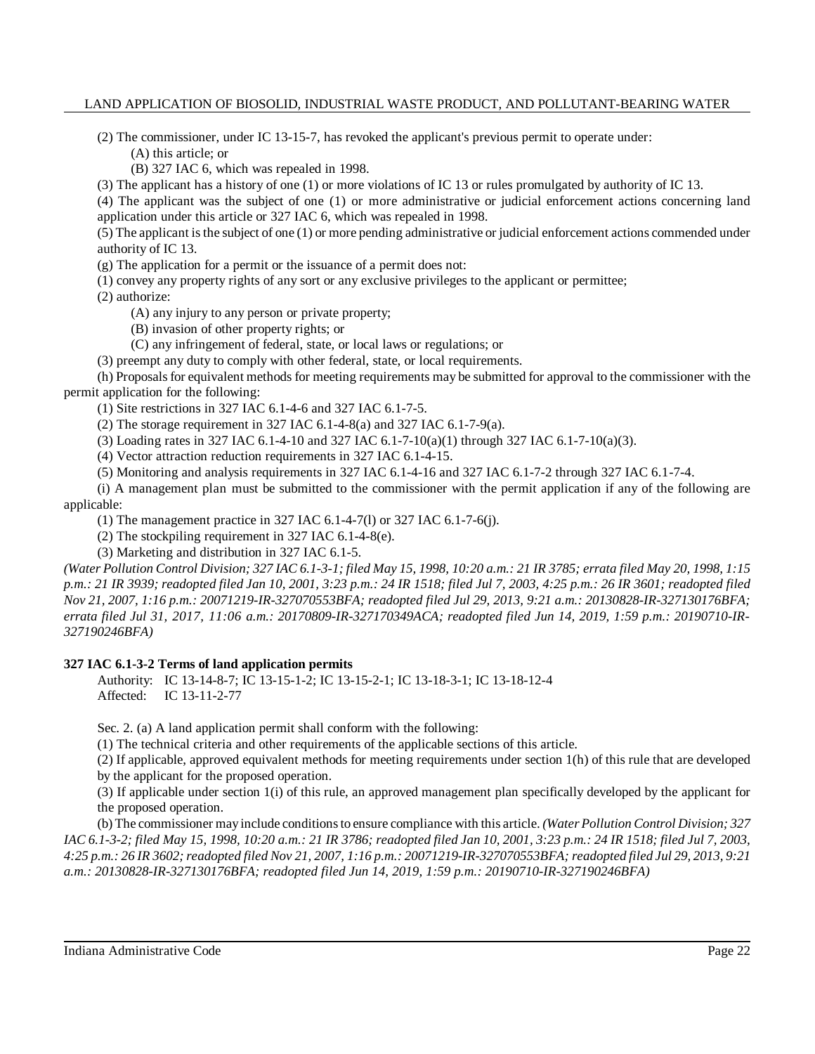(2) The commissioner, under IC 13-15-7, has revoked the applicant's previous permit to operate under:

(A) this article; or

(B) 327 IAC 6, which was repealed in 1998.

(3) The applicant has a history of one (1) or more violations of IC 13 or rules promulgated by authority of IC 13.

(4) The applicant was the subject of one (1) or more administrative or judicial enforcement actions concerning land application under this article or 327 IAC 6, which was repealed in 1998.

(5) The applicant is the subject of one (1) or more pending administrative or judicial enforcement actions commended under authority of IC 13.

(g) The application for a permit or the issuance of a permit does not:

(1) convey any property rights of any sort or any exclusive privileges to the applicant or permittee;

(2) authorize:

(A) any injury to any person or private property;

(B) invasion of other property rights; or

(C) any infringement of federal, state, or local laws or regulations; or

(3) preempt any duty to comply with other federal, state, or local requirements.

(h) Proposals for equivalent methods for meeting requirements may be submitted for approval to the commissioner with the permit application for the following:

(1) Site restrictions in 327 IAC 6.1-4-6 and 327 IAC 6.1-7-5.

(2) The storage requirement in 327 IAC 6.1-4-8(a) and 327 IAC 6.1-7-9(a).

(3) Loading rates in 327 IAC 6.1-4-10 and 327 IAC 6.1-7-10(a)(1) through 327 IAC 6.1-7-10(a)(3).

(4) Vector attraction reduction requirements in 327 IAC 6.1-4-15.

(5) Monitoring and analysis requirements in 327 IAC 6.1-4-16 and 327 IAC 6.1-7-2 through 327 IAC 6.1-7-4.

(i) A management plan must be submitted to the commissioner with the permit application if any of the following are applicable:

(1) The management practice in 327 IAC 6.1-4-7(l) or 327 IAC 6.1-7-6(j).

(2) The stockpiling requirement in 327 IAC 6.1-4-8(e).

(3) Marketing and distribution in 327 IAC 6.1-5.

*(Water Pollution Control Division; 327 IAC 6.1-3-1; filed May 15, 1998, 10:20 a.m.: 21 IR 3785; errata filed May 20, 1998, 1:15 p.m.: 21 IR 3939; readopted filed Jan 10, 2001, 3:23 p.m.: 24 IR 1518; filed Jul 7, 2003, 4:25 p.m.: 26 IR 3601; readopted filed Nov 21, 2007, 1:16 p.m.: 20071219-IR-327070553BFA; readopted filed Jul 29, 2013, 9:21 a.m.: 20130828-IR-327130176BFA; errata filed Jul 31, 2017, 11:06 a.m.: 20170809-IR-327170349ACA; readopted filed Jun 14, 2019, 1:59 p.m.: 20190710-IR-327190246BFA)*

**327 IAC 6.1-3-2 Terms of land application permits**

Authority: IC 13-14-8-7; IC 13-15-1-2; IC 13-15-2-1; IC 13-18-3-1; IC 13-18-12-4
Affected: IC 13-11-2-77

Sec. 2. (a) A land application permit shall conform with the following:

(1) The technical criteria and other requirements of the applicable sections of this article.

(2) If applicable, approved equivalent methods for meeting requirements under section 1(h) of this rule that are developed by the applicant for the proposed operation.

(3) If applicable under section 1(i) of this rule, an approved management plan specifically developed by the applicant for the proposed operation.

(b) The commissioner may include conditions to ensure compliance with this article. *(Water Pollution Control Division; 327 IAC 6.1-3-2; filed May 15, 1998, 10:20 a.m.: 21 IR 3786; readopted filed Jan 10, 2001, 3:23 p.m.: 24 IR 1518; filed Jul 7, 2003, 4:25 p.m.: 26 IR 3602; readopted filed Nov 21, 2007, 1:16 p.m.: 20071219-IR-327070553BFA; readopted filed Jul 29, 2013, 9:21 a.m.: 20130828-IR-327130176BFA; readopted filed Jun 14, 2019, 1:59 p.m.: 20190710-IR-327190246BFA)*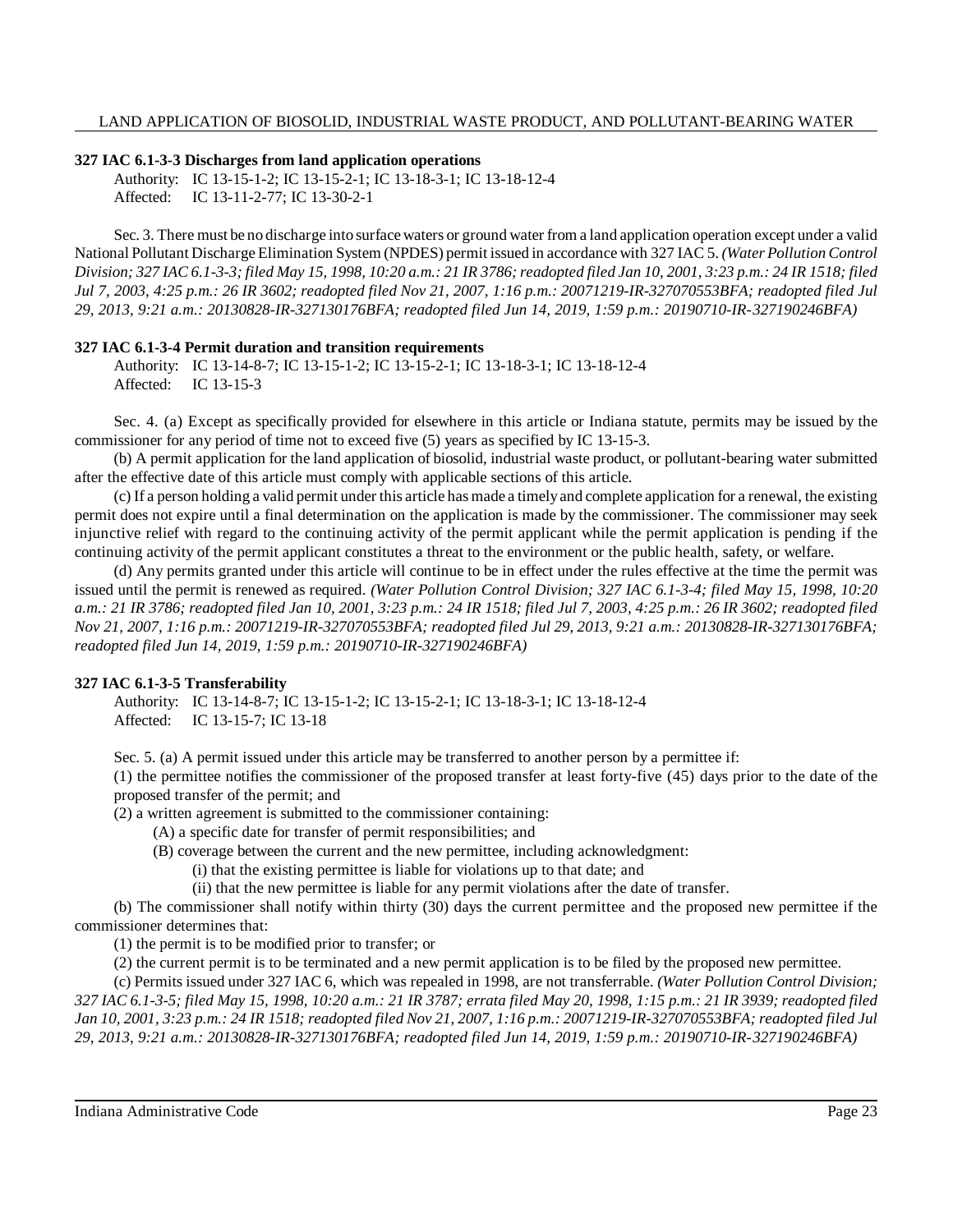### 327 IAC 6.1-3-3 Discharges from land application operations

Authority: IC 13-15-1-2; IC 13-15-2-1; IC 13-18-3-1; IC 13-18-12-4
Affected: IC 13-11-2-77; IC 13-30-2-1

Sec. 3. There must be no discharge into surface waters or ground water from a land application operation except under a valid National Pollutant Discharge Elimination System (NPDES) permit issued in accordance with 327 IAC 5. *(Water Pollution Control Division; 327 IAC 6.1-3-3; filed May 15, 1998, 10:20 a.m.: 21 IR 3786; readopted filed Jan 10, 2001, 3:23 p.m.: 24 IR 1518; filed Jul 7, 2003, 4:25 p.m.: 26 IR 3602; readopted filed Nov 21, 2007, 1:16 p.m.: 20071219-IR-327070553BFA; readopted filed Jul 29, 2013, 9:21 a.m.: 20130828-IR-327130176BFA; readopted filed Jun 14, 2019, 1:59 p.m.: 20190710-IR-327190246BFA)*

### 327 IAC 6.1-3-4 Permit duration and transition requirements

Authority: IC 13-14-8-7; IC 13-15-1-2; IC 13-15-2-1; IC 13-18-3-1; IC 13-18-12-4
Affected: IC 13-15-3

Sec. 4. (a) Except as specifically provided for elsewhere in this article or Indiana statute, permits may be issued by the commissioner for any period of time not to exceed five (5) years as specified by IC 13-15-3.

(b) A permit application for the land application of biosolid, industrial waste product, or pollutant-bearing water submitted after the effective date of this article must comply with applicable sections of this article.

(c) If a person holding a valid permit under this article has made a timely and complete application for a renewal, the existing permit does not expire until a final determination on the application is made by the commissioner. The commissioner may seek injunctive relief with regard to the continuing activity of the permit applicant while the permit application is pending if the continuing activity of the permit applicant constitutes a threat to the environment or the public health, safety, or welfare.

(d) Any permits granted under this article will continue to be in effect under the rules effective at the time the permit was issued until the permit is renewed as required. *(Water Pollution Control Division; 327 IAC 6.1-3-4; filed May 15, 1998, 10:20 a.m.: 21 IR 3786; readopted filed Jan 10, 2001, 3:23 p.m.: 24 IR 1518; filed Jul 7, 2003, 4:25 p.m.: 26 IR 3602; readopted filed Nov 21, 2007, 1:16 p.m.: 20071219-IR-327070553BFA; readopted filed Jul 29, 2013, 9:21 a.m.: 20130828-IR-327130176BFA; readopted filed Jun 14, 2019, 1:59 p.m.: 20190710-IR-327190246BFA)*

### 327 IAC 6.1-3-5 Transferability

Authority: IC 13-14-8-7; IC 13-15-1-2; IC 13-15-2-1; IC 13-18-3-1; IC 13-18-12-4
Affected: IC 13-15-7; IC 13-18

Sec. 5. (a) A permit issued under this article may be transferred to another person by a permittee if:

(1) the permittee notifies the commissioner of the proposed transfer at least forty-five (45) days prior to the date of the proposed transfer of the permit; and

(2) a written agreement is submitted to the commissioner containing:

(A) a specific date for transfer of permit responsibilities; and

(B) coverage between the current and the new permittee, including acknowledgment:

(i) that the existing permittee is liable for violations up to that date; and

(ii) that the new permittee is liable for any permit violations after the date of transfer.

(b) The commissioner shall notify within thirty (30) days the current permittee and the proposed new permittee if the commissioner determines that:

(1) the permit is to be modified prior to transfer; or

(2) the current permit is to be terminated and a new permit application is to be filed by the proposed new permittee.

(c) Permits issued under 327 IAC 6, which was repealed in 1998, are not transferrable. *(Water Pollution Control Division; 327 IAC 6.1-3-5; filed May 15, 1998, 10:20 a.m.: 21 IR 3787; errata filed May 20, 1998, 1:15 p.m.: 21 IR 3939; readopted filed Jan 10, 2001, 3:23 p.m.: 24 IR 1518; readopted filed Nov 21, 2007, 1:16 p.m.: 20071219-IR-327070553BFA; readopted filed Jul 29, 2013, 9:21 a.m.: 20130828-IR-327130176BFA; readopted filed Jun 14, 2019, 1:59 p.m.: 20190710-IR-327190246BFA)*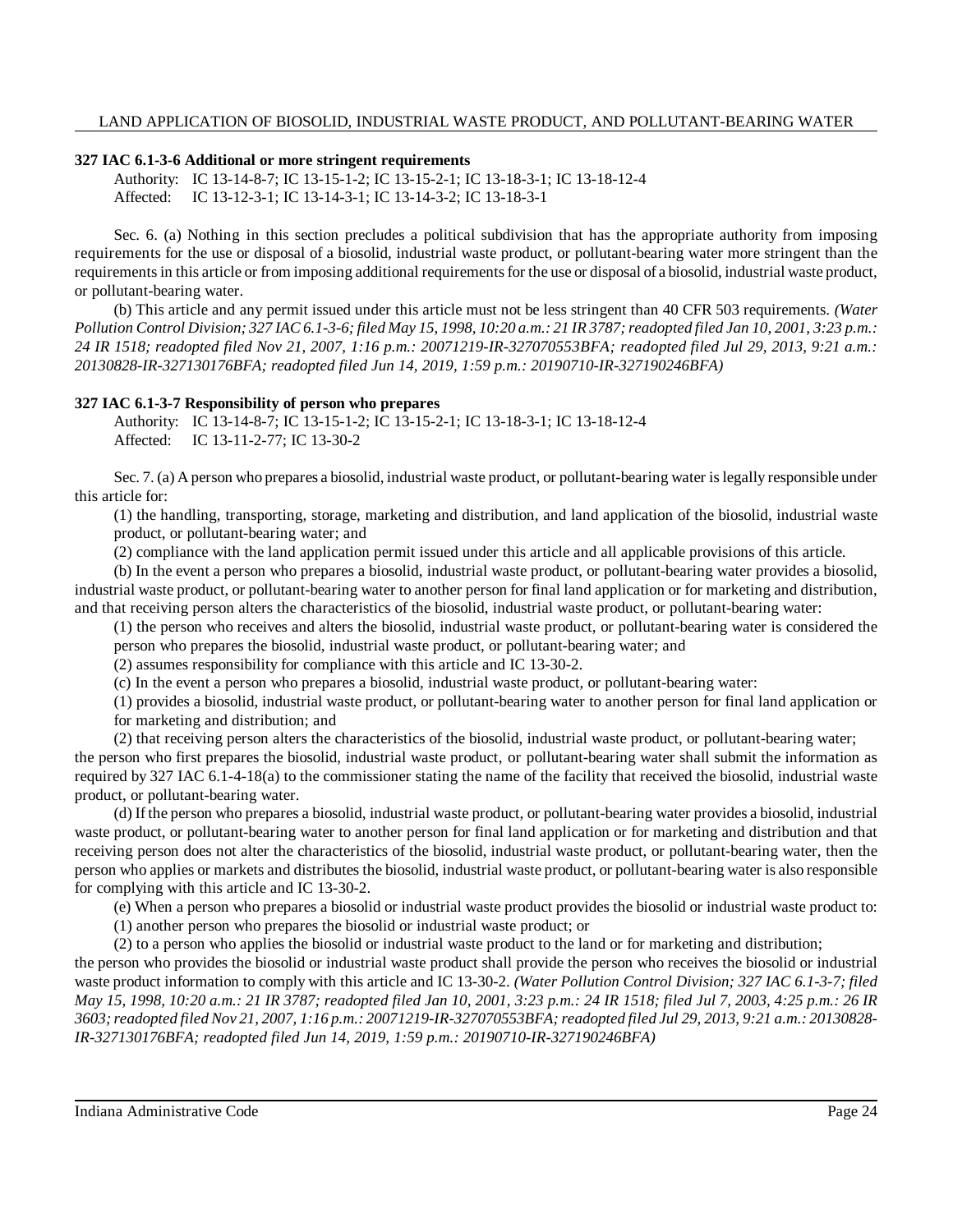### 327 IAC 6.1-3-6 Additional or more stringent requirements

Authority: IC 13-14-8-7; IC 13-15-1-2; IC 13-15-2-1; IC 13-18-3-1; IC 13-18-12-4
Affected: IC 13-12-3-1; IC 13-14-3-1; IC 13-14-3-2; IC 13-18-3-1

Sec. 6. (a) Nothing in this section precludes a political subdivision that has the appropriate authority from imposing requirements for the use or disposal of a biosolid, industrial waste product, or pollutant-bearing water more stringent than the requirements in this article or from imposing additional requirements for the use or disposal of a biosolid, industrial waste product, or pollutant-bearing water.

(b) This article and any permit issued under this article must not be less stringent than 40 CFR 503 requirements. *(Water Pollution Control Division; 327 IAC 6.1-3-6; filed May 15, 1998, 10:20 a.m.: 21 IR 3787; readopted filed Jan 10, 2001, 3:23 p.m.: 24 IR 1518; readopted filed Nov 21, 2007, 1:16 p.m.: 20071219-IR-327070553BFA; readopted filed Jul 29, 2013, 9:21 a.m.: 20130828-IR-327130176BFA; readopted filed Jun 14, 2019, 1:59 p.m.: 20190710-IR-327190246BFA)*

### 327 IAC 6.1-3-7 Responsibility of person who prepares

Authority: IC 13-14-8-7; IC 13-15-1-2; IC 13-15-2-1; IC 13-18-3-1; IC 13-18-12-4
Affected: IC 13-11-2-77; IC 13-30-2

Sec. 7. (a) A person who prepares a biosolid, industrial waste product, or pollutant-bearing water is legally responsible under this article for:

(1) the handling, transporting, storage, marketing and distribution, and land application of the biosolid, industrial waste product, or pollutant-bearing water; and

(2) compliance with the land application permit issued under this article and all applicable provisions of this article.

(b) In the event a person who prepares a biosolid, industrial waste product, or pollutant-bearing water provides a biosolid, industrial waste product, or pollutant-bearing water to another person for final land application or for marketing and distribution, and that receiving person alters the characteristics of the biosolid, industrial waste product, or pollutant-bearing water:

(1) the person who receives and alters the biosolid, industrial waste product, or pollutant-bearing water is considered the person who prepares the biosolid, industrial waste product, or pollutant-bearing water; and

(2) assumes responsibility for compliance with this article and IC 13-30-2.

(c) In the event a person who prepares a biosolid, industrial waste product, or pollutant-bearing water:

(1) provides a biosolid, industrial waste product, or pollutant-bearing water to another person for final land application or for marketing and distribution; and

(2) that receiving person alters the characteristics of the biosolid, industrial waste product, or pollutant-bearing water;

the person who first prepares the biosolid, industrial waste product, or pollutant-bearing water shall submit the information as required by 327 IAC 6.1-4-18(a) to the commissioner stating the name of the facility that received the biosolid, industrial waste product, or pollutant-bearing water.

(d) If the person who prepares a biosolid, industrial waste product, or pollutant-bearing water provides a biosolid, industrial waste product, or pollutant-bearing water to another person for final land application or for marketing and distribution and that receiving person does not alter the characteristics of the biosolid, industrial waste product, or pollutant-bearing water, then the person who applies or markets and distributes the biosolid, industrial waste product, or pollutant-bearing water is also responsible for complying with this article and IC 13-30-2.

(e) When a person who prepares a biosolid or industrial waste product provides the biosolid or industrial waste product to:

(1) another person who prepares the biosolid or industrial waste product; or

(2) to a person who applies the biosolid or industrial waste product to the land or for marketing and distribution;

the person who provides the biosolid or industrial waste product shall provide the person who receives the biosolid or industrial waste product information to comply with this article and IC 13-30-2. *(Water Pollution Control Division; 327 IAC 6.1-3-7; filed May 15, 1998, 10:20 a.m.: 21 IR 3787; readopted filed Jan 10, 2001, 3:23 p.m.: 24 IR 1518; filed Jul 7, 2003, 4:25 p.m.: 26 IR 3603; readopted filed Nov 21, 2007, 1:16 p.m.: 20071219-IR-327070553BFA; readopted filed Jul 29, 2013, 9:21 a.m.: 20130828-IR-327130176BFA; readopted filed Jun 14, 2019, 1:59 p.m.: 20190710-IR-327190246BFA)*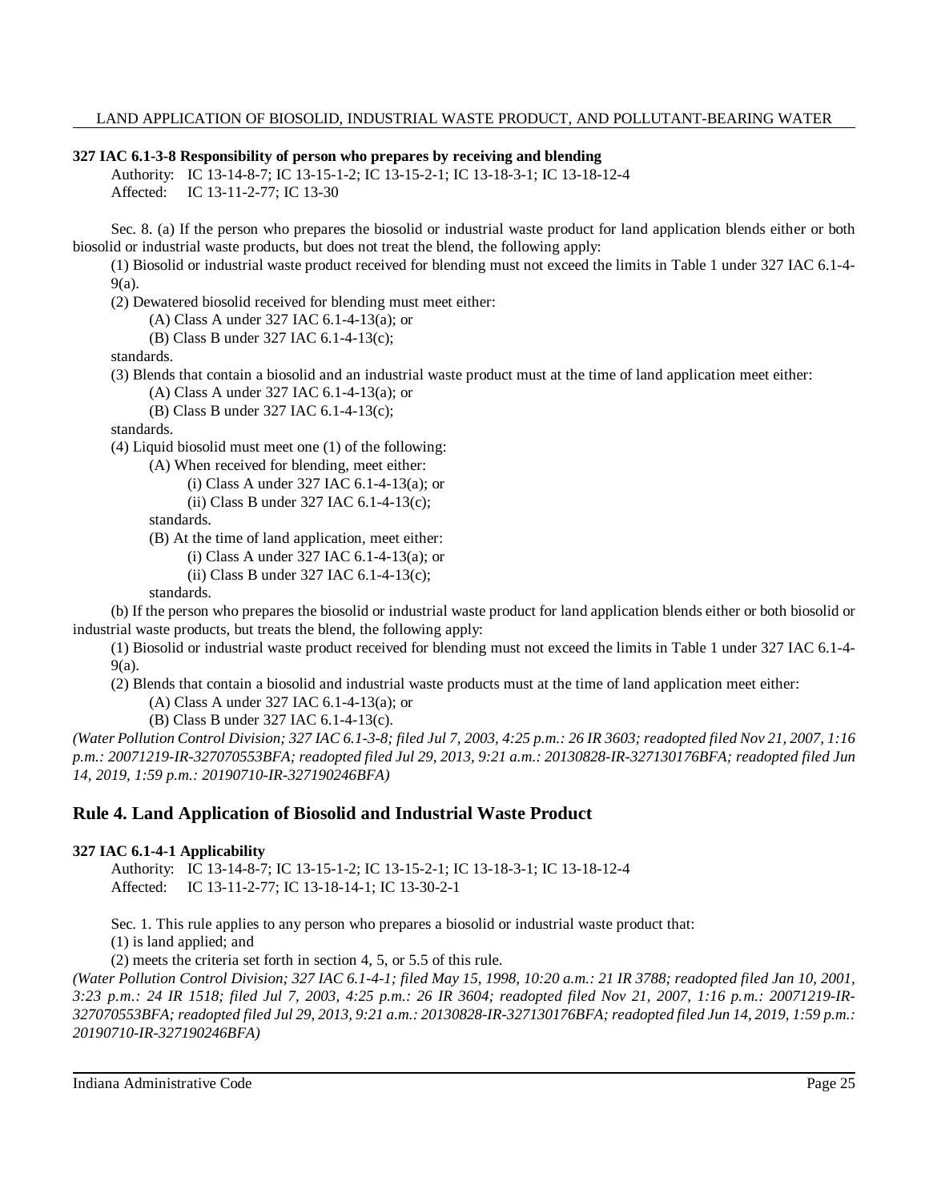**327 IAC 6.1-3-8 Responsibility of person who prepares by receiving and blending**

Authority: IC 13-14-8-7; IC 13-15-1-2; IC 13-15-2-1; IC 13-18-3-1; IC 13-18-12-4
Affected: IC 13-11-2-77; IC 13-30

Sec. 8. (a) If the person who prepares the biosolid or industrial waste product for land application blends either or both biosolid or industrial waste products, but does not treat the blend, the following apply:

(1) Biosolid or industrial waste product received for blending must not exceed the limits in Table 1 under 327 IAC 6.1-4-9(a).

(2) Dewatered biosolid received for blending must meet either:

(A) Class A under 327 IAC 6.1-4-13(a); or

(B) Class B under 327 IAC 6.1-4-13(c);

standards.

(3) Blends that contain a biosolid and an industrial waste product must at the time of land application meet either:

(A) Class A under 327 IAC 6.1-4-13(a); or

(B) Class B under 327 IAC 6.1-4-13(c);

standards.

(4) Liquid biosolid must meet one (1) of the following:

(A) When received for blending, meet either:

(i) Class A under 327 IAC 6.1-4-13(a); or

(ii) Class B under 327 IAC 6.1-4-13(c);

standards.

(B) At the time of land application, meet either:

(i) Class A under 327 IAC 6.1-4-13(a); or

(ii) Class B under 327 IAC 6.1-4-13(c);

standards.

(b) If the person who prepares the biosolid or industrial waste product for land application blends either or both biosolid or industrial waste products, but treats the blend, the following apply:

(1) Biosolid or industrial waste product received for blending must not exceed the limits in Table 1 under 327 IAC 6.1-4-9(a).

(2) Blends that contain a biosolid and industrial waste products must at the time of land application meet either:

(A) Class A under 327 IAC 6.1-4-13(a); or

(B) Class B under 327 IAC 6.1-4-13(c).

*(Water Pollution Control Division; 327 IAC 6.1-3-8; filed Jul 7, 2003, 4:25 p.m.: 26 IR 3603; readopted filed Nov 21, 2007, 1:16 p.m.: 20071219-IR-327070553BFA; readopted filed Jul 29, 2013, 9:21 a.m.: 20130828-IR-327130176BFA; readopted filed Jun 14, 2019, 1:59 p.m.: 20190710-IR-327190246BFA)*

## Rule 4. Land Application of Biosolid and Industrial Waste Product

**327 IAC 6.1-4-1 Applicability**

Authority: IC 13-14-8-7; IC 13-15-1-2; IC 13-15-2-1; IC 13-18-3-1; IC 13-18-12-4
Affected: IC 13-11-2-77; IC 13-18-14-1; IC 13-30-2-1

Sec. 1. This rule applies to any person who prepares a biosolid or industrial waste product that:

(1) is land applied; and

(2) meets the criteria set forth in section 4, 5, or 5.5 of this rule.

*(Water Pollution Control Division; 327 IAC 6.1-4-1; filed May 15, 1998, 10:20 a.m.: 21 IR 3788; readopted filed Jan 10, 2001, 3:23 p.m.: 24 IR 1518; filed Jul 7, 2003, 4:25 p.m.: 26 IR 3604; readopted filed Nov 21, 2007, 1:16 p.m.: 20071219-IR-327070553BFA; readopted filed Jul 29, 2013, 9:21 a.m.: 20130828-IR-327130176BFA; readopted filed Jun 14, 2019, 1:59 p.m.: 20190710-IR-327190246BFA)*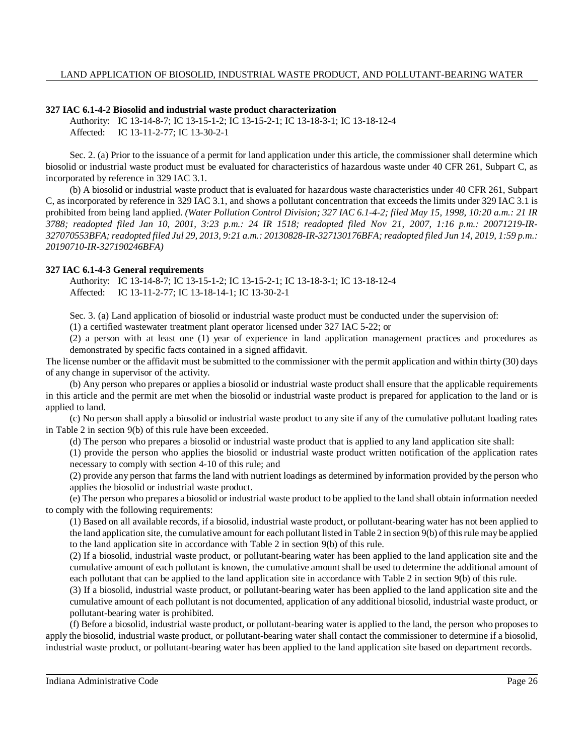**327 IAC 6.1-4-2 Biosolid and industrial waste product characterization**

Authority: IC 13-14-8-7; IC 13-15-1-2; IC 13-15-2-1; IC 13-18-3-1; IC 13-18-12-4
Affected: IC 13-11-2-77; IC 13-30-2-1

Sec. 2. (a) Prior to the issuance of a permit for land application under this article, the commissioner shall determine which biosolid or industrial waste product must be evaluated for characteristics of hazardous waste under 40 CFR 261, Subpart C, as incorporated by reference in 329 IAC 3.1.

(b) A biosolid or industrial waste product that is evaluated for hazardous waste characteristics under 40 CFR 261, Subpart C, as incorporated by reference in 329 IAC 3.1, and shows a pollutant concentration that exceeds the limits under 329 IAC 3.1 is prohibited from being land applied. *(Water Pollution Control Division; 327 IAC 6.1-4-2; filed May 15, 1998, 10:20 a.m.: 21 IR 3788; readopted filed Jan 10, 2001, 3:23 p.m.: 24 IR 1518; readopted filed Nov 21, 2007, 1:16 p.m.: 20071219-IR-327070553BFA; readopted filed Jul 29, 2013, 9:21 a.m.: 20130828-IR-327130176BFA; readopted filed Jun 14, 2019, 1:59 p.m.: 20190710-IR-327190246BFA)*

**327 IAC 6.1-4-3 General requirements**

Authority: IC 13-14-8-7; IC 13-15-1-2; IC 13-15-2-1; IC 13-18-3-1; IC 13-18-12-4
Affected: IC 13-11-2-77; IC 13-18-14-1; IC 13-30-2-1

Sec. 3. (a) Land application of biosolid or industrial waste product must be conducted under the supervision of:

(1) a certified wastewater treatment plant operator licensed under 327 IAC 5-22; or

(2) a person with at least one (1) year of experience in land application management practices and procedures as demonstrated by specific facts contained in a signed affidavit.

The license number or the affidavit must be submitted to the commissioner with the permit application and within thirty (30) days of any change in supervisor of the activity.

(b) Any person who prepares or applies a biosolid or industrial waste product shall ensure that the applicable requirements in this article and the permit are met when the biosolid or industrial waste product is prepared for application to the land or is applied to land.

(c) No person shall apply a biosolid or industrial waste product to any site if any of the cumulative pollutant loading rates in Table 2 in section 9(b) of this rule have been exceeded.

(d) The person who prepares a biosolid or industrial waste product that is applied to any land application site shall:

(1) provide the person who applies the biosolid or industrial waste product written notification of the application rates necessary to comply with section 4-10 of this rule; and

(2) provide any person that farms the land with nutrient loadings as determined by information provided by the person who applies the biosolid or industrial waste product.

(e) The person who prepares a biosolid or industrial waste product to be applied to the land shall obtain information needed to comply with the following requirements:

(1) Based on all available records, if a biosolid, industrial waste product, or pollutant-bearing water has not been applied to the land application site, the cumulative amount for each pollutant listed in Table 2 in section 9(b) of this rule may be applied to the land application site in accordance with Table 2 in section 9(b) of this rule.

(2) If a biosolid, industrial waste product, or pollutant-bearing water has been applied to the land application site and the cumulative amount of each pollutant is known, the cumulative amount shall be used to determine the additional amount of each pollutant that can be applied to the land application site in accordance with Table 2 in section 9(b) of this rule.

(3) If a biosolid, industrial waste product, or pollutant-bearing water has been applied to the land application site and the cumulative amount of each pollutant is not documented, application of any additional biosolid, industrial waste product, or pollutant-bearing water is prohibited.

(f) Before a biosolid, industrial waste product, or pollutant-bearing water is applied to the land, the person who proposes to apply the biosolid, industrial waste product, or pollutant-bearing water shall contact the commissioner to determine if a biosolid, industrial waste product, or pollutant-bearing water has been applied to the land application site based on department records.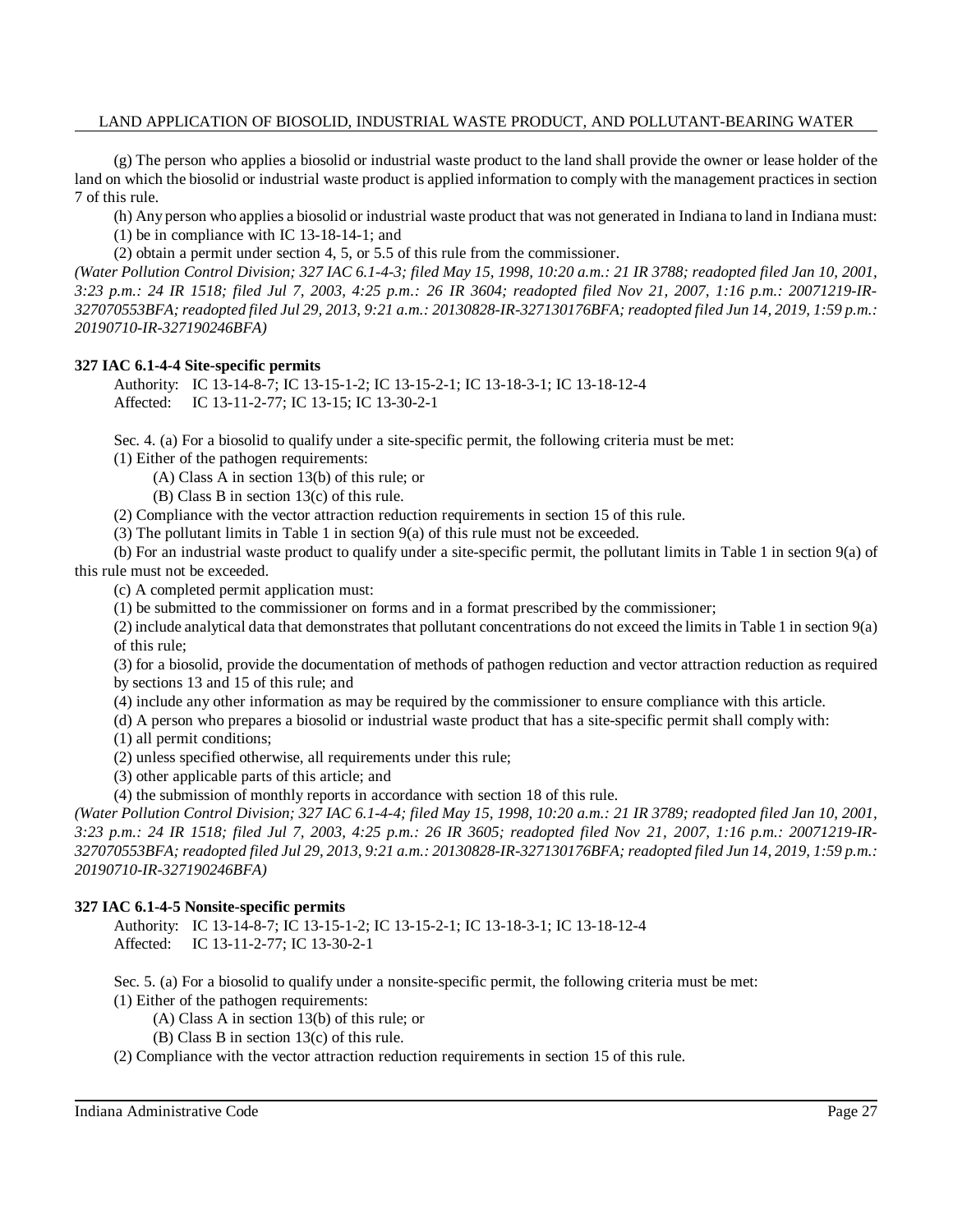(g) The person who applies a biosolid or industrial waste product to the land shall provide the owner or lease holder of the land on which the biosolid or industrial waste product is applied information to comply with the management practices in section 7 of this rule.

(h) Any person who applies a biosolid or industrial waste product that was not generated in Indiana to land in Indiana must:

(1) be in compliance with IC 13-18-14-1; and

(2) obtain a permit under section 4, 5, or 5.5 of this rule from the commissioner.

*(Water Pollution Control Division; 327 IAC 6.1-4-3; filed May 15, 1998, 10:20 a.m.: 21 IR 3788; readopted filed Jan 10, 2001, 3:23 p.m.: 24 IR 1518; filed Jul 7, 2003, 4:25 p.m.: 26 IR 3604; readopted filed Nov 21, 2007, 1:16 p.m.: 20071219-IR-327070553BFA; readopted filed Jul 29, 2013, 9:21 a.m.: 20130828-IR-327130176BFA; readopted filed Jun 14, 2019, 1:59 p.m.: 20190710-IR-327190246BFA)*

**327 IAC 6.1-4-4 Site-specific permits**

Authority: IC 13-14-8-7; IC 13-15-1-2; IC 13-15-2-1; IC 13-18-3-1; IC 13-18-12-4
Affected: IC 13-11-2-77; IC 13-15; IC 13-30-2-1

Sec. 4. (a) For a biosolid to qualify under a site-specific permit, the following criteria must be met:

(1) Either of the pathogen requirements:

(A) Class A in section 13(b) of this rule; or

(B) Class B in section 13(c) of this rule.

(2) Compliance with the vector attraction reduction requirements in section 15 of this rule.

(3) The pollutant limits in Table 1 in section 9(a) of this rule must not be exceeded.

(b) For an industrial waste product to qualify under a site-specific permit, the pollutant limits in Table 1 in section 9(a) of this rule must not be exceeded.

(c) A completed permit application must:

(1) be submitted to the commissioner on forms and in a format prescribed by the commissioner;

(2) include analytical data that demonstrates that pollutant concentrations do not exceed the limits in Table 1 in section 9(a) of this rule;

(3) for a biosolid, provide the documentation of methods of pathogen reduction and vector attraction reduction as required by sections 13 and 15 of this rule; and

(4) include any other information as may be required by the commissioner to ensure compliance with this article.

(d) A person who prepares a biosolid or industrial waste product that has a site-specific permit shall comply with:

(1) all permit conditions;

(2) unless specified otherwise, all requirements under this rule;

(3) other applicable parts of this article; and

(4) the submission of monthly reports in accordance with section 18 of this rule.

*(Water Pollution Control Division; 327 IAC 6.1-4-4; filed May 15, 1998, 10:20 a.m.: 21 IR 3789; readopted filed Jan 10, 2001, 3:23 p.m.: 24 IR 1518; filed Jul 7, 2003, 4:25 p.m.: 26 IR 3605; readopted filed Nov 21, 2007, 1:16 p.m.: 20071219-IR-327070553BFA; readopted filed Jul 29, 2013, 9:21 a.m.: 20130828-IR-327130176BFA; readopted filed Jun 14, 2019, 1:59 p.m.: 20190710-IR-327190246BFA)*

**327 IAC 6.1-4-5 Nonsite-specific permits**

Authority: IC 13-14-8-7; IC 13-15-1-2; IC 13-15-2-1; IC 13-18-3-1; IC 13-18-12-4
Affected: IC 13-11-2-77; IC 13-30-2-1

Sec. 5. (a) For a biosolid to qualify under a nonsite-specific permit, the following criteria must be met:

(1) Either of the pathogen requirements:

(A) Class A in section 13(b) of this rule; or

(B) Class B in section 13(c) of this rule.

(2) Compliance with the vector attraction reduction requirements in section 15 of this rule.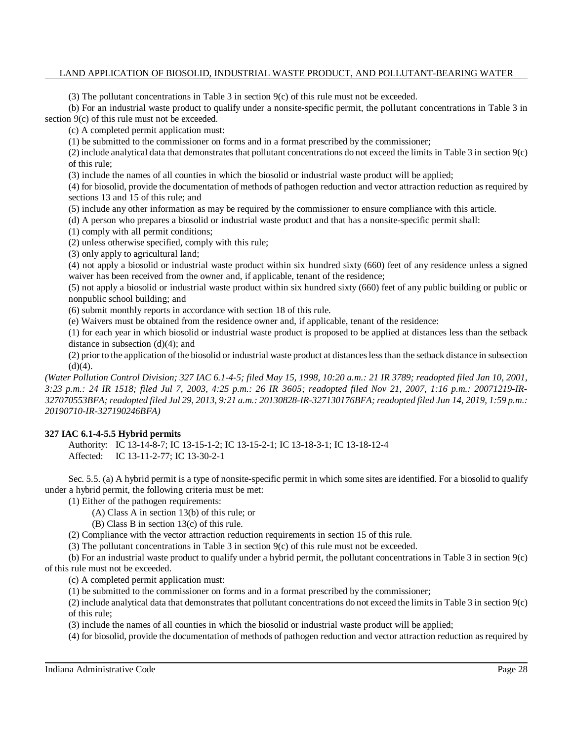(3) The pollutant concentrations in Table 3 in section 9(c) of this rule must not be exceeded.

(b) For an industrial waste product to qualify under a nonsite-specific permit, the pollutant concentrations in Table 3 in section 9(c) of this rule must not be exceeded.

(c) A completed permit application must:

(1) be submitted to the commissioner on forms and in a format prescribed by the commissioner;

(2) include analytical data that demonstrates that pollutant concentrations do not exceed the limits in Table 3 in section 9(c) of this rule;

(3) include the names of all counties in which the biosolid or industrial waste product will be applied;

(4) for biosolid, provide the documentation of methods of pathogen reduction and vector attraction reduction as required by sections 13 and 15 of this rule; and

(5) include any other information as may be required by the commissioner to ensure compliance with this article.

(d) A person who prepares a biosolid or industrial waste product and that has a nonsite-specific permit shall:

(1) comply with all permit conditions;

(2) unless otherwise specified, comply with this rule;

(3) only apply to agricultural land;

(4) not apply a biosolid or industrial waste product within six hundred sixty (660) feet of any residence unless a signed waiver has been received from the owner and, if applicable, tenant of the residence;

(5) not apply a biosolid or industrial waste product within six hundred sixty (660) feet of any public building or public or nonpublic school building; and

(6) submit monthly reports in accordance with section 18 of this rule.

(e) Waivers must be obtained from the residence owner and, if applicable, tenant of the residence:

(1) for each year in which biosolid or industrial waste product is proposed to be applied at distances less than the setback distance in subsection (d)(4); and

(2) prior to the application of the biosolid or industrial waste product at distances less than the setback distance in subsection (d)(4).

*(Water Pollution Control Division; 327 IAC 6.1-4-5; filed May 15, 1998, 10:20 a.m.: 21 IR 3789; readopted filed Jan 10, 2001, 3:23 p.m.: 24 IR 1518; filed Jul 7, 2003, 4:25 p.m.: 26 IR 3605; readopted filed Nov 21, 2007, 1:16 p.m.: 20071219-IR-327070553BFA; readopted filed Jul 29, 2013, 9:21 a.m.: 20130828-IR-327130176BFA; readopted filed Jun 14, 2019, 1:59 p.m.: 20190710-IR-327190246BFA)*

### 327 IAC 6.1-4-5.5 Hybrid permits

Authority: IC 13-14-8-7; IC 13-15-1-2; IC 13-15-2-1; IC 13-18-3-1; IC 13-18-12-4
Affected: IC 13-11-2-77; IC 13-30-2-1

Sec. 5.5. (a) A hybrid permit is a type of nonsite-specific permit in which some sites are identified. For a biosolid to qualify under a hybrid permit, the following criteria must be met:

(1) Either of the pathogen requirements:

(A) Class A in section 13(b) of this rule; or

(B) Class B in section 13(c) of this rule.

(2) Compliance with the vector attraction reduction requirements in section 15 of this rule.

(3) The pollutant concentrations in Table 3 in section 9(c) of this rule must not be exceeded.

(b) For an industrial waste product to qualify under a hybrid permit, the pollutant concentrations in Table 3 in section 9(c) of this rule must not be exceeded.

(c) A completed permit application must:

(1) be submitted to the commissioner on forms and in a format prescribed by the commissioner;

(2) include analytical data that demonstrates that pollutant concentrations do not exceed the limits in Table 3 in section 9(c) of this rule;

(3) include the names of all counties in which the biosolid or industrial waste product will be applied;

(4) for biosolid, provide the documentation of methods of pathogen reduction and vector attraction reduction as required by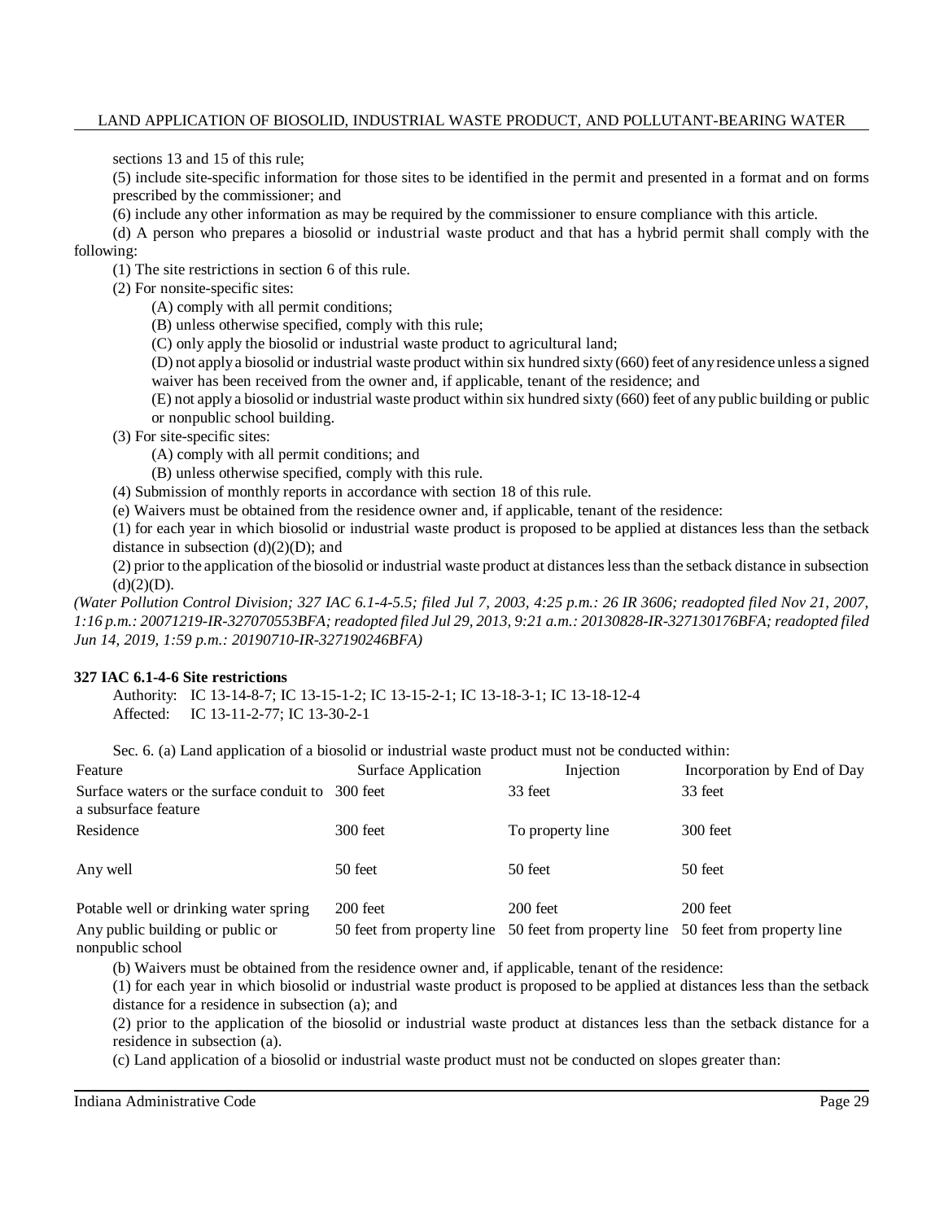sections 13 and 15 of this rule;

(5) include site-specific information for those sites to be identified in the permit and presented in a format and on forms prescribed by the commissioner; and

(6) include any other information as may be required by the commissioner to ensure compliance with this article.

(d) A person who prepares a biosolid or industrial waste product and that has a hybrid permit shall comply with the following:

(1) The site restrictions in section 6 of this rule.

(2) For nonsite-specific sites:

(A) comply with all permit conditions;

(B) unless otherwise specified, comply with this rule;

(C) only apply the biosolid or industrial waste product to agricultural land;

(D) not apply a biosolid or industrial waste product within six hundred sixty (660) feet of any residence unless a signed waiver has been received from the owner and, if applicable, tenant of the residence; and

(E) not apply a biosolid or industrial waste product within six hundred sixty (660) feet of any public building or public or nonpublic school building.

(3) For site-specific sites:

(A) comply with all permit conditions; and

(B) unless otherwise specified, comply with this rule.

(4) Submission of monthly reports in accordance with section 18 of this rule.

(e) Waivers must be obtained from the residence owner and, if applicable, tenant of the residence:

(1) for each year in which biosolid or industrial waste product is proposed to be applied at distances less than the setback distance in subsection (d)(2)(D); and

(2) prior to the application of the biosolid or industrial waste product at distances less than the setback distance in subsection (d)(2)(D).

*(Water Pollution Control Division; 327 IAC 6.1-4-5.5; filed Jul 7, 2003, 4:25 p.m.: 26 IR 3606; readopted filed Nov 21, 2007, 1:16 p.m.: 20071219-IR-327070553BFA; readopted filed Jul 29, 2013, 9:21 a.m.: 20130828-IR-327130176BFA; readopted filed Jun 14, 2019, 1:59 p.m.: 20190710-IR-327190246BFA)*

**327 IAC 6.1-4-6 Site restrictions**

Authority: IC 13-14-8-7; IC 13-15-1-2; IC 13-15-2-1; IC 13-18-3-1; IC 13-18-12-4
Affected: IC 13-11-2-77; IC 13-30-2-1

Sec. 6. (a) Land application of a biosolid or industrial waste product must not be conducted within:

| Feature | Surface Application | Injection | Incorporation by End of Day |
|---|---|---|---|
| Surface waters or the surface conduit to a subsurface feature | 300 feet | 33 feet | 33 feet |
| Residence | 300 feet | To property line | 300 feet |
| Any well | 50 feet | 50 feet | 50 feet |
| Potable well or drinking water spring | 200 feet | 200 feet | 200 feet |
| Any public building or public or nonpublic school | 50 feet from property line | 50 feet from property line | 50 feet from property line |

(b) Waivers must be obtained from the residence owner and, if applicable, tenant of the residence:

(1) for each year in which biosolid or industrial waste product is proposed to be applied at distances less than the setback distance for a residence in subsection (a); and

(2) prior to the application of the biosolid or industrial waste product at distances less than the setback distance for a residence in subsection (a).

(c) Land application of a biosolid or industrial waste product must not be conducted on slopes greater than: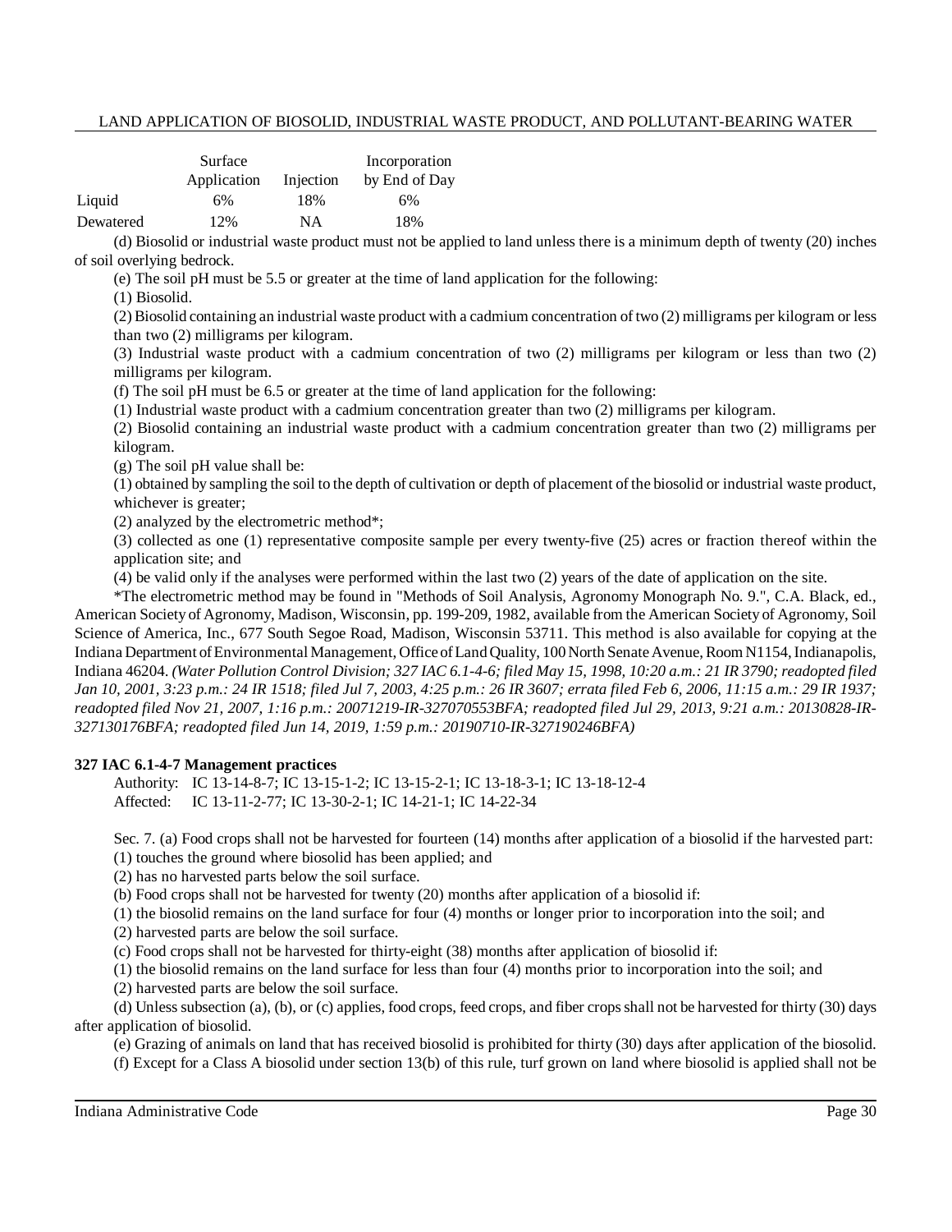| | Surface Application | Injection | Incorporation by End of Day |
|---|---|---|---|
| Liquid | 6% | 18% | 6% |
| Dewatered | 12% | NA | 18% |

(d) Biosolid or industrial waste product must not be applied to land unless there is a minimum depth of twenty (20) inches of soil overlying bedrock.

(e) The soil pH must be 5.5 or greater at the time of land application for the following:

(1) Biosolid.

(2) Biosolid containing an industrial waste product with a cadmium concentration of two (2) milligrams per kilogram or less than two (2) milligrams per kilogram.

(3) Industrial waste product with a cadmium concentration of two (2) milligrams per kilogram or less than two (2) milligrams per kilogram.

(f) The soil pH must be 6.5 or greater at the time of land application for the following:

(1) Industrial waste product with a cadmium concentration greater than two (2) milligrams per kilogram.

(2) Biosolid containing an industrial waste product with a cadmium concentration greater than two (2) milligrams per kilogram.

(g) The soil pH value shall be:

(1) obtained by sampling the soil to the depth of cultivation or depth of placement of the biosolid or industrial waste product, whichever is greater;

(2) analyzed by the electrometric method*;

(3) collected as one (1) representative composite sample per every twenty-five (25) acres or fraction thereof within the application site; and

(4) be valid only if the analyses were performed within the last two (2) years of the date of application on the site.

*The electrometric method may be found in "Methods of Soil Analysis, Agronomy Monograph No. 9.", C.A. Black, ed., American Society of Agronomy, Madison, Wisconsin, pp. 199-209, 1982, available from the American Society of Agronomy, Soil Science of America, Inc., 677 South Segoe Road, Madison, Wisconsin 53711. This method is also available for copying at the Indiana Department of Environmental Management, Office of Land Quality, 100 North Senate Avenue, Room N1154, Indianapolis, Indiana 46204. *(Water Pollution Control Division; 327 IAC 6.1-4-6; filed May 15, 1998, 10:20 a.m.: 21 IR 3790; readopted filed Jan 10, 2001, 3:23 p.m.: 24 IR 1518; filed Jul 7, 2003, 4:25 p.m.: 26 IR 3607; errata filed Feb 6, 2006, 11:15 a.m.: 29 IR 1937; readopted filed Nov 21, 2007, 1:16 p.m.: 20071219-IR-327070553BFA; readopted filed Jul 29, 2013, 9:21 a.m.: 20130828-IR-327130176BFA; readopted filed Jun 14, 2019, 1:59 p.m.: 20190710-IR-327190246BFA)*

### 327 IAC 6.1-4-7 Management practices

Authority: IC 13-14-8-7; IC 13-15-1-2; IC 13-15-2-1; IC 13-18-3-1; IC 13-18-12-4
Affected: IC 13-11-2-77; IC 13-30-2-1; IC 14-21-1; IC 14-22-34

Sec. 7. (a) Food crops shall not be harvested for fourteen (14) months after application of a biosolid if the harvested part:

(1) touches the ground where biosolid has been applied; and

(2) has no harvested parts below the soil surface.

(b) Food crops shall not be harvested for twenty (20) months after application of a biosolid if:

(1) the biosolid remains on the land surface for four (4) months or longer prior to incorporation into the soil; and

(2) harvested parts are below the soil surface.

(c) Food crops shall not be harvested for thirty-eight (38) months after application of biosolid if:

(1) the biosolid remains on the land surface for less than four (4) months prior to incorporation into the soil; and

(2) harvested parts are below the soil surface.

(d) Unless subsection (a), (b), or (c) applies, food crops, feed crops, and fiber crops shall not be harvested for thirty (30) days after application of biosolid.

(e) Grazing of animals on land that has received biosolid is prohibited for thirty (30) days after application of the biosolid.

(f) Except for a Class A biosolid under section 13(b) of this rule, turf grown on land where biosolid is applied shall not be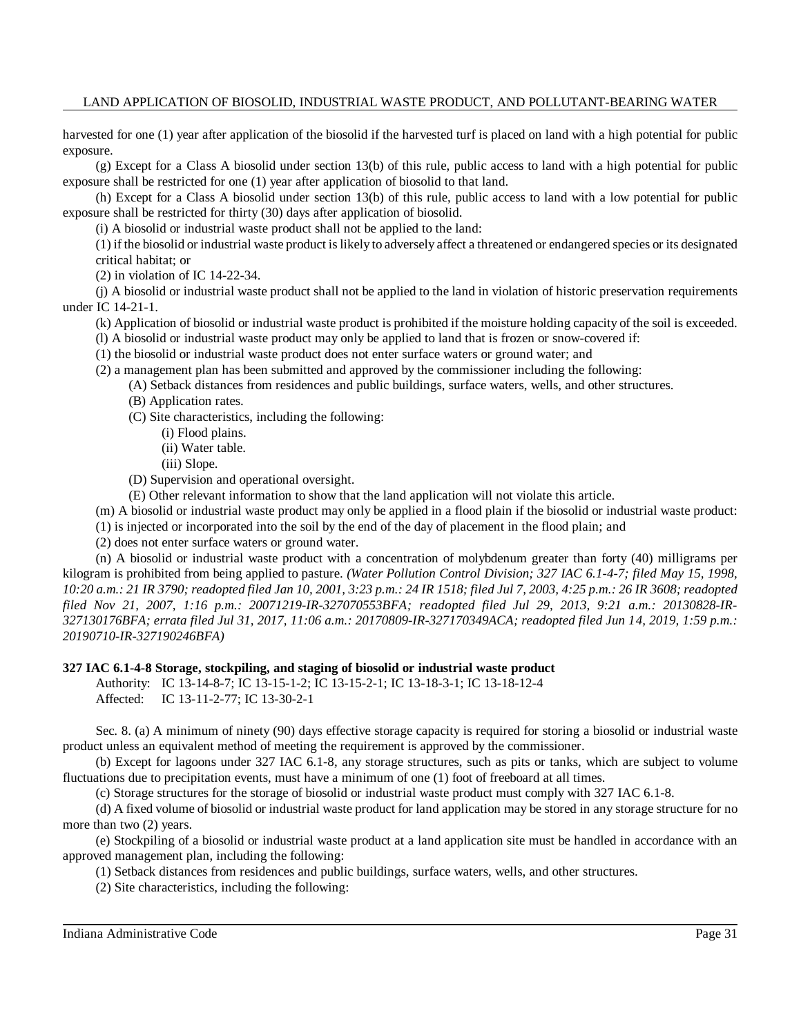harvested for one (1) year after application of the biosolid if the harvested turf is placed on land with a high potential for public exposure.

(g) Except for a Class A biosolid under section 13(b) of this rule, public access to land with a high potential for public exposure shall be restricted for one (1) year after application of biosolid to that land.

(h) Except for a Class A biosolid under section 13(b) of this rule, public access to land with a low potential for public exposure shall be restricted for thirty (30) days after application of biosolid.

(i) A biosolid or industrial waste product shall not be applied to the land:

(1) if the biosolid or industrial waste product is likely to adversely affect a threatened or endangered species or its designated critical habitat; or

(2) in violation of IC 14-22-34.

(j) A biosolid or industrial waste product shall not be applied to the land in violation of historic preservation requirements under IC 14-21-1.

(k) Application of biosolid or industrial waste product is prohibited if the moisture holding capacity of the soil is exceeded.

(l) A biosolid or industrial waste product may only be applied to land that is frozen or snow-covered if:

(1) the biosolid or industrial waste product does not enter surface waters or ground water; and

(2) a management plan has been submitted and approved by the commissioner including the following:

(A) Setback distances from residences and public buildings, surface waters, wells, and other structures.

(B) Application rates.

(C) Site characteristics, including the following:

(i) Flood plains.

(ii) Water table.

(iii) Slope.

(D) Supervision and operational oversight.

(E) Other relevant information to show that the land application will not violate this article.

(m) A biosolid or industrial waste product may only be applied in a flood plain if the biosolid or industrial waste product:

(1) is injected or incorporated into the soil by the end of the day of placement in the flood plain; and

(2) does not enter surface waters or ground water.

(n) A biosolid or industrial waste product with a concentration of molybdenum greater than forty (40) milligrams per kilogram is prohibited from being applied to pasture. *(Water Pollution Control Division; 327 IAC 6.1-4-7; filed May 15, 1998, 10:20 a.m.: 21 IR 3790; readopted filed Jan 10, 2001, 3:23 p.m.: 24 IR 1518; filed Jul 7, 2003, 4:25 p.m.: 26 IR 3608; readopted filed Nov 21, 2007, 1:16 p.m.: 20071219-IR-327070553BFA; readopted filed Jul 29, 2013, 9:21 a.m.: 20130828-IR-327130176BFA; errata filed Jul 31, 2017, 11:06 a.m.: 20170809-IR-327170349ACA; readopted filed Jun 14, 2019, 1:59 p.m.: 20190710-IR-327190246BFA)*

**327 IAC 6.1-4-8 Storage, stockpiling, and staging of biosolid or industrial waste product**

Authority: IC 13-14-8-7; IC 13-15-1-2; IC 13-15-2-1; IC 13-18-3-1; IC 13-18-12-4
Affected: IC 13-11-2-77; IC 13-30-2-1

Sec. 8. (a) A minimum of ninety (90) days effective storage capacity is required for storing a biosolid or industrial waste product unless an equivalent method of meeting the requirement is approved by the commissioner.

(b) Except for lagoons under 327 IAC 6.1-8, any storage structures, such as pits or tanks, which are subject to volume fluctuations due to precipitation events, must have a minimum of one (1) foot of freeboard at all times.

(c) Storage structures for the storage of biosolid or industrial waste product must comply with 327 IAC 6.1-8.

(d) A fixed volume of biosolid or industrial waste product for land application may be stored in any storage structure for no more than two (2) years.

(e) Stockpiling of a biosolid or industrial waste product at a land application site must be handled in accordance with an approved management plan, including the following:

(1) Setback distances from residences and public buildings, surface waters, wells, and other structures.

(2) Site characteristics, including the following: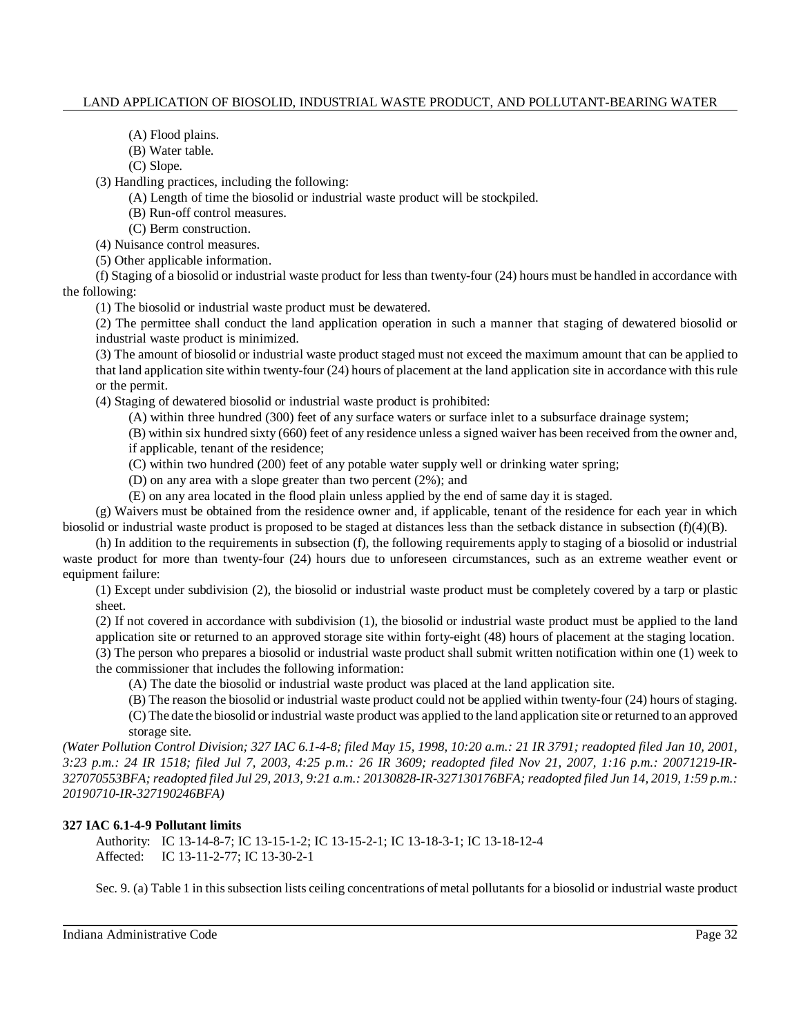(A) Flood plains.

(B) Water table.

(C) Slope.

(3) Handling practices, including the following:

(A) Length of time the biosolid or industrial waste product will be stockpiled.

(B) Run-off control measures.

(C) Berm construction.

(4) Nuisance control measures.

(5) Other applicable information.

(f) Staging of a biosolid or industrial waste product for less than twenty-four (24) hours must be handled in accordance with the following:

(1) The biosolid or industrial waste product must be dewatered.

(2) The permittee shall conduct the land application operation in such a manner that staging of dewatered biosolid or industrial waste product is minimized.

(3) The amount of biosolid or industrial waste product staged must not exceed the maximum amount that can be applied to that land application site within twenty-four (24) hours of placement at the land application site in accordance with this rule or the permit.

(4) Staging of dewatered biosolid or industrial waste product is prohibited:

(A) within three hundred (300) feet of any surface waters or surface inlet to a subsurface drainage system;

(B) within six hundred sixty (660) feet of any residence unless a signed waiver has been received from the owner and, if applicable, tenant of the residence;

(C) within two hundred (200) feet of any potable water supply well or drinking water spring;

(D) on any area with a slope greater than two percent (2%); and

(E) on any area located in the flood plain unless applied by the end of same day it is staged.

(g) Waivers must be obtained from the residence owner and, if applicable, tenant of the residence for each year in which biosolid or industrial waste product is proposed to be staged at distances less than the setback distance in subsection (f)(4)(B).

(h) In addition to the requirements in subsection (f), the following requirements apply to staging of a biosolid or industrial waste product for more than twenty-four (24) hours due to unforeseen circumstances, such as an extreme weather event or equipment failure:

(1) Except under subdivision (2), the biosolid or industrial waste product must be completely covered by a tarp or plastic sheet.

(2) If not covered in accordance with subdivision (1), the biosolid or industrial waste product must be applied to the land application site or returned to an approved storage site within forty-eight (48) hours of placement at the staging location.

(3) The person who prepares a biosolid or industrial waste product shall submit written notification within one (1) week to the commissioner that includes the following information:

(A) The date the biosolid or industrial waste product was placed at the land application site.

(B) The reason the biosolid or industrial waste product could not be applied within twenty-four (24) hours of staging.

(C) The date the biosolid or industrial waste product was applied to the land application site or returned to an approved storage site.

*(Water Pollution Control Division; 327 IAC 6.1-4-8; filed May 15, 1998, 10:20 a.m.: 21 IR 3791; readopted filed Jan 10, 2001, 3:23 p.m.: 24 IR 1518; filed Jul 7, 2003, 4:25 p.m.: 26 IR 3609; readopted filed Nov 21, 2007, 1:16 p.m.: 20071219-IR-327070553BFA; readopted filed Jul 29, 2013, 9:21 a.m.: 20130828-IR-327130176BFA; readopted filed Jun 14, 2019, 1:59 p.m.: 20190710-IR-327190246BFA)*

**327 IAC 6.1-4-9 Pollutant limits**

Authority: IC 13-14-8-7; IC 13-15-1-2; IC 13-15-2-1; IC 13-18-3-1; IC 13-18-12-4
Affected: IC 13-11-2-77; IC 13-30-2-1

Sec. 9. (a) Table 1 in this subsection lists ceiling concentrations of metal pollutants for a biosolid or industrial waste product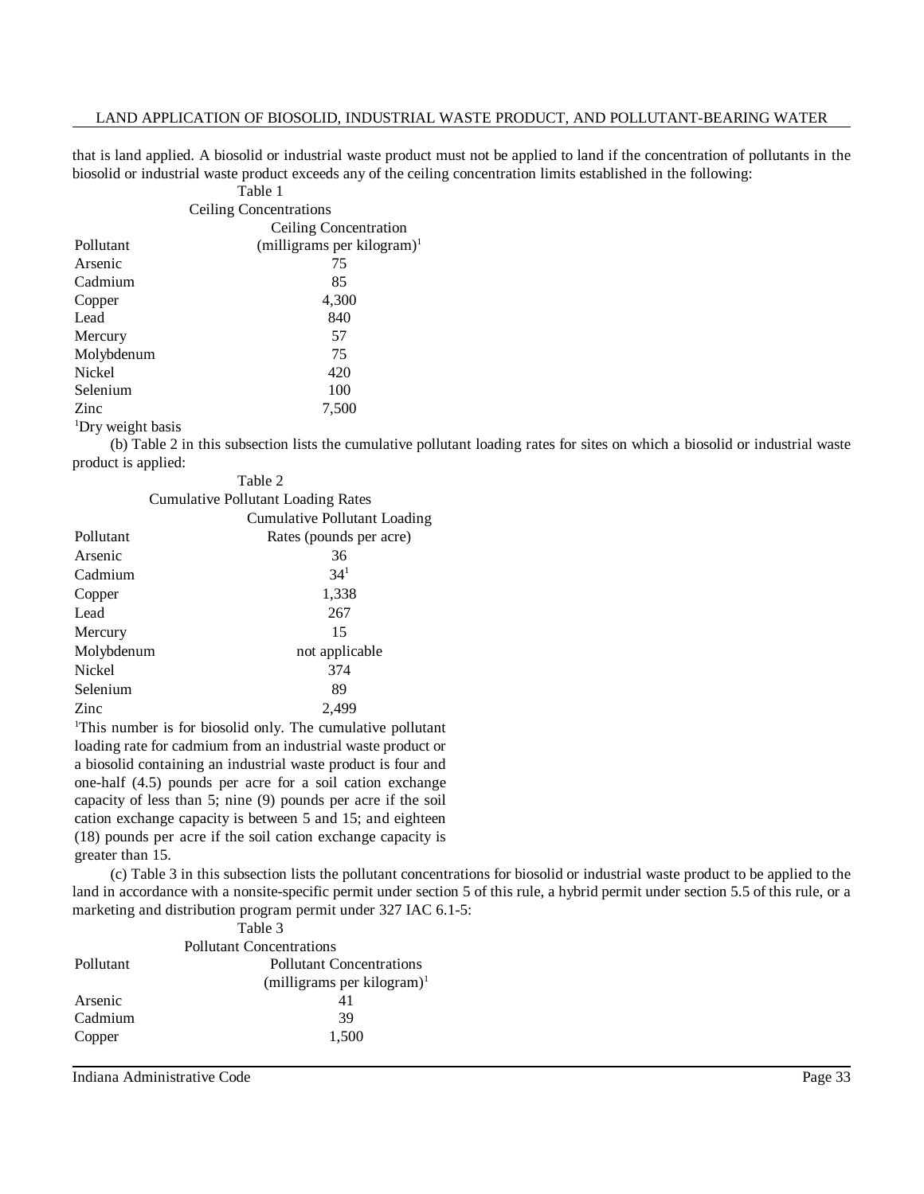that is land applied. A biosolid or industrial waste product must not be applied to land if the concentration of pollutants in the biosolid or industrial waste product exceeds any of the ceiling concentration limits established in the following:

Table 1

Ceiling Concentrations

| Pollutant | Ceiling Concentration (milligrams per kilogram)[1] |
|---|---|
| Arsenic | 75 |
| Cadmium | 85 |
| Copper | 4,300 |
| Lead | 840 |
| Mercury | 57 |
| Molybdenum | 75 |
| Nickel | 420 |
| Selenium | 100 |
| Zinc | 7,500 |

[1]Dry weight basis

(b) Table 2 in this subsection lists the cumulative pollutant loading rates for sites on which a biosolid or industrial waste product is applied:

Table 2

Cumulative Pollutant Loading Rates

| Pollutant | Cumulative Pollutant Loading Rates (pounds per acre) |
|---|---|
| Arsenic | 36 |
| Cadmium | 34[1] |
| Copper | 1,338 |
| Lead | 267 |
| Mercury | 15 |
| Molybdenum | not applicable |
| Nickel | 374 |
| Selenium | 89 |
| Zinc | 2,499 |

[1]This number is for biosolid only. The cumulative pollutant loading rate for cadmium from an industrial waste product or a biosolid containing an industrial waste product is four and one-half (4.5) pounds per acre for a soil cation exchange capacity of less than 5; nine (9) pounds per acre if the soil cation exchange capacity is between 5 and 15; and eighteen (18) pounds per acre if the soil cation exchange capacity is greater than 15.

(c) Table 3 in this subsection lists the pollutant concentrations for biosolid or industrial waste product to be applied to the land in accordance with a nonsite-specific permit under section 5 of this rule, a hybrid permit under section 5.5 of this rule, or a marketing and distribution program permit under 327 IAC 6.1-5:

Table 3

Pollutant Concentrations

| Pollutant | Pollutant Concentrations (milligrams per kilogram)[1] |
|---|---|
| Arsenic | 41 |
| Cadmium | 39 |
| Copper | 1,500 |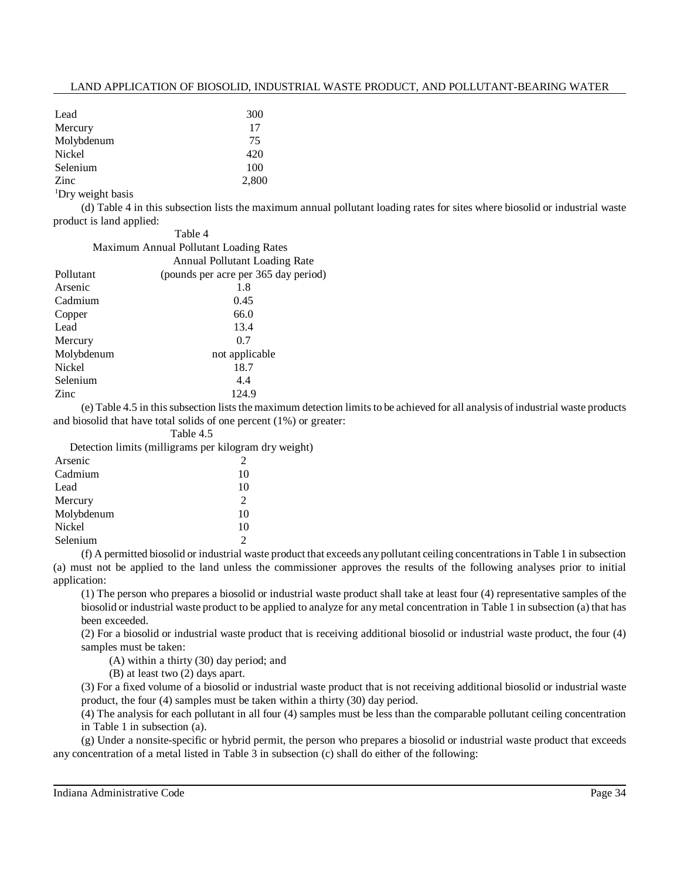| | |
|---|---|
| Lead | 300 |
| Mercury | 17 |
| Molybdenum | 75 |
| Nickel | 420 |
| Selenium | 100 |
| Zinc | 2,800 |

[1]Dry weight basis

(d) Table 4 in this subsection lists the maximum annual pollutant loading rates for sites where biosolid or industrial waste product is land applied:

Table 4

Maximum Annual Pollutant Loading Rates

| Pollutant | Annual Pollutant Loading Rate (pounds per acre per 365 day period) |
|---|---|
| Arsenic | 1.8 |
| Cadmium | 0.45 |
| Copper | 66.0 |
| Lead | 13.4 |
| Mercury | 0.7 |
| Molybdenum | not applicable |
| Nickel | 18.7 |
| Selenium | 4.4 |
| Zinc | 124.9 |

(e) Table 4.5 in this subsection lists the maximum detection limits to be achieved for all analysis of industrial waste products and biosolid that have total solids of one percent (1%) or greater:

Table 4.5

Detection limits (milligrams per kilogram dry weight)

| | |
|---|---|
| Arsenic | 2 |
| Cadmium | 10 |
| Lead | 10 |
| Mercury | 2 |
| Molybdenum | 10 |
| Nickel | 10 |
| Selenium | 2 |

(f) A permitted biosolid or industrial waste product that exceeds any pollutant ceiling concentrations in Table 1 in subsection (a) must not be applied to the land unless the commissioner approves the results of the following analyses prior to initial application:

(1) The person who prepares a biosolid or industrial waste product shall take at least four (4) representative samples of the biosolid or industrial waste product to be applied to analyze for any metal concentration in Table 1 in subsection (a) that has been exceeded.

(2) For a biosolid or industrial waste product that is receiving additional biosolid or industrial waste product, the four (4) samples must be taken:

(A) within a thirty (30) day period; and

(B) at least two (2) days apart.

(3) For a fixed volume of a biosolid or industrial waste product that is not receiving additional biosolid or industrial waste product, the four (4) samples must be taken within a thirty (30) day period.

(4) The analysis for each pollutant in all four (4) samples must be less than the comparable pollutant ceiling concentration in Table 1 in subsection (a).

(g) Under a nonsite-specific or hybrid permit, the person who prepares a biosolid or industrial waste product that exceeds any concentration of a metal listed in Table 3 in subsection (c) shall do either of the following: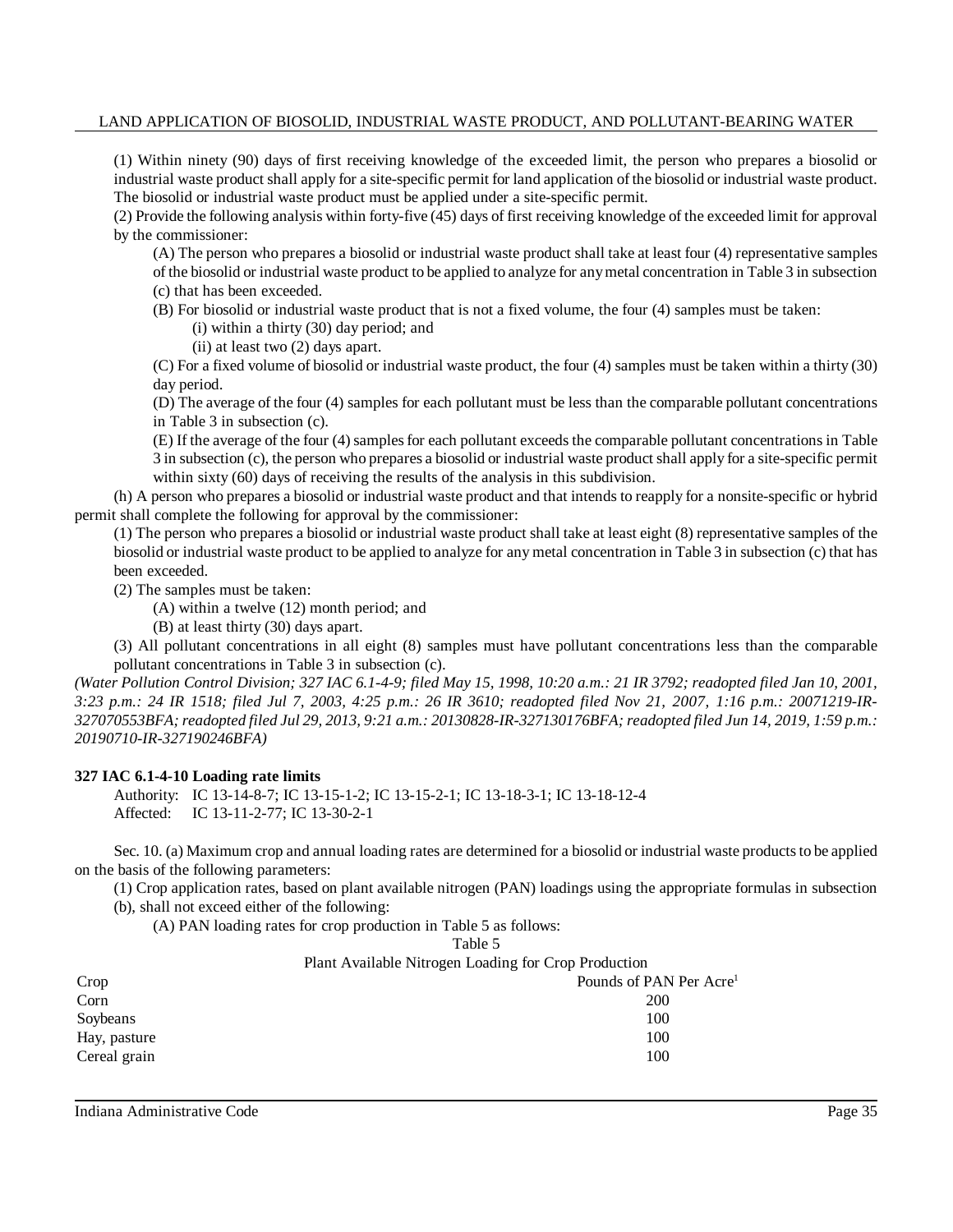(1) Within ninety (90) days of first receiving knowledge of the exceeded limit, the person who prepares a biosolid or industrial waste product shall apply for a site-specific permit for land application of the biosolid or industrial waste product. The biosolid or industrial waste product must be applied under a site-specific permit.

(2) Provide the following analysis within forty-five (45) days of first receiving knowledge of the exceeded limit for approval by the commissioner:

(A) The person who prepares a biosolid or industrial waste product shall take at least four (4) representative samples of the biosolid or industrial waste product to be applied to analyze for any metal concentration in Table 3 in subsection (c) that has been exceeded.

(B) For biosolid or industrial waste product that is not a fixed volume, the four (4) samples must be taken:

(i) within a thirty (30) day period; and

(ii) at least two (2) days apart.

(C) For a fixed volume of biosolid or industrial waste product, the four (4) samples must be taken within a thirty (30) day period.

(D) The average of the four (4) samples for each pollutant must be less than the comparable pollutant concentrations in Table 3 in subsection (c).

(E) If the average of the four (4) samples for each pollutant exceeds the comparable pollutant concentrations in Table 3 in subsection (c), the person who prepares a biosolid or industrial waste product shall apply for a site-specific permit within sixty (60) days of receiving the results of the analysis in this subdivision.

(h) A person who prepares a biosolid or industrial waste product and that intends to reapply for a nonsite-specific or hybrid permit shall complete the following for approval by the commissioner:

(1) The person who prepares a biosolid or industrial waste product shall take at least eight (8) representative samples of the biosolid or industrial waste product to be applied to analyze for any metal concentration in Table 3 in subsection (c) that has been exceeded.

(2) The samples must be taken:

(A) within a twelve (12) month period; and

(B) at least thirty (30) days apart.

(3) All pollutant concentrations in all eight (8) samples must have pollutant concentrations less than the comparable pollutant concentrations in Table 3 in subsection (c).

*(Water Pollution Control Division; 327 IAC 6.1-4-9; filed May 15, 1998, 10:20 a.m.: 21 IR 3792; readopted filed Jan 10, 2001, 3:23 p.m.: 24 IR 1518; filed Jul 7, 2003, 4:25 p.m.: 26 IR 3610; readopted filed Nov 21, 2007, 1:16 p.m.: 20071219-IR-327070553BFA; readopted filed Jul 29, 2013, 9:21 a.m.: 20130828-IR-327130176BFA; readopted filed Jun 14, 2019, 1:59 p.m.: 20190710-IR-327190246BFA)*

**327 IAC 6.1-4-10 Loading rate limits**

Authority: IC 13-14-8-7; IC 13-15-1-2; IC 13-15-2-1; IC 13-18-3-1; IC 13-18-12-4
Affected: IC 13-11-2-77; IC 13-30-2-1

Sec. 10. (a) Maximum crop and annual loading rates are determined for a biosolid or industrial waste products to be applied on the basis of the following parameters:

(1) Crop application rates, based on plant available nitrogen (PAN) loadings using the appropriate formulas in subsection (b), shall not exceed either of the following:

(A) PAN loading rates for crop production in Table 5 as follows:

Table 5
Plant Available Nitrogen Loading for Crop Production

| Crop | Pounds of PAN Per Acre[1] |
|---|---|
| Corn | 200 |
| Soybeans | 100 |
| Hay, pasture | 100 |
| Cereal grain | 100 |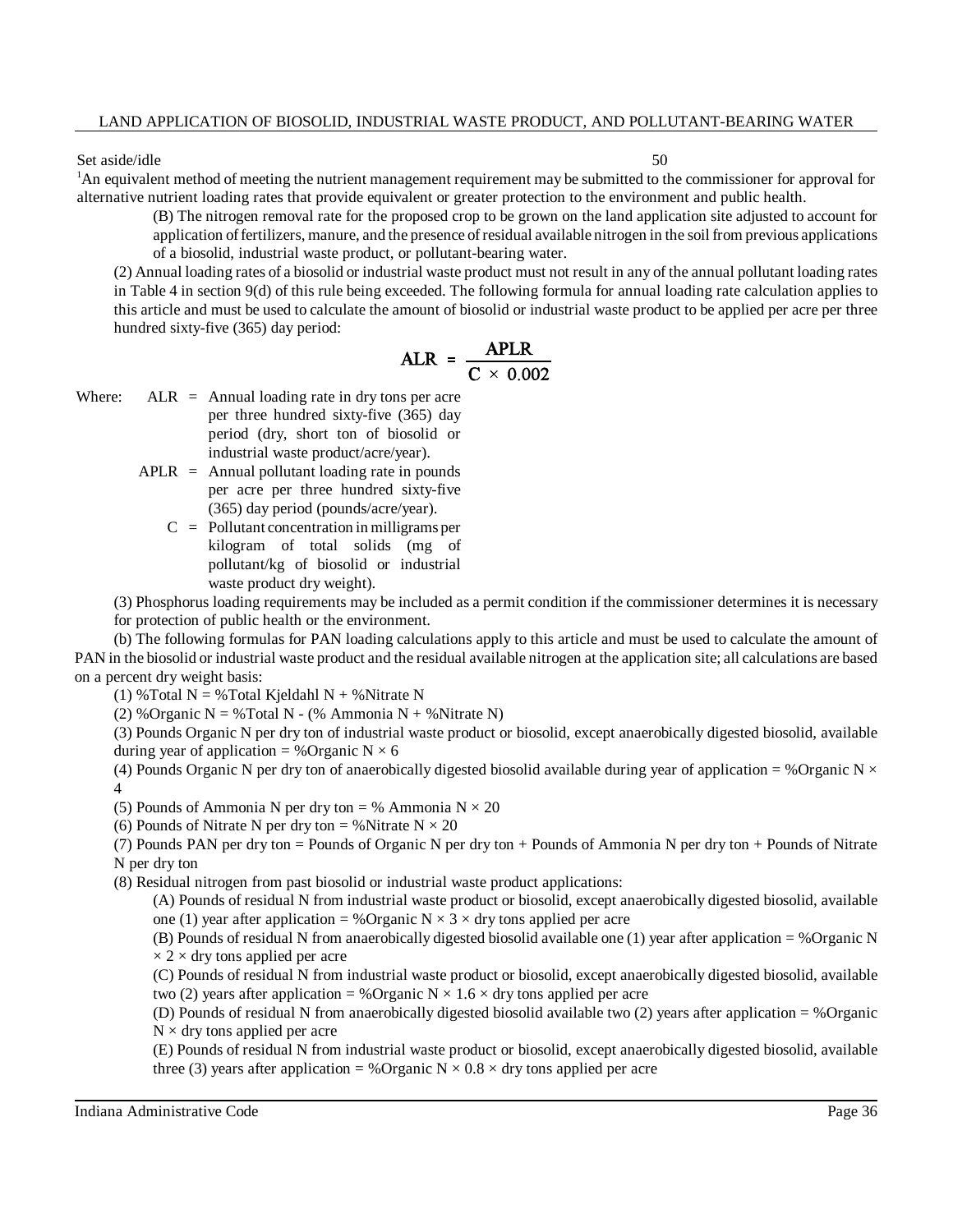| Set aside/idle | 50 |
|---|---|

[1]An equivalent method of meeting the nutrient management requirement may be submitted to the commissioner for approval for alternative nutrient loading rates that provide equivalent or greater protection to the environment and public health.

(B) The nitrogen removal rate for the proposed crop to be grown on the land application site adjusted to account for application of fertilizers, manure, and the presence of residual available nitrogen in the soil from previous applications of a biosolid, industrial waste product, or pollutant-bearing water.

(2) Annual loading rates of a biosolid or industrial waste product must not result in any of the annual pollutant loading rates in Table 4 in section 9(d) of this rule being exceeded. The following formula for annual loading rate calculation applies to this article and must be used to calculate the amount of biosolid or industrial waste product to be applied per acre per three hundred sixty-five (365) day period:

$$ALR = \frac{APLR}{C \times 0.002}$$

Where:

ALR = Annual loading rate in dry tons per acre per three hundred sixty-five (365) day period (dry, short ton of biosolid or industrial waste product/acre/year).

APLR = Annual pollutant loading rate in pounds per acre per three hundred sixty-five (365) day period (pounds/acre/year).

C = Pollutant concentration in milligrams per kilogram of total solids (mg of pollutant/kg of biosolid or industrial waste product dry weight).

(3) Phosphorus loading requirements may be included as a permit condition if the commissioner determines it is necessary for protection of public health or the environment.

(b) The following formulas for PAN loading calculations apply to this article and must be used to calculate the amount of PAN in the biosolid or industrial waste product and the residual available nitrogen at the application site; all calculations are based on a percent dry weight basis:

(1) %Total N = %Total Kjeldahl N + %Nitrate N

(2) %Organic N = %Total N - (% Ammonia N + %Nitrate N)

(3) Pounds Organic N per dry ton of industrial waste product or biosolid, except anaerobically digested biosolid, available during year of application = %Organic N × 6

(4) Pounds Organic N per dry ton of anaerobically digested biosolid available during year of application = %Organic N × 4

(5) Pounds of Ammonia N per dry ton = % Ammonia N × 20

(6) Pounds of Nitrate N per dry ton = %Nitrate N × 20

(7) Pounds PAN per dry ton = Pounds of Organic N per dry ton + Pounds of Ammonia N per dry ton + Pounds of Nitrate N per dry ton

(8) Residual nitrogen from past biosolid or industrial waste product applications:

(A) Pounds of residual N from industrial waste product or biosolid, except anaerobically digested biosolid, available one (1) year after application = %Organic N × 3 × dry tons applied per acre

(B) Pounds of residual N from anaerobically digested biosolid available one (1) year after application = %Organic N × 2 × dry tons applied per acre

(C) Pounds of residual N from industrial waste product or biosolid, except anaerobically digested biosolid, available two (2) years after application = %Organic N × 1.6 × dry tons applied per acre

(D) Pounds of residual N from anaerobically digested biosolid available two (2) years after application = %Organic N × dry tons applied per acre

(E) Pounds of residual N from industrial waste product or biosolid, except anaerobically digested biosolid, available three (3) years after application = %Organic N × 0.8 × dry tons applied per acre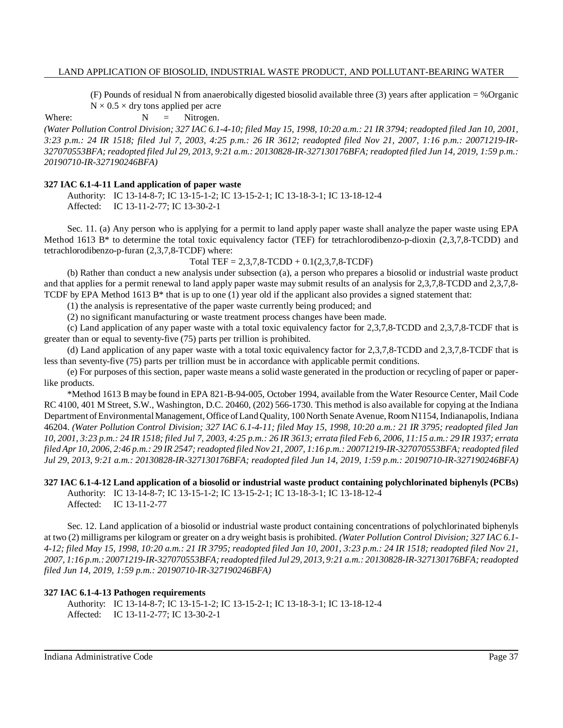(F) Pounds of residual N from anaerobically digested biosolid available three (3) years after application = %Organic N × 0.5 × dry tons applied per acre

Where: N = Nitrogen.

*(Water Pollution Control Division; 327 IAC 6.1-4-10; filed May 15, 1998, 10:20 a.m.: 21 IR 3794; readopted filed Jan 10, 2001, 3:23 p.m.: 24 IR 1518; filed Jul 7, 2003, 4:25 p.m.: 26 IR 3612; readopted filed Nov 21, 2007, 1:16 p.m.: 20071219-IR-327070553BFA; readopted filed Jul 29, 2013, 9:21 a.m.: 20130828-IR-327130176BFA; readopted filed Jun 14, 2019, 1:59 p.m.: 20190710-IR-327190246BFA)*

**327 IAC 6.1-4-11 Land application of paper waste**

Authority: IC 13-14-8-7; IC 13-15-1-2; IC 13-15-2-1; IC 13-18-3-1; IC 13-18-12-4
Affected: IC 13-11-2-77; IC 13-30-2-1

Sec. 11. (a) Any person who is applying for a permit to land apply paper waste shall analyze the paper waste using EPA Method 1613 B* to determine the total toxic equivalency factor (TEF) for tetrachlorodibenzo-p-dioxin (2,3,7,8-TCDD) and tetrachlorodibenzo-p-furan (2,3,7,8-TCDF) where:

Total TEF = 2,3,7,8-TCDD + 0.1(2,3,7,8-TCDF)

(b) Rather than conduct a new analysis under subsection (a), a person who prepares a biosolid or industrial waste product and that applies for a permit renewal to land apply paper waste may submit results of an analysis for 2,3,7,8-TCDD and 2,3,7,8-TCDF by EPA Method 1613 B* that is up to one (1) year old if the applicant also provides a signed statement that:

(1) the analysis is representative of the paper waste currently being produced; and

(2) no significant manufacturing or waste treatment process changes have been made.

(c) Land application of any paper waste with a total toxic equivalency factor for 2,3,7,8-TCDD and 2,3,7,8-TCDF that is greater than or equal to seventy-five (75) parts per trillion is prohibited.

(d) Land application of any paper waste with a total toxic equivalency factor for 2,3,7,8-TCDD and 2,3,7,8-TCDF that is less than seventy-five (75) parts per trillion must be in accordance with applicable permit conditions.

(e) For purposes of this section, paper waste means a solid waste generated in the production or recycling of paper or paper-like products.

*Method 1613 B may be found in EPA 821-B-94-005, October 1994, available from the Water Resource Center, Mail Code RC 4100, 401 M Street, S.W., Washington, D.C. 20460, (202) 566-1730. This method is also available for copying at the Indiana Department of Environmental Management, Office of Land Quality, 100 North Senate Avenue, Room N1154, Indianapolis, Indiana 46204. *(Water Pollution Control Division; 327 IAC 6.1-4-11; filed May 15, 1998, 10:20 a.m.: 21 IR 3795; readopted filed Jan 10, 2001, 3:23 p.m.: 24 IR 1518; filed Jul 7, 2003, 4:25 p.m.: 26 IR 3613; errata filed Feb 6, 2006, 11:15 a.m.: 29 IR 1937; errata filed Apr 10, 2006, 2:46 p.m.: 29 IR 2547; readopted filed Nov 21, 2007, 1:16 p.m.: 20071219-IR-327070553BFA; readopted filed Jul 29, 2013, 9:21 a.m.: 20130828-IR-327130176BFA; readopted filed Jun 14, 2019, 1:59 p.m.: 20190710-IR-327190246BFA)*

**327 IAC 6.1-4-12 Land application of a biosolid or industrial waste product containing polychlorinated biphenyls (PCBs)**

Authority: IC 13-14-8-7; IC 13-15-1-2; IC 13-15-2-1; IC 13-18-3-1; IC 13-18-12-4
Affected: IC 13-11-2-77

Sec. 12. Land application of a biosolid or industrial waste product containing concentrations of polychlorinated biphenyls at two (2) milligrams per kilogram or greater on a dry weight basis is prohibited. *(Water Pollution Control Division; 327 IAC 6.1-4-12; filed May 15, 1998, 10:20 a.m.: 21 IR 3795; readopted filed Jan 10, 2001, 3:23 p.m.: 24 IR 1518; readopted filed Nov 21, 2007, 1:16 p.m.: 20071219-IR-327070553BFA; readopted filed Jul 29, 2013, 9:21 a.m.: 20130828-IR-327130176BFA; readopted filed Jun 14, 2019, 1:59 p.m.: 20190710-IR-327190246BFA)*

**327 IAC 6.1-4-13 Pathogen requirements**

Authority: IC 13-14-8-7; IC 13-15-1-2; IC 13-15-2-1; IC 13-18-3-1; IC 13-18-12-4
Affected: IC 13-11-2-77; IC 13-30-2-1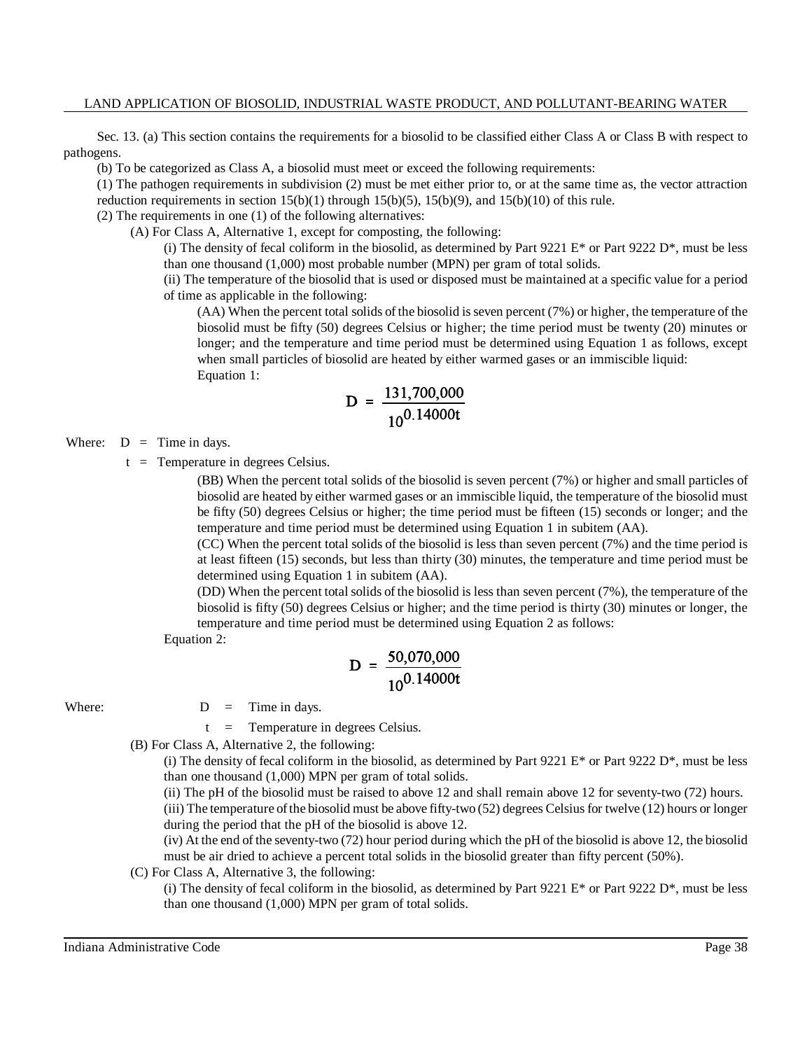Sec. 13. (a) This section contains the requirements for a biosolid to be classified either Class A or Class B with respect to pathogens.

(b) To be categorized as Class A, a biosolid must meet or exceed the following requirements:

(1) The pathogen requirements in subdivision (2) must be met either prior to, or at the same time as, the vector attraction reduction requirements in section 15(b)(1) through 15(b)(5), 15(b)(9), and 15(b)(10) of this rule.

(2) The requirements in one (1) of the following alternatives:

(A) For Class A, Alternative 1, except for composting, the following:

(i) The density of fecal coliform in the biosolid, as determined by Part 9221 E* or Part 9222 D*, must be less than one thousand (1,000) most probable number (MPN) per gram of total solids.

(ii) The temperature of the biosolid that is used or disposed must be maintained at a specific value for a period of time as applicable in the following:

(AA) When the percent total solids of the biosolid is seven percent (7%) or higher, the temperature of the biosolid must be fifty (50) degrees Celsius or higher; the time period must be twenty (20) minutes or longer; and the temperature and time period must be determined using Equation 1 as follows, except when small particles of biosolid are heated by either warmed gases or an immiscible liquid:

Equation 1:

$$D = \frac{131{,}700{,}000}{10^{0.14000t}}$$

Where: D = Time in days.

t = Temperature in degrees Celsius.

(BB) When the percent total solids of the biosolid is seven percent (7%) or higher and small particles of biosolid are heated by either warmed gases or an immiscible liquid, the temperature of the biosolid must be fifty (50) degrees Celsius or higher; the time period must be fifteen (15) seconds or longer; and the temperature and time period must be determined using Equation 1 in subitem (AA).

(CC) When the percent total solids of the biosolid is less than seven percent (7%) and the time period is at least fifteen (15) seconds, but less than thirty (30) minutes, the temperature and time period must be determined using Equation 1 in subitem (AA).

(DD) When the percent total solids of the biosolid is less than seven percent (7%), the temperature of the biosolid is fifty (50) degrees Celsius or higher; and the time period is thirty (30) minutes or longer, the temperature and time period must be determined using Equation 2 as follows:

Equation 2:

$$D = \frac{50{,}070{,}000}{10^{0.14000t}}$$

Where: D = Time in days.

t = Temperature in degrees Celsius.

(B) For Class A, Alternative 2, the following:

(i) The density of fecal coliform in the biosolid, as determined by Part 9221 E* or Part 9222 D*, must be less than one thousand (1,000) MPN per gram of total solids.

(ii) The pH of the biosolid must be raised to above 12 and shall remain above 12 for seventy-two (72) hours.

(iii) The temperature of the biosolid must be above fifty-two (52) degrees Celsius for twelve (12) hours or longer during the period that the pH of the biosolid is above 12.

(iv) At the end of the seventy-two (72) hour period during which the pH of the biosolid is above 12, the biosolid must be air dried to achieve a percent total solids in the biosolid greater than fifty percent (50%).

(C) For Class A, Alternative 3, the following:

(i) The density of fecal coliform in the biosolid, as determined by Part 9221 E* or Part 9222 D*, must be less than one thousand (1,000) MPN per gram of total solids.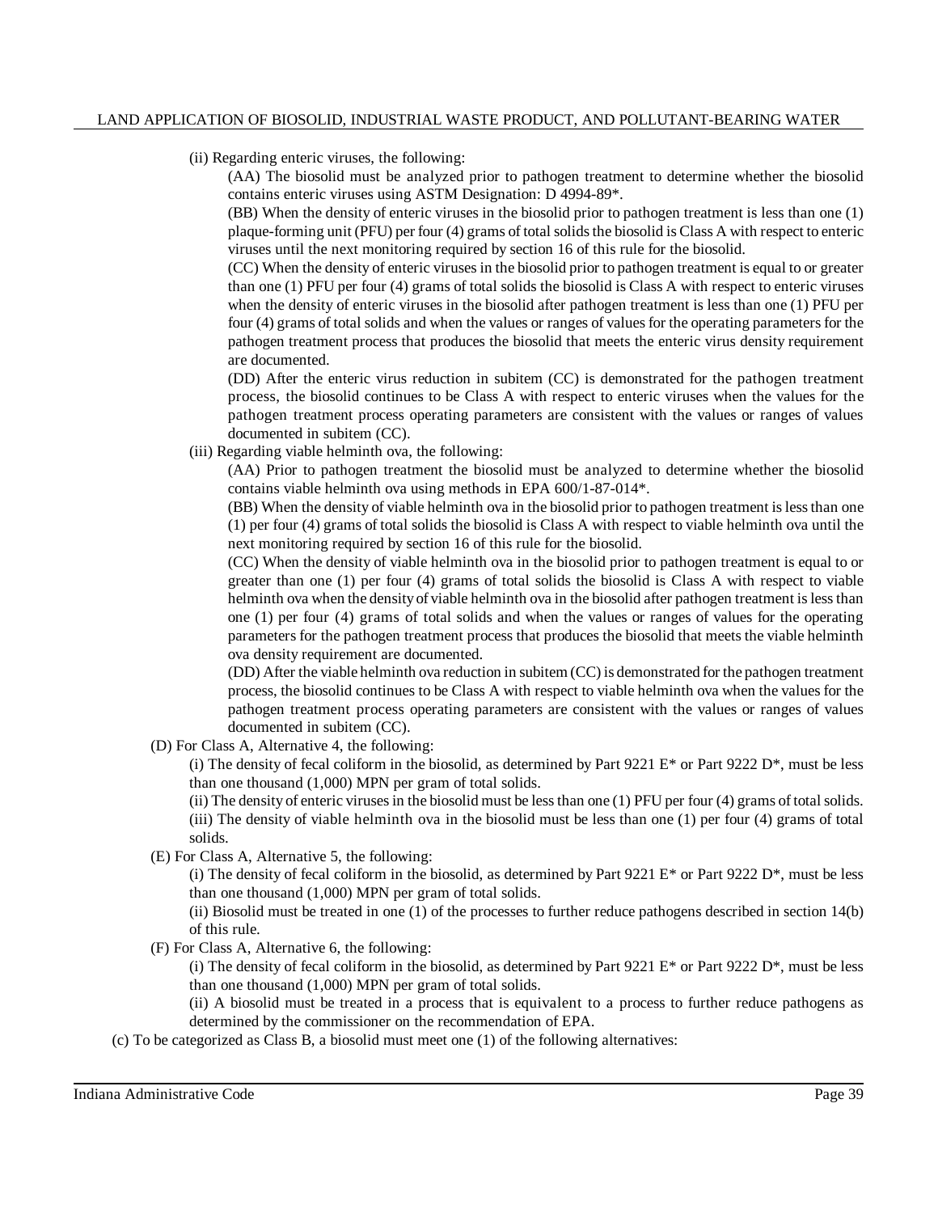(ii) Regarding enteric viruses, the following:

(AA) The biosolid must be analyzed prior to pathogen treatment to determine whether the biosolid contains enteric viruses using ASTM Designation: D 4994-89*.

(BB) When the density of enteric viruses in the biosolid prior to pathogen treatment is less than one (1) plaque-forming unit (PFU) per four (4) grams of total solids the biosolid is Class A with respect to enteric viruses until the next monitoring required by section 16 of this rule for the biosolid.

(CC) When the density of enteric viruses in the biosolid prior to pathogen treatment is equal to or greater than one (1) PFU per four (4) grams of total solids the biosolid is Class A with respect to enteric viruses when the density of enteric viruses in the biosolid after pathogen treatment is less than one (1) PFU per four (4) grams of total solids and when the values or ranges of values for the operating parameters for the pathogen treatment process that produces the biosolid that meets the enteric virus density requirement are documented.

(DD) After the enteric virus reduction in subitem (CC) is demonstrated for the pathogen treatment process, the biosolid continues to be Class A with respect to enteric viruses when the values for the pathogen treatment process operating parameters are consistent with the values or ranges of values documented in subitem (CC).

(iii) Regarding viable helminth ova, the following:

(AA) Prior to pathogen treatment the biosolid must be analyzed to determine whether the biosolid contains viable helminth ova using methods in EPA 600/1-87-014*.

(BB) When the density of viable helminth ova in the biosolid prior to pathogen treatment is less than one (1) per four (4) grams of total solids the biosolid is Class A with respect to viable helminth ova until the next monitoring required by section 16 of this rule for the biosolid.

(CC) When the density of viable helminth ova in the biosolid prior to pathogen treatment is equal to or greater than one (1) per four (4) grams of total solids the biosolid is Class A with respect to viable helminth ova when the density of viable helminth ova in the biosolid after pathogen treatment is less than one (1) per four (4) grams of total solids and when the values or ranges of values for the operating parameters for the pathogen treatment process that produces the biosolid that meets the viable helminth ova density requirement are documented.

(DD) After the viable helminth ova reduction in subitem (CC) is demonstrated for the pathogen treatment process, the biosolid continues to be Class A with respect to viable helminth ova when the values for the pathogen treatment process operating parameters are consistent with the values or ranges of values documented in subitem (CC).

(D) For Class A, Alternative 4, the following:

(i) The density of fecal coliform in the biosolid, as determined by Part 9221 E* or Part 9222 D*, must be less than one thousand (1,000) MPN per gram of total solids.

(ii) The density of enteric viruses in the biosolid must be less than one (1) PFU per four (4) grams of total solids.

(iii) The density of viable helminth ova in the biosolid must be less than one (1) per four (4) grams of total solids.

(E) For Class A, Alternative 5, the following:

(i) The density of fecal coliform in the biosolid, as determined by Part 9221 E* or Part 9222 D*, must be less than one thousand (1,000) MPN per gram of total solids.

(ii) Biosolid must be treated in one (1) of the processes to further reduce pathogens described in section 14(b) of this rule.

(F) For Class A, Alternative 6, the following:

(i) The density of fecal coliform in the biosolid, as determined by Part 9221 E* or Part 9222 D*, must be less than one thousand (1,000) MPN per gram of total solids.

(ii) A biosolid must be treated in a process that is equivalent to a process to further reduce pathogens as determined by the commissioner on the recommendation of EPA.

(c) To be categorized as Class B, a biosolid must meet one (1) of the following alternatives: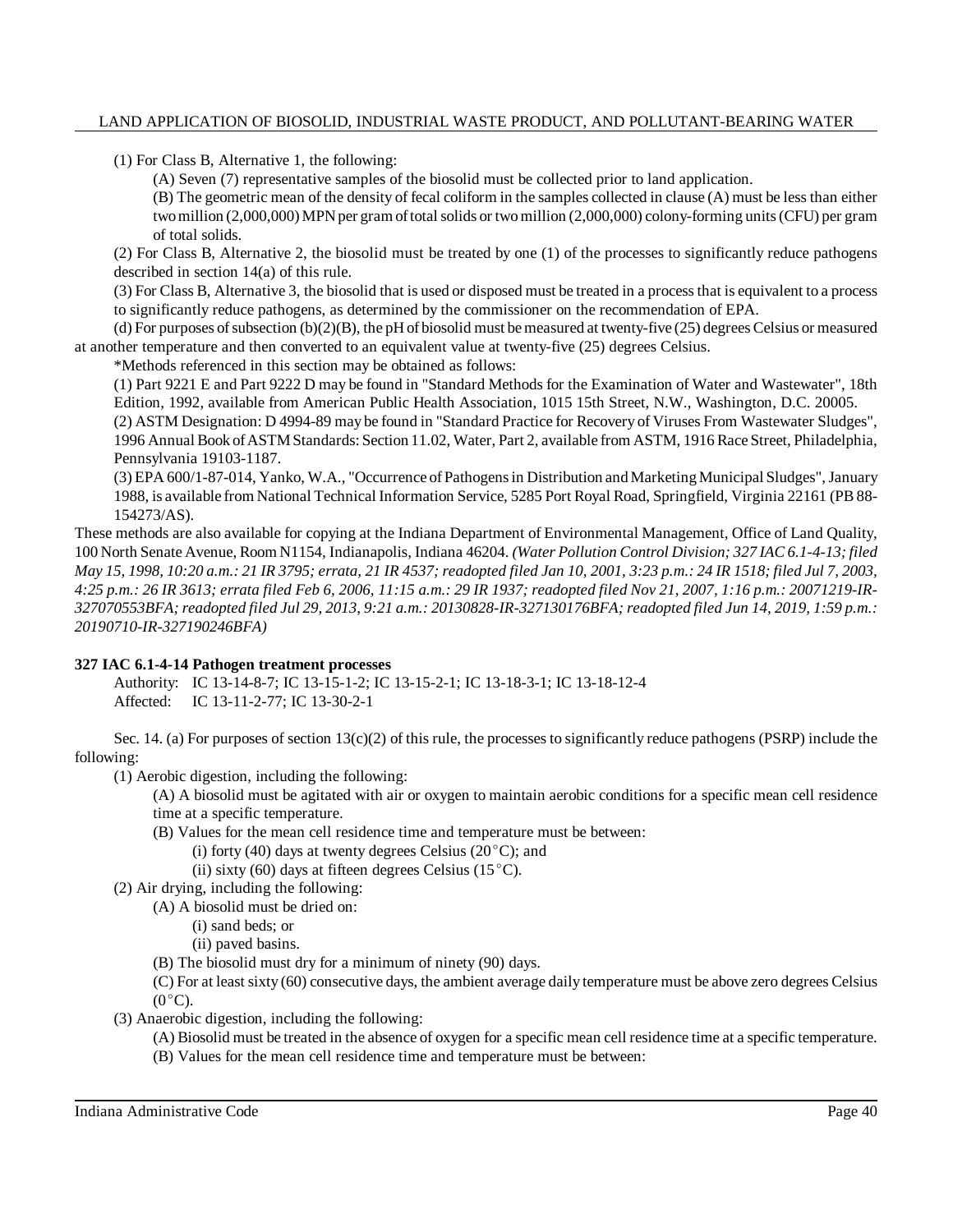(1) For Class B, Alternative 1, the following:

(A) Seven (7) representative samples of the biosolid must be collected prior to land application.

(B) The geometric mean of the density of fecal coliform in the samples collected in clause (A) must be less than either two million (2,000,000) MPN per gram of total solids or two million (2,000,000) colony-forming units (CFU) per gram of total solids.

(2) For Class B, Alternative 2, the biosolid must be treated by one (1) of the processes to significantly reduce pathogens described in section 14(a) of this rule.

(3) For Class B, Alternative 3, the biosolid that is used or disposed must be treated in a process that is equivalent to a process to significantly reduce pathogens, as determined by the commissioner on the recommendation of EPA.

(d) For purposes of subsection (b)(2)(B), the pH of biosolid must be measured at twenty-five (25) degrees Celsius or measured at another temperature and then converted to an equivalent value at twenty-five (25) degrees Celsius.

*Methods referenced in this section may be obtained as follows:

(1) Part 9221 E and Part 9222 D may be found in "Standard Methods for the Examination of Water and Wastewater", 18th Edition, 1992, available from American Public Health Association, 1015 15th Street, N.W., Washington, D.C. 20005.

(2) ASTM Designation: D 4994-89 may be found in "Standard Practice for Recovery of Viruses From Wastewater Sludges", 1996 Annual Book of ASTM Standards: Section 11.02, Water, Part 2, available from ASTM, 1916 Race Street, Philadelphia, Pennsylvania 19103-1187.

(3) EPA 600/1-87-014, Yanko, W.A., "Occurrence of Pathogens in Distribution and Marketing Municipal Sludges", January 1988, is available from National Technical Information Service, 5285 Port Royal Road, Springfield, Virginia 22161 (PB 88-154273/AS).

These methods are also available for copying at the Indiana Department of Environmental Management, Office of Land Quality, 100 North Senate Avenue, Room N1154, Indianapolis, Indiana 46204. *(Water Pollution Control Division; 327 IAC 6.1-4-13; filed May 15, 1998, 10:20 a.m.: 21 IR 3795; errata, 21 IR 4537; readopted filed Jan 10, 2001, 3:23 p.m.: 24 IR 1518; filed Jul 7, 2003, 4:25 p.m.: 26 IR 3613; errata filed Feb 6, 2006, 11:15 a.m.: 29 IR 1937; readopted filed Nov 21, 2007, 1:16 p.m.: 20071219-IR-327070553BFA; readopted filed Jul 29, 2013, 9:21 a.m.: 20130828-IR-327130176BFA; readopted filed Jun 14, 2019, 1:59 p.m.: 20190710-IR-327190246BFA)*

**327 IAC 6.1-4-14 Pathogen treatment processes**

Authority: IC 13-14-8-7; IC 13-15-1-2; IC 13-15-2-1; IC 13-18-3-1; IC 13-18-12-4
Affected: IC 13-11-2-77; IC 13-30-2-1

Sec. 14. (a) For purposes of section 13(c)(2) of this rule, the processes to significantly reduce pathogens (PSRP) include the following:

(1) Aerobic digestion, including the following:

(A) A biosolid must be agitated with air or oxygen to maintain aerobic conditions for a specific mean cell residence time at a specific temperature.

(B) Values for the mean cell residence time and temperature must be between:

(i) forty (40) days at twenty degrees Celsius (20°C); and

(ii) sixty (60) days at fifteen degrees Celsius (15°C).

(2) Air drying, including the following:

(A) A biosolid must be dried on:

(i) sand beds; or

(ii) paved basins.

(B) The biosolid must dry for a minimum of ninety (90) days.

(C) For at least sixty (60) consecutive days, the ambient average daily temperature must be above zero degrees Celsius (0°C).

(3) Anaerobic digestion, including the following:

(A) Biosolid must be treated in the absence of oxygen for a specific mean cell residence time at a specific temperature.

(B) Values for the mean cell residence time and temperature must be between: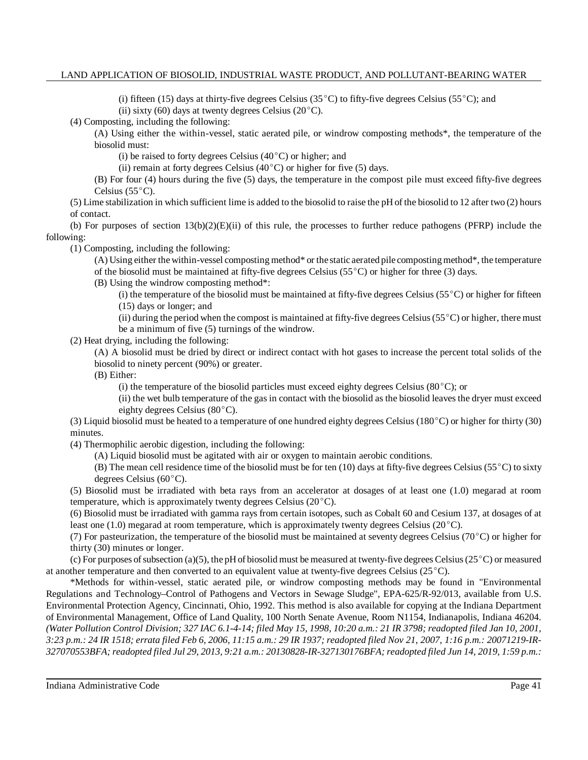(i) fifteen (15) days at thirty-five degrees Celsius (35°C) to fifty-five degrees Celsius (55°C); and

(ii) sixty (60) days at twenty degrees Celsius (20°C).

(4) Composting, including the following:

(A) Using either the within-vessel, static aerated pile, or windrow composting methods*, the temperature of the biosolid must:

(i) be raised to forty degrees Celsius (40°C) or higher; and

(ii) remain at forty degrees Celsius (40°C) or higher for five (5) days.

(B) For four (4) hours during the five (5) days, the temperature in the compost pile must exceed fifty-five degrees Celsius (55°C).

(5) Lime stabilization in which sufficient lime is added to the biosolid to raise the pH of the biosolid to 12 after two (2) hours of contact.

(b) For purposes of section 13(b)(2)(E)(ii) of this rule, the processes to further reduce pathogens (PFRP) include the following:

(1) Composting, including the following:

(A) Using either the within-vessel composting method* or the static aerated pile composting method*, the temperature of the biosolid must be maintained at fifty-five degrees Celsius (55°C) or higher for three (3) days.

(B) Using the windrow composting method*:

(i) the temperature of the biosolid must be maintained at fifty-five degrees Celsius (55°C) or higher for fifteen (15) days or longer; and

(ii) during the period when the compost is maintained at fifty-five degrees Celsius (55°C) or higher, there must be a minimum of five (5) turnings of the windrow.

(2) Heat drying, including the following:

(A) A biosolid must be dried by direct or indirect contact with hot gases to increase the percent total solids of the biosolid to ninety percent (90%) or greater.

(B) Either:

(i) the temperature of the biosolid particles must exceed eighty degrees Celsius (80°C); or

(ii) the wet bulb temperature of the gas in contact with the biosolid as the biosolid leaves the dryer must exceed eighty degrees Celsius (80°C).

(3) Liquid biosolid must be heated to a temperature of one hundred eighty degrees Celsius (180°C) or higher for thirty (30) minutes.

(4) Thermophilic aerobic digestion, including the following:

(A) Liquid biosolid must be agitated with air or oxygen to maintain aerobic conditions.

(B) The mean cell residence time of the biosolid must be for ten (10) days at fifty-five degrees Celsius (55°C) to sixty degrees Celsius (60°C).

(5) Biosolid must be irradiated with beta rays from an accelerator at dosages of at least one (1.0) megarad at room temperature, which is approximately twenty degrees Celsius (20°C).

(6) Biosolid must be irradiated with gamma rays from certain isotopes, such as Cobalt 60 and Cesium 137, at dosages of at least one (1.0) megarad at room temperature, which is approximately twenty degrees Celsius (20°C).

(7) For pasteurization, the temperature of the biosolid must be maintained at seventy degrees Celsius (70°C) or higher for thirty (30) minutes or longer.

(c) For purposes of subsection (a)(5), the pH of biosolid must be measured at twenty-five degrees Celsius (25°C) or measured at another temperature and then converted to an equivalent value at twenty-five degrees Celsius (25°C).

*Methods for within-vessel, static aerated pile, or windrow composting methods may be found in "Environmental Regulations and Technology–Control of Pathogens and Vectors in Sewage Sludge", EPA-625/R-92/013, available from U.S. Environmental Protection Agency, Cincinnati, Ohio, 1992. This method is also available for copying at the Indiana Department of Environmental Management, Office of Land Quality, 100 North Senate Avenue, Room N1154, Indianapolis, Indiana 46204. *(Water Pollution Control Division; 327 IAC 6.1-4-14; filed May 15, 1998, 10:20 a.m.: 21 IR 3798; readopted filed Jan 10, 2001, 3:23 p.m.: 24 IR 1518; errata filed Feb 6, 2006, 11:15 a.m.: 29 IR 1937; readopted filed Nov 21, 2007, 1:16 p.m.: 20071219-IR-327070553BFA; readopted filed Jul 29, 2013, 9:21 a.m.: 20130828-IR-327130176BFA; readopted filed Jun 14, 2019, 1:59 p.m.:*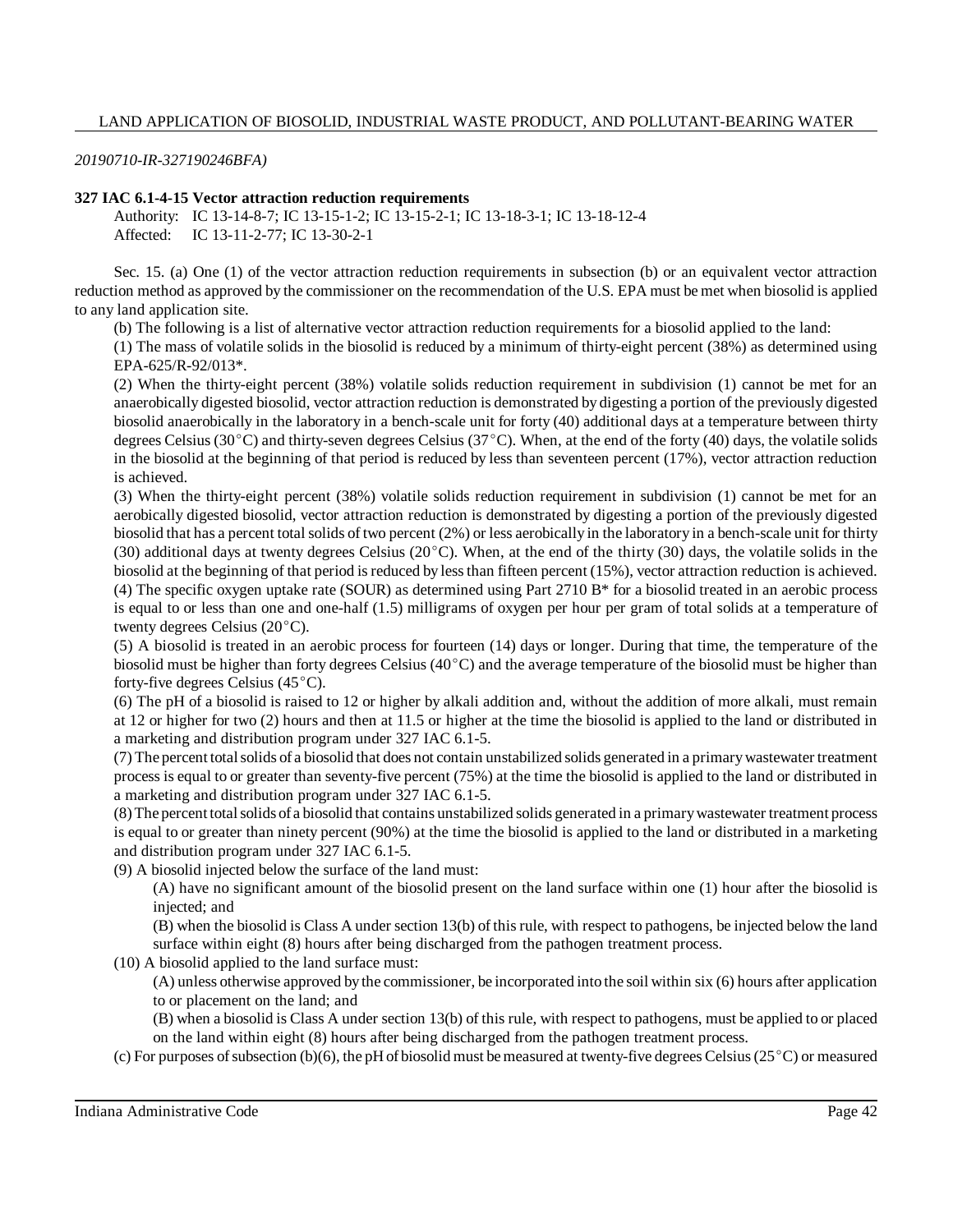*20190710-IR-327190246BFA)*

**327 IAC 6.1-4-15 Vector attraction reduction requirements**

Authority: IC 13-14-8-7; IC 13-15-1-2; IC 13-15-2-1; IC 13-18-3-1; IC 13-18-12-4
Affected: IC 13-11-2-77; IC 13-30-2-1

Sec. 15. (a) One (1) of the vector attraction reduction requirements in subsection (b) or an equivalent vector attraction reduction method as approved by the commissioner on the recommendation of the U.S. EPA must be met when biosolid is applied to any land application site.

(b) The following is a list of alternative vector attraction reduction requirements for a biosolid applied to the land:

(1) The mass of volatile solids in the biosolid is reduced by a minimum of thirty-eight percent (38%) as determined using EPA-625/R-92/013*.

(2) When the thirty-eight percent (38%) volatile solids reduction requirement in subdivision (1) cannot be met for an anaerobically digested biosolid, vector attraction reduction is demonstrated by digesting a portion of the previously digested biosolid anaerobically in the laboratory in a bench-scale unit for forty (40) additional days at a temperature between thirty degrees Celsius (30°C) and thirty-seven degrees Celsius (37°C). When, at the end of the forty (40) days, the volatile solids in the biosolid at the beginning of that period is reduced by less than seventeen percent (17%), vector attraction reduction is achieved.

(3) When the thirty-eight percent (38%) volatile solids reduction requirement in subdivision (1) cannot be met for an aerobically digested biosolid, vector attraction reduction is demonstrated by digesting a portion of the previously digested biosolid that has a percent total solids of two percent (2%) or less aerobically in the laboratory in a bench-scale unit for thirty (30) additional days at twenty degrees Celsius (20°C). When, at the end of the thirty (30) days, the volatile solids in the biosolid at the beginning of that period is reduced by less than fifteen percent (15%), vector attraction reduction is achieved.

(4) The specific oxygen uptake rate (SOUR) as determined using Part 2710 B* for a biosolid treated in an aerobic process is equal to or less than one and one-half (1.5) milligrams of oxygen per hour per gram of total solids at a temperature of twenty degrees Celsius (20°C).

(5) A biosolid is treated in an aerobic process for fourteen (14) days or longer. During that time, the temperature of the biosolid must be higher than forty degrees Celsius (40°C) and the average temperature of the biosolid must be higher than forty-five degrees Celsius (45°C).

(6) The pH of a biosolid is raised to 12 or higher by alkali addition and, without the addition of more alkali, must remain at 12 or higher for two (2) hours and then at 11.5 or higher at the time the biosolid is applied to the land or distributed in a marketing and distribution program under 327 IAC 6.1-5.

(7) The percent total solids of a biosolid that does not contain unstabilized solids generated in a primary wastewater treatment process is equal to or greater than seventy-five percent (75%) at the time the biosolid is applied to the land or distributed in a marketing and distribution program under 327 IAC 6.1-5.

(8) The percent total solids of a biosolid that contains unstabilized solids generated in a primary wastewater treatment process is equal to or greater than ninety percent (90%) at the time the biosolid is applied to the land or distributed in a marketing and distribution program under 327 IAC 6.1-5.

(9) A biosolid injected below the surface of the land must:

(A) have no significant amount of the biosolid present on the land surface within one (1) hour after the biosolid is injected; and

(B) when the biosolid is Class A under section 13(b) of this rule, with respect to pathogens, be injected below the land surface within eight (8) hours after being discharged from the pathogen treatment process.

(10) A biosolid applied to the land surface must:

(A) unless otherwise approved by the commissioner, be incorporated into the soil within six (6) hours after application to or placement on the land; and

(B) when a biosolid is Class A under section 13(b) of this rule, with respect to pathogens, must be applied to or placed on the land within eight (8) hours after being discharged from the pathogen treatment process.

(c) For purposes of subsection (b)(6), the pH of biosolid must be measured at twenty-five degrees Celsius (25°C) or measured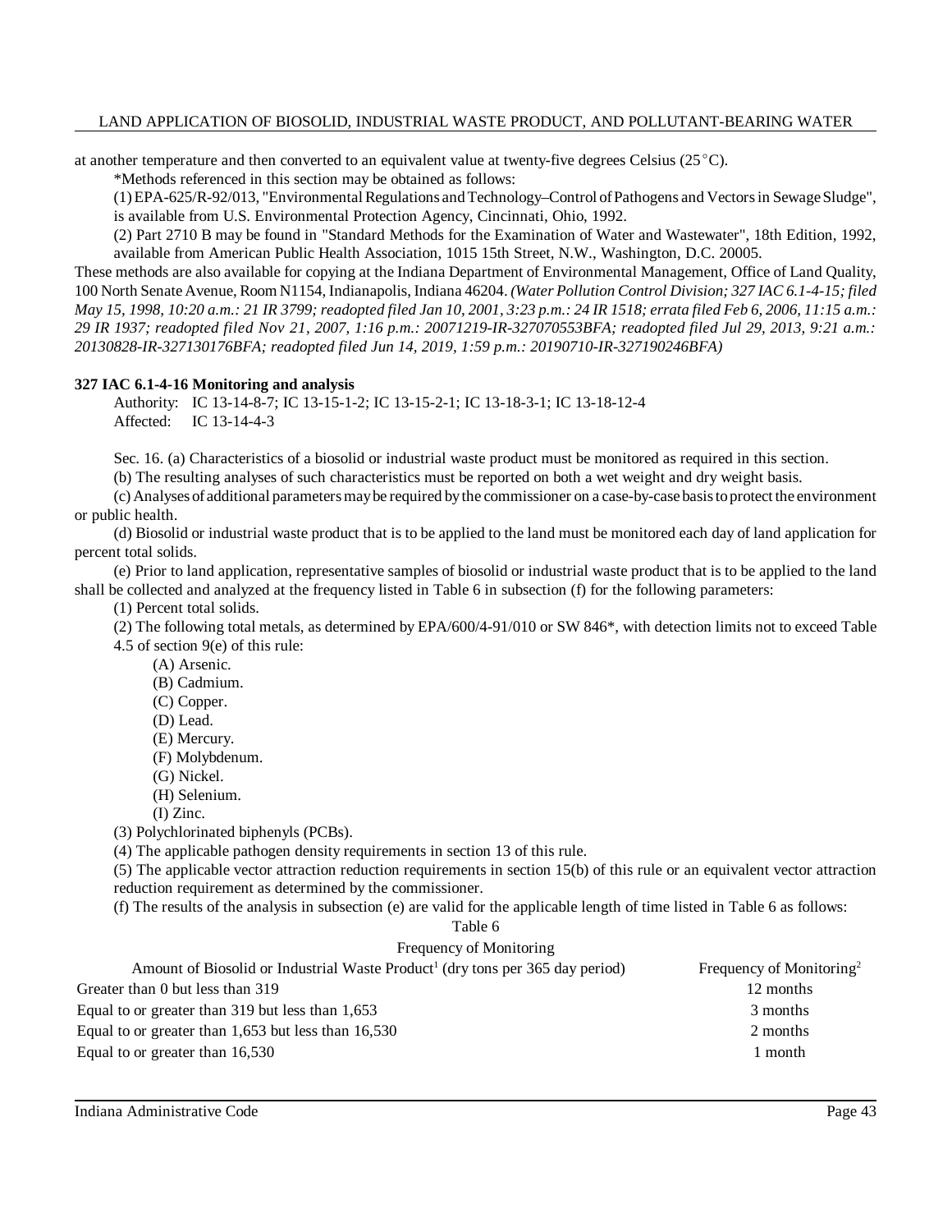at another temperature and then converted to an equivalent value at twenty-five degrees Celsius (25°C).

*Methods referenced in this section may be obtained as follows:

(1) EPA-625/R-92/013, "Environmental Regulations and Technology–Control of Pathogens and Vectors in Sewage Sludge", is available from U.S. Environmental Protection Agency, Cincinnati, Ohio, 1992.

(2) Part 2710 B may be found in "Standard Methods for the Examination of Water and Wastewater", 18th Edition, 1992, available from American Public Health Association, 1015 15th Street, N.W., Washington, D.C. 20005.

These methods are also available for copying at the Indiana Department of Environmental Management, Office of Land Quality, 100 North Senate Avenue, Room N1154, Indianapolis, Indiana 46204. *(Water Pollution Control Division; 327 IAC 6.1-4-15; filed May 15, 1998, 10:20 a.m.: 21 IR 3799; readopted filed Jan 10, 2001, 3:23 p.m.: 24 IR 1518; errata filed Feb 6, 2006, 11:15 a.m.: 29 IR 1937; readopted filed Nov 21, 2007, 1:16 p.m.: 20071219-IR-327070553BFA; readopted filed Jul 29, 2013, 9:21 a.m.: 20130828-IR-327130176BFA; readopted filed Jun 14, 2019, 1:59 p.m.: 20190710-IR-327190246BFA)*

**327 IAC 6.1-4-16 Monitoring and analysis**

Authority: IC 13-14-8-7; IC 13-15-1-2; IC 13-15-2-1; IC 13-18-3-1; IC 13-18-12-4
Affected: IC 13-14-4-3

Sec. 16. (a) Characteristics of a biosolid or industrial waste product must be monitored as required in this section.

(b) The resulting analyses of such characteristics must be reported on both a wet weight and dry weight basis.

(c) Analyses of additional parameters may be required by the commissioner on a case-by-case basis to protect the environment or public health.

(d) Biosolid or industrial waste product that is to be applied to the land must be monitored each day of land application for percent total solids.

(e) Prior to land application, representative samples of biosolid or industrial waste product that is to be applied to the land shall be collected and analyzed at the frequency listed in Table 6 in subsection (f) for the following parameters:

(1) Percent total solids.

(2) The following total metals, as determined by EPA/600/4-91/010 or SW 846*, with detection limits not to exceed Table 4.5 of section 9(e) of this rule:

(A) Arsenic.
(B) Cadmium.
(C) Copper.
(D) Lead.
(E) Mercury.
(F) Molybdenum.
(G) Nickel.
(H) Selenium.
(I) Zinc.

(3) Polychlorinated biphenyls (PCBs).

(4) The applicable pathogen density requirements in section 13 of this rule.

(5) The applicable vector attraction reduction requirements in section 15(b) of this rule or an equivalent vector attraction reduction requirement as determined by the commissioner.

(f) The results of the analysis in subsection (e) are valid for the applicable length of time listed in Table 6 as follows:

Table 6
Frequency of Monitoring

| Amount of Biosolid or Industrial Waste Product[1] (dry tons per 365 day period) | Frequency of Monitoring[2] |
|---|---|
| Greater than 0 but less than 319 | 12 months |
| Equal to or greater than 319 but less than 1,653 | 3 months |
| Equal to or greater than 1,653 but less than 16,530 | 2 months |
| Equal to or greater than 16,530 | 1 month |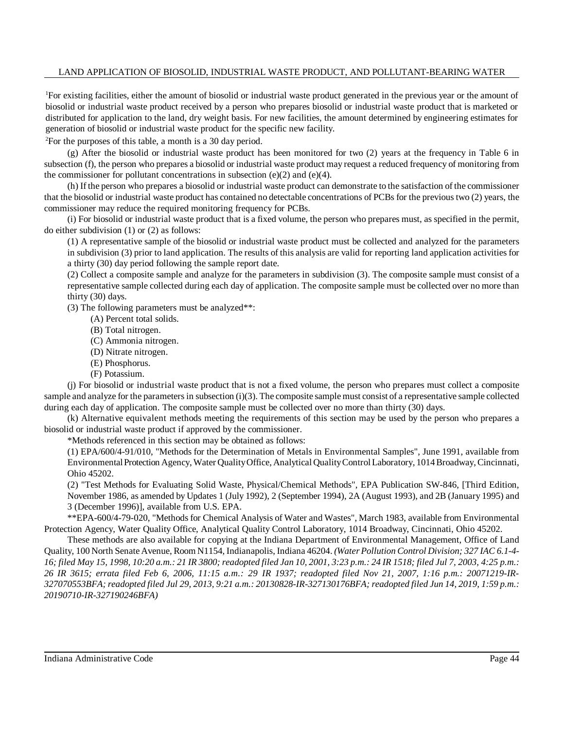[1]For existing facilities, either the amount of biosolid or industrial waste product generated in the previous year or the amount of biosolid or industrial waste product received by a person who prepares biosolid or industrial waste product that is marketed or distributed for application to the land, dry weight basis. For new facilities, the amount determined by engineering estimates for generation of biosolid or industrial waste product for the specific new facility.

[2]For the purposes of this table, a month is a 30 day period.

(g) After the biosolid or industrial waste product has been monitored for two (2) years at the frequency in Table 6 in subsection (f), the person who prepares a biosolid or industrial waste product may request a reduced frequency of monitoring from the commissioner for pollutant concentrations in subsection (e)(2) and (e)(4).

(h) If the person who prepares a biosolid or industrial waste product can demonstrate to the satisfaction of the commissioner that the biosolid or industrial waste product has contained no detectable concentrations of PCBs for the previous two (2) years, the commissioner may reduce the required monitoring frequency for PCBs.

(i) For biosolid or industrial waste product that is a fixed volume, the person who prepares must, as specified in the permit, do either subdivision (1) or (2) as follows:

(1) A representative sample of the biosolid or industrial waste product must be collected and analyzed for the parameters in subdivision (3) prior to land application. The results of this analysis are valid for reporting land application activities for a thirty (30) day period following the sample report date.

(2) Collect a composite sample and analyze for the parameters in subdivision (3). The composite sample must consist of a representative sample collected during each day of application. The composite sample must be collected over no more than thirty (30) days.

(3) The following parameters must be analyzed**:

(A) Percent total solids.

(B) Total nitrogen.

(C) Ammonia nitrogen.

(D) Nitrate nitrogen.

(E) Phosphorus.

(F) Potassium.

(j) For biosolid or industrial waste product that is not a fixed volume, the person who prepares must collect a composite sample and analyze for the parameters in subsection (i)(3). The composite sample must consist of a representative sample collected during each day of application. The composite sample must be collected over no more than thirty (30) days.

(k) Alternative equivalent methods meeting the requirements of this section may be used by the person who prepares a biosolid or industrial waste product if approved by the commissioner.

*Methods referenced in this section may be obtained as follows:

(1) EPA/600/4-91/010, "Methods for the Determination of Metals in Environmental Samples", June 1991, available from Environmental Protection Agency, Water Quality Office, Analytical Quality Control Laboratory, 1014 Broadway, Cincinnati, Ohio 45202.

(2) "Test Methods for Evaluating Solid Waste, Physical/Chemical Methods", EPA Publication SW-846, [Third Edition, November 1986, as amended by Updates 1 (July 1992), 2 (September 1994), 2A (August 1993), and 2B (January 1995) and 3 (December 1996)], available from U.S. EPA.

**EPA-600/4-79-020, "Methods for Chemical Analysis of Water and Wastes", March 1983, available from Environmental Protection Agency, Water Quality Office, Analytical Quality Control Laboratory, 1014 Broadway, Cincinnati, Ohio 45202.

These methods are also available for copying at the Indiana Department of Environmental Management, Office of Land Quality, 100 North Senate Avenue, Room N1154, Indianapolis, Indiana 46204. *(Water Pollution Control Division; 327 IAC 6.1-4-16; filed May 15, 1998, 10:20 a.m.: 21 IR 3800; readopted filed Jan 10, 2001, 3:23 p.m.: 24 IR 1518; filed Jul 7, 2003, 4:25 p.m.: 26 IR 3615; errata filed Feb 6, 2006, 11:15 a.m.: 29 IR 1937; readopted filed Nov 21, 2007, 1:16 p.m.: 20071219-IR-327070553BFA; readopted filed Jul 29, 2013, 9:21 a.m.: 20130828-IR-327130176BFA; readopted filed Jun 14, 2019, 1:59 p.m.: 20190710-IR-327190246BFA)*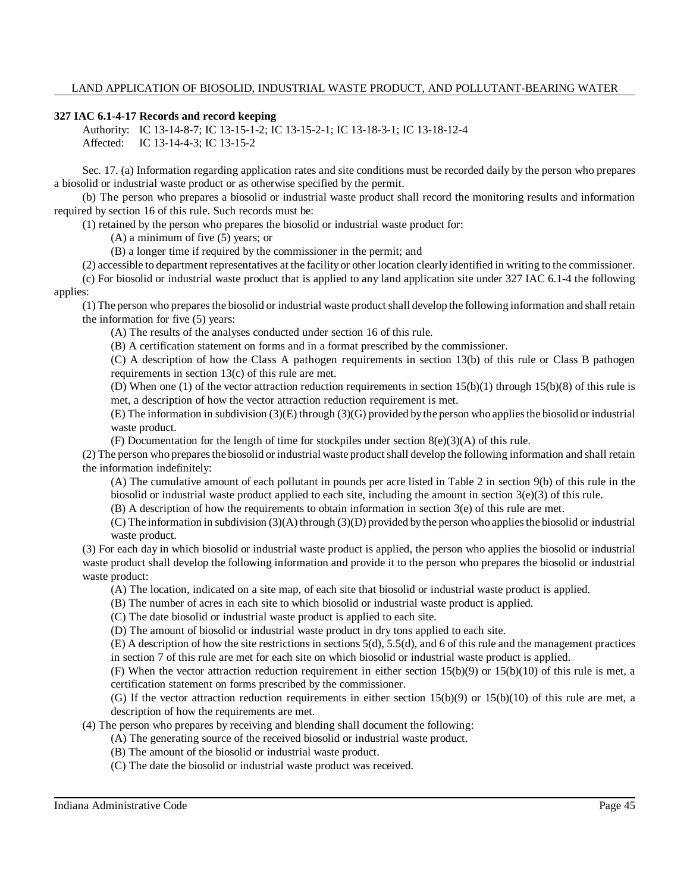### 327 IAC 6.1-4-17 Records and record keeping

Authority: IC 13-14-8-7; IC 13-15-1-2; IC 13-15-2-1; IC 13-18-3-1; IC 13-18-12-4
Affected: IC 13-14-4-3; IC 13-15-2

Sec. 17. (a) Information regarding application rates and site conditions must be recorded daily by the person who prepares a biosolid or industrial waste product or as otherwise specified by the permit.

(b) The person who prepares a biosolid or industrial waste product shall record the monitoring results and information required by section 16 of this rule. Such records must be:

(1) retained by the person who prepares the biosolid or industrial waste product for:

(A) a minimum of five (5) years; or

(B) a longer time if required by the commissioner in the permit; and

(2) accessible to department representatives at the facility or other location clearly identified in writing to the commissioner.

(c) For biosolid or industrial waste product that is applied to any land application site under 327 IAC 6.1-4 the following applies:

(1) The person who prepares the biosolid or industrial waste product shall develop the following information and shall retain the information for five (5) years:

(A) The results of the analyses conducted under section 16 of this rule.

(B) A certification statement on forms and in a format prescribed by the commissioner.

(C) A description of how the Class A pathogen requirements in section 13(b) of this rule or Class B pathogen requirements in section 13(c) of this rule are met.

(D) When one (1) of the vector attraction reduction requirements in section 15(b)(1) through 15(b)(8) of this rule is met, a description of how the vector attraction reduction requirement is met.

(E) The information in subdivision (3)(E) through (3)(G) provided by the person who applies the biosolid or industrial waste product.

(F) Documentation for the length of time for stockpiles under section 8(e)(3)(A) of this rule.

(2) The person who prepares the biosolid or industrial waste product shall develop the following information and shall retain the information indefinitely:

(A) The cumulative amount of each pollutant in pounds per acre listed in Table 2 in section 9(b) of this rule in the biosolid or industrial waste product applied to each site, including the amount in section 3(e)(3) of this rule.

(B) A description of how the requirements to obtain information in section 3(e) of this rule are met.

(C) The information in subdivision (3)(A) through (3)(D) provided by the person who applies the biosolid or industrial waste product.

(3) For each day in which biosolid or industrial waste product is applied, the person who applies the biosolid or industrial waste product shall develop the following information and provide it to the person who prepares the biosolid or industrial waste product:

(A) The location, indicated on a site map, of each site that biosolid or industrial waste product is applied.

(B) The number of acres in each site to which biosolid or industrial waste product is applied.

(C) The date biosolid or industrial waste product is applied to each site.

(D) The amount of biosolid or industrial waste product in dry tons applied to each site.

(E) A description of how the site restrictions in sections 5(d), 5.5(d), and 6 of this rule and the management practices in section 7 of this rule are met for each site on which biosolid or industrial waste product is applied.

(F) When the vector attraction reduction requirement in either section 15(b)(9) or 15(b)(10) of this rule is met, a certification statement on forms prescribed by the commissioner.

(G) If the vector attraction reduction requirements in either section 15(b)(9) or 15(b)(10) of this rule are met, a description of how the requirements are met.

(4) The person who prepares by receiving and blending shall document the following:

(A) The generating source of the received biosolid or industrial waste product.

(B) The amount of the biosolid or industrial waste product.

(C) The date the biosolid or industrial waste product was received.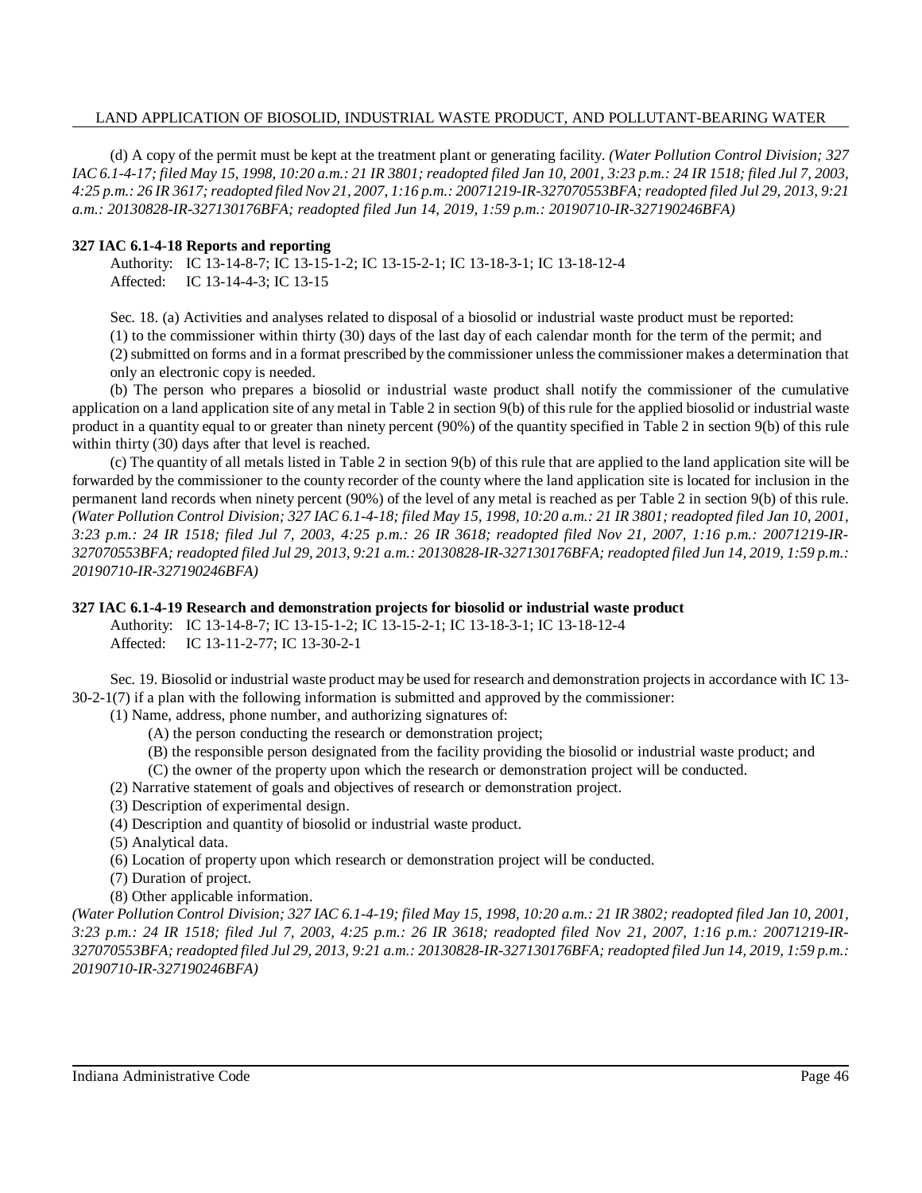(d) A copy of the permit must be kept at the treatment plant or generating facility. *(Water Pollution Control Division; 327 IAC 6.1-4-17; filed May 15, 1998, 10:20 a.m.: 21 IR 3801; readopted filed Jan 10, 2001, 3:23 p.m.: 24 IR 1518; filed Jul 7, 2003, 4:25 p.m.: 26 IR 3617; readopted filed Nov 21, 2007, 1:16 p.m.: 20071219-IR-327070553BFA; readopted filed Jul 29, 2013, 9:21 a.m.: 20130828-IR-327130176BFA; readopted filed Jun 14, 2019, 1:59 p.m.: 20190710-IR-327190246BFA)*

**327 IAC 6.1-4-18 Reports and reporting**

Authority: IC 13-14-8-7; IC 13-15-1-2; IC 13-15-2-1; IC 13-18-3-1; IC 13-18-12-4
Affected: IC 13-14-4-3; IC 13-15

Sec. 18. (a) Activities and analyses related to disposal of a biosolid or industrial waste product must be reported:

(1) to the commissioner within thirty (30) days of the last day of each calendar month for the term of the permit; and

(2) submitted on forms and in a format prescribed by the commissioner unless the commissioner makes a determination that only an electronic copy is needed.

(b) The person who prepares a biosolid or industrial waste product shall notify the commissioner of the cumulative application on a land application site of any metal in Table 2 in section 9(b) of this rule for the applied biosolid or industrial waste product in a quantity equal to or greater than ninety percent (90%) of the quantity specified in Table 2 in section 9(b) of this rule within thirty (30) days after that level is reached.

(c) The quantity of all metals listed in Table 2 in section 9(b) of this rule that are applied to the land application site will be forwarded by the commissioner to the county recorder of the county where the land application site is located for inclusion in the permanent land records when ninety percent (90%) of the level of any metal is reached as per Table 2 in section 9(b) of this rule. *(Water Pollution Control Division; 327 IAC 6.1-4-18; filed May 15, 1998, 10:20 a.m.: 21 IR 3801; readopted filed Jan 10, 2001, 3:23 p.m.: 24 IR 1518; filed Jul 7, 2003, 4:25 p.m.: 26 IR 3618; readopted filed Nov 21, 2007, 1:16 p.m.: 20071219-IR-327070553BFA; readopted filed Jul 29, 2013, 9:21 a.m.: 20130828-IR-327130176BFA; readopted filed Jun 14, 2019, 1:59 p.m.: 20190710-IR-327190246BFA)*

**327 IAC 6.1-4-19 Research and demonstration projects for biosolid or industrial waste product**

Authority: IC 13-14-8-7; IC 13-15-1-2; IC 13-15-2-1; IC 13-18-3-1; IC 13-18-12-4
Affected: IC 13-11-2-77; IC 13-30-2-1

Sec. 19. Biosolid or industrial waste product may be used for research and demonstration projects in accordance with IC 13-30-2-1(7) if a plan with the following information is submitted and approved by the commissioner:

(1) Name, address, phone number, and authorizing signatures of:

(A) the person conducting the research or demonstration project;

(B) the responsible person designated from the facility providing the biosolid or industrial waste product; and

(C) the owner of the property upon which the research or demonstration project will be conducted.

(2) Narrative statement of goals and objectives of research or demonstration project.

(3) Description of experimental design.

(4) Description and quantity of biosolid or industrial waste product.

(5) Analytical data.

(6) Location of property upon which research or demonstration project will be conducted.

(7) Duration of project.

(8) Other applicable information.

*(Water Pollution Control Division; 327 IAC 6.1-4-19; filed May 15, 1998, 10:20 a.m.: 21 IR 3802; readopted filed Jan 10, 2001, 3:23 p.m.: 24 IR 1518; filed Jul 7, 2003, 4:25 p.m.: 26 IR 3618; readopted filed Nov 21, 2007, 1:16 p.m.: 20071219-IR-327070553BFA; readopted filed Jul 29, 2013, 9:21 a.m.: 20130828-IR-327130176BFA; readopted filed Jun 14, 2019, 1:59 p.m.: 20190710-IR-327190246BFA)*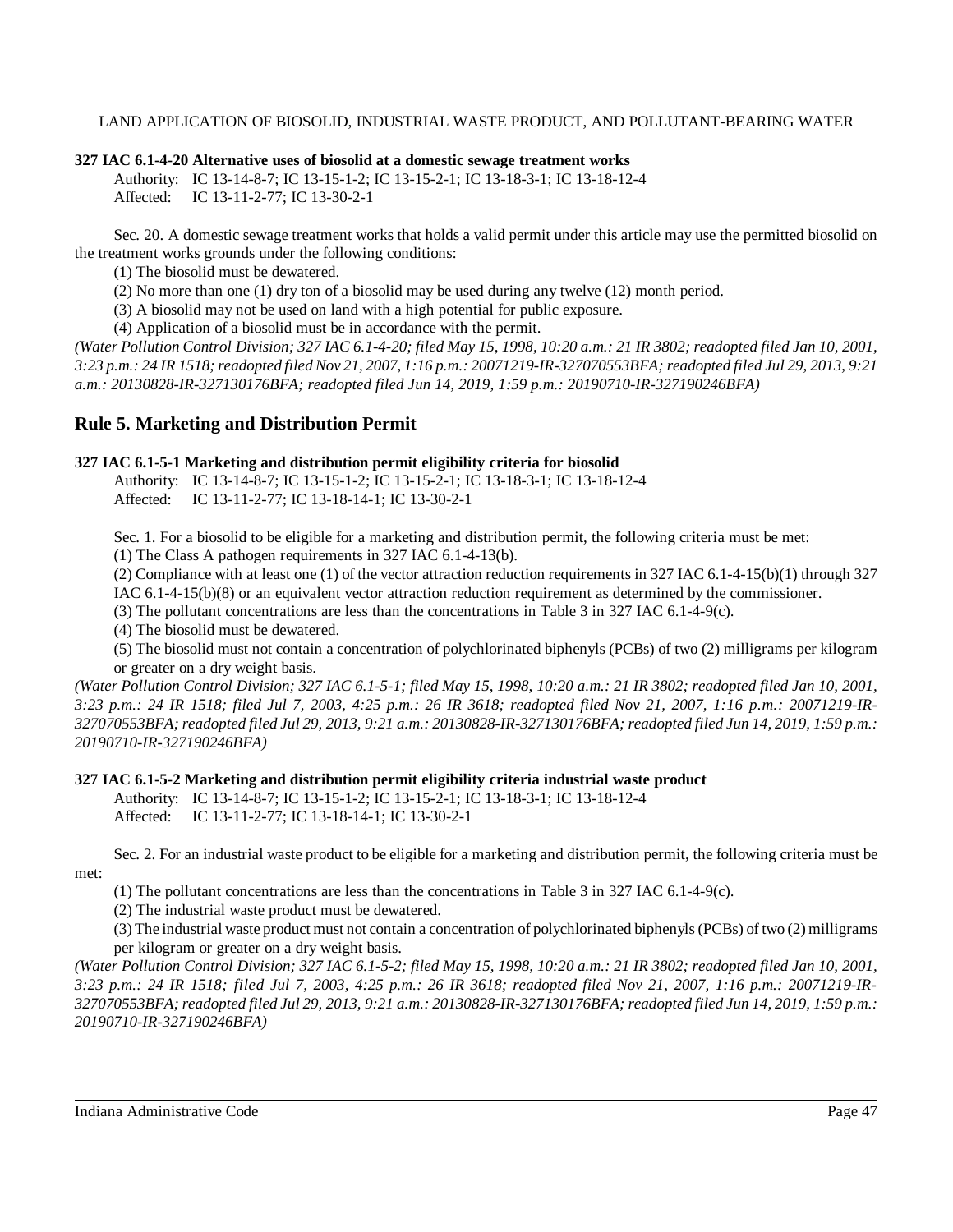**327 IAC 6.1-4-20 Alternative uses of biosolid at a domestic sewage treatment works**

Authority: IC 13-14-8-7; IC 13-15-1-2; IC 13-15-2-1; IC 13-18-3-1; IC 13-18-12-4
Affected: IC 13-11-2-77; IC 13-30-2-1

Sec. 20. A domestic sewage treatment works that holds a valid permit under this article may use the permitted biosolid on the treatment works grounds under the following conditions:

(1) The biosolid must be dewatered.

(2) No more than one (1) dry ton of a biosolid may be used during any twelve (12) month period.

(3) A biosolid may not be used on land with a high potential for public exposure.

(4) Application of a biosolid must be in accordance with the permit.

*(Water Pollution Control Division; 327 IAC 6.1-4-20; filed May 15, 1998, 10:20 a.m.: 21 IR 3802; readopted filed Jan 10, 2001, 3:23 p.m.: 24 IR 1518; readopted filed Nov 21, 2007, 1:16 p.m.: 20071219-IR-327070553BFA; readopted filed Jul 29, 2013, 9:21 a.m.: 20130828-IR-327130176BFA; readopted filed Jun 14, 2019, 1:59 p.m.: 20190710-IR-327190246BFA)*

## Rule 5. Marketing and Distribution Permit

**327 IAC 6.1-5-1 Marketing and distribution permit eligibility criteria for biosolid**

Authority: IC 13-14-8-7; IC 13-15-1-2; IC 13-15-2-1; IC 13-18-3-1; IC 13-18-12-4
Affected: IC 13-11-2-77; IC 13-18-14-1; IC 13-30-2-1

Sec. 1. For a biosolid to be eligible for a marketing and distribution permit, the following criteria must be met:

(1) The Class A pathogen requirements in 327 IAC 6.1-4-13(b).

(2) Compliance with at least one (1) of the vector attraction reduction requirements in 327 IAC 6.1-4-15(b)(1) through 327 IAC 6.1-4-15(b)(8) or an equivalent vector attraction reduction requirement as determined by the commissioner.

(3) The pollutant concentrations are less than the concentrations in Table 3 in 327 IAC 6.1-4-9(c).

(4) The biosolid must be dewatered.

(5) The biosolid must not contain a concentration of polychlorinated biphenyls (PCBs) of two (2) milligrams per kilogram or greater on a dry weight basis.

*(Water Pollution Control Division; 327 IAC 6.1-5-1; filed May 15, 1998, 10:20 a.m.: 21 IR 3802; readopted filed Jan 10, 2001, 3:23 p.m.: 24 IR 1518; filed Jul 7, 2003, 4:25 p.m.: 26 IR 3618; readopted filed Nov 21, 2007, 1:16 p.m.: 20071219-IR-327070553BFA; readopted filed Jul 29, 2013, 9:21 a.m.: 20130828-IR-327130176BFA; readopted filed Jun 14, 2019, 1:59 p.m.: 20190710-IR-327190246BFA)*

**327 IAC 6.1-5-2 Marketing and distribution permit eligibility criteria industrial waste product**

Authority: IC 13-14-8-7; IC 13-15-1-2; IC 13-15-2-1; IC 13-18-3-1; IC 13-18-12-4
Affected: IC 13-11-2-77; IC 13-18-14-1; IC 13-30-2-1

Sec. 2. For an industrial waste product to be eligible for a marketing and distribution permit, the following criteria must be met:

(1) The pollutant concentrations are less than the concentrations in Table 3 in 327 IAC 6.1-4-9(c).

(2) The industrial waste product must be dewatered.

(3) The industrial waste product must not contain a concentration of polychlorinated biphenyls (PCBs) of two (2) milligrams per kilogram or greater on a dry weight basis.

*(Water Pollution Control Division; 327 IAC 6.1-5-2; filed May 15, 1998, 10:20 a.m.: 21 IR 3802; readopted filed Jan 10, 2001, 3:23 p.m.: 24 IR 1518; filed Jul 7, 2003, 4:25 p.m.: 26 IR 3618; readopted filed Nov 21, 2007, 1:16 p.m.: 20071219-IR-327070553BFA; readopted filed Jul 29, 2013, 9:21 a.m.: 20130828-IR-327130176BFA; readopted filed Jun 14, 2019, 1:59 p.m.: 20190710-IR-327190246BFA)*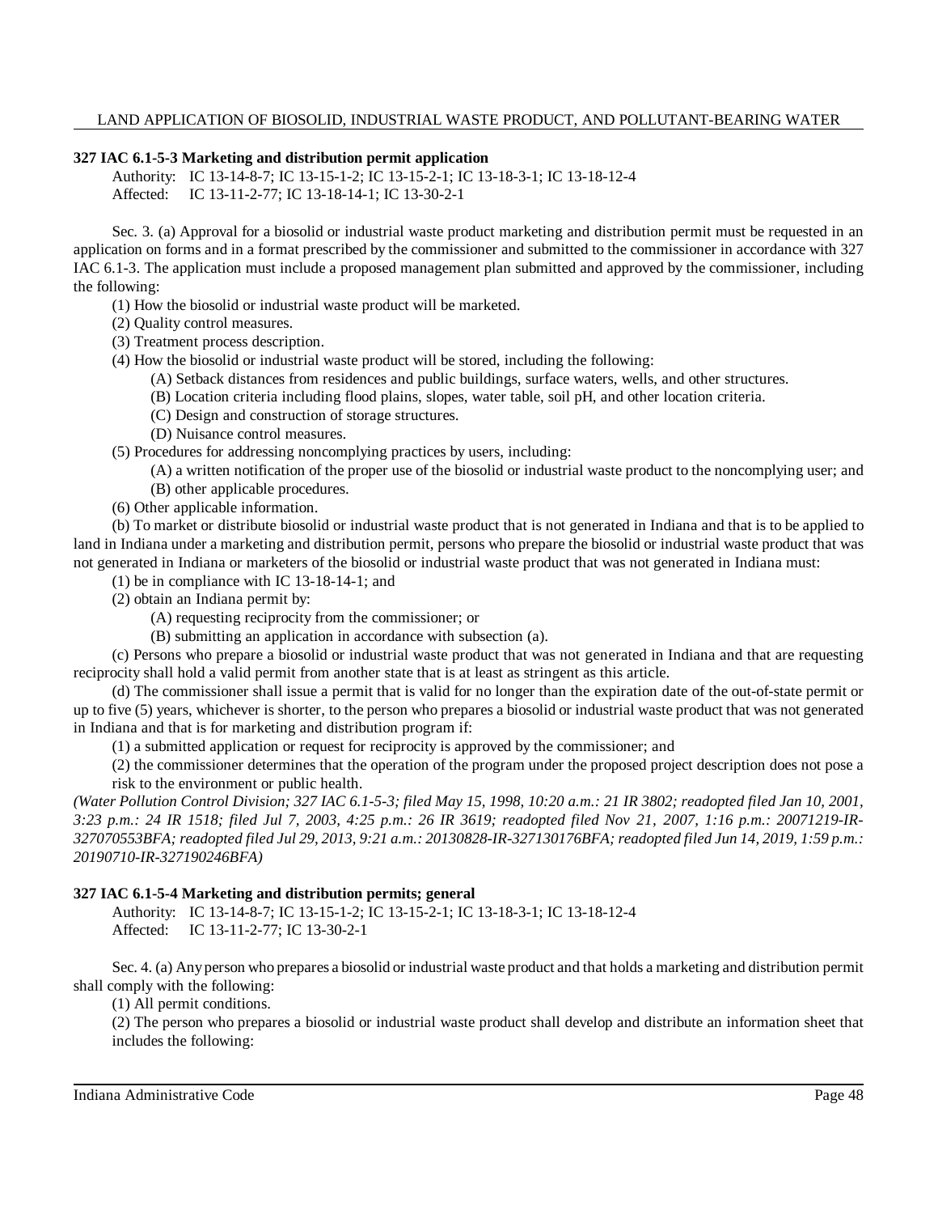### 327 IAC 6.1-5-3 Marketing and distribution permit application

Authority: IC 13-14-8-7; IC 13-15-1-2; IC 13-15-2-1; IC 13-18-3-1; IC 13-18-12-4
Affected: IC 13-11-2-77; IC 13-18-14-1; IC 13-30-2-1

Sec. 3. (a) Approval for a biosolid or industrial waste product marketing and distribution permit must be requested in an application on forms and in a format prescribed by the commissioner and submitted to the commissioner in accordance with 327 IAC 6.1-3. The application must include a proposed management plan submitted and approved by the commissioner, including the following:

(1) How the biosolid or industrial waste product will be marketed.

(2) Quality control measures.

(3) Treatment process description.

(4) How the biosolid or industrial waste product will be stored, including the following:

(A) Setback distances from residences and public buildings, surface waters, wells, and other structures.

(B) Location criteria including flood plains, slopes, water table, soil pH, and other location criteria.

(C) Design and construction of storage structures.

(D) Nuisance control measures.

(5) Procedures for addressing noncomplying practices by users, including:

(A) a written notification of the proper use of the biosolid or industrial waste product to the noncomplying user; and

(B) other applicable procedures.

(6) Other applicable information.

(b) To market or distribute biosolid or industrial waste product that is not generated in Indiana and that is to be applied to land in Indiana under a marketing and distribution permit, persons who prepare the biosolid or industrial waste product that was not generated in Indiana or marketers of the biosolid or industrial waste product that was not generated in Indiana must:

(1) be in compliance with IC 13-18-14-1; and

(2) obtain an Indiana permit by:

(A) requesting reciprocity from the commissioner; or

(B) submitting an application in accordance with subsection (a).

(c) Persons who prepare a biosolid or industrial waste product that was not generated in Indiana and that are requesting reciprocity shall hold a valid permit from another state that is at least as stringent as this article.

(d) The commissioner shall issue a permit that is valid for no longer than the expiration date of the out-of-state permit or up to five (5) years, whichever is shorter, to the person who prepares a biosolid or industrial waste product that was not generated in Indiana and that is for marketing and distribution program if:

(1) a submitted application or request for reciprocity is approved by the commissioner; and

(2) the commissioner determines that the operation of the program under the proposed project description does not pose a risk to the environment or public health.

*(Water Pollution Control Division; 327 IAC 6.1-5-3; filed May 15, 1998, 10:20 a.m.: 21 IR 3802; readopted filed Jan 10, 2001, 3:23 p.m.: 24 IR 1518; filed Jul 7, 2003, 4:25 p.m.: 26 IR 3619; readopted filed Nov 21, 2007, 1:16 p.m.: 20071219-IR-327070553BFA; readopted filed Jul 29, 2013, 9:21 a.m.: 20130828-IR-327130176BFA; readopted filed Jun 14, 2019, 1:59 p.m.: 20190710-IR-327190246BFA)*

### 327 IAC 6.1-5-4 Marketing and distribution permits; general

Authority: IC 13-14-8-7; IC 13-15-1-2; IC 13-15-2-1; IC 13-18-3-1; IC 13-18-12-4
Affected: IC 13-11-2-77; IC 13-30-2-1

Sec. 4. (a) Any person who prepares a biosolid or industrial waste product and that holds a marketing and distribution permit shall comply with the following:

(1) All permit conditions.

(2) The person who prepares a biosolid or industrial waste product shall develop and distribute an information sheet that includes the following: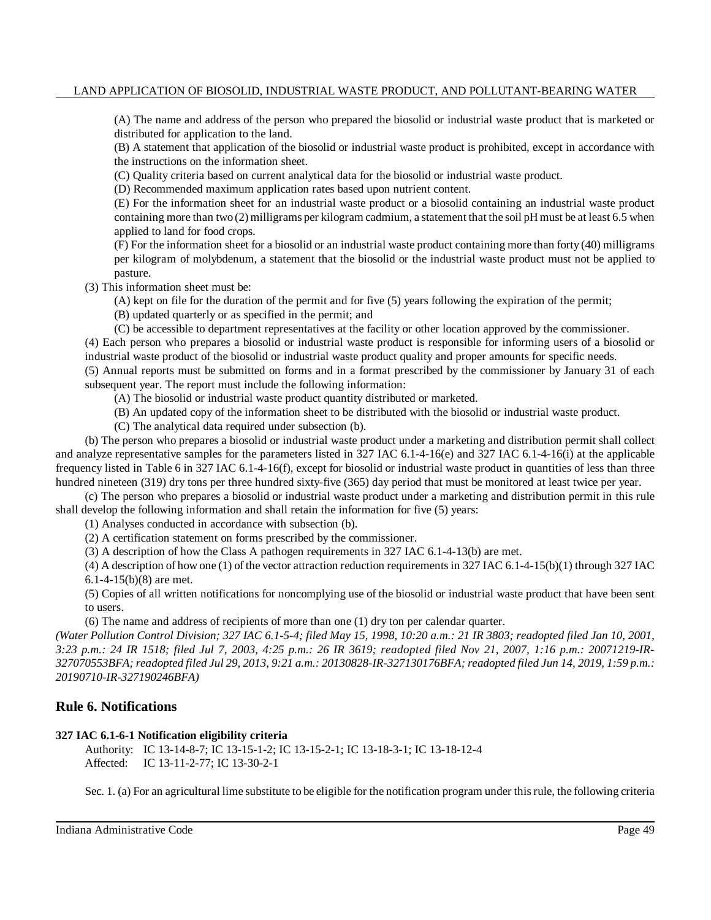(A) The name and address of the person who prepared the biosolid or industrial waste product that is marketed or distributed for application to the land.

(B) A statement that application of the biosolid or industrial waste product is prohibited, except in accordance with the instructions on the information sheet.

(C) Quality criteria based on current analytical data for the biosolid or industrial waste product.

(D) Recommended maximum application rates based upon nutrient content.

(E) For the information sheet for an industrial waste product or a biosolid containing an industrial waste product containing more than two (2) milligrams per kilogram cadmium, a statement that the soil pH must be at least 6.5 when applied to land for food crops.

(F) For the information sheet for a biosolid or an industrial waste product containing more than forty (40) milligrams per kilogram of molybdenum, a statement that the biosolid or the industrial waste product must not be applied to pasture.

(3) This information sheet must be:

(A) kept on file for the duration of the permit and for five (5) years following the expiration of the permit;

(B) updated quarterly or as specified in the permit; and

(C) be accessible to department representatives at the facility or other location approved by the commissioner.

(4) Each person who prepares a biosolid or industrial waste product is responsible for informing users of a biosolid or industrial waste product of the biosolid or industrial waste product quality and proper amounts for specific needs.

(5) Annual reports must be submitted on forms and in a format prescribed by the commissioner by January 31 of each subsequent year. The report must include the following information:

(A) The biosolid or industrial waste product quantity distributed or marketed.

(B) An updated copy of the information sheet to be distributed with the biosolid or industrial waste product.

(C) The analytical data required under subsection (b).

(b) The person who prepares a biosolid or industrial waste product under a marketing and distribution permit shall collect and analyze representative samples for the parameters listed in 327 IAC 6.1-4-16(e) and 327 IAC 6.1-4-16(i) at the applicable frequency listed in Table 6 in 327 IAC 6.1-4-16(f), except for biosolid or industrial waste product in quantities of less than three hundred nineteen (319) dry tons per three hundred sixty-five (365) day period that must be monitored at least twice per year.

(c) The person who prepares a biosolid or industrial waste product under a marketing and distribution permit in this rule shall develop the following information and shall retain the information for five (5) years:

(1) Analyses conducted in accordance with subsection (b).

(2) A certification statement on forms prescribed by the commissioner.

(3) A description of how the Class A pathogen requirements in 327 IAC 6.1-4-13(b) are met.

(4) A description of how one (1) of the vector attraction reduction requirements in 327 IAC 6.1-4-15(b)(1) through 327 IAC 6.1-4-15(b)(8) are met.

(5) Copies of all written notifications for noncomplying use of the biosolid or industrial waste product that have been sent to users.

(6) The name and address of recipients of more than one (1) dry ton per calendar quarter.

*(Water Pollution Control Division; 327 IAC 6.1-5-4; filed May 15, 1998, 10:20 a.m.: 21 IR 3803; readopted filed Jan 10, 2001, 3:23 p.m.: 24 IR 1518; filed Jul 7, 2003, 4:25 p.m.: 26 IR 3619; readopted filed Nov 21, 2007, 1:16 p.m.: 20071219-IR-327070553BFA; readopted filed Jul 29, 2013, 9:21 a.m.: 20130828-IR-327130176BFA; readopted filed Jun 14, 2019, 1:59 p.m.: 20190710-IR-327190246BFA)*

## Rule 6. Notifications

**327 IAC 6.1-6-1 Notification eligibility criteria**

Authority: IC 13-14-8-7; IC 13-15-1-2; IC 13-15-2-1; IC 13-18-3-1; IC 13-18-12-4
Affected: IC 13-11-2-77; IC 13-30-2-1

Sec. 1. (a) For an agricultural lime substitute to be eligible for the notification program under this rule, the following criteria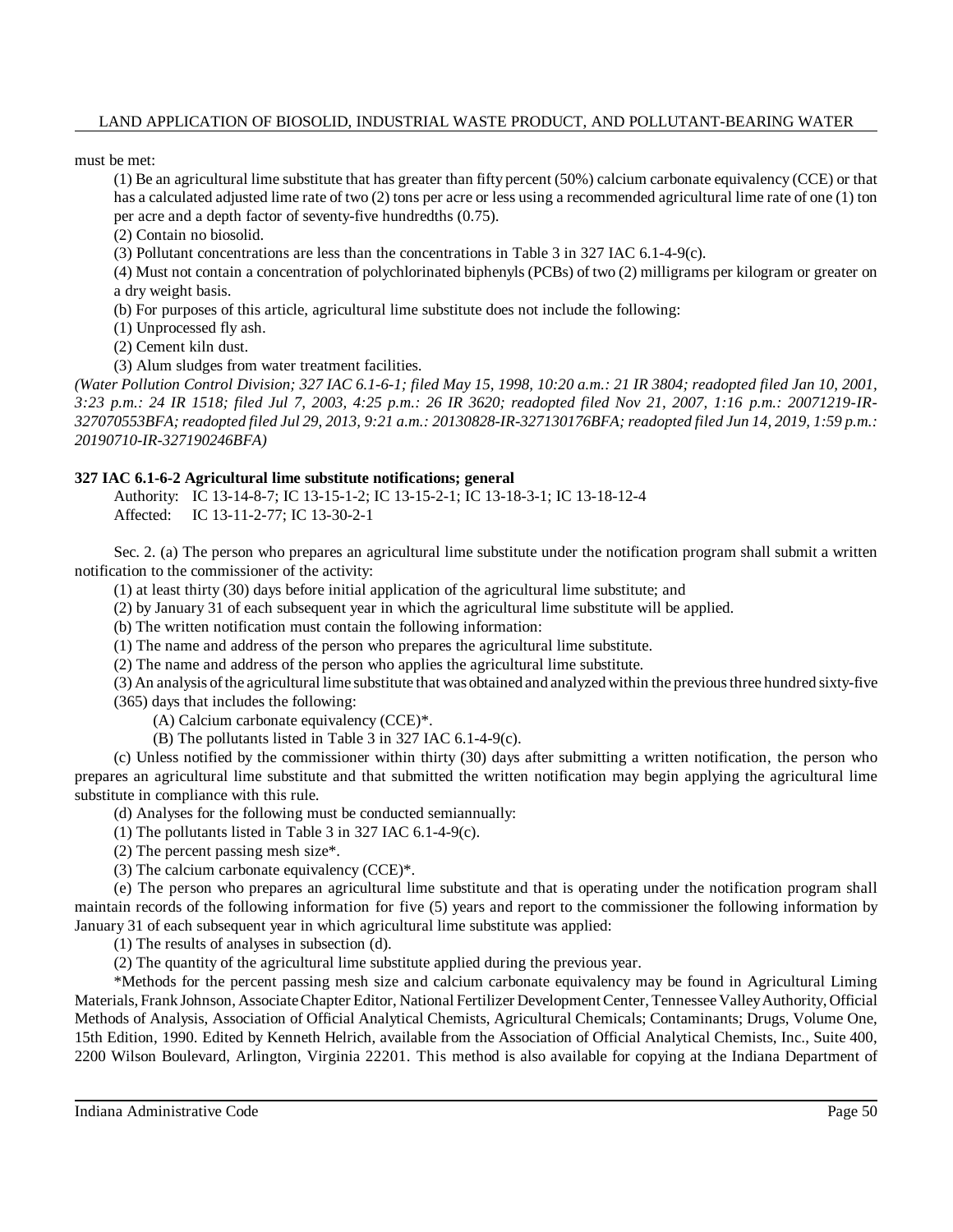must be met:

(1) Be an agricultural lime substitute that has greater than fifty percent (50%) calcium carbonate equivalency (CCE) or that has a calculated adjusted lime rate of two (2) tons per acre or less using a recommended agricultural lime rate of one (1) ton per acre and a depth factor of seventy-five hundredths (0.75).

(2) Contain no biosolid.

(3) Pollutant concentrations are less than the concentrations in Table 3 in 327 IAC 6.1-4-9(c).

(4) Must not contain a concentration of polychlorinated biphenyls (PCBs) of two (2) milligrams per kilogram or greater on a dry weight basis.

(b) For purposes of this article, agricultural lime substitute does not include the following:

(1) Unprocessed fly ash.

(2) Cement kiln dust.

(3) Alum sludges from water treatment facilities.

*(Water Pollution Control Division; 327 IAC 6.1-6-1; filed May 15, 1998, 10:20 a.m.: 21 IR 3804; readopted filed Jan 10, 2001, 3:23 p.m.: 24 IR 1518; filed Jul 7, 2003, 4:25 p.m.: 26 IR 3620; readopted filed Nov 21, 2007, 1:16 p.m.: 20071219-IR-327070553BFA; readopted filed Jul 29, 2013, 9:21 a.m.: 20130828-IR-327130176BFA; readopted filed Jun 14, 2019, 1:59 p.m.: 20190710-IR-327190246BFA)*

**327 IAC 6.1-6-2 Agricultural lime substitute notifications; general**

Authority: IC 13-14-8-7; IC 13-15-1-2; IC 13-15-2-1; IC 13-18-3-1; IC 13-18-12-4
Affected: IC 13-11-2-77; IC 13-30-2-1

Sec. 2. (a) The person who prepares an agricultural lime substitute under the notification program shall submit a written notification to the commissioner of the activity:

(1) at least thirty (30) days before initial application of the agricultural lime substitute; and

(2) by January 31 of each subsequent year in which the agricultural lime substitute will be applied.

(b) The written notification must contain the following information:

(1) The name and address of the person who prepares the agricultural lime substitute.

(2) The name and address of the person who applies the agricultural lime substitute.

(3) An analysis of the agricultural lime substitute that was obtained and analyzed within the previous three hundred sixty-five (365) days that includes the following:

(A) Calcium carbonate equivalency (CCE)*.

(B) The pollutants listed in Table 3 in 327 IAC 6.1-4-9(c).

(c) Unless notified by the commissioner within thirty (30) days after submitting a written notification, the person who prepares an agricultural lime substitute and that submitted the written notification may begin applying the agricultural lime substitute in compliance with this rule.

(d) Analyses for the following must be conducted semiannually:

(1) The pollutants listed in Table 3 in 327 IAC 6.1-4-9(c).

(2) The percent passing mesh size*.

(3) The calcium carbonate equivalency (CCE)*.

(e) The person who prepares an agricultural lime substitute and that is operating under the notification program shall maintain records of the following information for five (5) years and report to the commissioner the following information by January 31 of each subsequent year in which agricultural lime substitute was applied:

(1) The results of analyses in subsection (d).

(2) The quantity of the agricultural lime substitute applied during the previous year.

*Methods for the percent passing mesh size and calcium carbonate equivalency may be found in Agricultural Liming Materials, Frank Johnson, Associate Chapter Editor, National Fertilizer Development Center, Tennessee Valley Authority, Official Methods of Analysis, Association of Official Analytical Chemists, Agricultural Chemicals; Contaminants; Drugs, Volume One, 15th Edition, 1990. Edited by Kenneth Helrich, available from the Association of Official Analytical Chemists, Inc., Suite 400, 2200 Wilson Boulevard, Arlington, Virginia 22201. This method is also available for copying at the Indiana Department of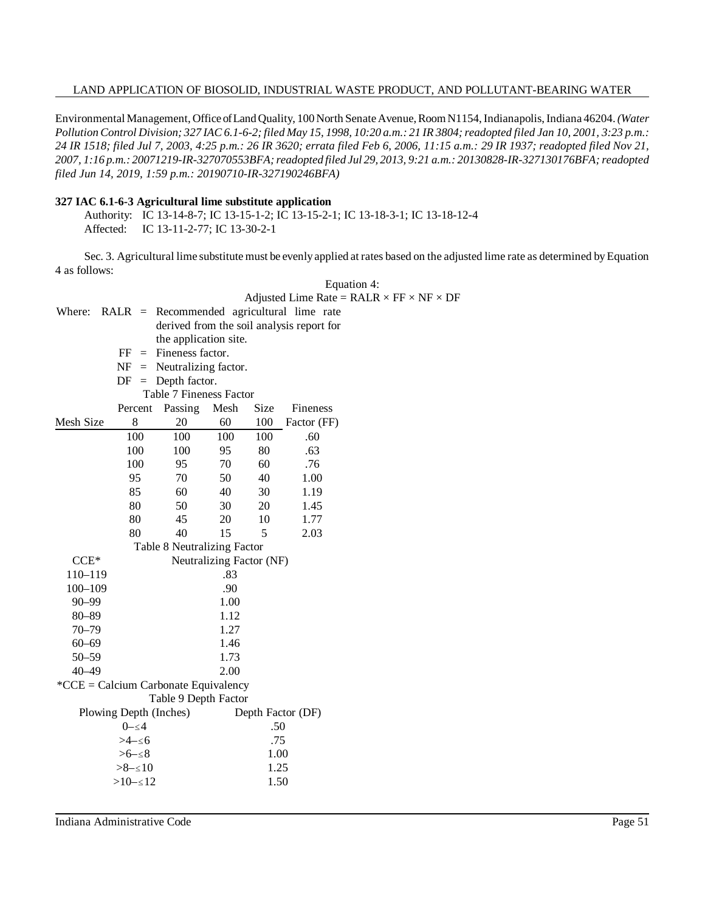Environmental Management, Office of Land Quality, 100 North Senate Avenue, Room N1154, Indianapolis, Indiana 46204. *(Water Pollution Control Division; 327 IAC 6.1-6-2; filed May 15, 1998, 10:20 a.m.: 21 IR 3804; readopted filed Jan 10, 2001, 3:23 p.m.: 24 IR 1518; filed Jul 7, 2003, 4:25 p.m.: 26 IR 3620; errata filed Feb 6, 2006, 11:15 a.m.: 29 IR 1937; readopted filed Nov 21, 2007, 1:16 p.m.: 20071219-IR-327070553BFA; readopted filed Jul 29, 2013, 9:21 a.m.: 20130828-IR-327130176BFA; readopted filed Jun 14, 2019, 1:59 p.m.: 20190710-IR-327190246BFA)*

**327 IAC 6.1-6-3 Agricultural lime substitute application**

Authority: IC 13-14-8-7; IC 13-15-1-2; IC 13-15-2-1; IC 13-18-3-1; IC 13-18-12-4
Affected: IC 13-11-2-77; IC 13-30-2-1

Sec. 3. Agricultural lime substitute must be evenly applied at rates based on the adjusted lime rate as determined by Equation 4 as follows:

Equation 4:

$$\text{Adjusted Lime Rate} = RALR \times FF \times NF \times DF$$

Where:
- RALR = Recommended agricultural lime rate derived from the soil analysis report for the application site.
- FF = Fineness factor.
- NF = Neutralizing factor.
- DF = Depth factor.

Table 7 Fineness Factor

| | Percent | Passing | Mesh | Size | Fineness |
|---|---|---|---|---|---|
| Mesh Size | 8 | 20 | 60 | 100 | Factor (FF) |
| | 100 | 100 | 100 | 100 | .60 |
| | 100 | 100 | 95 | 80 | .63 |
| | 100 | 95 | 70 | 60 | .76 |
| | 95 | 70 | 50 | 40 | 1.00 |
| | 85 | 60 | 40 | 30 | 1.19 |
| | 80 | 50 | 30 | 20 | 1.45 |
| | 80 | 45 | 20 | 10 | 1.77 |
| | 80 | 40 | 15 | 5 | 2.03 |

Table 8 Neutralizing Factor

| CCE* | Neutralizing Factor (NF) |
|---|---|
| 110–119 | .83 |
| 100–109 | .90 |
| 90–99 | 1.00 |
| 80–89 | 1.12 |
| 70–79 | 1.27 |
| 60–69 | 1.46 |
| 50–59 | 1.73 |
| 40–49 | 2.00 |

*CCE = Calcium Carbonate Equivalency

Table 9 Depth Factor

| Plowing Depth (Inches) | Depth Factor (DF) |
|---|---|
| 0–≤4 | .50 |
| >4–≤6 | .75 |
| >6–≤8 | 1.00 |
| >8–≤10 | 1.25 |
| >10–≤12 | 1.50 |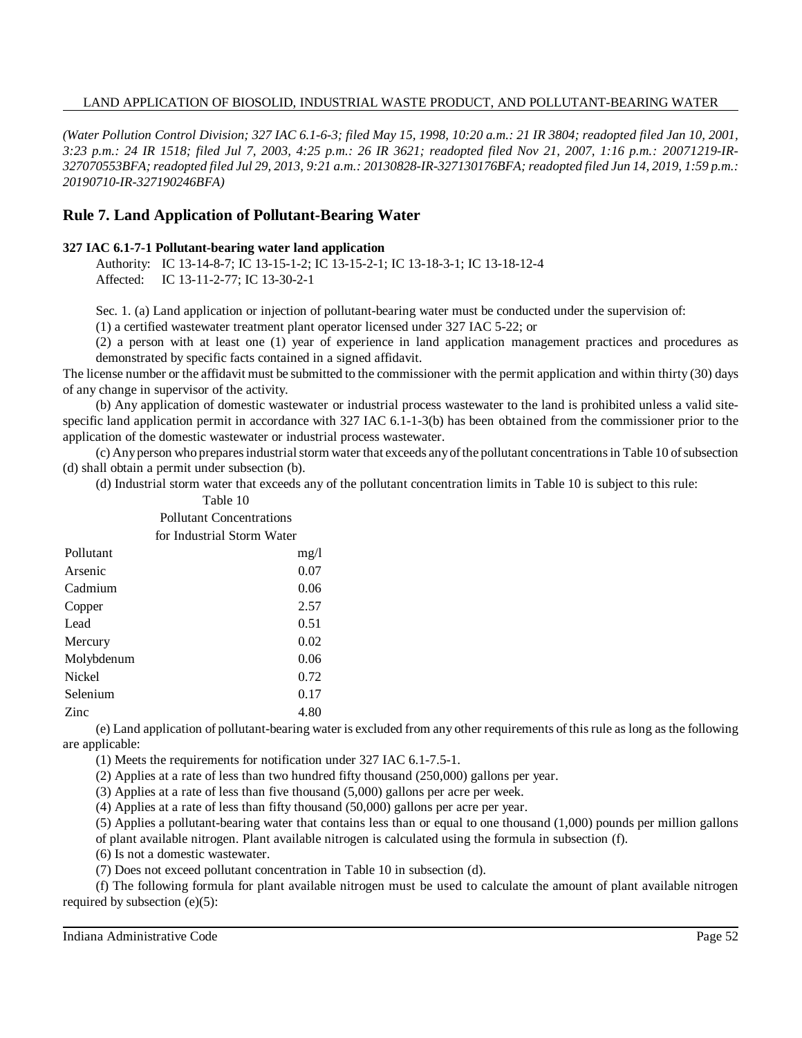*(Water Pollution Control Division; 327 IAC 6.1-6-3; filed May 15, 1998, 10:20 a.m.: 21 IR 3804; readopted filed Jan 10, 2001, 3:23 p.m.: 24 IR 1518; filed Jul 7, 2003, 4:25 p.m.: 26 IR 3621; readopted filed Nov 21, 2007, 1:16 p.m.: 20071219-IR-327070553BFA; readopted filed Jul 29, 2013, 9:21 a.m.: 20130828-IR-327130176BFA; readopted filed Jun 14, 2019, 1:59 p.m.: 20190710-IR-327190246BFA)*

## Rule 7. Land Application of Pollutant-Bearing Water

**327 IAC 6.1-7-1 Pollutant-bearing water land application**

Authority: IC 13-14-8-7; IC 13-15-1-2; IC 13-15-2-1; IC 13-18-3-1; IC 13-18-12-4
Affected: IC 13-11-2-77; IC 13-30-2-1

Sec. 1. (a) Land application or injection of pollutant-bearing water must be conducted under the supervision of:

(1) a certified wastewater treatment plant operator licensed under 327 IAC 5-22; or

(2) a person with at least one (1) year of experience in land application management practices and procedures as demonstrated by specific facts contained in a signed affidavit.

The license number or the affidavit must be submitted to the commissioner with the permit application and within thirty (30) days of any change in supervisor of the activity.

(b) Any application of domestic wastewater or industrial process wastewater to the land is prohibited unless a valid site-specific land application permit in accordance with 327 IAC 6.1-1-3(b) has been obtained from the commissioner prior to the application of the domestic wastewater or industrial process wastewater.

(c) Any person who prepares industrial storm water that exceeds any of the pollutant concentrations in Table 10 of subsection (d) shall obtain a permit under subsection (b).

(d) Industrial storm water that exceeds any of the pollutant concentration limits in Table 10 is subject to this rule:

Table 10
Pollutant Concentrations
for Industrial Storm Water

| Pollutant | mg/l |
|---|---|
| Arsenic | 0.07 |
| Cadmium | 0.06 |
| Copper | 2.57 |
| Lead | 0.51 |
| Mercury | 0.02 |
| Molybdenum | 0.06 |
| Nickel | 0.72 |
| Selenium | 0.17 |
| Zinc | 4.80 |

(e) Land application of pollutant-bearing water is excluded from any other requirements of this rule as long as the following are applicable:

(1) Meets the requirements for notification under 327 IAC 6.1-7.5-1.

(2) Applies at a rate of less than two hundred fifty thousand (250,000) gallons per year.

(3) Applies at a rate of less than five thousand (5,000) gallons per acre per week.

(4) Applies at a rate of less than fifty thousand (50,000) gallons per acre per year.

(5) Applies a pollutant-bearing water that contains less than or equal to one thousand (1,000) pounds per million gallons of plant available nitrogen. Plant available nitrogen is calculated using the formula in subsection (f).

(6) Is not a domestic wastewater.

(7) Does not exceed pollutant concentration in Table 10 in subsection (d).

(f) The following formula for plant available nitrogen must be used to calculate the amount of plant available nitrogen required by subsection (e)(5):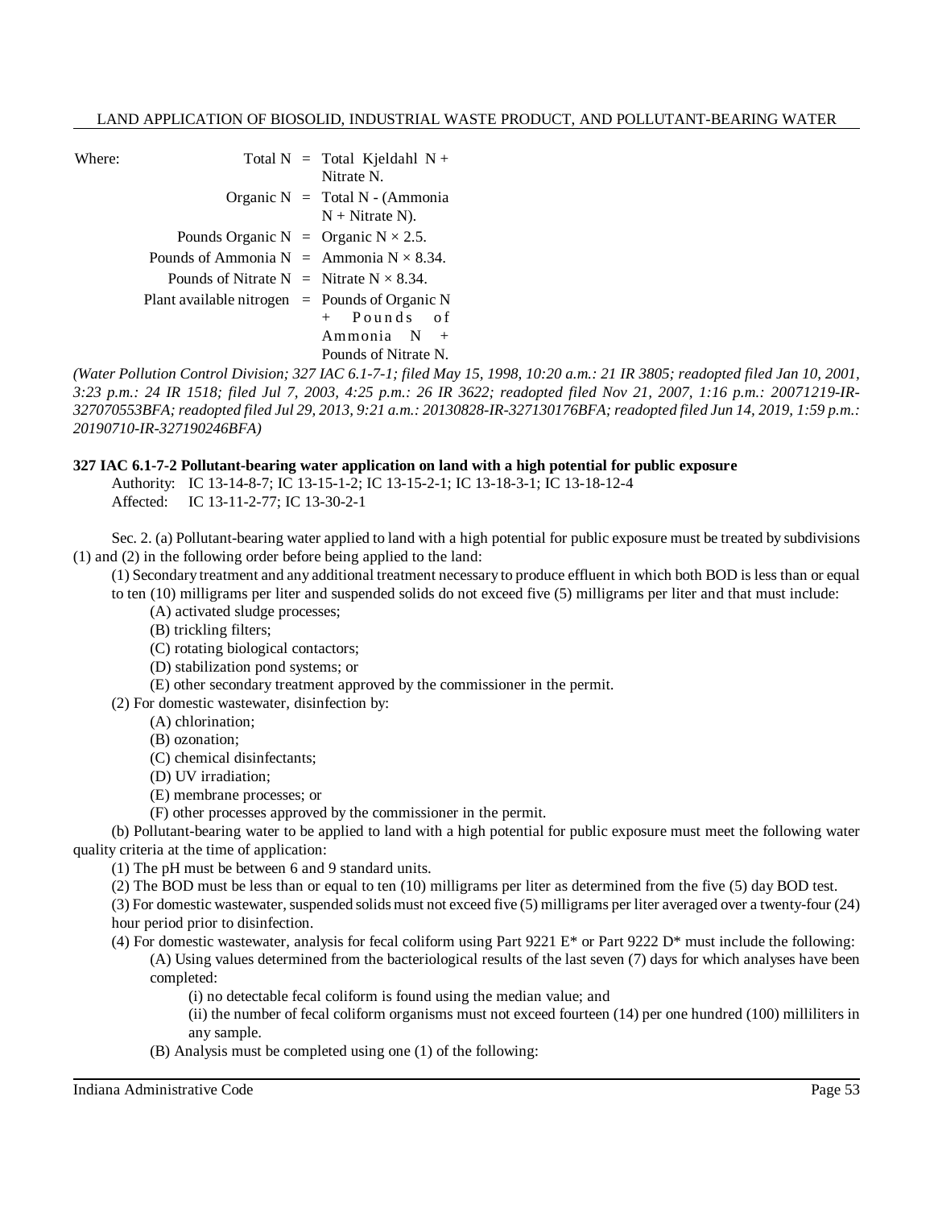Where:

| | | |
|---|---|---|
| Total N | = | Total Kjeldahl N + Nitrate N. |
| Organic N | = | Total N - (Ammonia N + Nitrate N). |
| Pounds Organic N | = | Organic N × 2.5. |
| Pounds of Ammonia N | = | Ammonia N × 8.34. |
| Pounds of Nitrate N | = | Nitrate N × 8.34. |
| Plant available nitrogen | = | Pounds of Organic N + Pounds of Ammonia N + Pounds of Nitrate N. |

*(Water Pollution Control Division; 327 IAC 6.1-7-1; filed May 15, 1998, 10:20 a.m.: 21 IR 3805; readopted filed Jan 10, 2001, 3:23 p.m.: 24 IR 1518; filed Jul 7, 2003, 4:25 p.m.: 26 IR 3622; readopted filed Nov 21, 2007, 1:16 p.m.: 20071219-IR-327070553BFA; readopted filed Jul 29, 2013, 9:21 a.m.: 20130828-IR-327130176BFA; readopted filed Jun 14, 2019, 1:59 p.m.: 20190710-IR-327190246BFA)*

**327 IAC 6.1-7-2 Pollutant-bearing water application on land with a high potential for public exposure**

Authority: IC 13-14-8-7; IC 13-15-1-2; IC 13-15-2-1; IC 13-18-3-1; IC 13-18-12-4
Affected: IC 13-11-2-77; IC 13-30-2-1

Sec. 2. (a) Pollutant-bearing water applied to land with a high potential for public exposure must be treated by subdivisions (1) and (2) in the following order before being applied to the land:

(1) Secondary treatment and any additional treatment necessary to produce effluent in which both BOD is less than or equal to ten (10) milligrams per liter and suspended solids do not exceed five (5) milligrams per liter and that must include:
  (A) activated sludge processes;
  (B) trickling filters;
  (C) rotating biological contactors;
  (D) stabilization pond systems; or
  (E) other secondary treatment approved by the commissioner in the permit.

(2) For domestic wastewater, disinfection by:
  (A) chlorination;
  (B) ozonation;
  (C) chemical disinfectants;
  (D) UV irradiation;
  (E) membrane processes; or
  (F) other processes approved by the commissioner in the permit.

(b) Pollutant-bearing water to be applied to land with a high potential for public exposure must meet the following water quality criteria at the time of application:

(1) The pH must be between 6 and 9 standard units.

(2) The BOD must be less than or equal to ten (10) milligrams per liter as determined from the five (5) day BOD test.

(3) For domestic wastewater, suspended solids must not exceed five (5) milligrams per liter averaged over a twenty-four (24) hour period prior to disinfection.

(4) For domestic wastewater, analysis for fecal coliform using Part 9221 E* or Part 9222 D* must include the following:
  (A) Using values determined from the bacteriological results of the last seven (7) days for which analyses have been completed:
    (i) no detectable fecal coliform is found using the median value; and
    (ii) the number of fecal coliform organisms must not exceed fourteen (14) per one hundred (100) milliliters in any sample.
  (B) Analysis must be completed using one (1) of the following: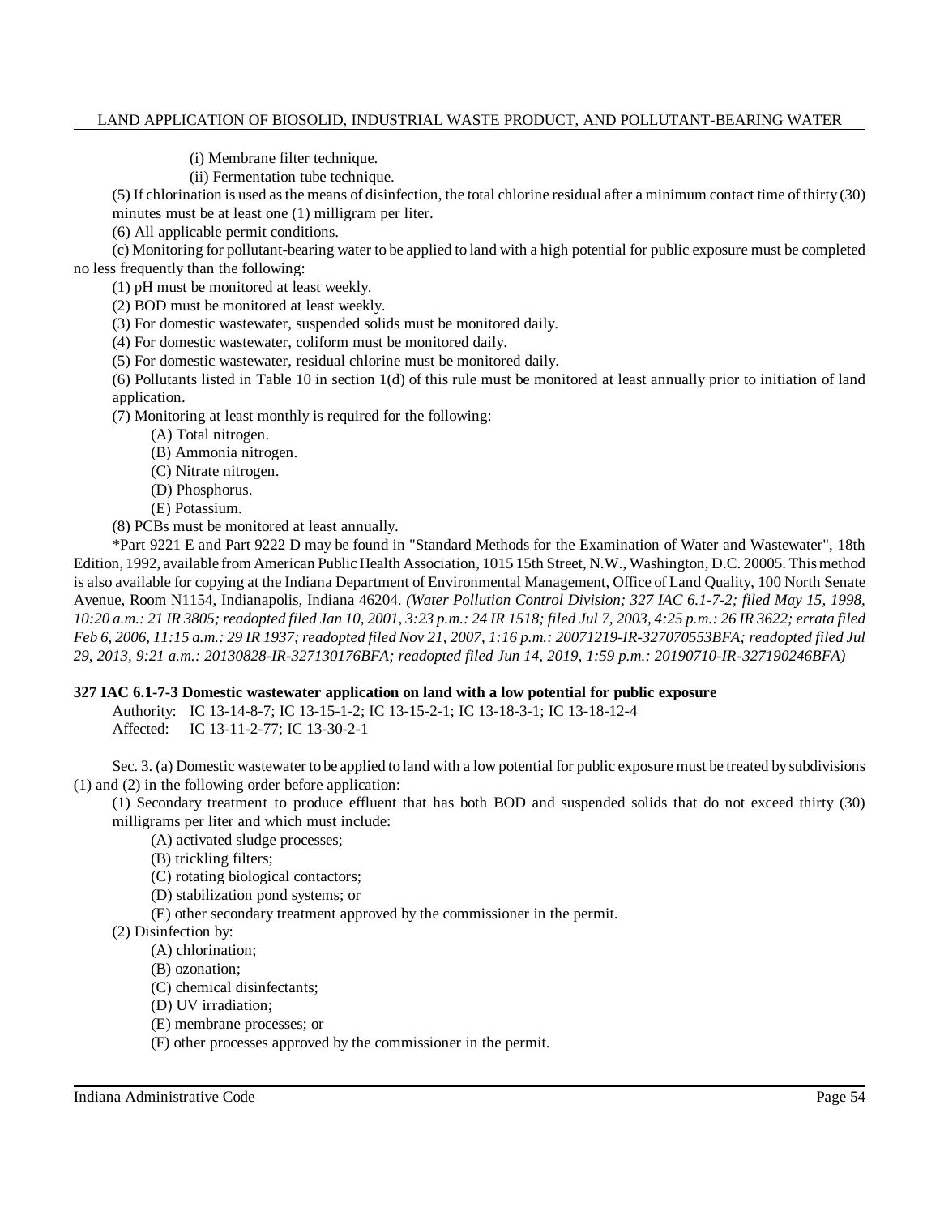(i) Membrane filter technique.

(ii) Fermentation tube technique.

(5) If chlorination is used as the means of disinfection, the total chlorine residual after a minimum contact time of thirty (30) minutes must be at least one (1) milligram per liter.

(6) All applicable permit conditions.

(c) Monitoring for pollutant-bearing water to be applied to land with a high potential for public exposure must be completed no less frequently than the following:

(1) pH must be monitored at least weekly.

(2) BOD must be monitored at least weekly.

(3) For domestic wastewater, suspended solids must be monitored daily.

(4) For domestic wastewater, coliform must be monitored daily.

(5) For domestic wastewater, residual chlorine must be monitored daily.

(6) Pollutants listed in Table 10 in section 1(d) of this rule must be monitored at least annually prior to initiation of land application.

(7) Monitoring at least monthly is required for the following:

(A) Total nitrogen.

(B) Ammonia nitrogen.

(C) Nitrate nitrogen.

(D) Phosphorus.

(E) Potassium.

(8) PCBs must be monitored at least annually.

*Part 9221 E and Part 9222 D may be found in "Standard Methods for the Examination of Water and Wastewater", 18th Edition, 1992, available from American Public Health Association, 1015 15th Street, N.W., Washington, D.C. 20005. This method is also available for copying at the Indiana Department of Environmental Management, Office of Land Quality, 100 North Senate Avenue, Room N1154, Indianapolis, Indiana 46204. *(Water Pollution Control Division; 327 IAC 6.1-7-2; filed May 15, 1998, 10:20 a.m.: 21 IR 3805; readopted filed Jan 10, 2001, 3:23 p.m.: 24 IR 1518; filed Jul 7, 2003, 4:25 p.m.: 26 IR 3622; errata filed Feb 6, 2006, 11:15 a.m.: 29 IR 1937; readopted filed Nov 21, 2007, 1:16 p.m.: 20071219-IR-327070553BFA; readopted filed Jul 29, 2013, 9:21 a.m.: 20130828-IR-327130176BFA; readopted filed Jun 14, 2019, 1:59 p.m.: 20190710-IR-327190246BFA)*

**327 IAC 6.1-7-3 Domestic wastewater application on land with a low potential for public exposure**

Authority: IC 13-14-8-7; IC 13-15-1-2; IC 13-15-2-1; IC 13-18-3-1; IC 13-18-12-4
Affected: IC 13-11-2-77; IC 13-30-2-1

Sec. 3. (a) Domestic wastewater to be applied to land with a low potential for public exposure must be treated by subdivisions (1) and (2) in the following order before application:

(1) Secondary treatment to produce effluent that has both BOD and suspended solids that do not exceed thirty (30) milligrams per liter and which must include:

(A) activated sludge processes;

(B) trickling filters;

(C) rotating biological contactors;

(D) stabilization pond systems; or

(E) other secondary treatment approved by the commissioner in the permit.

(2) Disinfection by:

(A) chlorination;

(B) ozonation;

(C) chemical disinfectants;

(D) UV irradiation;

(E) membrane processes; or

(F) other processes approved by the commissioner in the permit.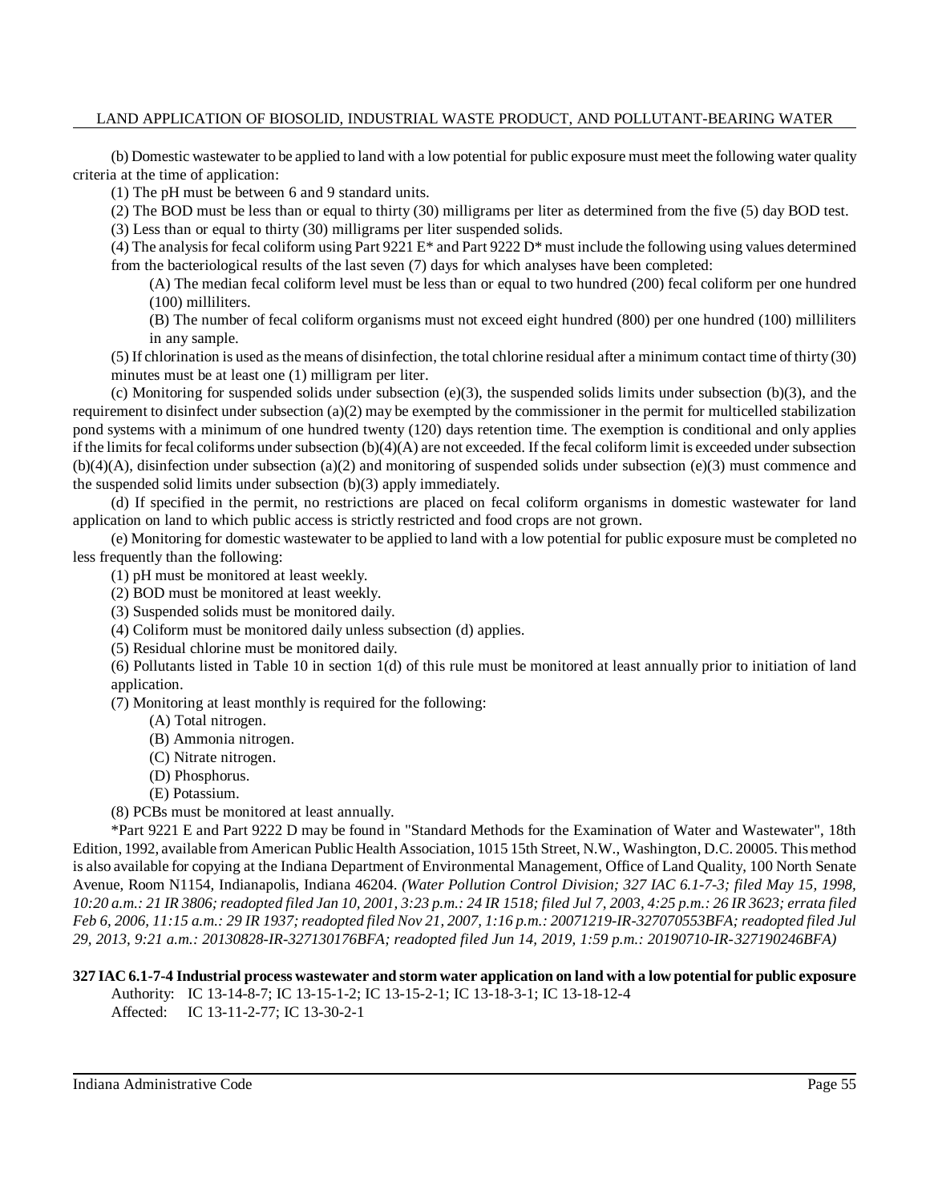(b) Domestic wastewater to be applied to land with a low potential for public exposure must meet the following water quality criteria at the time of application:

(1) The pH must be between 6 and 9 standard units.

(2) The BOD must be less than or equal to thirty (30) milligrams per liter as determined from the five (5) day BOD test.

(3) Less than or equal to thirty (30) milligrams per liter suspended solids.

(4) The analysis for fecal coliform using Part 9221 E* and Part 9222 D* must include the following using values determined from the bacteriological results of the last seven (7) days for which analyses have been completed:

(A) The median fecal coliform level must be less than or equal to two hundred (200) fecal coliform per one hundred (100) milliliters.

(B) The number of fecal coliform organisms must not exceed eight hundred (800) per one hundred (100) milliliters in any sample.

(5) If chlorination is used as the means of disinfection, the total chlorine residual after a minimum contact time of thirty (30) minutes must be at least one (1) milligram per liter.

(c) Monitoring for suspended solids under subsection (e)(3), the suspended solids limits under subsection (b)(3), and the requirement to disinfect under subsection (a)(2) may be exempted by the commissioner in the permit for multicelled stabilization pond systems with a minimum of one hundred twenty (120) days retention time. The exemption is conditional and only applies if the limits for fecal coliforms under subsection (b)(4)(A) are not exceeded. If the fecal coliform limit is exceeded under subsection (b)(4)(A), disinfection under subsection (a)(2) and monitoring of suspended solids under subsection (e)(3) must commence and the suspended solid limits under subsection (b)(3) apply immediately.

(d) If specified in the permit, no restrictions are placed on fecal coliform organisms in domestic wastewater for land application on land to which public access is strictly restricted and food crops are not grown.

(e) Monitoring for domestic wastewater to be applied to land with a low potential for public exposure must be completed no less frequently than the following:

(1) pH must be monitored at least weekly.

(2) BOD must be monitored at least weekly.

(3) Suspended solids must be monitored daily.

(4) Coliform must be monitored daily unless subsection (d) applies.

(5) Residual chlorine must be monitored daily.

(6) Pollutants listed in Table 10 in section 1(d) of this rule must be monitored at least annually prior to initiation of land application.

(7) Monitoring at least monthly is required for the following:

(A) Total nitrogen.

(B) Ammonia nitrogen.

(C) Nitrate nitrogen.

(D) Phosphorus.

(E) Potassium.

(8) PCBs must be monitored at least annually.

*Part 9221 E and Part 9222 D may be found in "Standard Methods for the Examination of Water and Wastewater", 18th Edition, 1992, available from American Public Health Association, 1015 15th Street, N.W., Washington, D.C. 20005. This method is also available for copying at the Indiana Department of Environmental Management, Office of Land Quality, 100 North Senate Avenue, Room N1154, Indianapolis, Indiana 46204. *(Water Pollution Control Division; 327 IAC 6.1-7-3; filed May 15, 1998, 10:20 a.m.: 21 IR 3806; readopted filed Jan 10, 2001, 3:23 p.m.: 24 IR 1518; filed Jul 7, 2003, 4:25 p.m.: 26 IR 3623; errata filed Feb 6, 2006, 11:15 a.m.: 29 IR 1937; readopted filed Nov 21, 2007, 1:16 p.m.: 20071219-IR-327070553BFA; readopted filed Jul 29, 2013, 9:21 a.m.: 20130828-IR-327130176BFA; readopted filed Jun 14, 2019, 1:59 p.m.: 20190710-IR-327190246BFA)*

**327 IAC 6.1-7-4 Industrial process wastewater and storm water application on land with a low potential for public exposure**

Authority: IC 13-14-8-7; IC 13-15-1-2; IC 13-15-2-1; IC 13-18-3-1; IC 13-18-12-4

Affected: IC 13-11-2-77; IC 13-30-2-1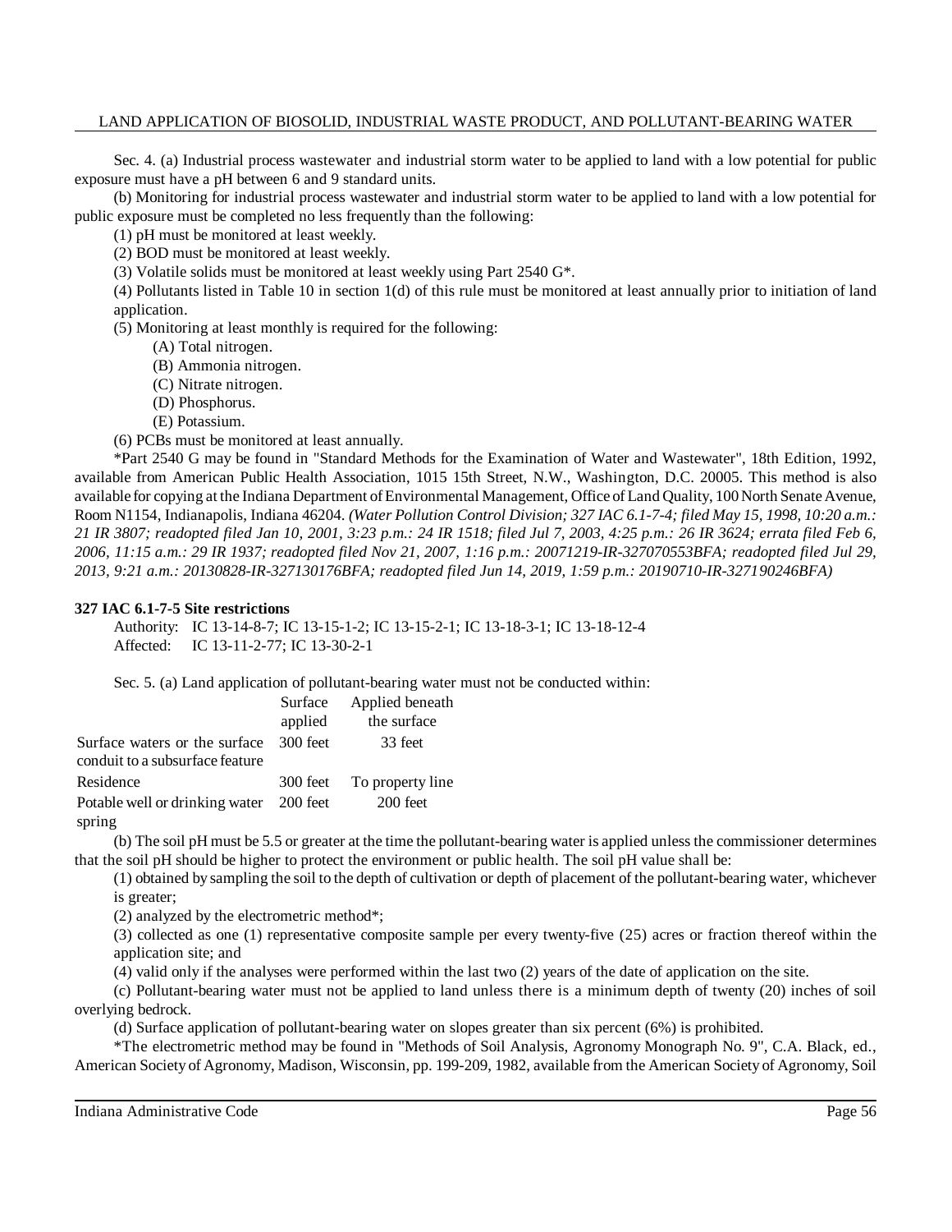Sec. 4. (a) Industrial process wastewater and industrial storm water to be applied to land with a low potential for public exposure must have a pH between 6 and 9 standard units.

(b) Monitoring for industrial process wastewater and industrial storm water to be applied to land with a low potential for public exposure must be completed no less frequently than the following:

(1) pH must be monitored at least weekly.

(2) BOD must be monitored at least weekly.

(3) Volatile solids must be monitored at least weekly using Part 2540 G*.

(4) Pollutants listed in Table 10 in section 1(d) of this rule must be monitored at least annually prior to initiation of land application.

(5) Monitoring at least monthly is required for the following:

(A) Total nitrogen.

(B) Ammonia nitrogen.

(C) Nitrate nitrogen.

(D) Phosphorus.

(E) Potassium.

(6) PCBs must be monitored at least annually.

*Part 2540 G may be found in "Standard Methods for the Examination of Water and Wastewater", 18th Edition, 1992, available from American Public Health Association, 1015 15th Street, N.W., Washington, D.C. 20005. This method is also available for copying at the Indiana Department of Environmental Management, Office of Land Quality, 100 North Senate Avenue, Room N1154, Indianapolis, Indiana 46204. *(Water Pollution Control Division; 327 IAC 6.1-7-4; filed May 15, 1998, 10:20 a.m.: 21 IR 3807; readopted filed Jan 10, 2001, 3:23 p.m.: 24 IR 1518; filed Jul 7, 2003, 4:25 p.m.: 26 IR 3624; errata filed Feb 6, 2006, 11:15 a.m.: 29 IR 1937; readopted filed Nov 21, 2007, 1:16 p.m.: 20071219-IR-327070553BFA; readopted filed Jul 29, 2013, 9:21 a.m.: 20130828-IR-327130176BFA; readopted filed Jun 14, 2019, 1:59 p.m.: 20190710-IR-327190246BFA)*

**327 IAC 6.1-7-5 Site restrictions**

Authority: IC 13-14-8-7; IC 13-15-1-2; IC 13-15-2-1; IC 13-18-3-1; IC 13-18-12-4
Affected: IC 13-11-2-77; IC 13-30-2-1

Sec. 5. (a) Land application of pollutant-bearing water must not be conducted within:

| | Surface applied | Applied beneath the surface |
|---|---|---|
| Surface waters or the surface conduit to a subsurface feature | 300 feet | 33 feet |
| Residence | 300 feet | To property line |
| Potable well or drinking water spring | 200 feet | 200 feet |

(b) The soil pH must be 5.5 or greater at the time the pollutant-bearing water is applied unless the commissioner determines that the soil pH should be higher to protect the environment or public health. The soil pH value shall be:

(1) obtained by sampling the soil to the depth of cultivation or depth of placement of the pollutant-bearing water, whichever is greater;

(2) analyzed by the electrometric method*;

(3) collected as one (1) representative composite sample per every twenty-five (25) acres or fraction thereof within the application site; and

(4) valid only if the analyses were performed within the last two (2) years of the date of application on the site.

(c) Pollutant-bearing water must not be applied to land unless there is a minimum depth of twenty (20) inches of soil overlying bedrock.

(d) Surface application of pollutant-bearing water on slopes greater than six percent (6%) is prohibited.

*The electrometric method may be found in "Methods of Soil Analysis, Agronomy Monograph No. 9", C.A. Black, ed., American Society of Agronomy, Madison, Wisconsin, pp. 199-209, 1982, available from the American Society of Agronomy, Soil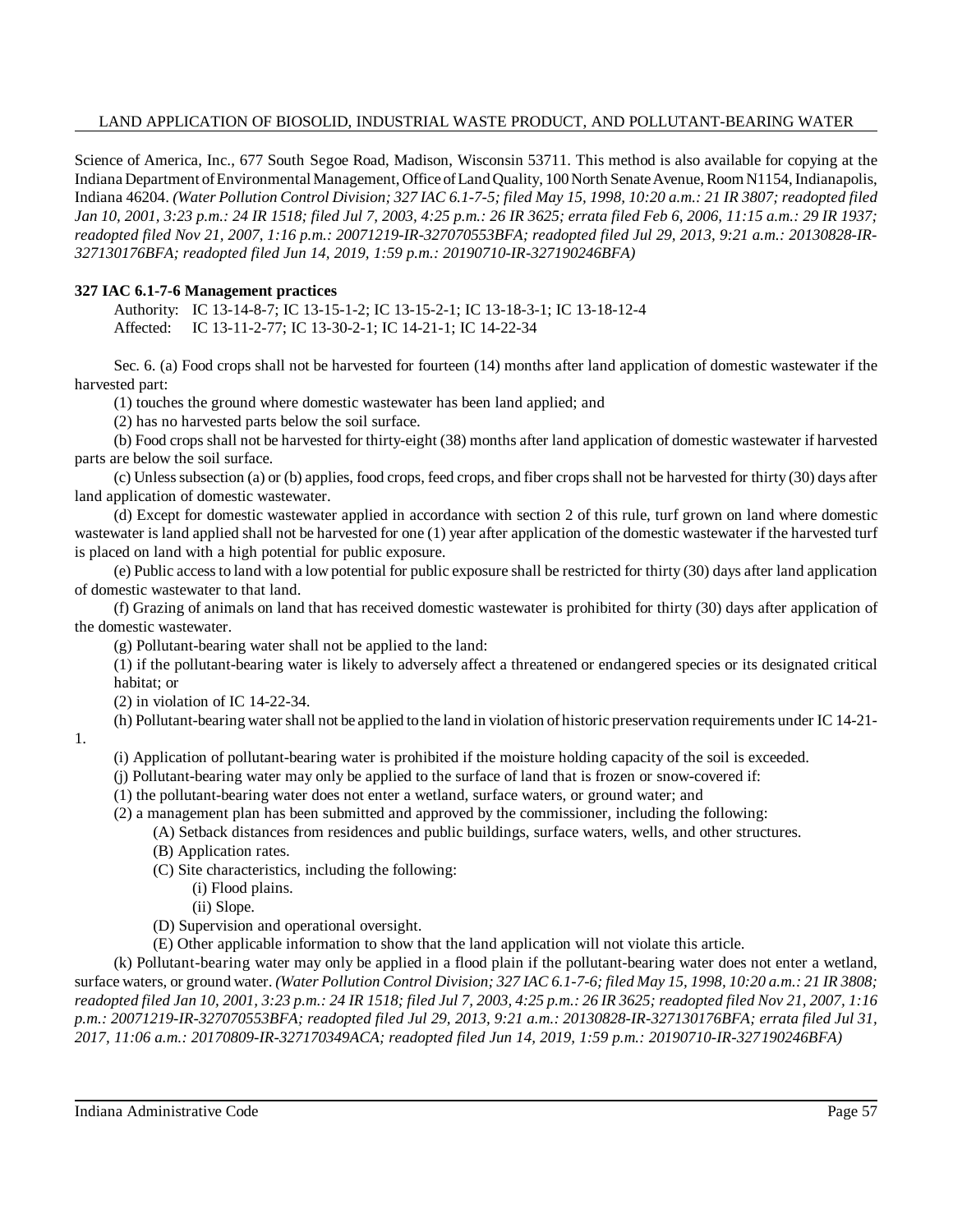Science of America, Inc., 677 South Segoe Road, Madison, Wisconsin 53711. This method is also available for copying at the Indiana Department of Environmental Management, Office of Land Quality, 100 North Senate Avenue, Room N1154, Indianapolis, Indiana 46204. *(Water Pollution Control Division; 327 IAC 6.1-7-5; filed May 15, 1998, 10:20 a.m.: 21 IR 3807; readopted filed Jan 10, 2001, 3:23 p.m.: 24 IR 1518; filed Jul 7, 2003, 4:25 p.m.: 26 IR 3625; errata filed Feb 6, 2006, 11:15 a.m.: 29 IR 1937; readopted filed Nov 21, 2007, 1:16 p.m.: 20071219-IR-327070553BFA; readopted filed Jul 29, 2013, 9:21 a.m.: 20130828-IR-327130176BFA; readopted filed Jun 14, 2019, 1:59 p.m.: 20190710-IR-327190246BFA)*

**327 IAC 6.1-7-6 Management practices**

Authority: IC 13-14-8-7; IC 13-15-1-2; IC 13-15-2-1; IC 13-18-3-1; IC 13-18-12-4
Affected: IC 13-11-2-77; IC 13-30-2-1; IC 14-21-1; IC 14-22-34

Sec. 6. (a) Food crops shall not be harvested for fourteen (14) months after land application of domestic wastewater if the harvested part:

(1) touches the ground where domestic wastewater has been land applied; and

(2) has no harvested parts below the soil surface.

(b) Food crops shall not be harvested for thirty-eight (38) months after land application of domestic wastewater if harvested parts are below the soil surface.

(c) Unless subsection (a) or (b) applies, food crops, feed crops, and fiber crops shall not be harvested for thirty (30) days after land application of domestic wastewater.

(d) Except for domestic wastewater applied in accordance with section 2 of this rule, turf grown on land where domestic wastewater is land applied shall not be harvested for one (1) year after application of the domestic wastewater if the harvested turf is placed on land with a high potential for public exposure.

(e) Public access to land with a low potential for public exposure shall be restricted for thirty (30) days after land application of domestic wastewater to that land.

(f) Grazing of animals on land that has received domestic wastewater is prohibited for thirty (30) days after application of the domestic wastewater.

(g) Pollutant-bearing water shall not be applied to the land:

(1) if the pollutant-bearing water is likely to adversely affect a threatened or endangered species or its designated critical habitat; or

(2) in violation of IC 14-22-34.

(h) Pollutant-bearing water shall not be applied to the land in violation of historic preservation requirements under IC 14-21-1.

(i) Application of pollutant-bearing water is prohibited if the moisture holding capacity of the soil is exceeded.

(j) Pollutant-bearing water may only be applied to the surface of land that is frozen or snow-covered if:

(1) the pollutant-bearing water does not enter a wetland, surface waters, or ground water; and

(2) a management plan has been submitted and approved by the commissioner, including the following:

(A) Setback distances from residences and public buildings, surface waters, wells, and other structures.

(B) Application rates.

(C) Site characteristics, including the following:

(i) Flood plains.

(ii) Slope.

(D) Supervision and operational oversight.

(E) Other applicable information to show that the land application will not violate this article.

(k) Pollutant-bearing water may only be applied in a flood plain if the pollutant-bearing water does not enter a wetland, surface waters, or ground water. *(Water Pollution Control Division; 327 IAC 6.1-7-6; filed May 15, 1998, 10:20 a.m.: 21 IR 3808; readopted filed Jan 10, 2001, 3:23 p.m.: 24 IR 1518; filed Jul 7, 2003, 4:25 p.m.: 26 IR 3625; readopted filed Nov 21, 2007, 1:16 p.m.: 20071219-IR-327070553BFA; readopted filed Jul 29, 2013, 9:21 a.m.: 20130828-IR-327130176BFA; errata filed Jul 31, 2017, 11:06 a.m.: 20170809-IR-327170349ACA; readopted filed Jun 14, 2019, 1:59 p.m.: 20190710-IR-327190246BFA)*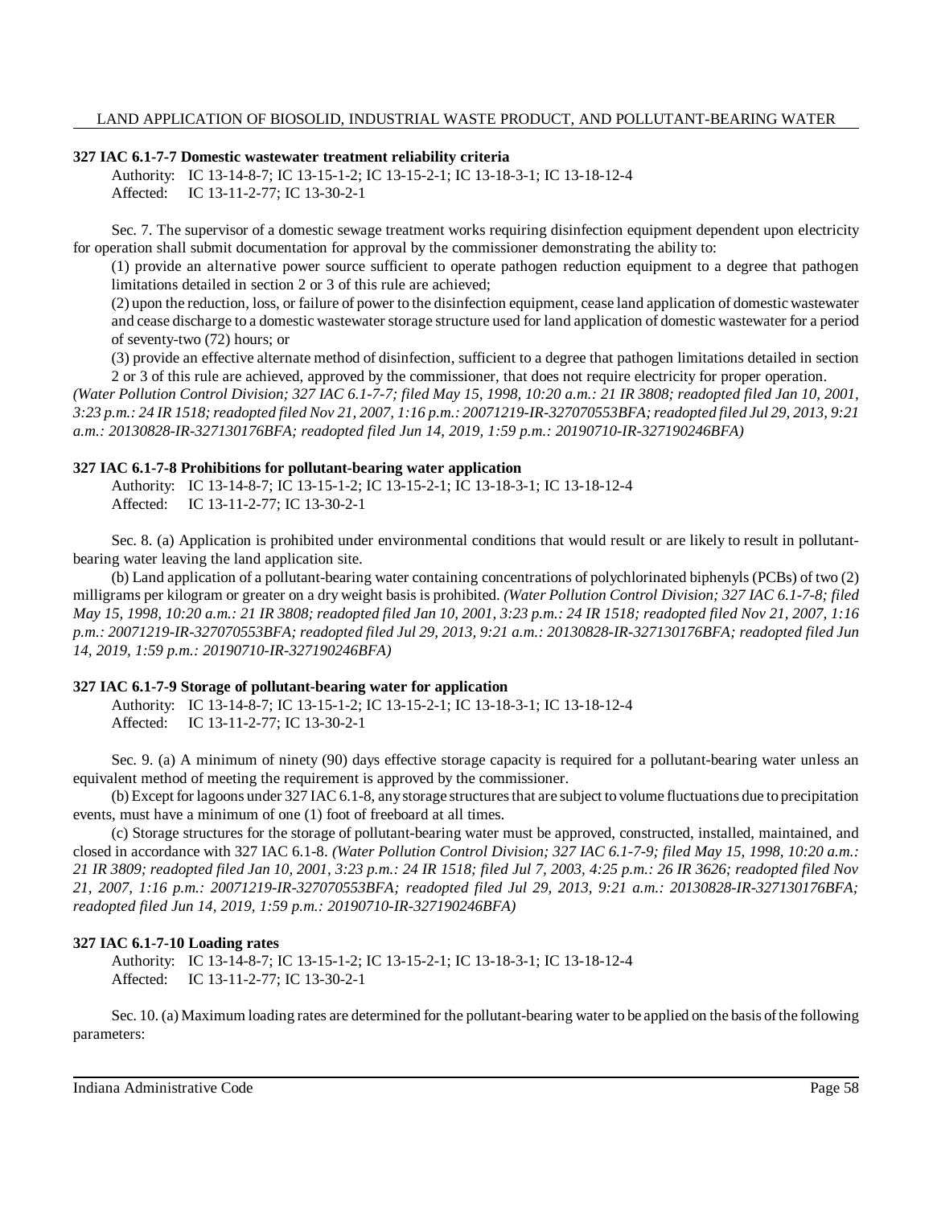### 327 IAC 6.1-7-7 Domestic wastewater treatment reliability criteria

Authority: IC 13-14-8-7; IC 13-15-1-2; IC 13-15-2-1; IC 13-18-3-1; IC 13-18-12-4
Affected: IC 13-11-2-77; IC 13-30-2-1

Sec. 7. The supervisor of a domestic sewage treatment works requiring disinfection equipment dependent upon electricity for operation shall submit documentation for approval by the commissioner demonstrating the ability to:

(1) provide an alternative power source sufficient to operate pathogen reduction equipment to a degree that pathogen limitations detailed in section 2 or 3 of this rule are achieved;

(2) upon the reduction, loss, or failure of power to the disinfection equipment, cease land application of domestic wastewater and cease discharge to a domestic wastewater storage structure used for land application of domestic wastewater for a period of seventy-two (72) hours; or

(3) provide an effective alternate method of disinfection, sufficient to a degree that pathogen limitations detailed in section 2 or 3 of this rule are achieved, approved by the commissioner, that does not require electricity for proper operation.

*(Water Pollution Control Division; 327 IAC 6.1-7-7; filed May 15, 1998, 10:20 a.m.: 21 IR 3808; readopted filed Jan 10, 2001, 3:23 p.m.: 24 IR 1518; readopted filed Nov 21, 2007, 1:16 p.m.: 20071219-IR-327070553BFA; readopted filed Jul 29, 2013, 9:21 a.m.: 20130828-IR-327130176BFA; readopted filed Jun 14, 2019, 1:59 p.m.: 20190710-IR-327190246BFA)*

### 327 IAC 6.1-7-8 Prohibitions for pollutant-bearing water application

Authority: IC 13-14-8-7; IC 13-15-1-2; IC 13-15-2-1; IC 13-18-3-1; IC 13-18-12-4
Affected: IC 13-11-2-77; IC 13-30-2-1

Sec. 8. (a) Application is prohibited under environmental conditions that would result or are likely to result in pollutant-bearing water leaving the land application site.

(b) Land application of a pollutant-bearing water containing concentrations of polychlorinated biphenyls (PCBs) of two (2) milligrams per kilogram or greater on a dry weight basis is prohibited. *(Water Pollution Control Division; 327 IAC 6.1-7-8; filed May 15, 1998, 10:20 a.m.: 21 IR 3808; readopted filed Jan 10, 2001, 3:23 p.m.: 24 IR 1518; readopted filed Nov 21, 2007, 1:16 p.m.: 20071219-IR-327070553BFA; readopted filed Jul 29, 2013, 9:21 a.m.: 20130828-IR-327130176BFA; readopted filed Jun 14, 2019, 1:59 p.m.: 20190710-IR-327190246BFA)*

### 327 IAC 6.1-7-9 Storage of pollutant-bearing water for application

Authority: IC 13-14-8-7; IC 13-15-1-2; IC 13-15-2-1; IC 13-18-3-1; IC 13-18-12-4
Affected: IC 13-11-2-77; IC 13-30-2-1

Sec. 9. (a) A minimum of ninety (90) days effective storage capacity is required for a pollutant-bearing water unless an equivalent method of meeting the requirement is approved by the commissioner.

(b) Except for lagoons under 327 IAC 6.1-8, any storage structures that are subject to volume fluctuations due to precipitation events, must have a minimum of one (1) foot of freeboard at all times.

(c) Storage structures for the storage of pollutant-bearing water must be approved, constructed, installed, maintained, and closed in accordance with 327 IAC 6.1-8. *(Water Pollution Control Division; 327 IAC 6.1-7-9; filed May 15, 1998, 10:20 a.m.: 21 IR 3809; readopted filed Jan 10, 2001, 3:23 p.m.: 24 IR 1518; filed Jul 7, 2003, 4:25 p.m.: 26 IR 3626; readopted filed Nov 21, 2007, 1:16 p.m.: 20071219-IR-327070553BFA; readopted filed Jul 29, 2013, 9:21 a.m.: 20130828-IR-327130176BFA; readopted filed Jun 14, 2019, 1:59 p.m.: 20190710-IR-327190246BFA)*

### 327 IAC 6.1-7-10 Loading rates

Authority: IC 13-14-8-7; IC 13-15-1-2; IC 13-15-2-1; IC 13-18-3-1; IC 13-18-12-4
Affected: IC 13-11-2-77; IC 13-30-2-1

Sec. 10. (a) Maximum loading rates are determined for the pollutant-bearing water to be applied on the basis of the following parameters: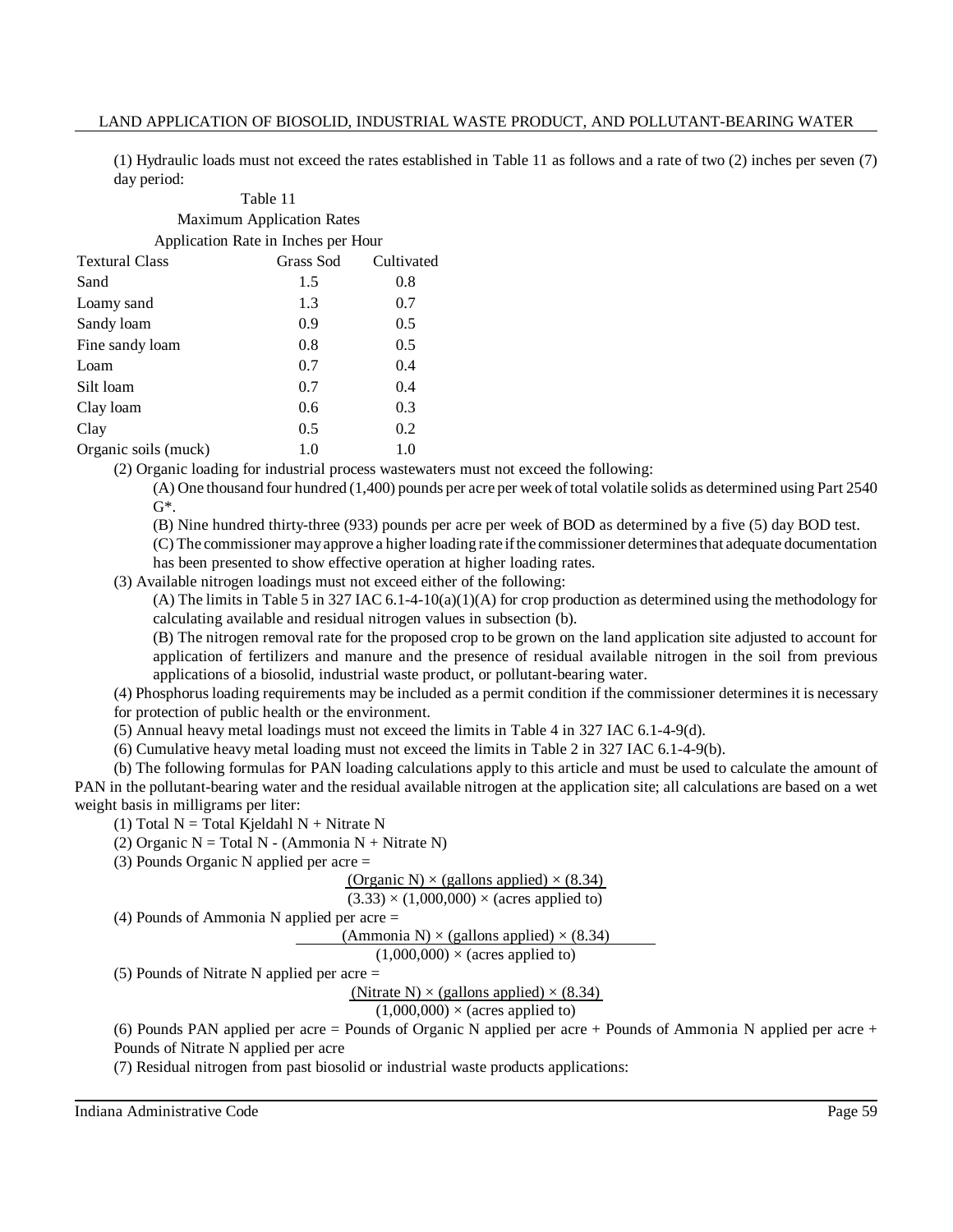(1) Hydraulic loads must not exceed the rates established in Table 11 as follows and a rate of two (2) inches per seven (7) day period:

Table 11
Maximum Application Rates
Application Rate in Inches per Hour

| Textural Class | Grass Sod | Cultivated |
|---|---|---|
| Sand | 1.5 | 0.8 |
| Loamy sand | 1.3 | 0.7 |
| Sandy loam | 0.9 | 0.5 |
| Fine sandy loam | 0.8 | 0.5 |
| Loam | 0.7 | 0.4 |
| Silt loam | 0.7 | 0.4 |
| Clay loam | 0.6 | 0.3 |
| Clay | 0.5 | 0.2 |
| Organic soils (muck) | 1.0 | 1.0 |

(2) Organic loading for industrial process wastewaters must not exceed the following:

(A) One thousand four hundred (1,400) pounds per acre per week of total volatile solids as determined using Part 2540 G*.

(B) Nine hundred thirty-three (933) pounds per acre per week of BOD as determined by a five (5) day BOD test.

(C) The commissioner may approve a higher loading rate if the commissioner determines that adequate documentation has been presented to show effective operation at higher loading rates.

(3) Available nitrogen loadings must not exceed either of the following:

(A) The limits in Table 5 in 327 IAC 6.1-4-10(a)(1)(A) for crop production as determined using the methodology for calculating available and residual nitrogen values in subsection (b).

(B) The nitrogen removal rate for the proposed crop to be grown on the land application site adjusted to account for application of fertilizers and manure and the presence of residual available nitrogen in the soil from previous applications of a biosolid, industrial waste product, or pollutant-bearing water.

(4) Phosphorus loading requirements may be included as a permit condition if the commissioner determines it is necessary for protection of public health or the environment.

(5) Annual heavy metal loadings must not exceed the limits in Table 4 in 327 IAC 6.1-4-9(d).

(6) Cumulative heavy metal loading must not exceed the limits in Table 2 in 327 IAC 6.1-4-9(b).

(b) The following formulas for PAN loading calculations apply to this article and must be used to calculate the amount of PAN in the pollutant-bearing water and the residual available nitrogen at the application site; all calculations are based on a wet weight basis in milligrams per liter:

(1) Total N = Total Kjeldahl N + Nitrate N

(2) Organic N = Total N - (Ammonia N + Nitrate N)

(3) Pounds Organic N applied per acre =

$$\frac{(\text{Organic N}) \times (\text{gallons applied}) \times (8.34)}{(3.33) \times (1{,}000{,}000) \times (\text{acres applied to})}$$

(4) Pounds of Ammonia N applied per acre =

$$\frac{(\text{Ammonia N}) \times (\text{gallons applied}) \times (8.34)}{(1{,}000{,}000) \times (\text{acres applied to})}$$

(5) Pounds of Nitrate N applied per acre =

$$\frac{(\text{Nitrate N}) \times (\text{gallons applied}) \times (8.34)}{(1{,}000{,}000) \times (\text{acres applied to})}$$

(6) Pounds PAN applied per acre = Pounds of Organic N applied per acre + Pounds of Ammonia N applied per acre + Pounds of Nitrate N applied per acre

(7) Residual nitrogen from past biosolid or industrial waste products applications: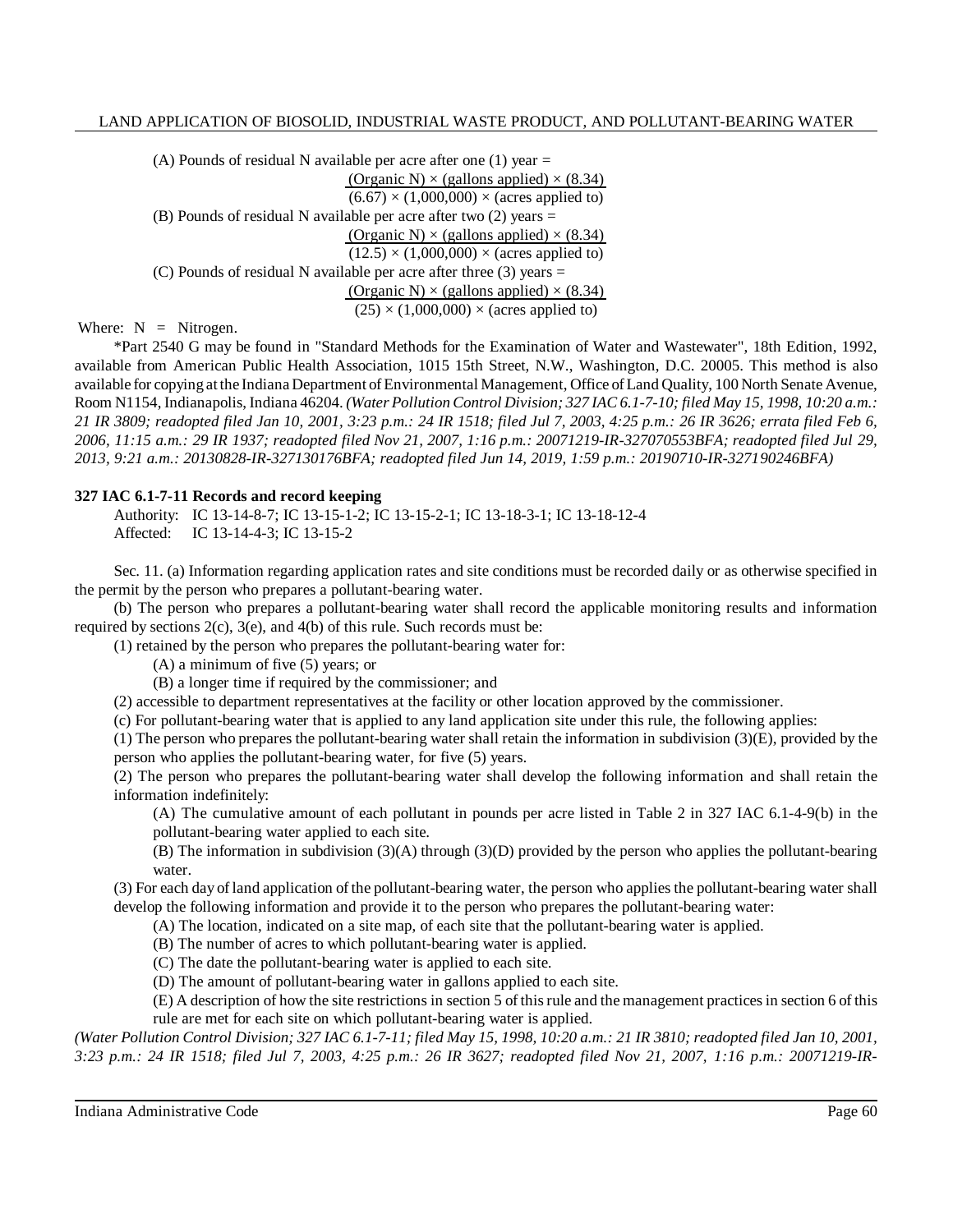(A) Pounds of residual N available per acre after one (1) year =

$$\frac{(\text{Organic N}) \times (\text{gallons applied}) \times (8.34)}{(6.67) \times (1{,}000{,}000) \times (\text{acres applied to})}$$

(B) Pounds of residual N available per acre after two (2) years =

$$\frac{(\text{Organic N}) \times (\text{gallons applied}) \times (8.34)}{(12.5) \times (1{,}000{,}000) \times (\text{acres applied to})}$$

(C) Pounds of residual N available per acre after three (3) years =

$$\frac{(\text{Organic N}) \times (\text{gallons applied}) \times (8.34)}{(25) \times (1{,}000{,}000) \times (\text{acres applied to})}$$

Where: N = Nitrogen.

*Part 2540 G may be found in "Standard Methods for the Examination of Water and Wastewater", 18th Edition, 1992, available from American Public Health Association, 1015 15th Street, N.W., Washington, D.C. 20005. This method is also available for copying at the Indiana Department of Environmental Management, Office of Land Quality, 100 North Senate Avenue, Room N1154, Indianapolis, Indiana 46204. *(Water Pollution Control Division; 327 IAC 6.1-7-10; filed May 15, 1998, 10:20 a.m.: 21 IR 3809; readopted filed Jan 10, 2001, 3:23 p.m.: 24 IR 1518; filed Jul 7, 2003, 4:25 p.m.: 26 IR 3626; errata filed Feb 6, 2006, 11:15 a.m.: 29 IR 1937; readopted filed Nov 21, 2007, 1:16 p.m.: 20071219-IR-327070553BFA; readopted filed Jul 29, 2013, 9:21 a.m.: 20130828-IR-327130176BFA; readopted filed Jun 14, 2019, 1:59 p.m.: 20190710-IR-327190246BFA)*

**327 IAC 6.1-7-11 Records and record keeping**

Authority: IC 13-14-8-7; IC 13-15-1-2; IC 13-15-2-1; IC 13-18-3-1; IC 13-18-12-4
Affected: IC 13-14-4-3; IC 13-15-2

Sec. 11. (a) Information regarding application rates and site conditions must be recorded daily or as otherwise specified in the permit by the person who prepares a pollutant-bearing water.

(b) The person who prepares a pollutant-bearing water shall record the applicable monitoring results and information required by sections 2(c), 3(e), and 4(b) of this rule. Such records must be:

(1) retained by the person who prepares the pollutant-bearing water for:

(A) a minimum of five (5) years; or

(B) a longer time if required by the commissioner; and

(2) accessible to department representatives at the facility or other location approved by the commissioner.

(c) For pollutant-bearing water that is applied to any land application site under this rule, the following applies:

(1) The person who prepares the pollutant-bearing water shall retain the information in subdivision (3)(E), provided by the person who applies the pollutant-bearing water, for five (5) years.

(2) The person who prepares the pollutant-bearing water shall develop the following information and shall retain the information indefinitely:

(A) The cumulative amount of each pollutant in pounds per acre listed in Table 2 in 327 IAC 6.1-4-9(b) in the pollutant-bearing water applied to each site.

(B) The information in subdivision (3)(A) through (3)(D) provided by the person who applies the pollutant-bearing water.

(3) For each day of land application of the pollutant-bearing water, the person who applies the pollutant-bearing water shall develop the following information and provide it to the person who prepares the pollutant-bearing water:

(A) The location, indicated on a site map, of each site that the pollutant-bearing water is applied.

(B) The number of acres to which pollutant-bearing water is applied.

(C) The date the pollutant-bearing water is applied to each site.

(D) The amount of pollutant-bearing water in gallons applied to each site.

(E) A description of how the site restrictions in section 5 of this rule and the management practices in section 6 of this rule are met for each site on which pollutant-bearing water is applied.

*(Water Pollution Control Division; 327 IAC 6.1-7-11; filed May 15, 1998, 10:20 a.m.: 21 IR 3810; readopted filed Jan 10, 2001, 3:23 p.m.: 24 IR 1518; filed Jul 7, 2003, 4:25 p.m.: 26 IR 3627; readopted filed Nov 21, 2007, 1:16 p.m.: 20071219-IR-*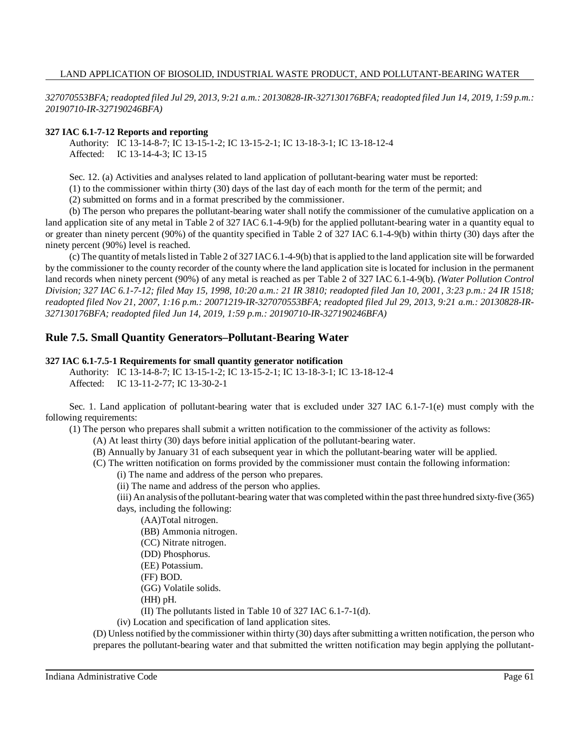*327070553BFA; readopted filed Jul 29, 2013, 9:21 a.m.: 20130828-IR-327130176BFA; readopted filed Jun 14, 2019, 1:59 p.m.: 20190710-IR-327190246BFA)*

**327 IAC 6.1-7-12 Reports and reporting**

Authority: IC 13-14-8-7; IC 13-15-1-2; IC 13-15-2-1; IC 13-18-3-1; IC 13-18-12-4
Affected: IC 13-14-4-3; IC 13-15

Sec. 12. (a) Activities and analyses related to land application of pollutant-bearing water must be reported:

(1) to the commissioner within thirty (30) days of the last day of each month for the term of the permit; and

(2) submitted on forms and in a format prescribed by the commissioner.

(b) The person who prepares the pollutant-bearing water shall notify the commissioner of the cumulative application on a land application site of any metal in Table 2 of 327 IAC 6.1-4-9(b) for the applied pollutant-bearing water in a quantity equal to or greater than ninety percent (90%) of the quantity specified in Table 2 of 327 IAC 6.1-4-9(b) within thirty (30) days after the ninety percent (90%) level is reached.

(c) The quantity of metals listed in Table 2 of 327 IAC 6.1-4-9(b) that is applied to the land application site will be forwarded by the commissioner to the county recorder of the county where the land application site is located for inclusion in the permanent land records when ninety percent (90%) of any metal is reached as per Table 2 of 327 IAC 6.1-4-9(b). *(Water Pollution Control Division; 327 IAC 6.1-7-12; filed May 15, 1998, 10:20 a.m.: 21 IR 3810; readopted filed Jan 10, 2001, 3:23 p.m.: 24 IR 1518; readopted filed Nov 21, 2007, 1:16 p.m.: 20071219-IR-327070553BFA; readopted filed Jul 29, 2013, 9:21 a.m.: 20130828-IR-327130176BFA; readopted filed Jun 14, 2019, 1:59 p.m.: 20190710-IR-327190246BFA)*

## Rule 7.5. Small Quantity Generators–Pollutant-Bearing Water

**327 IAC 6.1-7.5-1 Requirements for small quantity generator notification**

Authority: IC 13-14-8-7; IC 13-15-1-2; IC 13-15-2-1; IC 13-18-3-1; IC 13-18-12-4
Affected: IC 13-11-2-77; IC 13-30-2-1

Sec. 1. Land application of pollutant-bearing water that is excluded under 327 IAC 6.1-7-1(e) must comply with the following requirements:

(1) The person who prepares shall submit a written notification to the commissioner of the activity as follows:

(A) At least thirty (30) days before initial application of the pollutant-bearing water.

(B) Annually by January 31 of each subsequent year in which the pollutant-bearing water will be applied.

(C) The written notification on forms provided by the commissioner must contain the following information:

(i) The name and address of the person who prepares.

(ii) The name and address of the person who applies.

(iii) An analysis of the pollutant-bearing water that was completed within the past three hundred sixty-five (365) days, including the following:

(AA)Total nitrogen.

(BB) Ammonia nitrogen.

(CC) Nitrate nitrogen.

(DD) Phosphorus.

(EE) Potassium.

(FF) BOD.

(GG) Volatile solids.

(HH) pH.

(II) The pollutants listed in Table 10 of 327 IAC 6.1-7-1(d).

(iv) Location and specification of land application sites.

(D) Unless notified by the commissioner within thirty (30) days after submitting a written notification, the person who prepares the pollutant-bearing water and that submitted the written notification may begin applying the pollutant-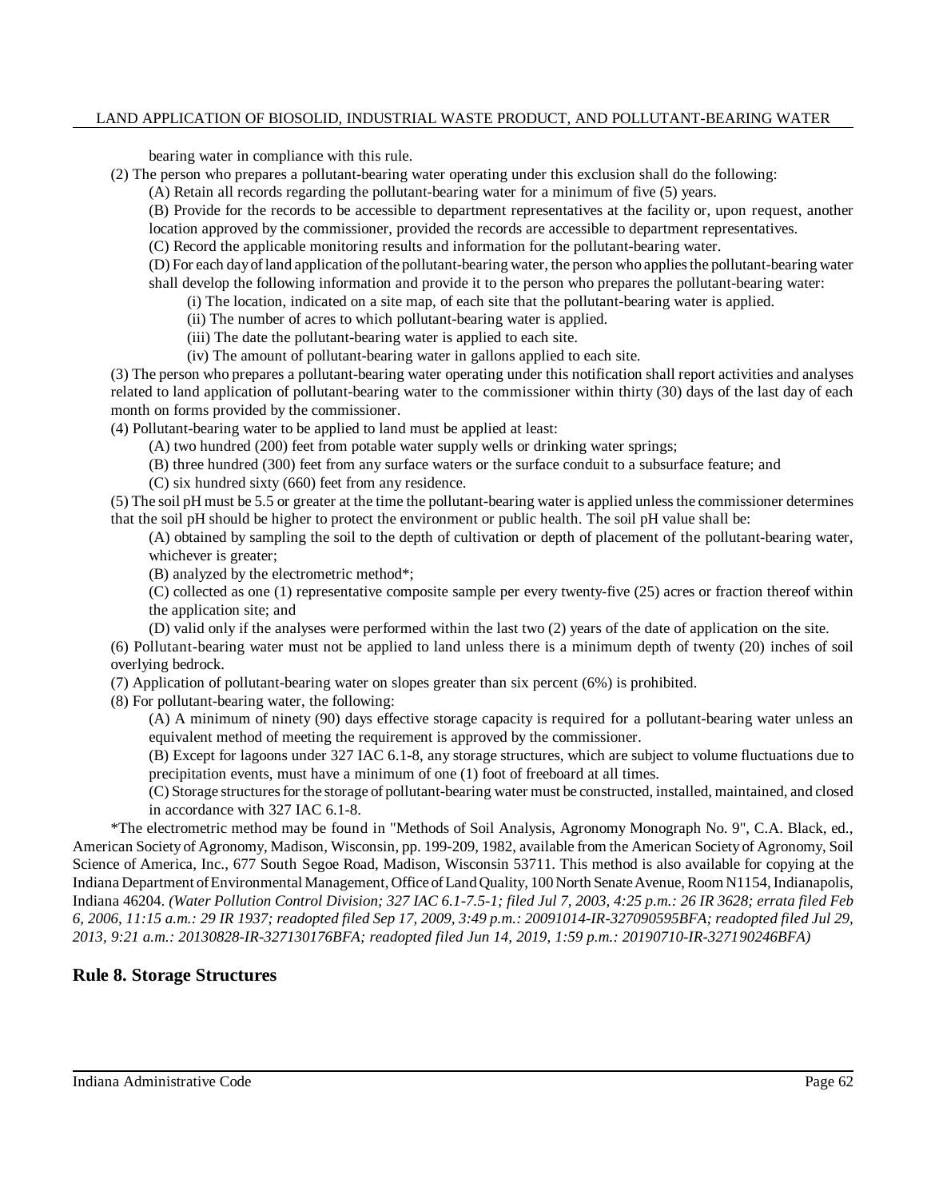bearing water in compliance with this rule.

(2) The person who prepares a pollutant-bearing water operating under this exclusion shall do the following:

(A) Retain all records regarding the pollutant-bearing water for a minimum of five (5) years.

(B) Provide for the records to be accessible to department representatives at the facility or, upon request, another location approved by the commissioner, provided the records are accessible to department representatives.

(C) Record the applicable monitoring results and information for the pollutant-bearing water.

(D) For each day of land application of the pollutant-bearing water, the person who applies the pollutant-bearing water shall develop the following information and provide it to the person who prepares the pollutant-bearing water:

(i) The location, indicated on a site map, of each site that the pollutant-bearing water is applied.

(ii) The number of acres to which pollutant-bearing water is applied.

(iii) The date the pollutant-bearing water is applied to each site.

(iv) The amount of pollutant-bearing water in gallons applied to each site.

(3) The person who prepares a pollutant-bearing water operating under this notification shall report activities and analyses related to land application of pollutant-bearing water to the commissioner within thirty (30) days of the last day of each month on forms provided by the commissioner.

(4) Pollutant-bearing water to be applied to land must be applied at least:

(A) two hundred (200) feet from potable water supply wells or drinking water springs;

(B) three hundred (300) feet from any surface waters or the surface conduit to a subsurface feature; and

(C) six hundred sixty (660) feet from any residence.

(5) The soil pH must be 5.5 or greater at the time the pollutant-bearing water is applied unless the commissioner determines that the soil pH should be higher to protect the environment or public health. The soil pH value shall be:

(A) obtained by sampling the soil to the depth of cultivation or depth of placement of the pollutant-bearing water, whichever is greater;

(B) analyzed by the electrometric method*;

(C) collected as one (1) representative composite sample per every twenty-five (25) acres or fraction thereof within the application site; and

(D) valid only if the analyses were performed within the last two (2) years of the date of application on the site.

(6) Pollutant-bearing water must not be applied to land unless there is a minimum depth of twenty (20) inches of soil overlying bedrock.

(7) Application of pollutant-bearing water on slopes greater than six percent (6%) is prohibited.

(8) For pollutant-bearing water, the following:

(A) A minimum of ninety (90) days effective storage capacity is required for a pollutant-bearing water unless an equivalent method of meeting the requirement is approved by the commissioner.

(B) Except for lagoons under 327 IAC 6.1-8, any storage structures, which are subject to volume fluctuations due to precipitation events, must have a minimum of one (1) foot of freeboard at all times.

(C) Storage structures for the storage of pollutant-bearing water must be constructed, installed, maintained, and closed in accordance with 327 IAC 6.1-8.

*The electrometric method may be found in "Methods of Soil Analysis, Agronomy Monograph No. 9", C.A. Black, ed., American Society of Agronomy, Madison, Wisconsin, pp. 199-209, 1982, available from the American Society of Agronomy, Soil Science of America, Inc., 677 South Segoe Road, Madison, Wisconsin 53711. This method is also available for copying at the Indiana Department of Environmental Management, Office of Land Quality, 100 North Senate Avenue, Room N1154, Indianapolis, Indiana 46204. *(Water Pollution Control Division; 327 IAC 6.1-7.5-1; filed Jul 7, 2003, 4:25 p.m.: 26 IR 3628; errata filed Feb 6, 2006, 11:15 a.m.: 29 IR 1937; readopted filed Sep 17, 2009, 3:49 p.m.: 20091014-IR-327090595BFA; readopted filed Jul 29, 2013, 9:21 a.m.: 20130828-IR-327130176BFA; readopted filed Jun 14, 2019, 1:59 p.m.: 20190710-IR-327190246BFA)*

## Rule 8. Storage Structures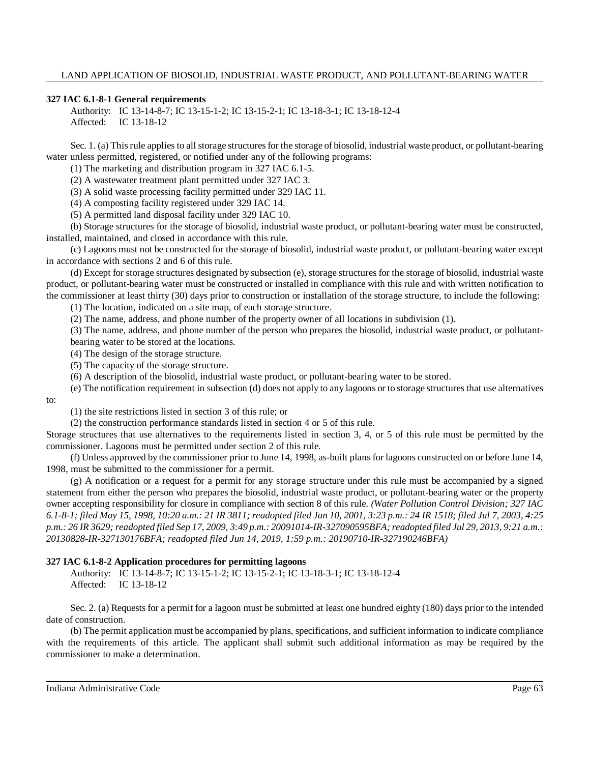**327 IAC 6.1-8-1 General requirements**

Authority: IC 13-14-8-7; IC 13-15-1-2; IC 13-15-2-1; IC 13-18-3-1; IC 13-18-12-4
Affected: IC 13-18-12

Sec. 1. (a) This rule applies to all storage structures for the storage of biosolid, industrial waste product, or pollutant-bearing water unless permitted, registered, or notified under any of the following programs:

(1) The marketing and distribution program in 327 IAC 6.1-5.
(2) A wastewater treatment plant permitted under 327 IAC 3.
(3) A solid waste processing facility permitted under 329 IAC 11.
(4) A composting facility registered under 329 IAC 14.
(5) A permitted land disposal facility under 329 IAC 10.

(b) Storage structures for the storage of biosolid, industrial waste product, or pollutant-bearing water must be constructed, installed, maintained, and closed in accordance with this rule.

(c) Lagoons must not be constructed for the storage of biosolid, industrial waste product, or pollutant-bearing water except in accordance with sections 2 and 6 of this rule.

(d) Except for storage structures designated by subsection (e), storage structures for the storage of biosolid, industrial waste product, or pollutant-bearing water must be constructed or installed in compliance with this rule and with written notification to the commissioner at least thirty (30) days prior to construction or installation of the storage structure, to include the following:

(1) The location, indicated on a site map, of each storage structure.
(2) The name, address, and phone number of the property owner of all locations in subdivision (1).
(3) The name, address, and phone number of the person who prepares the biosolid, industrial waste product, or pollutant-bearing water to be stored at the locations.
(4) The design of the storage structure.
(5) The capacity of the storage structure.
(6) A description of the biosolid, industrial waste product, or pollutant-bearing water to be stored.

(e) The notification requirement in subsection (d) does not apply to any lagoons or to storage structures that use alternatives to:

(1) the site restrictions listed in section 3 of this rule; or
(2) the construction performance standards listed in section 4 or 5 of this rule.

Storage structures that use alternatives to the requirements listed in section 3, 4, or 5 of this rule must be permitted by the commissioner. Lagoons must be permitted under section 2 of this rule.

(f) Unless approved by the commissioner prior to June 14, 1998, as-built plans for lagoons constructed on or before June 14, 1998, must be submitted to the commissioner for a permit.

(g) A notification or a request for a permit for any storage structure under this rule must be accompanied by a signed statement from either the person who prepares the biosolid, industrial waste product, or pollutant-bearing water or the property owner accepting responsibility for closure in compliance with section 8 of this rule. *(Water Pollution Control Division; 327 IAC 6.1-8-1; filed May 15, 1998, 10:20 a.m.: 21 IR 3811; readopted filed Jan 10, 2001, 3:23 p.m.: 24 IR 1518; filed Jul 7, 2003, 4:25 p.m.: 26 IR 3629; readopted filed Sep 17, 2009, 3:49 p.m.: 20091014-IR-327090595BFA; readopted filed Jul 29, 2013, 9:21 a.m.: 20130828-IR-327130176BFA; readopted filed Jun 14, 2019, 1:59 p.m.: 20190710-IR-327190246BFA)*

**327 IAC 6.1-8-2 Application procedures for permitting lagoons**

Authority: IC 13-14-8-7; IC 13-15-1-2; IC 13-15-2-1; IC 13-18-3-1; IC 13-18-12-4
Affected: IC 13-18-12

Sec. 2. (a) Requests for a permit for a lagoon must be submitted at least one hundred eighty (180) days prior to the intended date of construction.

(b) The permit application must be accompanied by plans, specifications, and sufficient information to indicate compliance with the requirements of this article. The applicant shall submit such additional information as may be required by the commissioner to make a determination.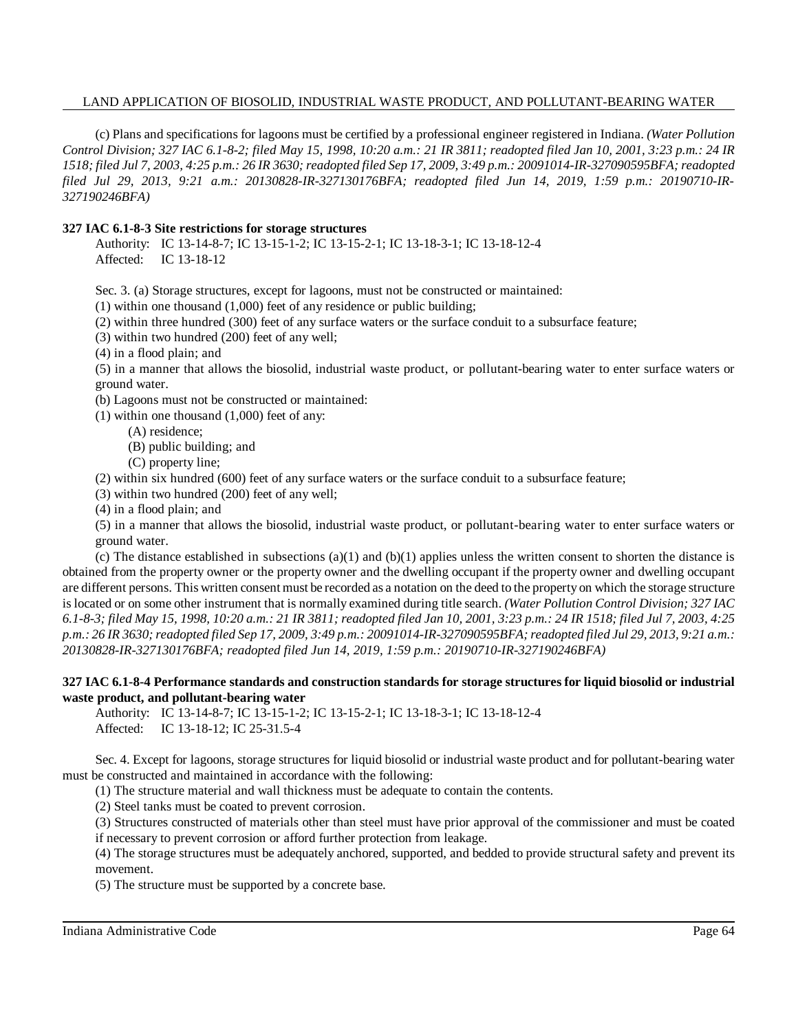(c) Plans and specifications for lagoons must be certified by a professional engineer registered in Indiana. *(Water Pollution Control Division; 327 IAC 6.1-8-2; filed May 15, 1998, 10:20 a.m.: 21 IR 3811; readopted filed Jan 10, 2001, 3:23 p.m.: 24 IR 1518; filed Jul 7, 2003, 4:25 p.m.: 26 IR 3630; readopted filed Sep 17, 2009, 3:49 p.m.: 20091014-IR-327090595BFA; readopted filed Jul 29, 2013, 9:21 a.m.: 20130828-IR-327130176BFA; readopted filed Jun 14, 2019, 1:59 p.m.: 20190710-IR-327190246BFA)*

**327 IAC 6.1-8-3 Site restrictions for storage structures**

Authority: IC 13-14-8-7; IC 13-15-1-2; IC 13-15-2-1; IC 13-18-3-1; IC 13-18-12-4
Affected: IC 13-18-12

Sec. 3. (a) Storage structures, except for lagoons, must not be constructed or maintained:

(1) within one thousand (1,000) feet of any residence or public building;

(2) within three hundred (300) feet of any surface waters or the surface conduit to a subsurface feature;

(3) within two hundred (200) feet of any well;

(4) in a flood plain; and

(5) in a manner that allows the biosolid, industrial waste product, or pollutant-bearing water to enter surface waters or ground water.

(b) Lagoons must not be constructed or maintained:

(1) within one thousand (1,000) feet of any:

(A) residence;

(B) public building; and

(C) property line;

(2) within six hundred (600) feet of any surface waters or the surface conduit to a subsurface feature;

(3) within two hundred (200) feet of any well;

(4) in a flood plain; and

(5) in a manner that allows the biosolid, industrial waste product, or pollutant-bearing water to enter surface waters or ground water.

(c) The distance established in subsections (a)(1) and (b)(1) applies unless the written consent to shorten the distance is obtained from the property owner or the property owner and the dwelling occupant if the property owner and dwelling occupant are different persons. This written consent must be recorded as a notation on the deed to the property on which the storage structure is located or on some other instrument that is normally examined during title search. *(Water Pollution Control Division; 327 IAC 6.1-8-3; filed May 15, 1998, 10:20 a.m.: 21 IR 3811; readopted filed Jan 10, 2001, 3:23 p.m.: 24 IR 1518; filed Jul 7, 2003, 4:25 p.m.: 26 IR 3630; readopted filed Sep 17, 2009, 3:49 p.m.: 20091014-IR-327090595BFA; readopted filed Jul 29, 2013, 9:21 a.m.: 20130828-IR-327130176BFA; readopted filed Jun 14, 2019, 1:59 p.m.: 20190710-IR-327190246BFA)*

**327 IAC 6.1-8-4 Performance standards and construction standards for storage structures for liquid biosolid or industrial waste product, and pollutant-bearing water**

Authority: IC 13-14-8-7; IC 13-15-1-2; IC 13-15-2-1; IC 13-18-3-1; IC 13-18-12-4
Affected: IC 13-18-12; IC 25-31.5-4

Sec. 4. Except for lagoons, storage structures for liquid biosolid or industrial waste product and for pollutant-bearing water must be constructed and maintained in accordance with the following:

(1) The structure material and wall thickness must be adequate to contain the contents.

(2) Steel tanks must be coated to prevent corrosion.

(3) Structures constructed of materials other than steel must have prior approval of the commissioner and must be coated if necessary to prevent corrosion or afford further protection from leakage.

(4) The storage structures must be adequately anchored, supported, and bedded to provide structural safety and prevent its movement.

(5) The structure must be supported by a concrete base.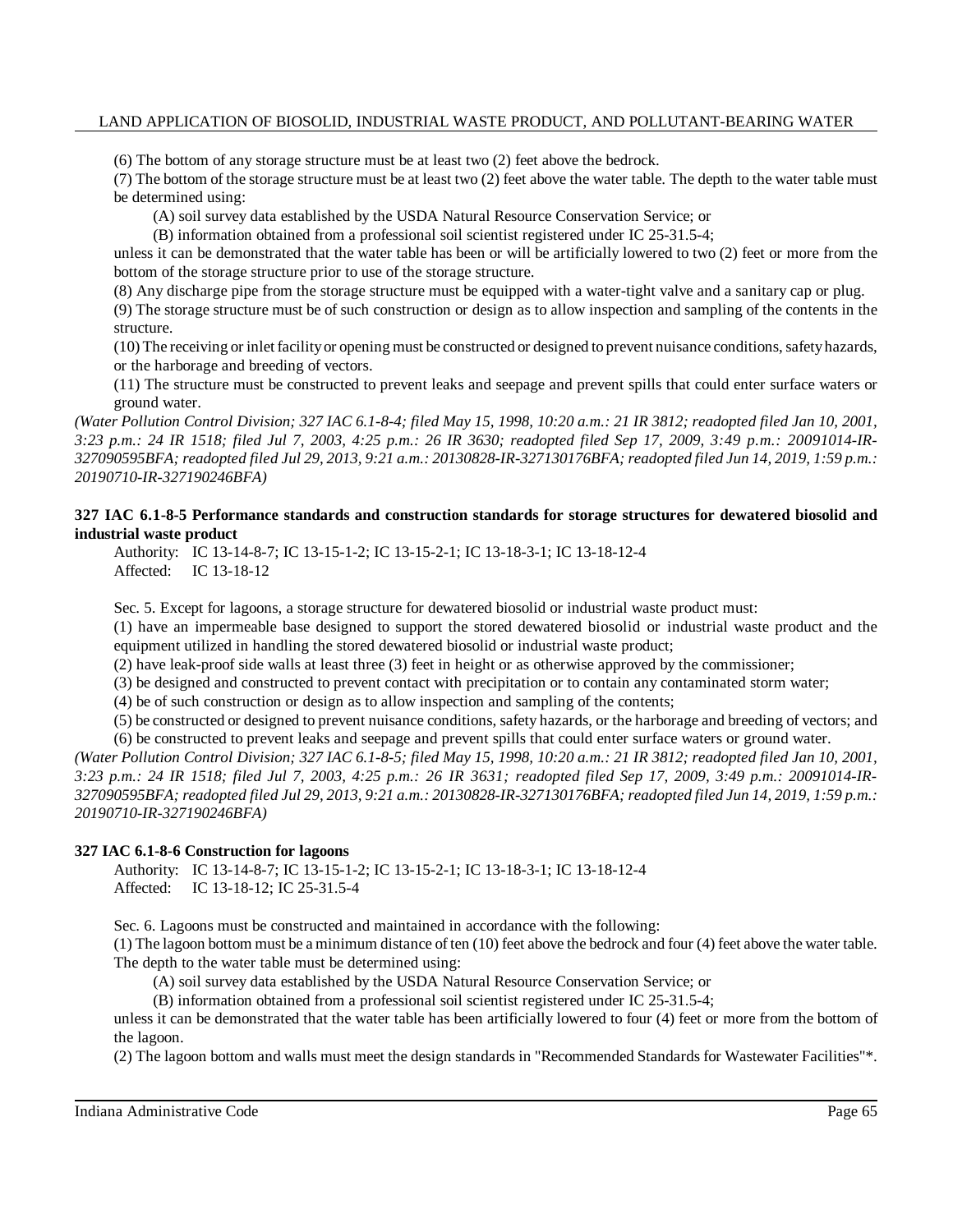(6) The bottom of any storage structure must be at least two (2) feet above the bedrock.

(7) The bottom of the storage structure must be at least two (2) feet above the water table. The depth to the water table must be determined using:

(A) soil survey data established by the USDA Natural Resource Conservation Service; or

(B) information obtained from a professional soil scientist registered under IC 25-31.5-4;

unless it can be demonstrated that the water table has been or will be artificially lowered to two (2) feet or more from the bottom of the storage structure prior to use of the storage structure.

(8) Any discharge pipe from the storage structure must be equipped with a water-tight valve and a sanitary cap or plug.

(9) The storage structure must be of such construction or design as to allow inspection and sampling of the contents in the structure.

(10) The receiving or inlet facility or opening must be constructed or designed to prevent nuisance conditions, safety hazards, or the harborage and breeding of vectors.

(11) The structure must be constructed to prevent leaks and seepage and prevent spills that could enter surface waters or ground water.

*(Water Pollution Control Division; 327 IAC 6.1-8-4; filed May 15, 1998, 10:20 a.m.: 21 IR 3812; readopted filed Jan 10, 2001, 3:23 p.m.: 24 IR 1518; filed Jul 7, 2003, 4:25 p.m.: 26 IR 3630; readopted filed Sep 17, 2009, 3:49 p.m.: 20091014-IR-327090595BFA; readopted filed Jul 29, 2013, 9:21 a.m.: 20130828-IR-327130176BFA; readopted filed Jun 14, 2019, 1:59 p.m.: 20190710-IR-327190246BFA)*

**327 IAC 6.1-8-5 Performance standards and construction standards for storage structures for dewatered biosolid and industrial waste product**

Authority: IC 13-14-8-7; IC 13-15-1-2; IC 13-15-2-1; IC 13-18-3-1; IC 13-18-12-4
Affected: IC 13-18-12

Sec. 5. Except for lagoons, a storage structure for dewatered biosolid or industrial waste product must:

(1) have an impermeable base designed to support the stored dewatered biosolid or industrial waste product and the equipment utilized in handling the stored dewatered biosolid or industrial waste product;

(2) have leak-proof side walls at least three (3) feet in height or as otherwise approved by the commissioner;

(3) be designed and constructed to prevent contact with precipitation or to contain any contaminated storm water;

(4) be of such construction or design as to allow inspection and sampling of the contents;

(5) be constructed or designed to prevent nuisance conditions, safety hazards, or the harborage and breeding of vectors; and

(6) be constructed to prevent leaks and seepage and prevent spills that could enter surface waters or ground water.

*(Water Pollution Control Division; 327 IAC 6.1-8-5; filed May 15, 1998, 10:20 a.m.: 21 IR 3812; readopted filed Jan 10, 2001, 3:23 p.m.: 24 IR 1518; filed Jul 7, 2003, 4:25 p.m.: 26 IR 3631; readopted filed Sep 17, 2009, 3:49 p.m.: 20091014-IR-327090595BFA; readopted filed Jul 29, 2013, 9:21 a.m.: 20130828-IR-327130176BFA; readopted filed Jun 14, 2019, 1:59 p.m.: 20190710-IR-327190246BFA)*

**327 IAC 6.1-8-6 Construction for lagoons**

Authority: IC 13-14-8-7; IC 13-15-1-2; IC 13-15-2-1; IC 13-18-3-1; IC 13-18-12-4
Affected: IC 13-18-12; IC 25-31.5-4

Sec. 6. Lagoons must be constructed and maintained in accordance with the following:

(1) The lagoon bottom must be a minimum distance of ten (10) feet above the bedrock and four (4) feet above the water table. The depth to the water table must be determined using:

(A) soil survey data established by the USDA Natural Resource Conservation Service; or

(B) information obtained from a professional soil scientist registered under IC 25-31.5-4;

unless it can be demonstrated that the water table has been artificially lowered to four (4) feet or more from the bottom of the lagoon.

(2) The lagoon bottom and walls must meet the design standards in "Recommended Standards for Wastewater Facilities"*.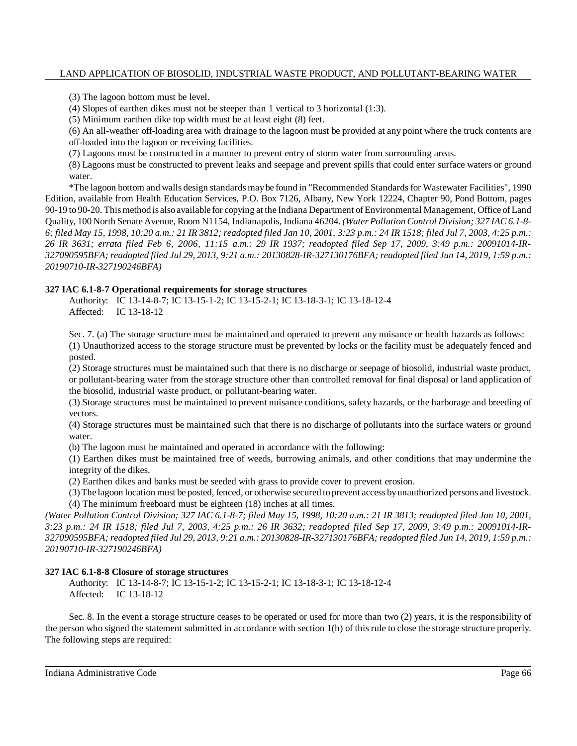(3) The lagoon bottom must be level.

(4) Slopes of earthen dikes must not be steeper than 1 vertical to 3 horizontal (1:3).

(5) Minimum earthen dike top width must be at least eight (8) feet.

(6) An all-weather off-loading area with drainage to the lagoon must be provided at any point where the truck contents are off-loaded into the lagoon or receiving facilities.

(7) Lagoons must be constructed in a manner to prevent entry of storm water from surrounding areas.

(8) Lagoons must be constructed to prevent leaks and seepage and prevent spills that could enter surface waters or ground water.

*The lagoon bottom and walls design standards may be found in "Recommended Standards for Wastewater Facilities", 1990 Edition, available from Health Education Services, P.O. Box 7126, Albany, New York 12224, Chapter 90, Pond Bottom, pages 90-19 to 90-20. This method is also available for copying at the Indiana Department of Environmental Management, Office of Land Quality, 100 North Senate Avenue, Room N1154, Indianapolis, Indiana 46204. *(Water Pollution Control Division; 327 IAC 6.1-8-6; filed May 15, 1998, 10:20 a.m.: 21 IR 3812; readopted filed Jan 10, 2001, 3:23 p.m.: 24 IR 1518; filed Jul 7, 2003, 4:25 p.m.: 26 IR 3631; errata filed Feb 6, 2006, 11:15 a.m.: 29 IR 1937; readopted filed Sep 17, 2009, 3:49 p.m.: 20091014-IR-327090595BFA; readopted filed Jul 29, 2013, 9:21 a.m.: 20130828-IR-327130176BFA; readopted filed Jun 14, 2019, 1:59 p.m.: 20190710-IR-327190246BFA)*

**327 IAC 6.1-8-7 Operational requirements for storage structures**

Authority: IC 13-14-8-7; IC 13-15-1-2; IC 13-15-2-1; IC 13-18-3-1; IC 13-18-12-4
Affected: IC 13-18-12

Sec. 7. (a) The storage structure must be maintained and operated to prevent any nuisance or health hazards as follows:

(1) Unauthorized access to the storage structure must be prevented by locks or the facility must be adequately fenced and posted.

(2) Storage structures must be maintained such that there is no discharge or seepage of biosolid, industrial waste product, or pollutant-bearing water from the storage structure other than controlled removal for final disposal or land application of the biosolid, industrial waste product, or pollutant-bearing water.

(3) Storage structures must be maintained to prevent nuisance conditions, safety hazards, or the harborage and breeding of vectors.

(4) Storage structures must be maintained such that there is no discharge of pollutants into the surface waters or ground water.

(b) The lagoon must be maintained and operated in accordance with the following:

(1) Earthen dikes must be maintained free of weeds, burrowing animals, and other conditions that may undermine the integrity of the dikes.

(2) Earthen dikes and banks must be seeded with grass to provide cover to prevent erosion.

(3) The lagoon location must be posted, fenced, or otherwise secured to prevent access by unauthorized persons and livestock.

(4) The minimum freeboard must be eighteen (18) inches at all times.

*(Water Pollution Control Division; 327 IAC 6.1-8-7; filed May 15, 1998, 10:20 a.m.: 21 IR 3813; readopted filed Jan 10, 2001, 3:23 p.m.: 24 IR 1518; filed Jul 7, 2003, 4:25 p.m.: 26 IR 3632; readopted filed Sep 17, 2009, 3:49 p.m.: 20091014-IR-327090595BFA; readopted filed Jul 29, 2013, 9:21 a.m.: 20130828-IR-327130176BFA; readopted filed Jun 14, 2019, 1:59 p.m.: 20190710-IR-327190246BFA)*

**327 IAC 6.1-8-8 Closure of storage structures**

Authority: IC 13-14-8-7; IC 13-15-1-2; IC 13-15-2-1; IC 13-18-3-1; IC 13-18-12-4
Affected: IC 13-18-12

Sec. 8. In the event a storage structure ceases to be operated or used for more than two (2) years, it is the responsibility of the person who signed the statement submitted in accordance with section 1(h) of this rule to close the storage structure properly. The following steps are required: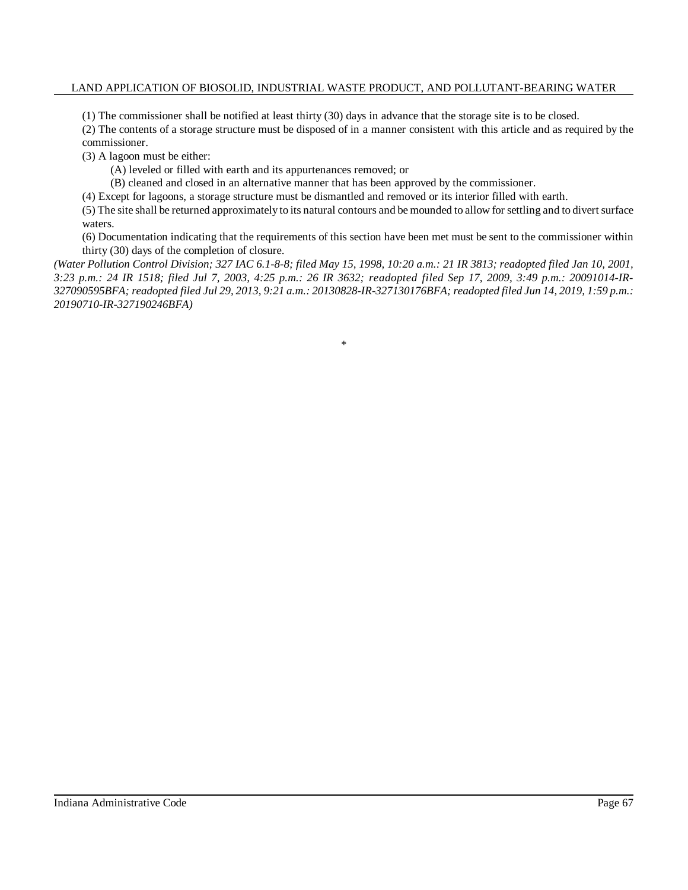(1) The commissioner shall be notified at least thirty (30) days in advance that the storage site is to be closed.

(2) The contents of a storage structure must be disposed of in a manner consistent with this article and as required by the commissioner.

(3) A lagoon must be either:

(A) leveled or filled with earth and its appurtenances removed; or

(B) cleaned and closed in an alternative manner that has been approved by the commissioner.

(4) Except for lagoons, a storage structure must be dismantled and removed or its interior filled with earth.

(5) The site shall be returned approximately to its natural contours and be mounded to allow for settling and to divert surface waters.

(6) Documentation indicating that the requirements of this section have been met must be sent to the commissioner within thirty (30) days of the completion of closure.

*(Water Pollution Control Division; 327 IAC 6.1-8-8; filed May 15, 1998, 10:20 a.m.: 21 IR 3813; readopted filed Jan 10, 2001, 3:23 p.m.: 24 IR 1518; filed Jul 7, 2003, 4:25 p.m.: 26 IR 3632; readopted filed Sep 17, 2009, 3:49 p.m.: 20091014-IR-327090595BFA; readopted filed Jul 29, 2013, 9:21 a.m.: 20130828-IR-327130176BFA; readopted filed Jun 14, 2019, 1:59 p.m.: 20190710-IR-327190246BFA)*

*